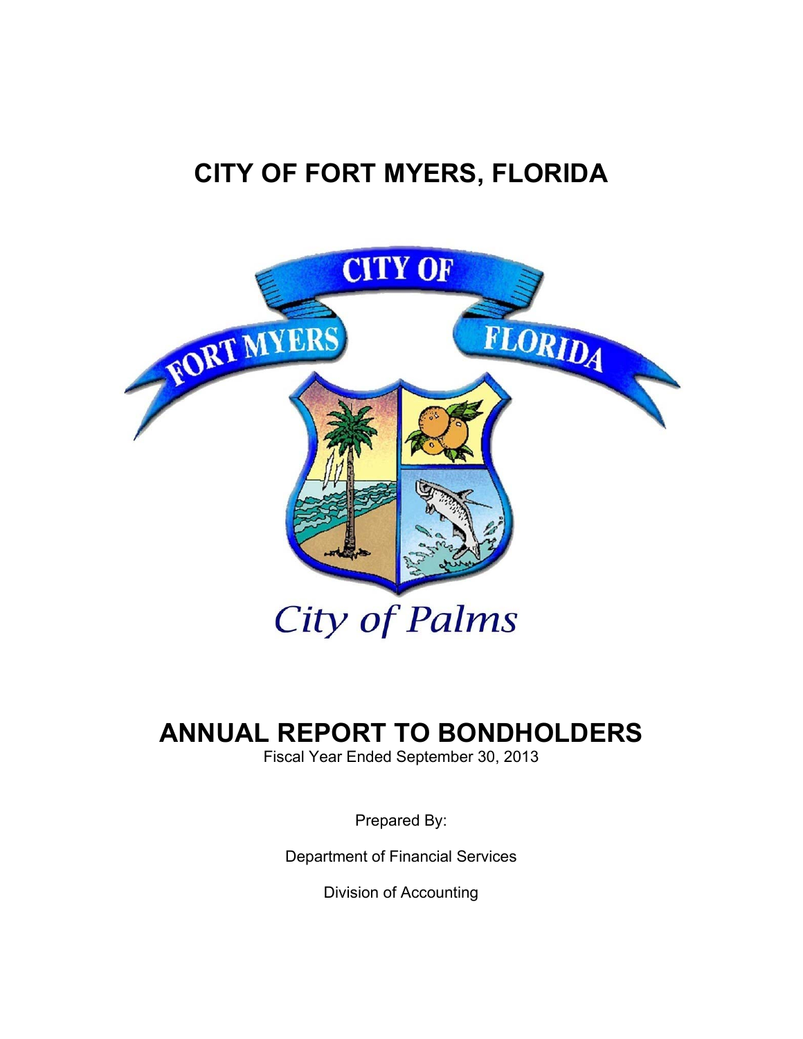# CITY OF FORT MYERS, FLORIDA

# ANNUAL REPORT TO BONDHOLDERS

Fiscal Year Ended September 30, 2013

Prepared By:

Department of Financial Services

Division of Accounting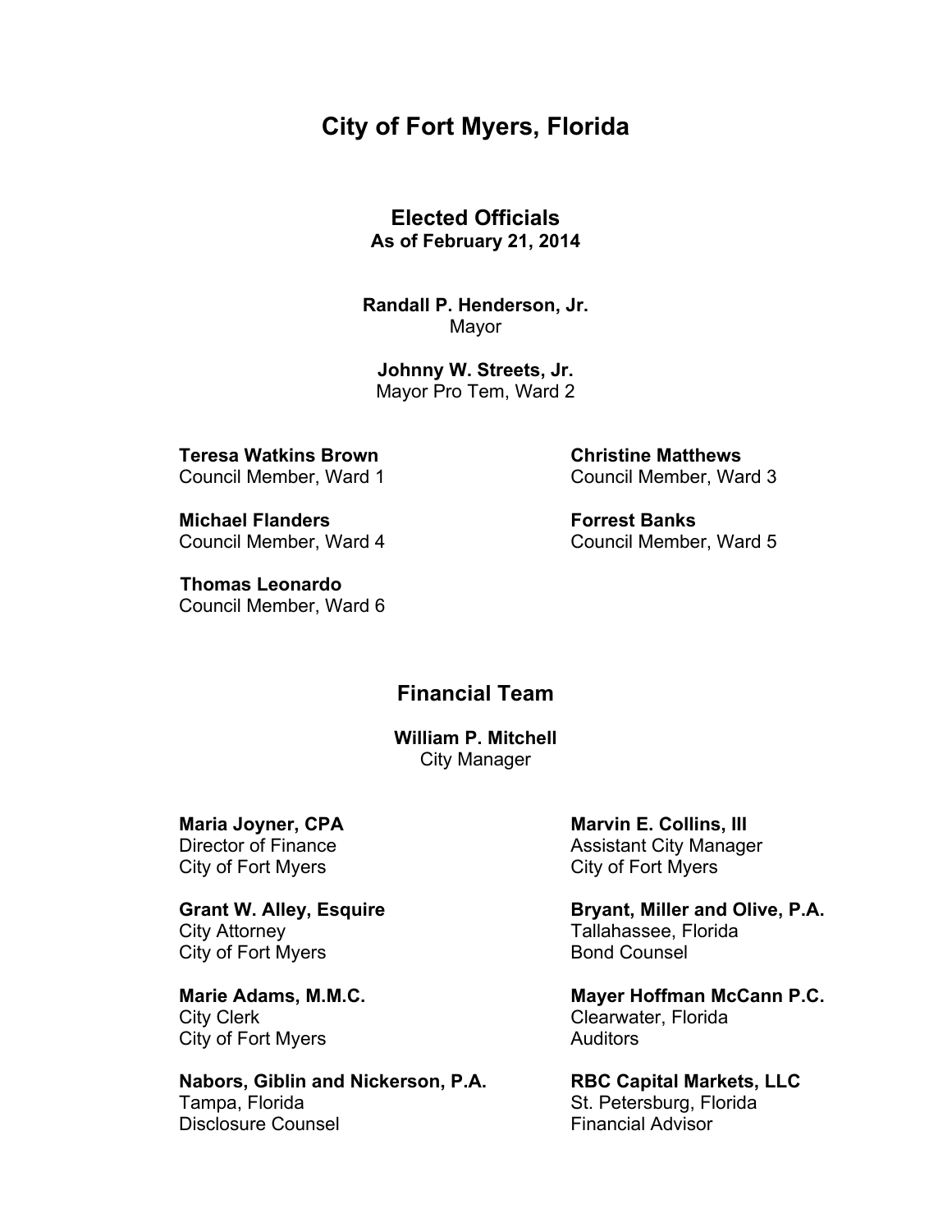# City of Fort Myers, Florida

## Elected Officials

**As of February 21, 2014**

**Randall P. Henderson, Jr.**
Mayor

**Johnny W. Streets, Jr.**
Mayor Pro Tem, Ward 2

**Teresa Watkins Brown**
Council Member, Ward 1

**Christine Matthews**
Council Member, Ward 3

**Michael Flanders**
Council Member, Ward 4

**Forrest Banks**
Council Member, Ward 5

**Thomas Leonardo**
Council Member, Ward 6

## Financial Team

**William P. Mitchell**
City Manager

**Maria Joyner, CPA**
Director of Finance
City of Fort Myers

**Marvin E. Collins, III**
Assistant City Manager
City of Fort Myers

**Grant W. Alley, Esquire**
City Attorney
City of Fort Myers

**Bryant, Miller and Olive, P.A.**
Tallahassee, Florida
Bond Counsel

**Marie Adams, M.M.C.**
City Clerk
City of Fort Myers

**Mayer Hoffman McCann P.C.**
Clearwater, Florida
Auditors

**Nabors, Giblin and Nickerson, P.A.**
Tampa, Florida
Disclosure Counsel

**RBC Capital Markets, LLC**
St. Petersburg, Florida
Financial Advisor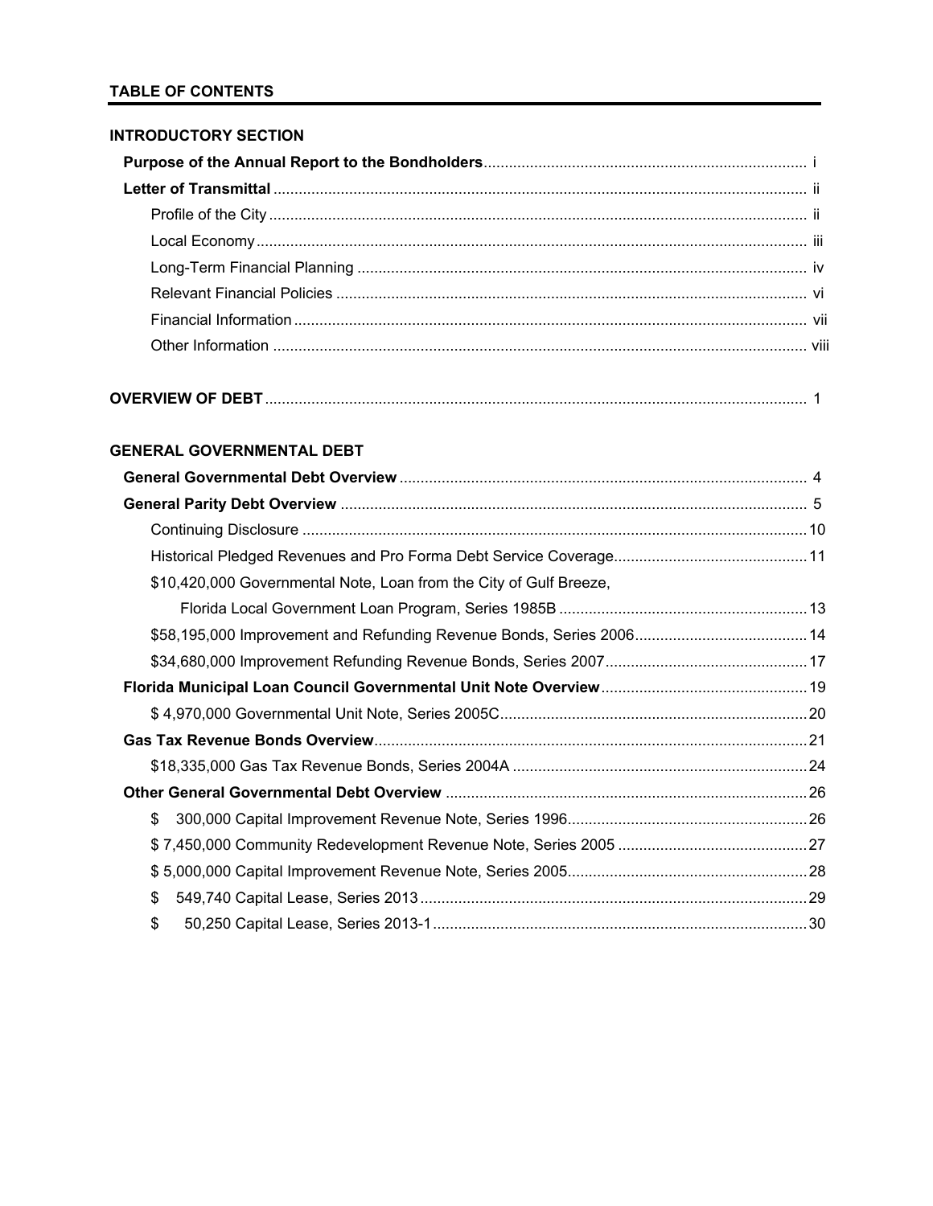## TABLE OF CONTENTS

### INTRODUCTORY SECTION

**Purpose of the Annual Report to the Bondholders** ............ i

**Letter of Transmittal** ............ ii

- Profile of the City ............ ii
- Local Economy ............ iii
- Long-Term Financial Planning ............ iv
- Relevant Financial Policies ............ vi
- Financial Information ............ vii
- Other Information ............ viii

### OVERVIEW OF DEBT ............ 1

### GENERAL GOVERNMENTAL DEBT

**General Governmental Debt Overview** ............ 4

**General Parity Debt Overview** ............ 5

- Continuing Disclosure ............ 10
- Historical Pledged Revenues and Pro Forma Debt Service Coverage ............ 11
- $10,420,000 Governmental Note, Loan from the City of Gulf Breeze, Florida Local Government Loan Program, Series 1985B ............ 13
- $58,195,000 Improvement and Refunding Revenue Bonds, Series 2006 ............ 14
- $34,680,000 Improvement Refunding Revenue Bonds, Series 2007 ............ 17

**Florida Municipal Loan Council Governmental Unit Note Overview** ............ 19

- $ 4,970,000 Governmental Unit Note, Series 2005C ............ 20

**Gas Tax Revenue Bonds Overview** ............ 21

- $18,335,000 Gas Tax Revenue Bonds, Series 2004A ............ 24

**Other General Governmental Debt Overview** ............ 26

- $ 300,000 Capital Improvement Revenue Note, Series 1996 ............ 26
- $ 7,450,000 Community Redevelopment Revenue Note, Series 2005 ............ 27
- $ 5,000,000 Capital Improvement Revenue Note, Series 2005 ............ 28
- $ 549,740 Capital Lease, Series 2013 ............ 29
- $ 50,250 Capital Lease, Series 2013-1 ............ 30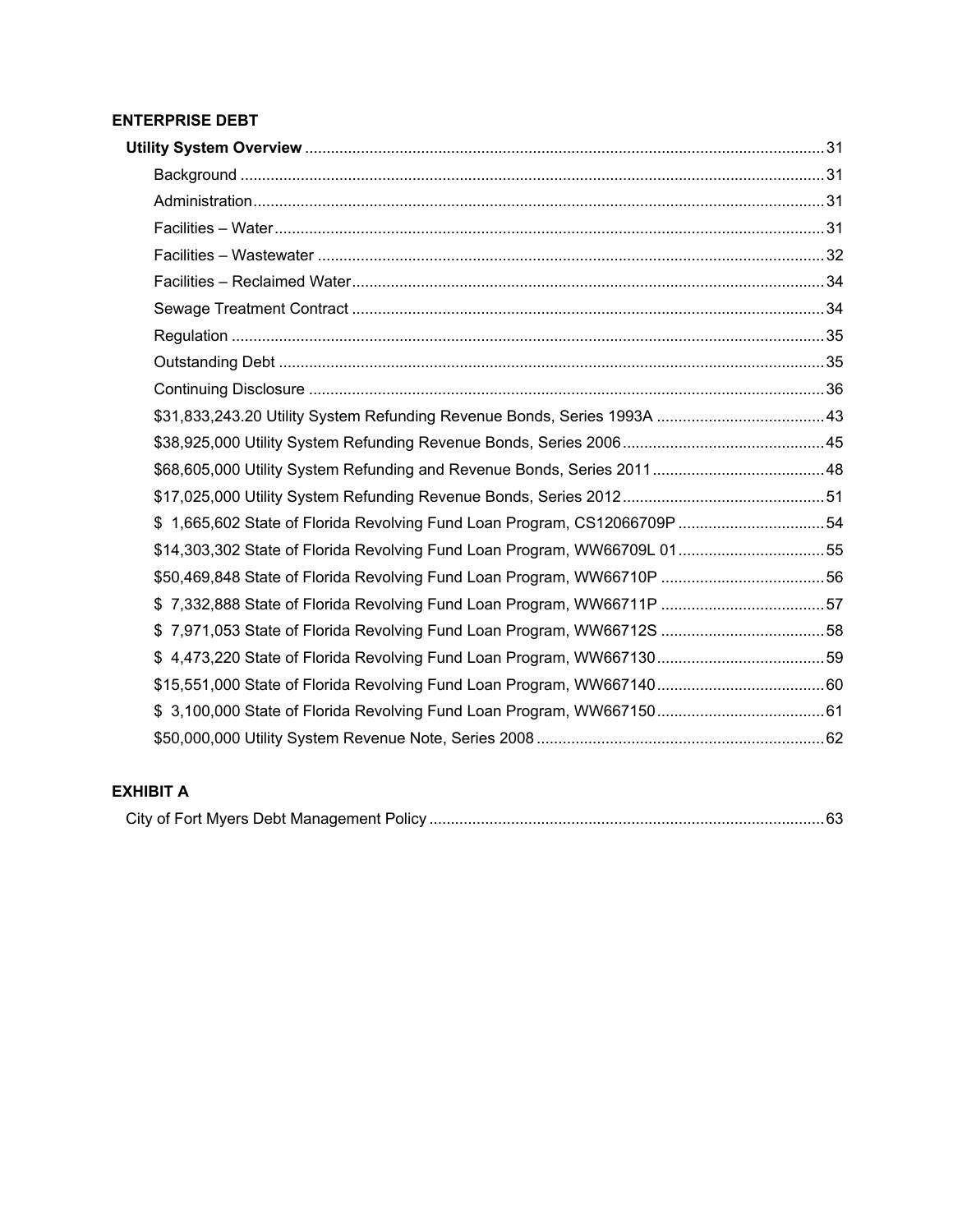**ENTERPRISE DEBT**

**Utility System Overview** ........................................................................................................ 31

- Background ...................................................................................................................... 31
- Administration.................................................................................................................... 31
- Facilities – Water.............................................................................................................. 31
- Facilities – Wastewater ..................................................................................................... 32
- Facilities – Reclaimed Water............................................................................................. 34
- Sewage Treatment Contract ............................................................................................. 34
- Regulation ........................................................................................................................ 35
- Outstanding Debt .............................................................................................................. 35
- Continuing Disclosure ....................................................................................................... 36
- $31,833,243.20 Utility System Refunding Revenue Bonds, Series 1993A ....................... 43
- $38,925,000 Utility System Refunding Revenue Bonds, Series 2006............................... 45
- $68,605,000 Utility System Refunding and Revenue Bonds, Series 2011........................ 48
- $17,025,000 Utility System Refunding Revenue Bonds, Series 2012............................... 51
- $ 1,665,602 State of Florida Revolving Fund Loan Program, CS12066709P .................. 54
- $14,303,302 State of Florida Revolving Fund Loan Program, WW66709L 01.................. 55
- $50,469,848 State of Florida Revolving Fund Loan Program, WW66710P ...................... 56
- $ 7,332,888 State of Florida Revolving Fund Loan Program, WW66711P ...................... 57
- $ 7,971,053 State of Florida Revolving Fund Loan Program, WW66712S ...................... 58
- $ 4,473,220 State of Florida Revolving Fund Loan Program, WW667130....................... 59
- $15,551,000 State of Florida Revolving Fund Loan Program, WW667140....................... 60
- $ 3,100,000 State of Florida Revolving Fund Loan Program, WW667150....................... 61
- $50,000,000 Utility System Revenue Note, Series 2008 .................................................. 62

**EXHIBIT A**

City of Fort Myers Debt Management Policy ........................................................................... 63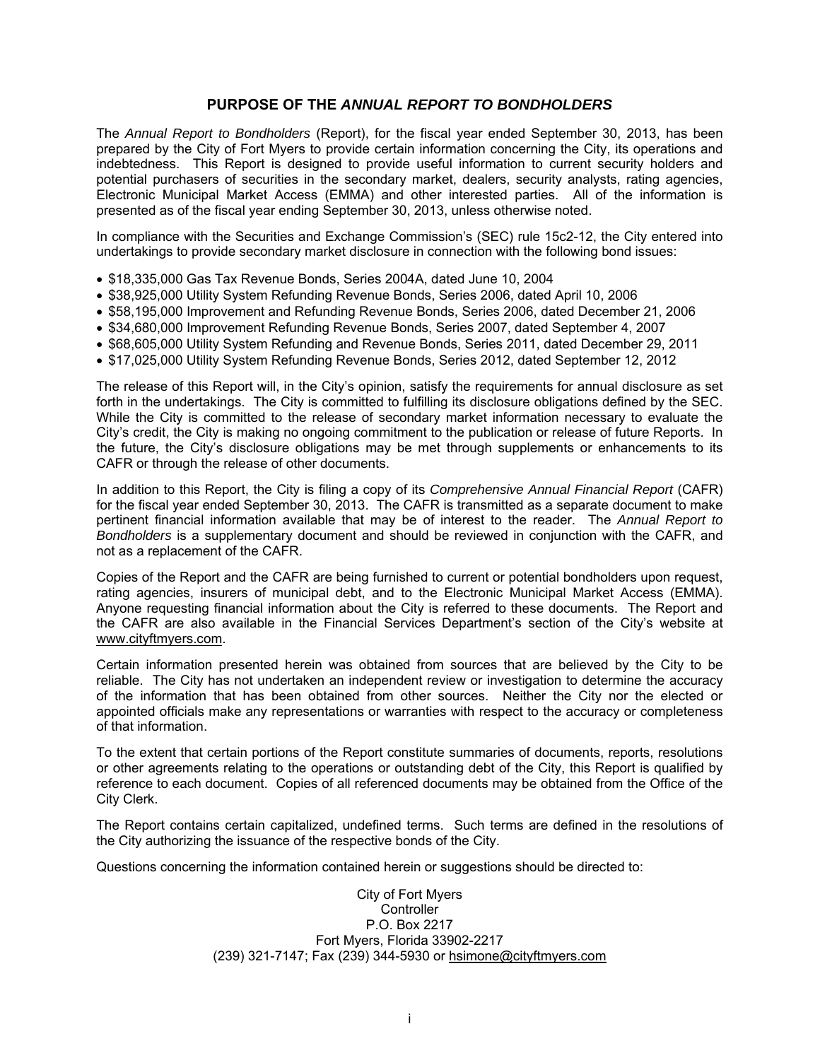## PURPOSE OF THE *ANNUAL REPORT TO BONDHOLDERS*

The *Annual Report to Bondholders* (Report), for the fiscal year ended September 30, 2013, has been prepared by the City of Fort Myers to provide certain information concerning the City, its operations and indebtedness. This Report is designed to provide useful information to current security holders and potential purchasers of securities in the secondary market, dealers, security analysts, rating agencies, Electronic Municipal Market Access (EMMA) and other interested parties. All of the information is presented as of the fiscal year ending September 30, 2013, unless otherwise noted.

In compliance with the Securities and Exchange Commission's (SEC) rule 15c2-12, the City entered into undertakings to provide secondary market disclosure in connection with the following bond issues:

- $18,335,000 Gas Tax Revenue Bonds, Series 2004A, dated June 10, 2004
- $38,925,000 Utility System Refunding Revenue Bonds, Series 2006, dated April 10, 2006
- $58,195,000 Improvement and Refunding Revenue Bonds, Series 2006, dated December 21, 2006
- $34,680,000 Improvement Refunding Revenue Bonds, Series 2007, dated September 4, 2007
- $68,605,000 Utility System Refunding and Revenue Bonds, Series 2011, dated December 29, 2011
- $17,025,000 Utility System Refunding Revenue Bonds, Series 2012, dated September 12, 2012

The release of this Report will, in the City's opinion, satisfy the requirements for annual disclosure as set forth in the undertakings. The City is committed to fulfilling its disclosure obligations defined by the SEC. While the City is committed to the release of secondary market information necessary to evaluate the City's credit, the City is making no ongoing commitment to the publication or release of future Reports. In the future, the City's disclosure obligations may be met through supplements or enhancements to its CAFR or through the release of other documents.

In addition to this Report, the City is filing a copy of its *Comprehensive Annual Financial Report* (CAFR) for the fiscal year ended September 30, 2013. The CAFR is transmitted as a separate document to make pertinent financial information available that may be of interest to the reader. The *Annual Report to Bondholders* is a supplementary document and should be reviewed in conjunction with the CAFR, and not as a replacement of the CAFR.

Copies of the Report and the CAFR are being furnished to current or potential bondholders upon request, rating agencies, insurers of municipal debt, and to the Electronic Municipal Market Access (EMMA). Anyone requesting financial information about the City is referred to these documents. The Report and the CAFR are also available in the Financial Services Department's section of the City's website at www.cityftmyers.com.

Certain information presented herein was obtained from sources that are believed by the City to be reliable. The City has not undertaken an independent review or investigation to determine the accuracy of the information that has been obtained from other sources. Neither the City nor the elected or appointed officials make any representations or warranties with respect to the accuracy or completeness of that information.

To the extent that certain portions of the Report constitute summaries of documents, reports, resolutions or other agreements relating to the operations or outstanding debt of the City, this Report is qualified by reference to each document. Copies of all referenced documents may be obtained from the Office of the City Clerk.

The Report contains certain capitalized, undefined terms. Such terms are defined in the resolutions of the City authorizing the issuance of the respective bonds of the City.

Questions concerning the information contained herein or suggestions should be directed to:

City of Fort Myers
Controller
P.O. Box 2217
Fort Myers, Florida 33902-2217
(239) 321-7147; Fax (239) 344-5930 or hsimone@cityftmyers.com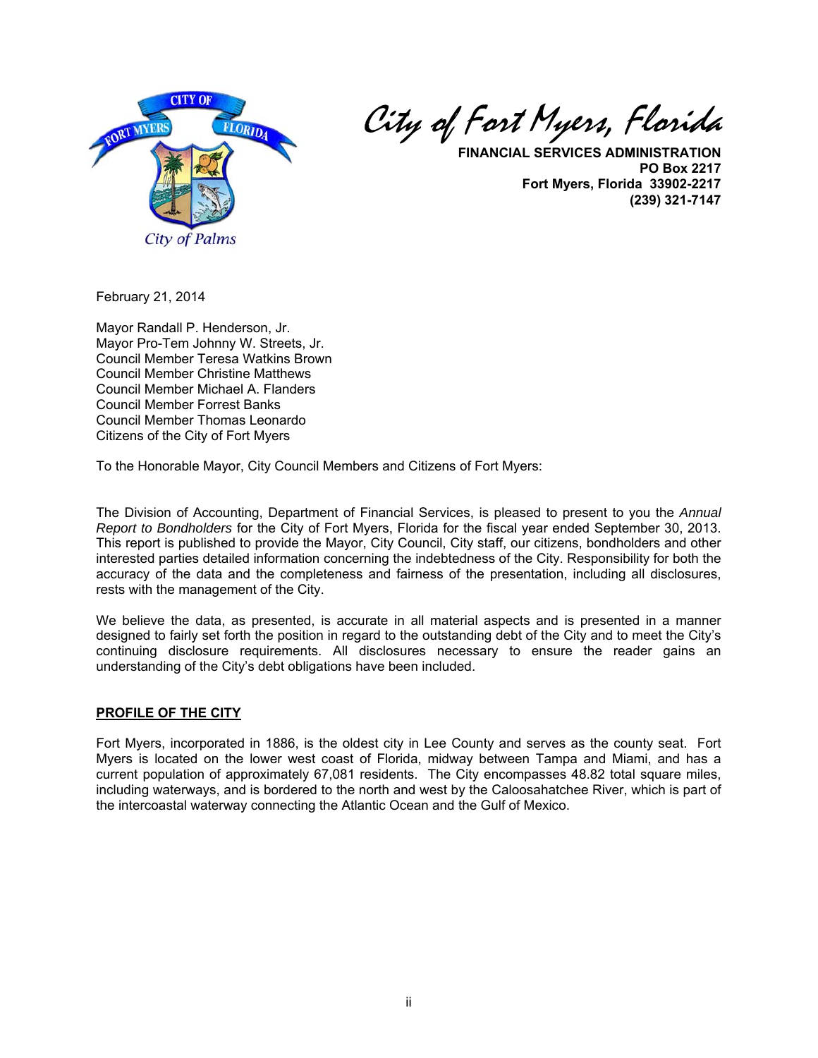City of Fort Myers, Florida

**FINANCIAL SERVICES ADMINISTRATION**
**PO Box 2217**
**Fort Myers, Florida 33902-2217**
**(239) 321-7147**

February 21, 2014

Mayor Randall P. Henderson, Jr.
Mayor Pro-Tem Johnny W. Streets, Jr.
Council Member Teresa Watkins Brown
Council Member Christine Matthews
Council Member Michael A. Flanders
Council Member Forrest Banks
Council Member Thomas Leonardo
Citizens of the City of Fort Myers

To the Honorable Mayor, City Council Members and Citizens of Fort Myers:

The Division of Accounting, Department of Financial Services, is pleased to present to you the *Annual Report to Bondholders* for the City of Fort Myers, Florida for the fiscal year ended September 30, 2013. This report is published to provide the Mayor, City Council, City staff, our citizens, bondholders and other interested parties detailed information concerning the indebtedness of the City. Responsibility for both the accuracy of the data and the completeness and fairness of the presentation, including all disclosures, rests with the management of the City.

We believe the data, as presented, is accurate in all material aspects and is presented in a manner designed to fairly set forth the position in regard to the outstanding debt of the City and to meet the City's continuing disclosure requirements. All disclosures necessary to ensure the reader gains an understanding of the City's debt obligations have been included.

## PROFILE OF THE CITY

Fort Myers, incorporated in 1886, is the oldest city in Lee County and serves as the county seat. Fort Myers is located on the lower west coast of Florida, midway between Tampa and Miami, and has a current population of approximately 67,081 residents. The City encompasses 48.82 total square miles, including waterways, and is bordered to the north and west by the Caloosahatchee River, which is part of the intercoastal waterway connecting the Atlantic Ocean and the Gulf of Mexico.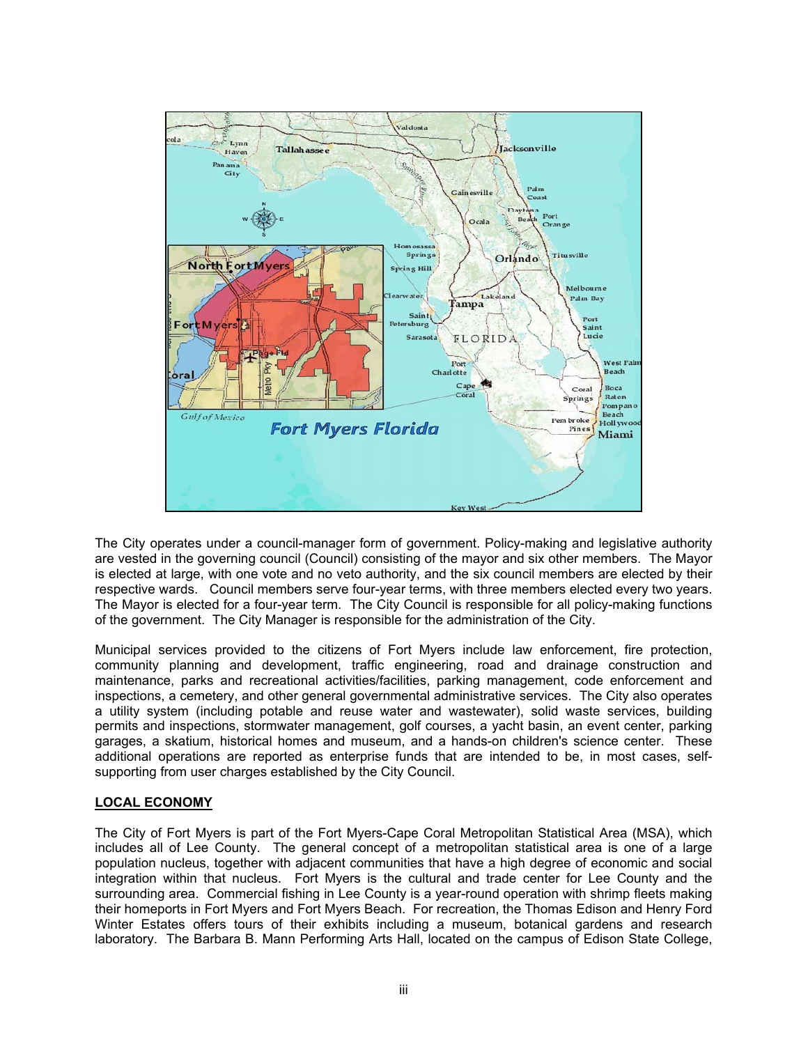The City operates under a council-manager form of government. Policy-making and legislative authority are vested in the governing council (Council) consisting of the mayor and six other members. The Mayor is elected at large, with one vote and no veto authority, and the six council members are elected by their respective wards. Council members serve four-year terms, with three members elected every two years. The Mayor is elected for a four-year term. The City Council is responsible for all policy-making functions of the government. The City Manager is responsible for the administration of the City.

Municipal services provided to the citizens of Fort Myers include law enforcement, fire protection, community planning and development, traffic engineering, road and drainage construction and maintenance, parks and recreational activities/facilities, parking management, code enforcement and inspections, a cemetery, and other general governmental administrative services. The City also operates a utility system (including potable and reuse water and wastewater), solid waste services, building permits and inspections, stormwater management, golf courses, a yacht basin, an event center, parking garages, a skatium, historical homes and museum, and a hands-on children's science center. These additional operations are reported as enterprise funds that are intended to be, in most cases, self-supporting from user charges established by the City Council.

**LOCAL ECONOMY**

The City of Fort Myers is part of the Fort Myers-Cape Coral Metropolitan Statistical Area (MSA), which includes all of Lee County. The general concept of a metropolitan statistical area is one of a large population nucleus, together with adjacent communities that have a high degree of economic and social integration within that nucleus. Fort Myers is the cultural and trade center for Lee County and the surrounding area. Commercial fishing in Lee County is a year-round operation with shrimp fleets making their homeports in Fort Myers and Fort Myers Beach. For recreation, the Thomas Edison and Henry Ford Winter Estates offers tours of their exhibits including a museum, botanical gardens and research laboratory. The Barbara B. Mann Performing Arts Hall, located on the campus of Edison State College,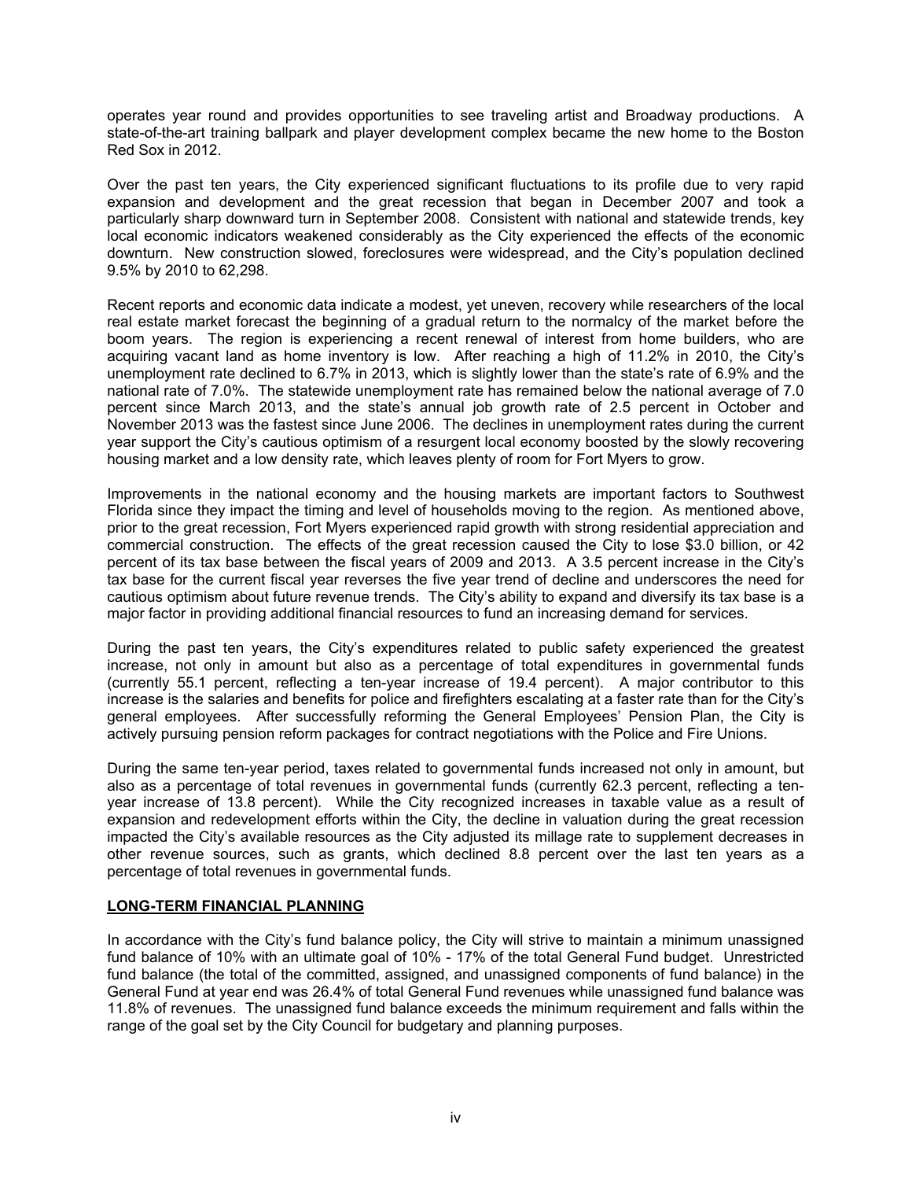operates year round and provides opportunities to see traveling artist and Broadway productions. A state-of-the-art training ballpark and player development complex became the new home to the Boston Red Sox in 2012.

Over the past ten years, the City experienced significant fluctuations to its profile due to very rapid expansion and development and the great recession that began in December 2007 and took a particularly sharp downward turn in September 2008. Consistent with national and statewide trends, key local economic indicators weakened considerably as the City experienced the effects of the economic downturn. New construction slowed, foreclosures were widespread, and the City's population declined 9.5% by 2010 to 62,298.

Recent reports and economic data indicate a modest, yet uneven, recovery while researchers of the local real estate market forecast the beginning of a gradual return to the normalcy of the market before the boom years. The region is experiencing a recent renewal of interest from home builders, who are acquiring vacant land as home inventory is low. After reaching a high of 11.2% in 2010, the City's unemployment rate declined to 6.7% in 2013, which is slightly lower than the state's rate of 6.9% and the national rate of 7.0%. The statewide unemployment rate has remained below the national average of 7.0 percent since March 2013, and the state's annual job growth rate of 2.5 percent in October and November 2013 was the fastest since June 2006. The declines in unemployment rates during the current year support the City's cautious optimism of a resurgent local economy boosted by the slowly recovering housing market and a low density rate, which leaves plenty of room for Fort Myers to grow.

Improvements in the national economy and the housing markets are important factors to Southwest Florida since they impact the timing and level of households moving to the region. As mentioned above, prior to the great recession, Fort Myers experienced rapid growth with strong residential appreciation and commercial construction. The effects of the great recession caused the City to lose $3.0 billion, or 42 percent of its tax base between the fiscal years of 2009 and 2013. A 3.5 percent increase in the City's tax base for the current fiscal year reverses the five year trend of decline and underscores the need for cautious optimism about future revenue trends. The City's ability to expand and diversify its tax base is a major factor in providing additional financial resources to fund an increasing demand for services.

During the past ten years, the City's expenditures related to public safety experienced the greatest increase, not only in amount but also as a percentage of total expenditures in governmental funds (currently 55.1 percent, reflecting a ten-year increase of 19.4 percent). A major contributor to this increase is the salaries and benefits for police and firefighters escalating at a faster rate than for the City's general employees. After successfully reforming the General Employees' Pension Plan, the City is actively pursuing pension reform packages for contract negotiations with the Police and Fire Unions.

During the same ten-year period, taxes related to governmental funds increased not only in amount, but also as a percentage of total revenues in governmental funds (currently 62.3 percent, reflecting a ten-year increase of 13.8 percent). While the City recognized increases in taxable value as a result of expansion and redevelopment efforts within the City, the decline in valuation during the great recession impacted the City's available resources as the City adjusted its millage rate to supplement decreases in other revenue sources, such as grants, which declined 8.8 percent over the last ten years as a percentage of total revenues in governmental funds.

## LONG-TERM FINANCIAL PLANNING

In accordance with the City's fund balance policy, the City will strive to maintain a minimum unassigned fund balance of 10% with an ultimate goal of 10% - 17% of the total General Fund budget. Unrestricted fund balance (the total of the committed, assigned, and unassigned components of fund balance) in the General Fund at year end was 26.4% of total General Fund revenues while unassigned fund balance was 11.8% of revenues. The unassigned fund balance exceeds the minimum requirement and falls within the range of the goal set by the City Council for budgetary and planning purposes.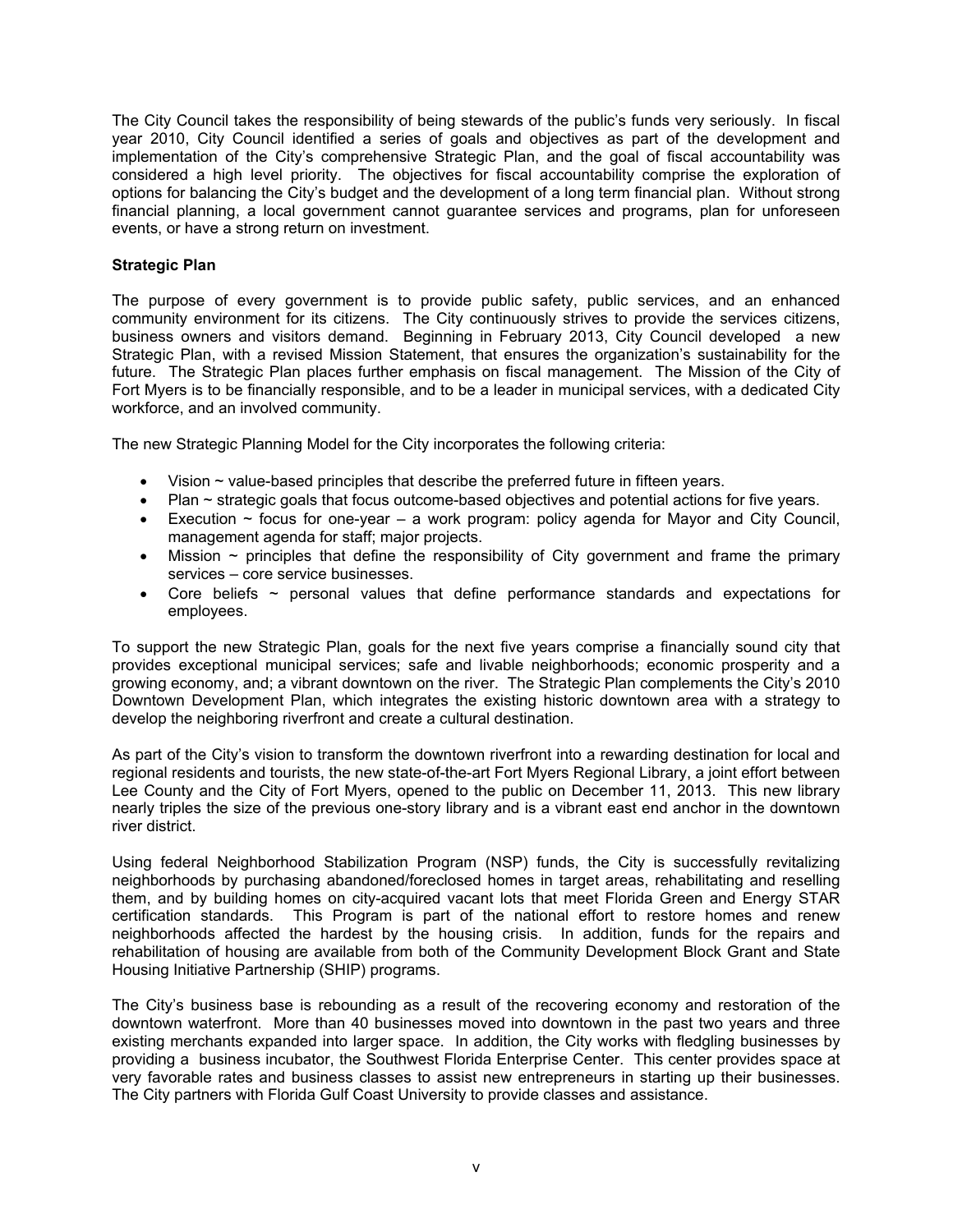The City Council takes the responsibility of being stewards of the public's funds very seriously. In fiscal year 2010, City Council identified a series of goals and objectives as part of the development and implementation of the City's comprehensive Strategic Plan, and the goal of fiscal accountability was considered a high level priority. The objectives for fiscal accountability comprise the exploration of options for balancing the City's budget and the development of a long term financial plan. Without strong financial planning, a local government cannot guarantee services and programs, plan for unforeseen events, or have a strong return on investment.

**Strategic Plan**

The purpose of every government is to provide public safety, public services, and an enhanced community environment for its citizens. The City continuously strives to provide the services citizens, business owners and visitors demand. Beginning in February 2013, City Council developed a new Strategic Plan, with a revised Mission Statement, that ensures the organization's sustainability for the future. The Strategic Plan places further emphasis on fiscal management. The Mission of the City of Fort Myers is to be financially responsible, and to be a leader in municipal services, with a dedicated City workforce, and an involved community.

The new Strategic Planning Model for the City incorporates the following criteria:

- Vision ~ value-based principles that describe the preferred future in fifteen years.
- Plan ~ strategic goals that focus outcome-based objectives and potential actions for five years.
- Execution ~ focus for one-year – a work program: policy agenda for Mayor and City Council, management agenda for staff; major projects.
- Mission ~ principles that define the responsibility of City government and frame the primary services – core service businesses.
- Core beliefs ~ personal values that define performance standards and expectations for employees.

To support the new Strategic Plan, goals for the next five years comprise a financially sound city that provides exceptional municipal services; safe and livable neighborhoods; economic prosperity and a growing economy, and; a vibrant downtown on the river. The Strategic Plan complements the City's 2010 Downtown Development Plan, which integrates the existing historic downtown area with a strategy to develop the neighboring riverfront and create a cultural destination.

As part of the City's vision to transform the downtown riverfront into a rewarding destination for local and regional residents and tourists, the new state-of-the-art Fort Myers Regional Library, a joint effort between Lee County and the City of Fort Myers, opened to the public on December 11, 2013. This new library nearly triples the size of the previous one-story library and is a vibrant east end anchor in the downtown river district.

Using federal Neighborhood Stabilization Program (NSP) funds, the City is successfully revitalizing neighborhoods by purchasing abandoned/foreclosed homes in target areas, rehabilitating and reselling them, and by building homes on city-acquired vacant lots that meet Florida Green and Energy STAR certification standards. This Program is part of the national effort to restore homes and renew neighborhoods affected the hardest by the housing crisis. In addition, funds for the repairs and rehabilitation of housing are available from both of the Community Development Block Grant and State Housing Initiative Partnership (SHIP) programs.

The City's business base is rebounding as a result of the recovering economy and restoration of the downtown waterfront. More than 40 businesses moved into downtown in the past two years and three existing merchants expanded into larger space. In addition, the City works with fledgling businesses by providing a business incubator, the Southwest Florida Enterprise Center. This center provides space at very favorable rates and business classes to assist new entrepreneurs in starting up their businesses. The City partners with Florida Gulf Coast University to provide classes and assistance.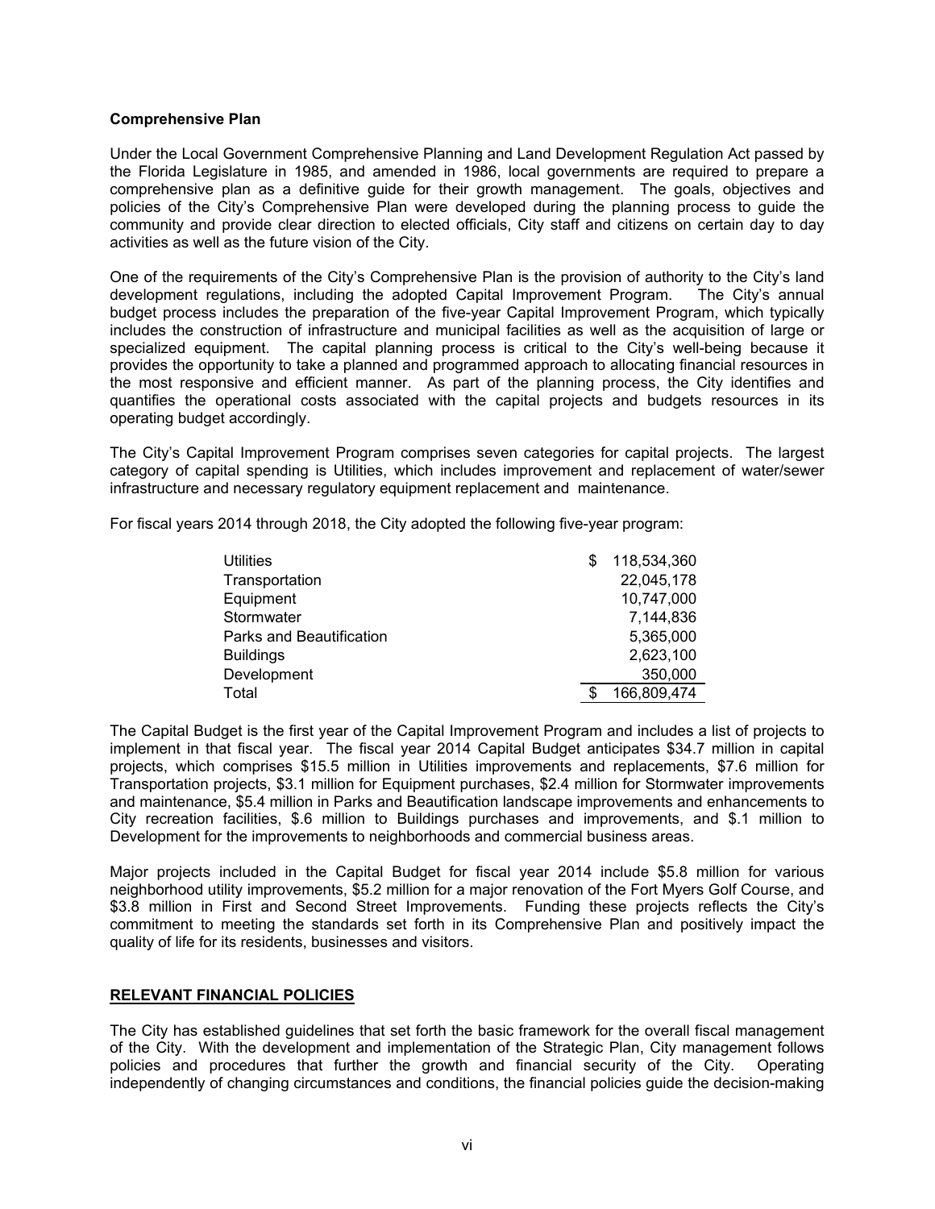**Comprehensive Plan**

Under the Local Government Comprehensive Planning and Land Development Regulation Act passed by the Florida Legislature in 1985, and amended in 1986, local governments are required to prepare a comprehensive plan as a definitive guide for their growth management. The goals, objectives and policies of the City's Comprehensive Plan were developed during the planning process to guide the community and provide clear direction to elected officials, City staff and citizens on certain day to day activities as well as the future vision of the City.

One of the requirements of the City's Comprehensive Plan is the provision of authority to the City's land development regulations, including the adopted Capital Improvement Program. The City's annual budget process includes the preparation of the five-year Capital Improvement Program, which typically includes the construction of infrastructure and municipal facilities as well as the acquisition of large or specialized equipment. The capital planning process is critical to the City's well-being because it provides the opportunity to take a planned and programmed approach to allocating financial resources in the most responsive and efficient manner. As part of the planning process, the City identifies and quantifies the operational costs associated with the capital projects and budgets resources in its operating budget accordingly.

The City's Capital Improvement Program comprises seven categories for capital projects. The largest category of capital spending is Utilities, which includes improvement and replacement of water/sewer infrastructure and necessary regulatory equipment replacement and maintenance.

For fiscal years 2014 through 2018, the City adopted the following five-year program:

| Category | Amount |
|---|---|
| Utilities | $ 118,534,360 |
| Transportation | 22,045,178 |
| Equipment | 10,747,000 |
| Stormwater | 7,144,836 |
| Parks and Beautification | 5,365,000 |
| Buildings | 2,623,100 |
| Development | 350,000 |
| Total | $ 166,809,474 |

The Capital Budget is the first year of the Capital Improvement Program and includes a list of projects to implement in that fiscal year. The fiscal year 2014 Capital Budget anticipates $34.7 million in capital projects, which comprises $15.5 million in Utilities improvements and replacements, $7.6 million for Transportation projects, $3.1 million for Equipment purchases, $2.4 million for Stormwater improvements and maintenance, $5.4 million in Parks and Beautification landscape improvements and enhancements to City recreation facilities, $.6 million to Buildings purchases and improvements, and $.1 million to Development for the improvements to neighborhoods and commercial business areas.

Major projects included in the Capital Budget for fiscal year 2014 include $5.8 million for various neighborhood utility improvements, $5.2 million for a major renovation of the Fort Myers Golf Course, and $3.8 million in First and Second Street Improvements. Funding these projects reflects the City's commitment to meeting the standards set forth in its Comprehensive Plan and positively impact the quality of life for its residents, businesses and visitors.

## RELEVANT FINANCIAL POLICIES

The City has established guidelines that set forth the basic framework for the overall fiscal management of the City. With the development and implementation of the Strategic Plan, City management follows policies and procedures that further the growth and financial security of the City. Operating independently of changing circumstances and conditions, the financial policies guide the decision-making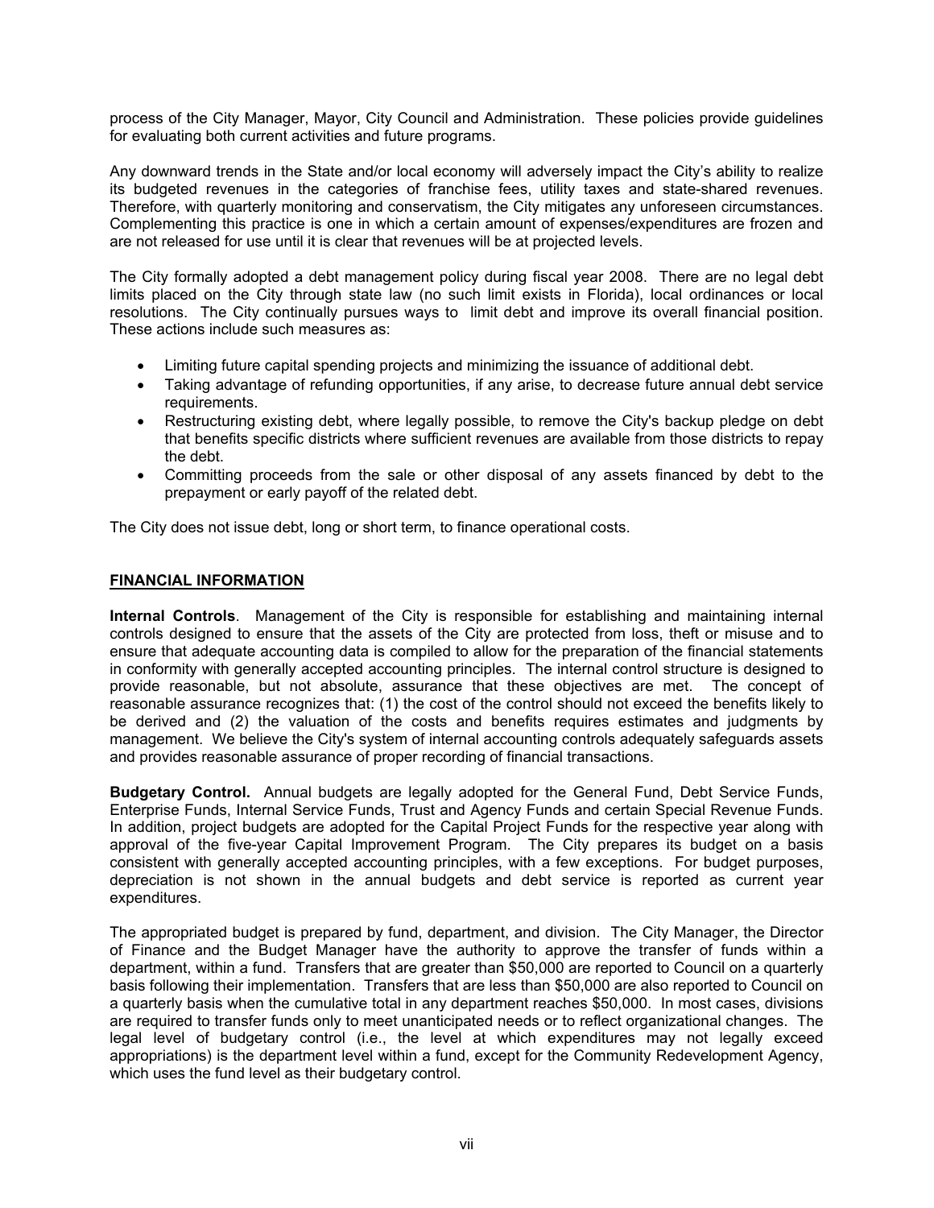process of the City Manager, Mayor, City Council and Administration. These policies provide guidelines for evaluating both current activities and future programs.

Any downward trends in the State and/or local economy will adversely impact the City's ability to realize its budgeted revenues in the categories of franchise fees, utility taxes and state-shared revenues. Therefore, with quarterly monitoring and conservatism, the City mitigates any unforeseen circumstances. Complementing this practice is one in which a certain amount of expenses/expenditures are frozen and are not released for use until it is clear that revenues will be at projected levels.

The City formally adopted a debt management policy during fiscal year 2008. There are no legal debt limits placed on the City through state law (no such limit exists in Florida), local ordinances or local resolutions. The City continually pursues ways to limit debt and improve its overall financial position. These actions include such measures as:

- Limiting future capital spending projects and minimizing the issuance of additional debt.
- Taking advantage of refunding opportunities, if any arise, to decrease future annual debt service requirements.
- Restructuring existing debt, where legally possible, to remove the City's backup pledge on debt that benefits specific districts where sufficient revenues are available from those districts to repay the debt.
- Committing proceeds from the sale or other disposal of any assets financed by debt to the prepayment or early payoff of the related debt.

The City does not issue debt, long or short term, to finance operational costs.

## FINANCIAL INFORMATION

**Internal Controls**. Management of the City is responsible for establishing and maintaining internal controls designed to ensure that the assets of the City are protected from loss, theft or misuse and to ensure that adequate accounting data is compiled to allow for the preparation of the financial statements in conformity with generally accepted accounting principles. The internal control structure is designed to provide reasonable, but not absolute, assurance that these objectives are met. The concept of reasonable assurance recognizes that: (1) the cost of the control should not exceed the benefits likely to be derived and (2) the valuation of the costs and benefits requires estimates and judgments by management. We believe the City's system of internal accounting controls adequately safeguards assets and provides reasonable assurance of proper recording of financial transactions.

**Budgetary Control.** Annual budgets are legally adopted for the General Fund, Debt Service Funds, Enterprise Funds, Internal Service Funds, Trust and Agency Funds and certain Special Revenue Funds. In addition, project budgets are adopted for the Capital Project Funds for the respective year along with approval of the five-year Capital Improvement Program. The City prepares its budget on a basis consistent with generally accepted accounting principles, with a few exceptions. For budget purposes, depreciation is not shown in the annual budgets and debt service is reported as current year expenditures.

The appropriated budget is prepared by fund, department, and division. The City Manager, the Director of Finance and the Budget Manager have the authority to approve the transfer of funds within a department, within a fund. Transfers that are greater than $50,000 are reported to Council on a quarterly basis following their implementation. Transfers that are less than $50,000 are also reported to Council on a quarterly basis when the cumulative total in any department reaches $50,000. In most cases, divisions are required to transfer funds only to meet unanticipated needs or to reflect organizational changes. The legal level of budgetary control (i.e., the level at which expenditures may not legally exceed appropriations) is the department level within a fund, except for the Community Redevelopment Agency, which uses the fund level as their budgetary control.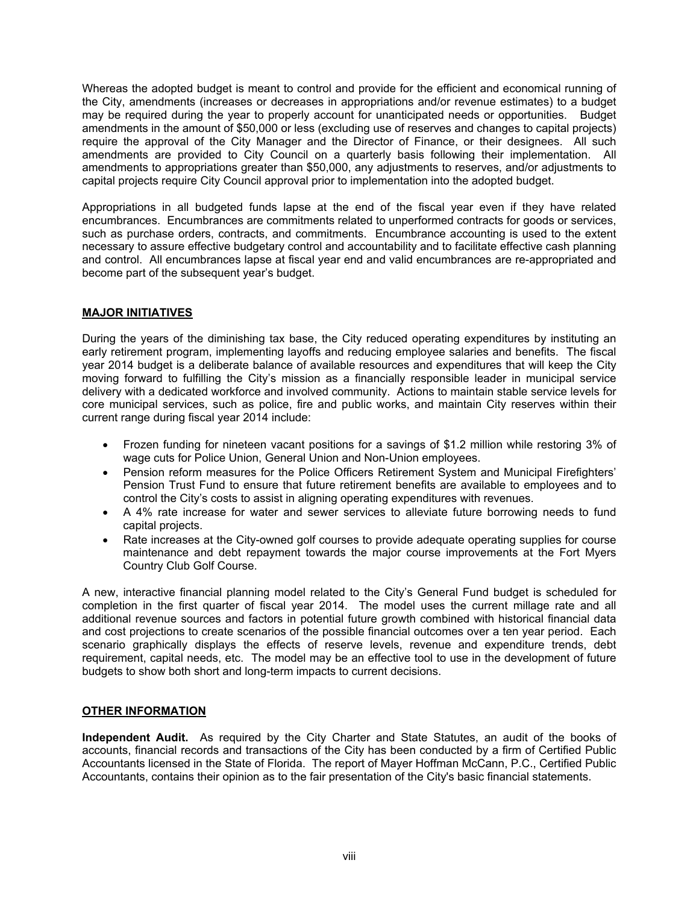Whereas the adopted budget is meant to control and provide for the efficient and economical running of the City, amendments (increases or decreases in appropriations and/or revenue estimates) to a budget may be required during the year to properly account for unanticipated needs or opportunities. Budget amendments in the amount of $50,000 or less (excluding use of reserves and changes to capital projects) require the approval of the City Manager and the Director of Finance, or their designees. All such amendments are provided to City Council on a quarterly basis following their implementation. All amendments to appropriations greater than $50,000, any adjustments to reserves, and/or adjustments to capital projects require City Council approval prior to implementation into the adopted budget.

Appropriations in all budgeted funds lapse at the end of the fiscal year even if they have related encumbrances. Encumbrances are commitments related to unperformed contracts for goods or services, such as purchase orders, contracts, and commitments. Encumbrance accounting is used to the extent necessary to assure effective budgetary control and accountability and to facilitate effective cash planning and control. All encumbrances lapse at fiscal year end and valid encumbrances are re-appropriated and become part of the subsequent year's budget.

## MAJOR INITIATIVES

During the years of the diminishing tax base, the City reduced operating expenditures by instituting an early retirement program, implementing layoffs and reducing employee salaries and benefits. The fiscal year 2014 budget is a deliberate balance of available resources and expenditures that will keep the City moving forward to fulfilling the City's mission as a financially responsible leader in municipal service delivery with a dedicated workforce and involved community. Actions to maintain stable service levels for core municipal services, such as police, fire and public works, and maintain City reserves within their current range during fiscal year 2014 include:

- Frozen funding for nineteen vacant positions for a savings of $1.2 million while restoring 3% of wage cuts for Police Union, General Union and Non-Union employees.
- Pension reform measures for the Police Officers Retirement System and Municipal Firefighters' Pension Trust Fund to ensure that future retirement benefits are available to employees and to control the City's costs to assist in aligning operating expenditures with revenues.
- A 4% rate increase for water and sewer services to alleviate future borrowing needs to fund capital projects.
- Rate increases at the City-owned golf courses to provide adequate operating supplies for course maintenance and debt repayment towards the major course improvements at the Fort Myers Country Club Golf Course.

A new, interactive financial planning model related to the City's General Fund budget is scheduled for completion in the first quarter of fiscal year 2014. The model uses the current millage rate and all additional revenue sources and factors in potential future growth combined with historical financial data and cost projections to create scenarios of the possible financial outcomes over a ten year period. Each scenario graphically displays the effects of reserve levels, revenue and expenditure trends, debt requirement, capital needs, etc. The model may be an effective tool to use in the development of future budgets to show both short and long-term impacts to current decisions.

## OTHER INFORMATION

**Independent Audit.** As required by the City Charter and State Statutes, an audit of the books of accounts, financial records and transactions of the City has been conducted by a firm of Certified Public Accountants licensed in the State of Florida. The report of Mayer Hoffman McCann, P.C., Certified Public Accountants, contains their opinion as to the fair presentation of the City's basic financial statements.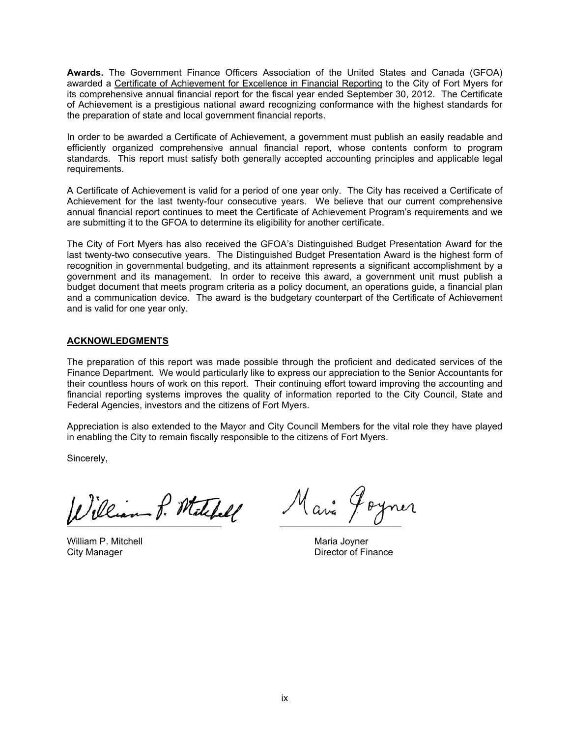**Awards.** The Government Finance Officers Association of the United States and Canada (GFOA) awarded a Certificate of Achievement for Excellence in Financial Reporting to the City of Fort Myers for its comprehensive annual financial report for the fiscal year ended September 30, 2012. The Certificate of Achievement is a prestigious national award recognizing conformance with the highest standards for the preparation of state and local government financial reports.

In order to be awarded a Certificate of Achievement, a government must publish an easily readable and efficiently organized comprehensive annual financial report, whose contents conform to program standards. This report must satisfy both generally accepted accounting principles and applicable legal requirements.

A Certificate of Achievement is valid for a period of one year only. The City has received a Certificate of Achievement for the last twenty-four consecutive years. We believe that our current comprehensive annual financial report continues to meet the Certificate of Achievement Program's requirements and we are submitting it to the GFOA to determine its eligibility for another certificate.

The City of Fort Myers has also received the GFOA's Distinguished Budget Presentation Award for the last twenty-two consecutive years. The Distinguished Budget Presentation Award is the highest form of recognition in governmental budgeting, and its attainment represents a significant accomplishment by a government and its management. In order to receive this award, a government unit must publish a budget document that meets program criteria as a policy document, an operations guide, a financial plan and a communication device. The award is the budgetary counterpart of the Certificate of Achievement and is valid for one year only.

## ACKNOWLEDGMENTS

The preparation of this report was made possible through the proficient and dedicated services of the Finance Department. We would particularly like to express our appreciation to the Senior Accountants for their countless hours of work on this report. Their continuing effort toward improving the accounting and financial reporting systems improves the quality of information reported to the City Council, State and Federal Agencies, investors and the citizens of Fort Myers.

Appreciation is also extended to the Mayor and City Council Members for the vital role they have played in enabling the City to remain fiscally responsible to the citizens of Fort Myers.

Sincerely,

William P. Mitchell
City Manager

Maria Joyner
Director of Finance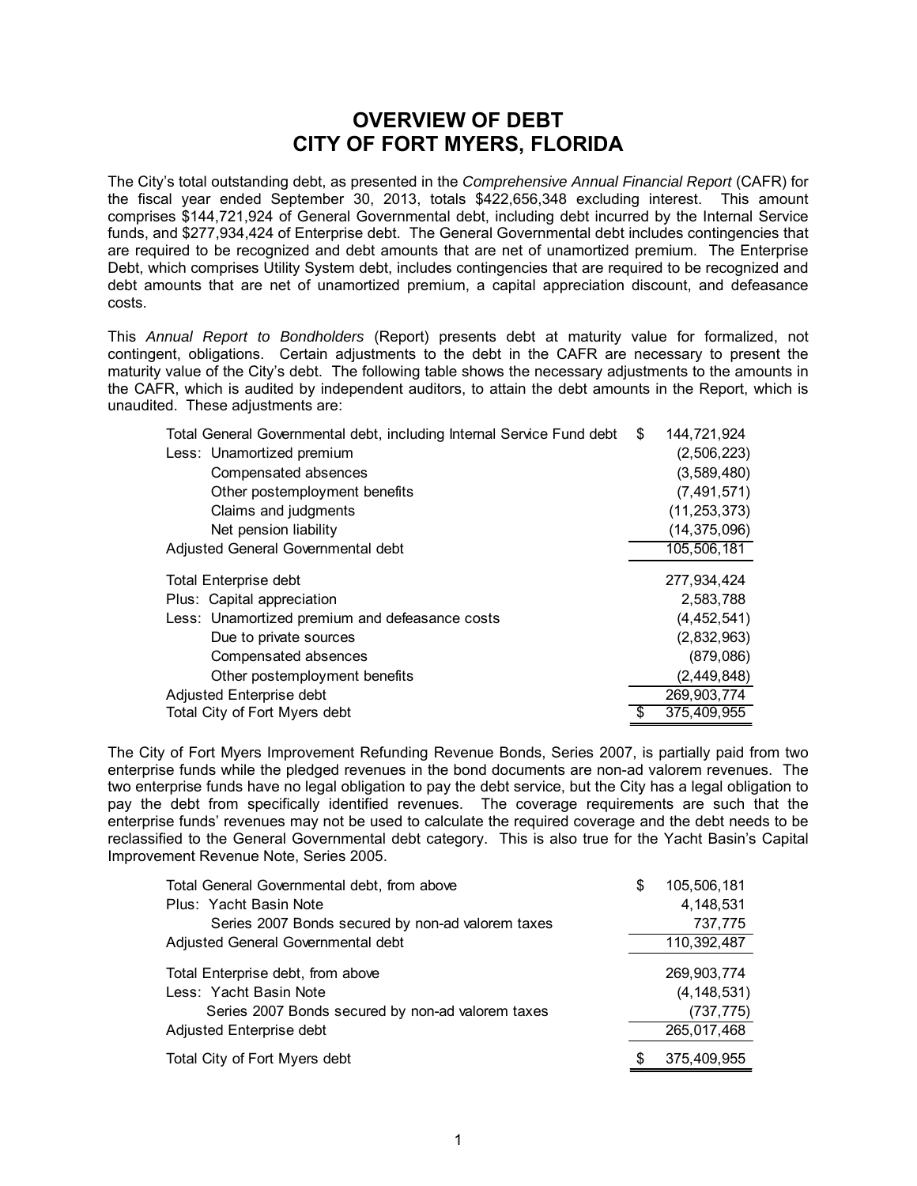# OVERVIEW OF DEBT
# CITY OF FORT MYERS, FLORIDA

The City's total outstanding debt, as presented in the *Comprehensive Annual Financial Report* (CAFR) for the fiscal year ended September 30, 2013, totals $422,656,348 excluding interest. This amount comprises $144,721,924 of General Governmental debt, including debt incurred by the Internal Service funds, and $277,934,424 of Enterprise debt. The General Governmental debt includes contingencies that are required to be recognized and debt amounts that are net of unamortized premium. The Enterprise Debt, which comprises Utility System debt, includes contingencies that are required to be recognized and debt amounts that are net of unamortized premium, a capital appreciation discount, and defeasance costs.

This *Annual Report to Bondholders* (Report) presents debt at maturity value for formalized, not contingent, obligations. Certain adjustments to the debt in the CAFR are necessary to present the maturity value of the City's debt. The following table shows the necessary adjustments to the amounts in the CAFR, which is audited by independent auditors, to attain the debt amounts in the Report, which is unaudited. These adjustments are:

| | |
|---|---|
| Total General Governmental debt, including Internal Service Fund debt | $ 144,721,924 |
| Less: Unamortized premium | (2,506,223) |
| Compensated absences | (3,589,480) |
| Other postemployment benefits | (7,491,571) |
| Claims and judgments | (11,253,373) |
| Net pension liability | (14,375,096) |
| Adjusted General Governmental debt | 105,506,181 |
| Total Enterprise debt | 277,934,424 |
| Plus: Capital appreciation | 2,583,788 |
| Less: Unamortized premium and defeasance costs | (4,452,541) |
| Due to private sources | (2,832,963) |
| Compensated absences | (879,086) |
| Other postemployment benefits | (2,449,848) |
| Adjusted Enterprise debt | 269,903,774 |
| Total City of Fort Myers debt | $ 375,409,955 |

The City of Fort Myers Improvement Refunding Revenue Bonds, Series 2007, is partially paid from two enterprise funds while the pledged revenues in the bond documents are non-ad valorem revenues. The two enterprise funds have no legal obligation to pay the debt service, but the City has a legal obligation to pay the debt from specifically identified revenues. The coverage requirements are such that the enterprise funds' revenues may not be used to calculate the required coverage and the debt needs to be reclassified to the General Governmental debt category. This is also true for the Yacht Basin's Capital Improvement Revenue Note, Series 2005.

| | |
|---|---|
| Total General Governmental debt, from above | $ 105,506,181 |
| Plus: Yacht Basin Note | 4,148,531 |
| Series 2007 Bonds secured by non-ad valorem taxes | 737,775 |
| Adjusted General Governmental debt | 110,392,487 |
| Total Enterprise debt, from above | 269,903,774 |
| Less: Yacht Basin Note | (4,148,531) |
| Series 2007 Bonds secured by non-ad valorem taxes | (737,775) |
| Adjusted Enterprise debt | 265,017,468 |
| Total City of Fort Myers debt | $ 375,409,955 |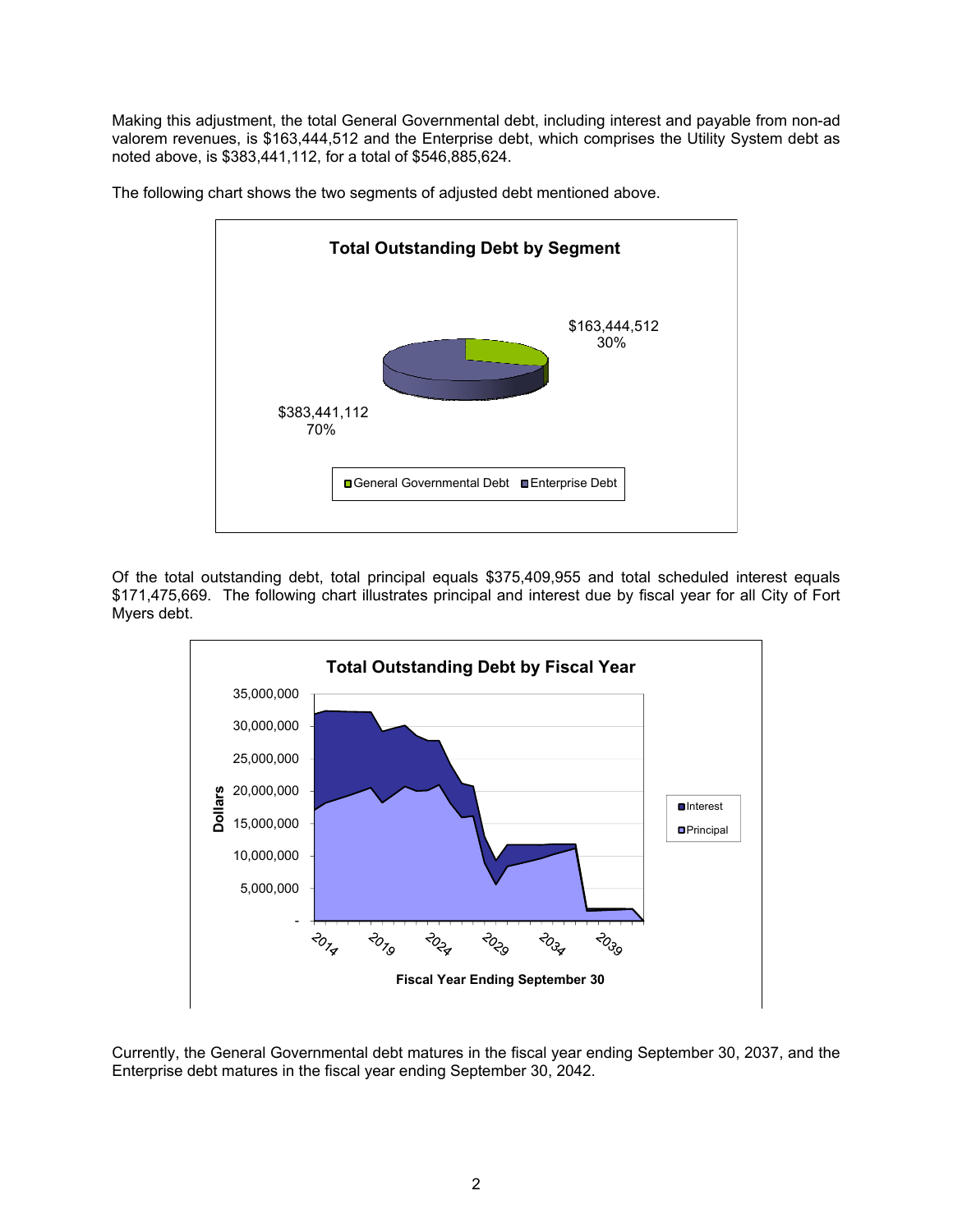Making this adjustment, the total General Governmental debt, including interest and payable from non-ad valorem revenues, is $163,444,512 and the Enterprise debt, which comprises the Utility System debt as noted above, is $383,441,112, for a total of $546,885,624.

The following chart shows the two segments of adjusted debt mentioned above.

**Total Outstanding Debt by Segment**

$163,444,512
30%

$383,441,112
70%

General Governmental Debt | Enterprise Debt

Of the total outstanding debt, total principal equals $375,409,955 and total scheduled interest equals $171,475,669. The following chart illustrates principal and interest due by fiscal year for all City of Fort Myers debt.

**Total Outstanding Debt by Fiscal Year**

Dollars: 35,000,000; 30,000,000; 25,000,000; 20,000,000; 15,000,000; 10,000,000; 5,000,000; -

2014 2019 2024 2029 2034 2039

Fiscal Year Ending September 30

Interest | Principal

Currently, the General Governmental debt matures in the fiscal year ending September 30, 2037, and the Enterprise debt matures in the fiscal year ending September 30, 2042.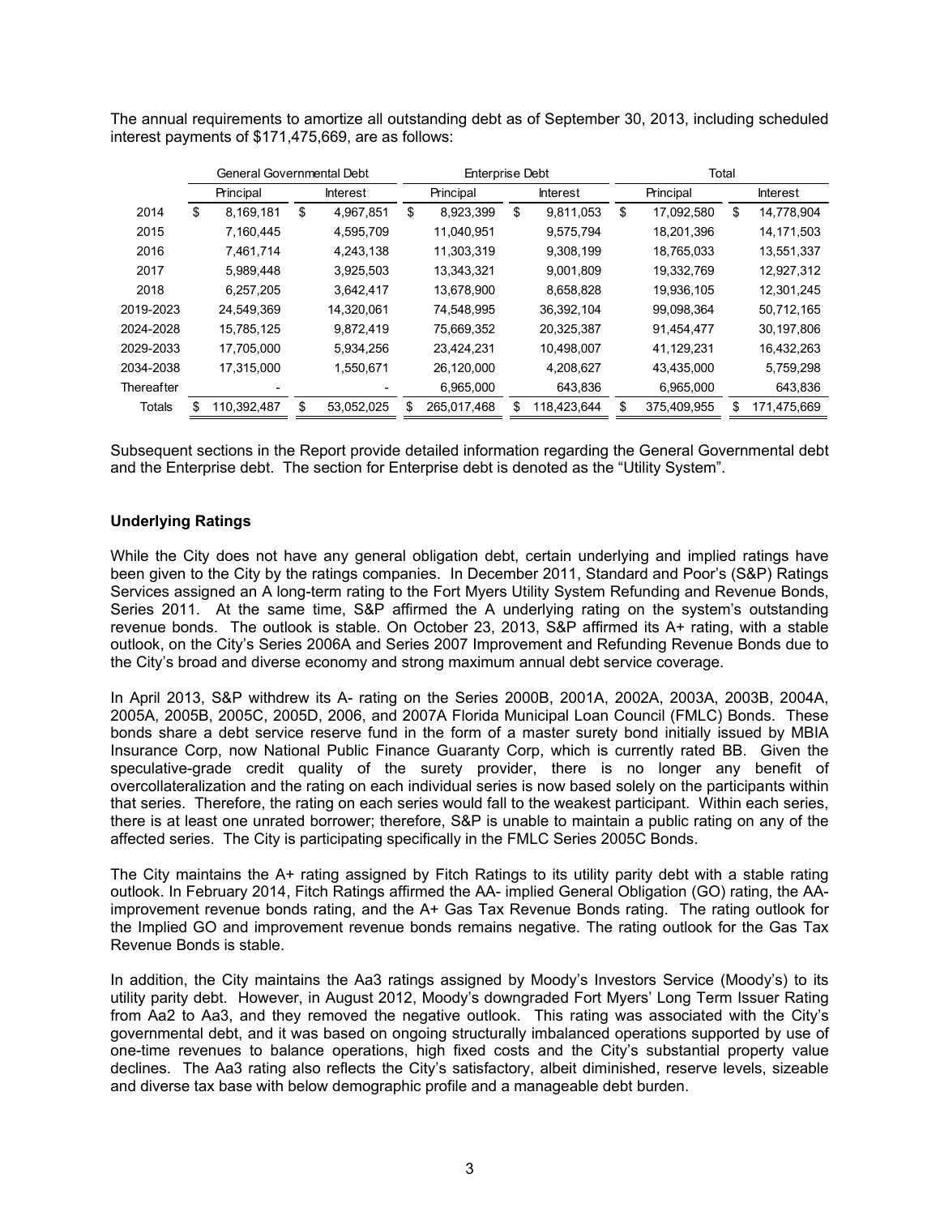The annual requirements to amortize all outstanding debt as of September 30, 2013, including scheduled interest payments of $171,475,669, are as follows:

| | General Governmental Debt | | Enterprise Debt | | Total | |
|---|---|---|---|---|---|---|
| | Principal | Interest | Principal | Interest | Principal | Interest |
| 2014 | $ 8,169,181 | $ 4,967,851 | $ 8,923,399 | $ 9,811,053 | $ 17,092,580 | $ 14,778,904 |
| 2015 | 7,160,445 | 4,595,709 | 11,040,951 | 9,575,794 | 18,201,396 | 14,171,503 |
| 2016 | 7,461,714 | 4,243,138 | 11,303,319 | 9,308,199 | 18,765,033 | 13,551,337 |
| 2017 | 5,989,448 | 3,925,503 | 13,343,321 | 9,001,809 | 19,332,769 | 12,927,312 |
| 2018 | 6,257,205 | 3,642,417 | 13,678,900 | 8,658,828 | 19,936,105 | 12,301,245 |
| 2019-2023 | 24,549,369 | 14,320,061 | 74,548,995 | 36,392,104 | 99,098,364 | 50,712,165 |
| 2024-2028 | 15,785,125 | 9,872,419 | 75,669,352 | 20,325,387 | 91,454,477 | 30,197,806 |
| 2029-2033 | 17,705,000 | 5,934,256 | 23,424,231 | 10,498,007 | 41,129,231 | 16,432,263 |
| 2034-2038 | 17,315,000 | 1,550,671 | 26,120,000 | 4,208,627 | 43,435,000 | 5,759,298 |
| Thereafter | - | - | 6,965,000 | 643,836 | 6,965,000 | 643,836 |
| Totals | $ 110,392,487 | $ 53,052,025 | $ 265,017,468 | $ 118,423,644 | $ 375,409,955 | $ 171,475,669 |

Subsequent sections in the Report provide detailed information regarding the General Governmental debt and the Enterprise debt. The section for Enterprise debt is denoted as the "Utility System".

**Underlying Ratings**

While the City does not have any general obligation debt, certain underlying and implied ratings have been given to the City by the ratings companies. In December 2011, Standard and Poor's (S&P) Ratings Services assigned an A long-term rating to the Fort Myers Utility System Refunding and Revenue Bonds, Series 2011. At the same time, S&P affirmed the A underlying rating on the system's outstanding revenue bonds. The outlook is stable. On October 23, 2013, S&P affirmed its A+ rating, with a stable outlook, on the City's Series 2006A and Series 2007 Improvement and Refunding Revenue Bonds due to the City's broad and diverse economy and strong maximum annual debt service coverage.

In April 2013, S&P withdrew its A- rating on the Series 2000B, 2001A, 2002A, 2003A, 2003B, 2004A, 2005A, 2005B, 2005C, 2005D, 2006, and 2007A Florida Municipal Loan Council (FMLC) Bonds. These bonds share a debt service reserve fund in the form of a master surety bond initially issued by MBIA Insurance Corp, now National Public Finance Guaranty Corp, which is currently rated BB. Given the speculative-grade credit quality of the surety provider, there is no longer any benefit of overcollateralization and the rating on each individual series is now based solely on the participants within that series. Therefore, the rating on each series would fall to the weakest participant. Within each series, there is at least one unrated borrower; therefore, S&P is unable to maintain a public rating on any of the affected series. The City is participating specifically in the FMLC Series 2005C Bonds.

The City maintains the A+ rating assigned by Fitch Ratings to its utility parity debt with a stable rating outlook. In February 2014, Fitch Ratings affirmed the AA- implied General Obligation (GO) rating, the AA- improvement revenue bonds rating, and the A+ Gas Tax Revenue Bonds rating. The rating outlook for the Implied GO and improvement revenue bonds remains negative. The rating outlook for the Gas Tax Revenue Bonds is stable.

In addition, the City maintains the Aa3 ratings assigned by Moody's Investors Service (Moody's) to its utility parity debt. However, in August 2012, Moody's downgraded Fort Myers' Long Term Issuer Rating from Aa2 to Aa3, and they removed the negative outlook. This rating was associated with the City's governmental debt, and it was based on ongoing structurally imbalanced operations supported by use of one-time revenues to balance operations, high fixed costs and the City's substantial property value declines. The Aa3 rating also reflects the City's satisfactory, albeit diminished, reserve levels, sizeable and diverse tax base with below demographic profile and a manageable debt burden.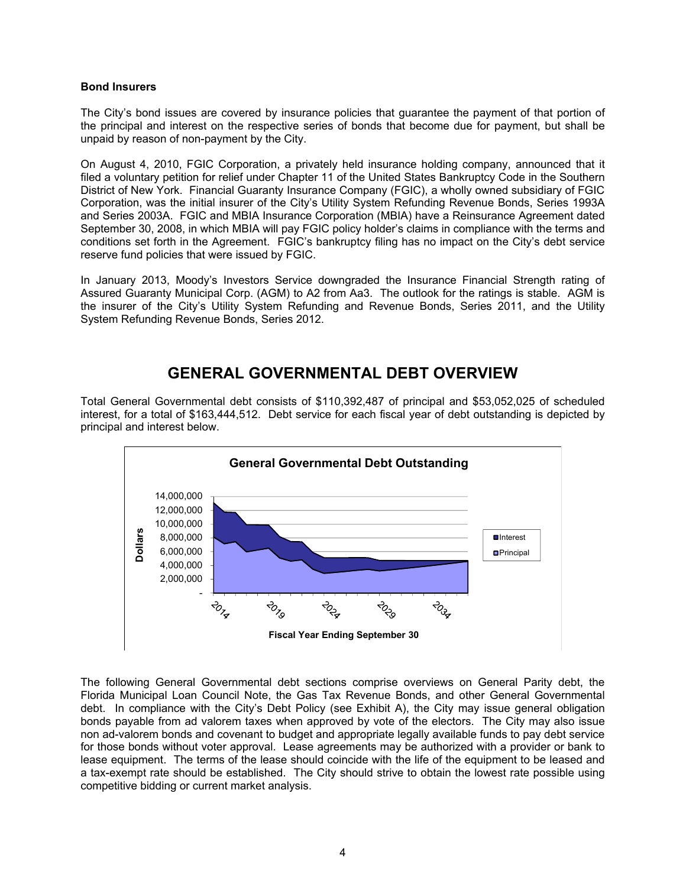**Bond Insurers**

The City's bond issues are covered by insurance policies that guarantee the payment of that portion of the principal and interest on the respective series of bonds that become due for payment, but shall be unpaid by reason of non-payment by the City.

On August 4, 2010, FGIC Corporation, a privately held insurance holding company, announced that it filed a voluntary petition for relief under Chapter 11 of the United States Bankruptcy Code in the Southern District of New York. Financial Guaranty Insurance Company (FGIC), a wholly owned subsidiary of FGIC Corporation, was the initial insurer of the City's Utility System Refunding Revenue Bonds, Series 1993A and Series 2003A. FGIC and MBIA Insurance Corporation (MBIA) have a Reinsurance Agreement dated September 30, 2008, in which MBIA will pay FGIC policy holder's claims in compliance with the terms and conditions set forth in the Agreement. FGIC's bankruptcy filing has no impact on the City's debt service reserve fund policies that were issued by FGIC.

In January 2013, Moody's Investors Service downgraded the Insurance Financial Strength rating of Assured Guaranty Municipal Corp. (AGM) to A2 from Aa3. The outlook for the ratings is stable. AGM is the insurer of the City's Utility System Refunding and Revenue Bonds, Series 2011, and the Utility System Refunding Revenue Bonds, Series 2012.

# GENERAL GOVERNMENTAL DEBT OVERVIEW

Total General Governmental debt consists of $110,392,487 of principal and $53,052,025 of scheduled interest, for a total of $163,444,512. Debt service for each fiscal year of debt outstanding is depicted by principal and interest below.

**General Governmental Debt Outstanding**

(Chart: Dollars by Fiscal Year Ending September 30, 2014–2034; series: Interest, Principal)

The following General Governmental debt sections comprise overviews on General Parity debt, the Florida Municipal Loan Council Note, the Gas Tax Revenue Bonds, and other General Governmental debt. In compliance with the City's Debt Policy (see Exhibit A), the City may issue general obligation bonds payable from ad valorem taxes when approved by vote of the electors. The City may also issue non ad-valorem bonds and covenant to budget and appropriate legally available funds to pay debt service for those bonds without voter approval. Lease agreements may be authorized with a provider or bank to lease equipment. The terms of the lease should coincide with the life of the equipment to be leased and a tax-exempt rate should be established. The City should strive to obtain the lowest rate possible using competitive bidding or current market analysis.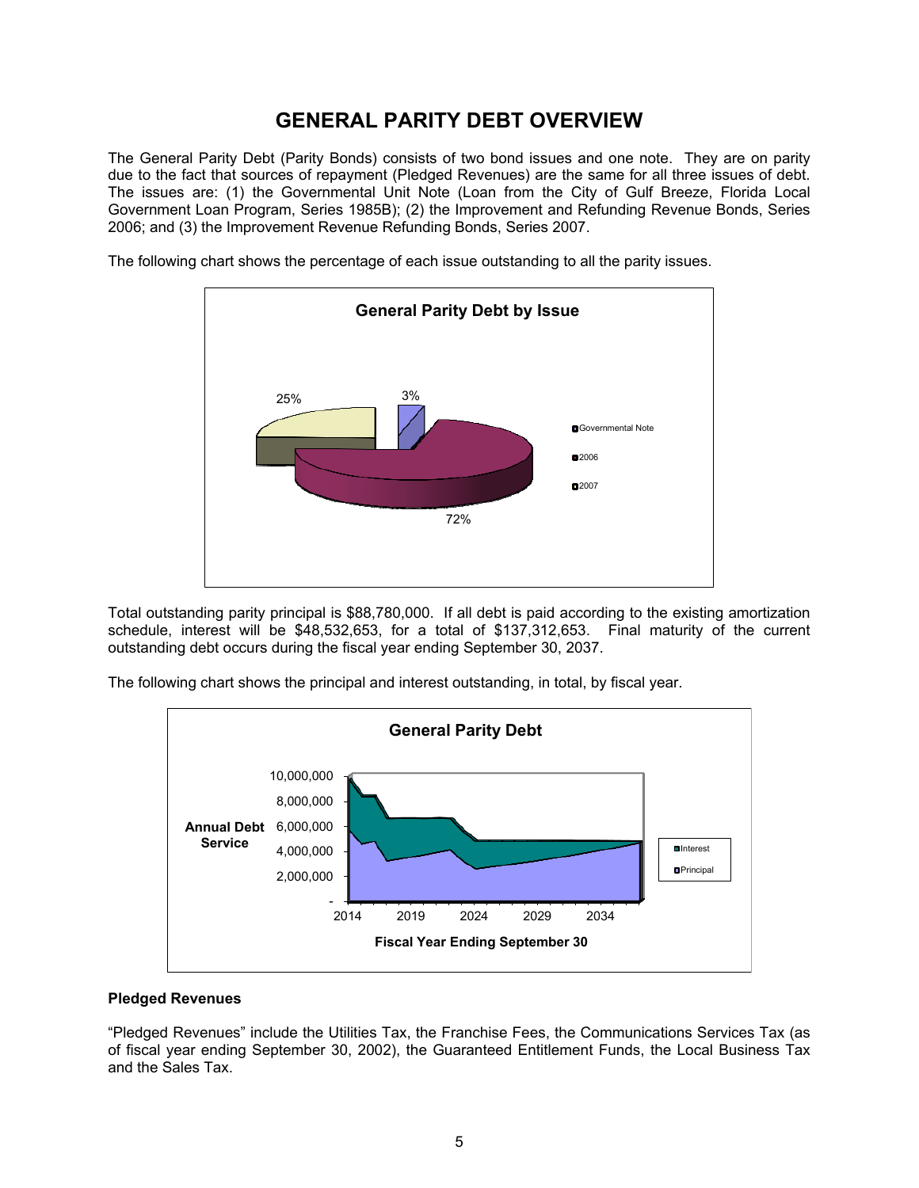# GENERAL PARITY DEBT OVERVIEW

The General Parity Debt (Parity Bonds) consists of two bond issues and one note. They are on parity due to the fact that sources of repayment (Pledged Revenues) are the same for all three issues of debt. The issues are: (1) the Governmental Unit Note (Loan from the City of Gulf Breeze, Florida Local Government Loan Program, Series 1985B); (2) the Improvement and Refunding Revenue Bonds, Series 2006; and (3) the Improvement Revenue Refunding Bonds, Series 2007.

The following chart shows the percentage of each issue outstanding to all the parity issues.

**General Parity Debt by Issue**

| Issue | Percentage |
| --- | --- |
| Governmental Note | 3% |
| 2006 | 72% |
| 2007 | 25% |

Total outstanding parity principal is $88,780,000. If all debt is paid according to the existing amortization schedule, interest will be $48,532,653, for a total of $137,312,653. Final maturity of the current outstanding debt occurs during the fiscal year ending September 30, 2037.

The following chart shows the principal and interest outstanding, in total, by fiscal year.

**General Parity Debt**

Annual Debt Service (y-axis: - to 10,000,000); Fiscal Year Ending September 30 (x-axis: 2014 to 2034); Legend: Interest, Principal

### Pledged Revenues

"Pledged Revenues" include the Utilities Tax, the Franchise Fees, the Communications Services Tax (as of fiscal year ending September 30, 2002), the Guaranteed Entitlement Funds, the Local Business Tax and the Sales Tax.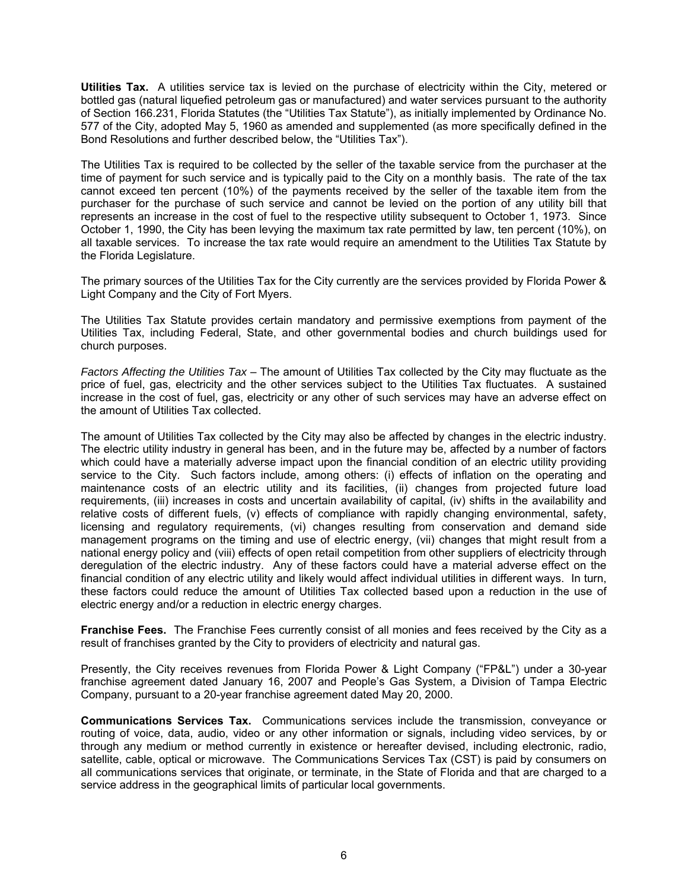**Utilities Tax.** A utilities service tax is levied on the purchase of electricity within the City, metered or bottled gas (natural liquefied petroleum gas or manufactured) and water services pursuant to the authority of Section 166.231, Florida Statutes (the "Utilities Tax Statute"), as initially implemented by Ordinance No. 577 of the City, adopted May 5, 1960 as amended and supplemented (as more specifically defined in the Bond Resolutions and further described below, the "Utilities Tax").

The Utilities Tax is required to be collected by the seller of the taxable service from the purchaser at the time of payment for such service and is typically paid to the City on a monthly basis. The rate of the tax cannot exceed ten percent (10%) of the payments received by the seller of the taxable item from the purchaser for the purchase of such service and cannot be levied on the portion of any utility bill that represents an increase in the cost of fuel to the respective utility subsequent to October 1, 1973. Since October 1, 1990, the City has been levying the maximum tax rate permitted by law, ten percent (10%), on all taxable services. To increase the tax rate would require an amendment to the Utilities Tax Statute by the Florida Legislature.

The primary sources of the Utilities Tax for the City currently are the services provided by Florida Power & Light Company and the City of Fort Myers.

The Utilities Tax Statute provides certain mandatory and permissive exemptions from payment of the Utilities Tax, including Federal, State, and other governmental bodies and church buildings used for church purposes.

*Factors Affecting the Utilities Tax* – The amount of Utilities Tax collected by the City may fluctuate as the price of fuel, gas, electricity and the other services subject to the Utilities Tax fluctuates. A sustained increase in the cost of fuel, gas, electricity or any other of such services may have an adverse effect on the amount of Utilities Tax collected.

The amount of Utilities Tax collected by the City may also be affected by changes in the electric industry. The electric utility industry in general has been, and in the future may be, affected by a number of factors which could have a materially adverse impact upon the financial condition of an electric utility providing service to the City. Such factors include, among others: (i) effects of inflation on the operating and maintenance costs of an electric utility and its facilities, (ii) changes from projected future load requirements, (iii) increases in costs and uncertain availability of capital, (iv) shifts in the availability and relative costs of different fuels, (v) effects of compliance with rapidly changing environmental, safety, licensing and regulatory requirements, (vi) changes resulting from conservation and demand side management programs on the timing and use of electric energy, (vii) changes that might result from a national energy policy and (viii) effects of open retail competition from other suppliers of electricity through deregulation of the electric industry. Any of these factors could have a material adverse effect on the financial condition of any electric utility and likely would affect individual utilities in different ways. In turn, these factors could reduce the amount of Utilities Tax collected based upon a reduction in the use of electric energy and/or a reduction in electric energy charges.

**Franchise Fees.** The Franchise Fees currently consist of all monies and fees received by the City as a result of franchises granted by the City to providers of electricity and natural gas.

Presently, the City receives revenues from Florida Power & Light Company ("FP&L") under a 30-year franchise agreement dated January 16, 2007 and People's Gas System, a Division of Tampa Electric Company, pursuant to a 20-year franchise agreement dated May 20, 2000.

**Communications Services Tax.** Communications services include the transmission, conveyance or routing of voice, data, audio, video or any other information or signals, including video services, by or through any medium or method currently in existence or hereafter devised, including electronic, radio, satellite, cable, optical or microwave. The Communications Services Tax (CST) is paid by consumers on all communications services that originate, or terminate, in the State of Florida and that are charged to a service address in the geographical limits of particular local governments.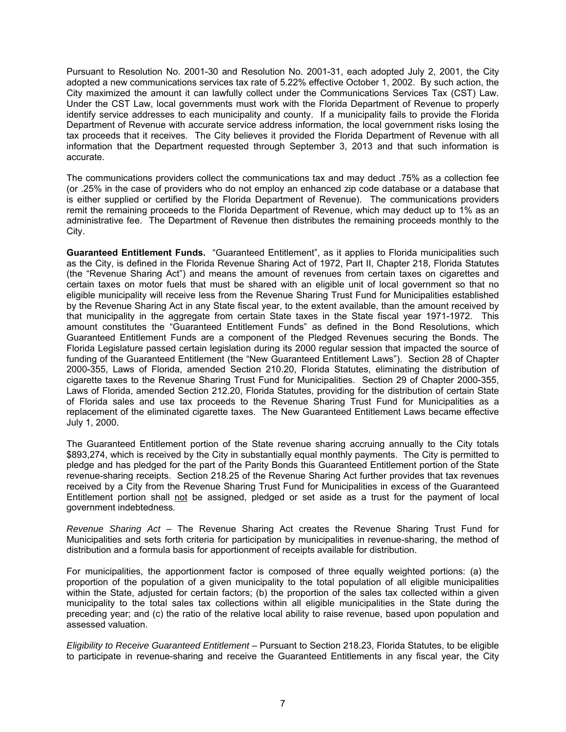Pursuant to Resolution No. 2001-30 and Resolution No. 2001-31, each adopted July 2, 2001, the City adopted a new communications services tax rate of 5.22% effective October 1, 2002. By such action, the City maximized the amount it can lawfully collect under the Communications Services Tax (CST) Law. Under the CST Law, local governments must work with the Florida Department of Revenue to properly identify service addresses to each municipality and county. If a municipality fails to provide the Florida Department of Revenue with accurate service address information, the local government risks losing the tax proceeds that it receives. The City believes it provided the Florida Department of Revenue with all information that the Department requested through September 3, 2013 and that such information is accurate.

The communications providers collect the communications tax and may deduct .75% as a collection fee (or .25% in the case of providers who do not employ an enhanced zip code database or a database that is either supplied or certified by the Florida Department of Revenue). The communications providers remit the remaining proceeds to the Florida Department of Revenue, which may deduct up to 1% as an administrative fee. The Department of Revenue then distributes the remaining proceeds monthly to the City.

**Guaranteed Entitlement Funds.** "Guaranteed Entitlement", as it applies to Florida municipalities such as the City, is defined in the Florida Revenue Sharing Act of 1972, Part II, Chapter 218, Florida Statutes (the "Revenue Sharing Act") and means the amount of revenues from certain taxes on cigarettes and certain taxes on motor fuels that must be shared with an eligible unit of local government so that no eligible municipality will receive less from the Revenue Sharing Trust Fund for Municipalities established by the Revenue Sharing Act in any State fiscal year, to the extent available, than the amount received by that municipality in the aggregate from certain State taxes in the State fiscal year 1971-1972. This amount constitutes the "Guaranteed Entitlement Funds" as defined in the Bond Resolutions, which Guaranteed Entitlement Funds are a component of the Pledged Revenues securing the Bonds. The Florida Legislature passed certain legislation during its 2000 regular session that impacted the source of funding of the Guaranteed Entitlement (the "New Guaranteed Entitlement Laws"). Section 28 of Chapter 2000-355, Laws of Florida, amended Section 210.20, Florida Statutes, eliminating the distribution of cigarette taxes to the Revenue Sharing Trust Fund for Municipalities. Section 29 of Chapter 2000-355, Laws of Florida, amended Section 212.20, Florida Statutes, providing for the distribution of certain State of Florida sales and use tax proceeds to the Revenue Sharing Trust Fund for Municipalities as a replacement of the eliminated cigarette taxes. The New Guaranteed Entitlement Laws became effective July 1, 2000.

The Guaranteed Entitlement portion of the State revenue sharing accruing annually to the City totals $893,274, which is received by the City in substantially equal monthly payments. The City is permitted to pledge and has pledged for the part of the Parity Bonds this Guaranteed Entitlement portion of the State revenue-sharing receipts. Section 218.25 of the Revenue Sharing Act further provides that tax revenues received by a City from the Revenue Sharing Trust Fund for Municipalities in excess of the Guaranteed Entitlement portion shall not be assigned, pledged or set aside as a trust for the payment of local government indebtedness.

*Revenue Sharing Act* – The Revenue Sharing Act creates the Revenue Sharing Trust Fund for Municipalities and sets forth criteria for participation by municipalities in revenue-sharing, the method of distribution and a formula basis for apportionment of receipts available for distribution.

For municipalities, the apportionment factor is composed of three equally weighted portions: (a) the proportion of the population of a given municipality to the total population of all eligible municipalities within the State, adjusted for certain factors; (b) the proportion of the sales tax collected within a given municipality to the total sales tax collections within all eligible municipalities in the State during the preceding year; and (c) the ratio of the relative local ability to raise revenue, based upon population and assessed valuation.

*Eligibility to Receive Guaranteed Entitlement* – Pursuant to Section 218.23, Florida Statutes, to be eligible to participate in revenue-sharing and receive the Guaranteed Entitlements in any fiscal year, the City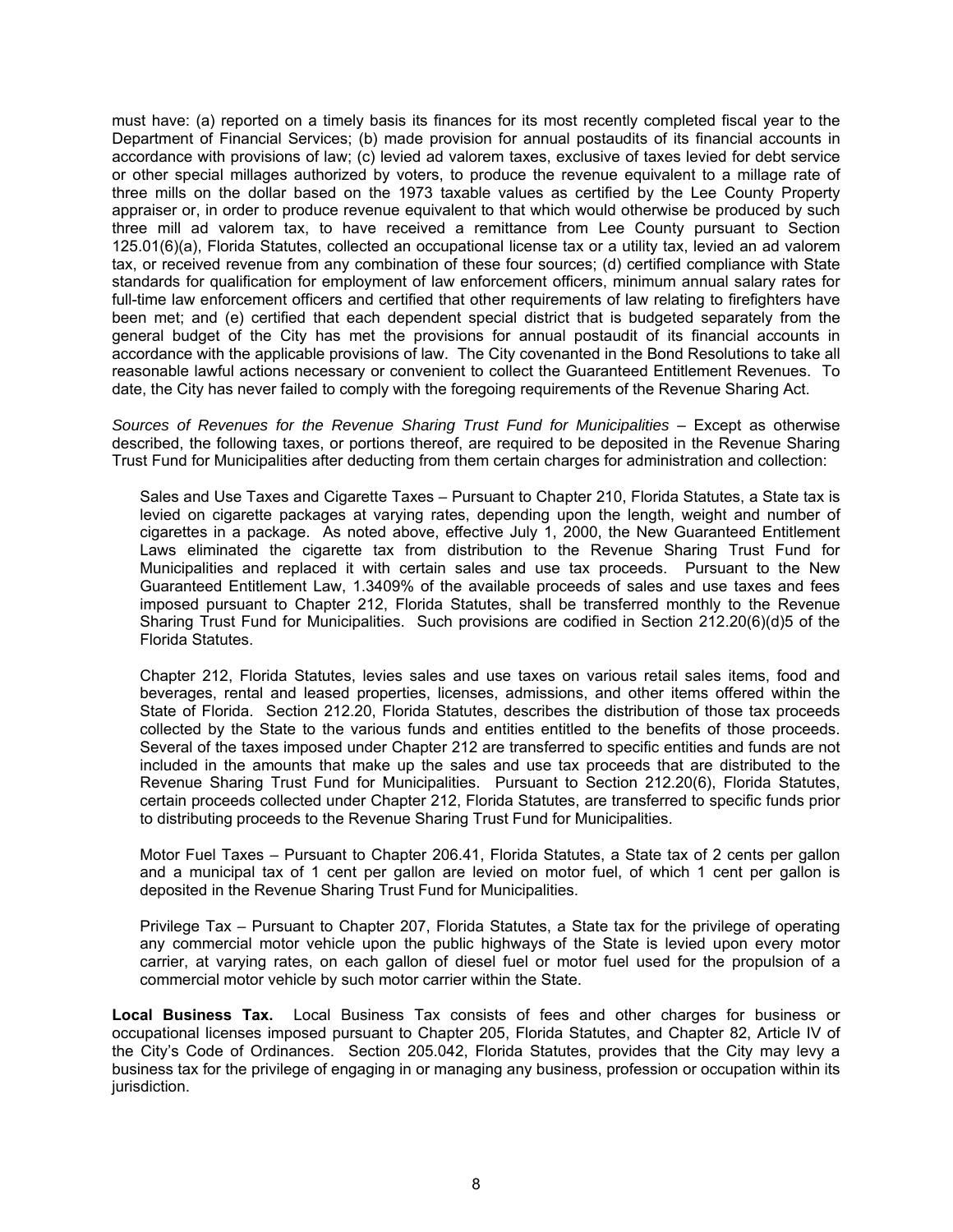must have: (a) reported on a timely basis its finances for its most recently completed fiscal year to the Department of Financial Services; (b) made provision for annual postaudits of its financial accounts in accordance with provisions of law; (c) levied ad valorem taxes, exclusive of taxes levied for debt service or other special millages authorized by voters, to produce the revenue equivalent to a millage rate of three mills on the dollar based on the 1973 taxable values as certified by the Lee County Property appraiser or, in order to produce revenue equivalent to that which would otherwise be produced by such three mill ad valorem tax, to have received a remittance from Lee County pursuant to Section 125.01(6)(a), Florida Statutes, collected an occupational license tax or a utility tax, levied an ad valorem tax, or received revenue from any combination of these four sources; (d) certified compliance with State standards for qualification for employment of law enforcement officers, minimum annual salary rates for full-time law enforcement officers and certified that other requirements of law relating to firefighters have been met; and (e) certified that each dependent special district that is budgeted separately from the general budget of the City has met the provisions for annual postaudit of its financial accounts in accordance with the applicable provisions of law. The City covenanted in the Bond Resolutions to take all reasonable lawful actions necessary or convenient to collect the Guaranteed Entitlement Revenues. To date, the City has never failed to comply with the foregoing requirements of the Revenue Sharing Act.

*Sources of Revenues for the Revenue Sharing Trust Fund for Municipalities* – Except as otherwise described, the following taxes, or portions thereof, are required to be deposited in the Revenue Sharing Trust Fund for Municipalities after deducting from them certain charges for administration and collection:

Sales and Use Taxes and Cigarette Taxes – Pursuant to Chapter 210, Florida Statutes, a State tax is levied on cigarette packages at varying rates, depending upon the length, weight and number of cigarettes in a package. As noted above, effective July 1, 2000, the New Guaranteed Entitlement Laws eliminated the cigarette tax from distribution to the Revenue Sharing Trust Fund for Municipalities and replaced it with certain sales and use tax proceeds. Pursuant to the New Guaranteed Entitlement Law, 1.3409% of the available proceeds of sales and use taxes and fees imposed pursuant to Chapter 212, Florida Statutes, shall be transferred monthly to the Revenue Sharing Trust Fund for Municipalities. Such provisions are codified in Section 212.20(6)(d)5 of the Florida Statutes.

Chapter 212, Florida Statutes, levies sales and use taxes on various retail sales items, food and beverages, rental and leased properties, licenses, admissions, and other items offered within the State of Florida. Section 212.20, Florida Statutes, describes the distribution of those tax proceeds collected by the State to the various funds and entities entitled to the benefits of those proceeds. Several of the taxes imposed under Chapter 212 are transferred to specific entities and funds are not included in the amounts that make up the sales and use tax proceeds that are distributed to the Revenue Sharing Trust Fund for Municipalities. Pursuant to Section 212.20(6), Florida Statutes, certain proceeds collected under Chapter 212, Florida Statutes, are transferred to specific funds prior to distributing proceeds to the Revenue Sharing Trust Fund for Municipalities.

Motor Fuel Taxes – Pursuant to Chapter 206.41, Florida Statutes, a State tax of 2 cents per gallon and a municipal tax of 1 cent per gallon are levied on motor fuel, of which 1 cent per gallon is deposited in the Revenue Sharing Trust Fund for Municipalities.

Privilege Tax – Pursuant to Chapter 207, Florida Statutes, a State tax for the privilege of operating any commercial motor vehicle upon the public highways of the State is levied upon every motor carrier, at varying rates, on each gallon of diesel fuel or motor fuel used for the propulsion of a commercial motor vehicle by such motor carrier within the State.

**Local Business Tax.** Local Business Tax consists of fees and other charges for business or occupational licenses imposed pursuant to Chapter 205, Florida Statutes, and Chapter 82, Article IV of the City's Code of Ordinances. Section 205.042, Florida Statutes, provides that the City may levy a business tax for the privilege of engaging in or managing any business, profession or occupation within its jurisdiction.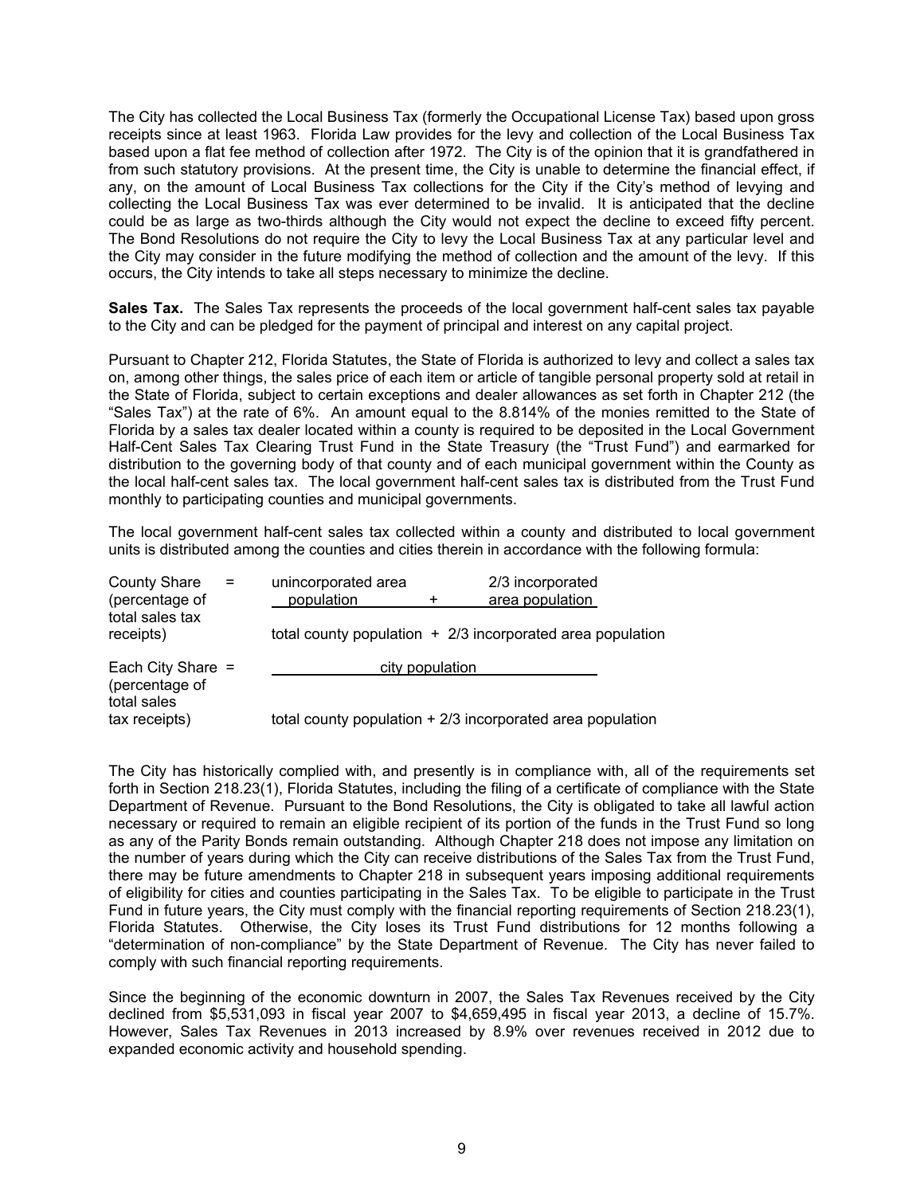The City has collected the Local Business Tax (formerly the Occupational License Tax) based upon gross receipts since at least 1963. Florida Law provides for the levy and collection of the Local Business Tax based upon a flat fee method of collection after 1972. The City is of the opinion that it is grandfathered in from such statutory provisions. At the present time, the City is unable to determine the financial effect, if any, on the amount of Local Business Tax collections for the City if the City's method of levying and collecting the Local Business Tax was ever determined to be invalid. It is anticipated that the decline could be as large as two-thirds although the City would not expect the decline to exceed fifty percent. The Bond Resolutions do not require the City to levy the Local Business Tax at any particular level and the City may consider in the future modifying the method of collection and the amount of the levy. If this occurs, the City intends to take all steps necessary to minimize the decline.

**Sales Tax.** The Sales Tax represents the proceeds of the local government half-cent sales tax payable to the City and can be pledged for the payment of principal and interest on any capital project.

Pursuant to Chapter 212, Florida Statutes, the State of Florida is authorized to levy and collect a sales tax on, among other things, the sales price of each item or article of tangible personal property sold at retail in the State of Florida, subject to certain exceptions and dealer allowances as set forth in Chapter 212 (the "Sales Tax") at the rate of 6%. An amount equal to the 8.814% of the monies remitted to the State of Florida by a sales tax dealer located within a county is required to be deposited in the Local Government Half-Cent Sales Tax Clearing Trust Fund in the State Treasury (the "Trust Fund") and earmarked for distribution to the governing body of that county and of each municipal government within the County as the local half-cent sales tax. The local government half-cent sales tax is distributed from the Trust Fund monthly to participating counties and municipal governments.

The local government half-cent sales tax collected within a county and distributed to local government units is distributed among the counties and cities therein in accordance with the following formula:

$$\text{County Share (percentage of total sales tax receipts)} = \frac{\text{unincorporated area population} + \text{2/3 incorporated area population}}{\text{total county population} + \text{2/3 incorporated area population}}$$

$$\text{Each City Share (percentage of total sales tax receipts)} = \frac{\text{city population}}{\text{total county population} + \text{2/3 incorporated area population}}$$

The City has historically complied with, and presently is in compliance with, all of the requirements set forth in Section 218.23(1), Florida Statutes, including the filing of a certificate of compliance with the State Department of Revenue. Pursuant to the Bond Resolutions, the City is obligated to take all lawful action necessary or required to remain an eligible recipient of its portion of the funds in the Trust Fund so long as any of the Parity Bonds remain outstanding. Although Chapter 218 does not impose any limitation on the number of years during which the City can receive distributions of the Sales Tax from the Trust Fund, there may be future amendments to Chapter 218 in subsequent years imposing additional requirements of eligibility for cities and counties participating in the Sales Tax. To be eligible to participate in the Trust Fund in future years, the City must comply with the financial reporting requirements of Section 218.23(1), Florida Statutes. Otherwise, the City loses its Trust Fund distributions for 12 months following a "determination of non-compliance" by the State Department of Revenue. The City has never failed to comply with such financial reporting requirements.

Since the beginning of the economic downturn in 2007, the Sales Tax Revenues received by the City declined from $5,531,093 in fiscal year 2007 to $4,659,495 in fiscal year 2013, a decline of 15.7%. However, Sales Tax Revenues in 2013 increased by 8.9% over revenues received in 2012 due to expanded economic activity and household spending.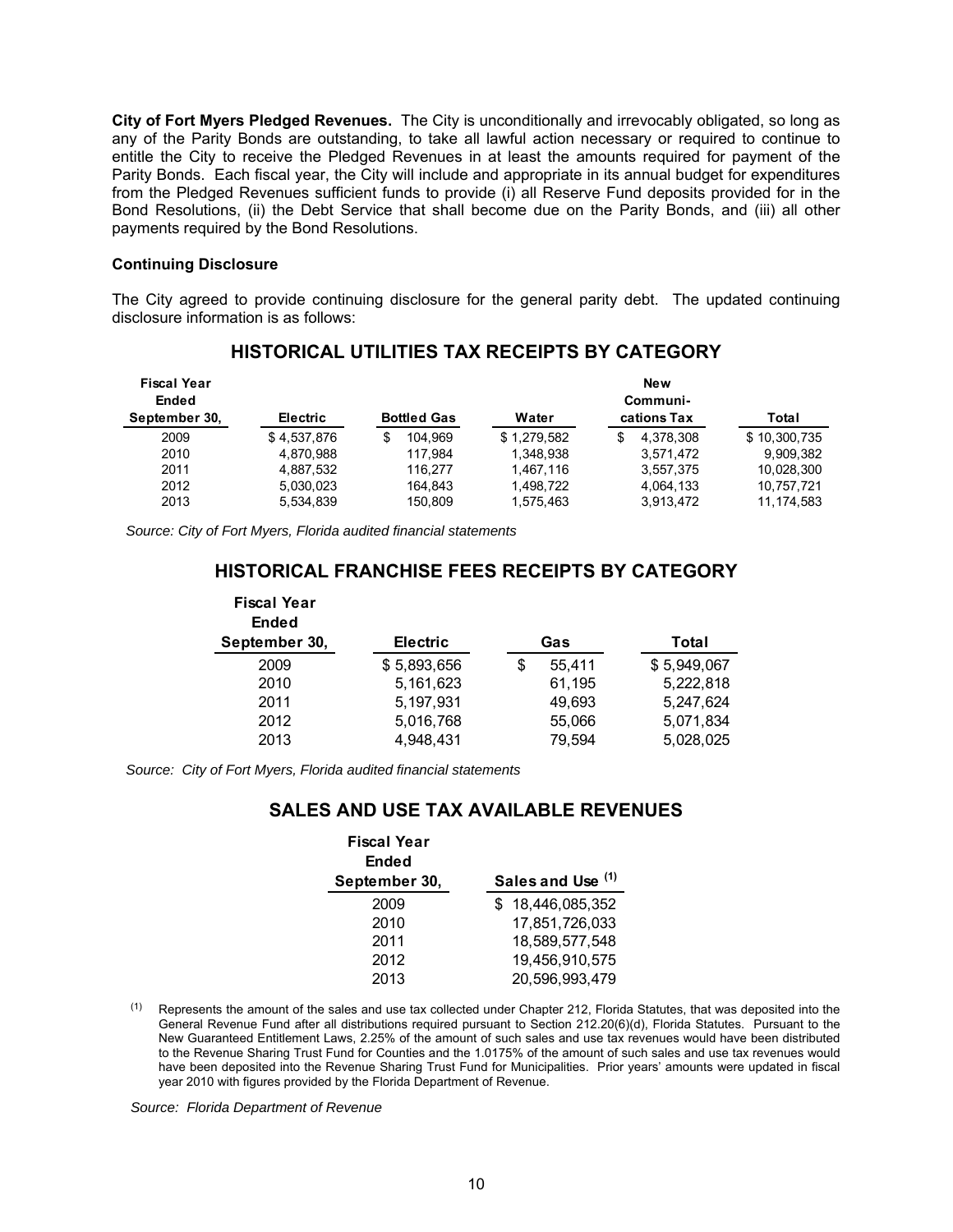**City of Fort Myers Pledged Revenues.** The City is unconditionally and irrevocably obligated, so long as any of the Parity Bonds are outstanding, to take all lawful action necessary or required to continue to entitle the City to receive the Pledged Revenues in at least the amounts required for payment of the Parity Bonds. Each fiscal year, the City will include and appropriate in its annual budget for expenditures from the Pledged Revenues sufficient funds to provide (i) all Reserve Fund deposits provided for in the Bond Resolutions, (ii) the Debt Service that shall become due on the Parity Bonds, and (iii) all other payments required by the Bond Resolutions.

**Continuing Disclosure**

The City agreed to provide continuing disclosure for the general parity debt. The updated continuing disclosure information is as follows:

## HISTORICAL UTILITIES TAX RECEIPTS BY CATEGORY

| Fiscal Year Ended September 30, | Electric | Bottled Gas | Water | New Communi-cations Tax | Total |
|---|---|---|---|---|---|
| 2009 | $ 4,537,876 | $ 104,969 | $ 1,279,582 | $ 4,378,308 | $ 10,300,735 |
| 2010 | 4,870,988 | 117,984 | 1,348,938 | 3,571,472 | 9,909,382 |
| 2011 | 4,887,532 | 116,277 | 1,467,116 | 3,557,375 | 10,028,300 |
| 2012 | 5,030,023 | 164,843 | 1,498,722 | 4,064,133 | 10,757,721 |
| 2013 | 5,534,839 | 150,809 | 1,575,463 | 3,913,472 | 11,174,583 |

*Source: City of Fort Myers, Florida audited financial statements*

## HISTORICAL FRANCHISE FEES RECEIPTS BY CATEGORY

| Fiscal Year Ended September 30, | Electric | Gas | Total |
|---|---|---|---|
| 2009 | $ 5,893,656 | $ 55,411 | $ 5,949,067 |
| 2010 | 5,161,623 | 61,195 | 5,222,818 |
| 2011 | 5,197,931 | 49,693 | 5,247,624 |
| 2012 | 5,016,768 | 55,066 | 5,071,834 |
| 2013 | 4,948,431 | 79,594 | 5,028,025 |

*Source: City of Fort Myers, Florida audited financial statements*

## SALES AND USE TAX AVAILABLE REVENUES

| Fiscal Year Ended September 30, | Sales and Use (1) |
|---|---|
| 2009 | $ 18,446,085,352 |
| 2010 | 17,851,726,033 |
| 2011 | 18,589,577,548 |
| 2012 | 19,456,910,575 |
| 2013 | 20,596,993,479 |

(1) Represents the amount of the sales and use tax collected under Chapter 212, Florida Statutes, that was deposited into the General Revenue Fund after all distributions required pursuant to Section 212.20(6)(d), Florida Statutes. Pursuant to the New Guaranteed Entitlement Laws, 2.25% of the amount of such sales and use tax revenues would have been distributed to the Revenue Sharing Trust Fund for Counties and the 1.0175% of the amount of such sales and use tax revenues would have been deposited into the Revenue Sharing Trust Fund for Municipalities. Prior years' amounts were updated in fiscal year 2010 with figures provided by the Florida Department of Revenue.

*Source: Florida Department of Revenue*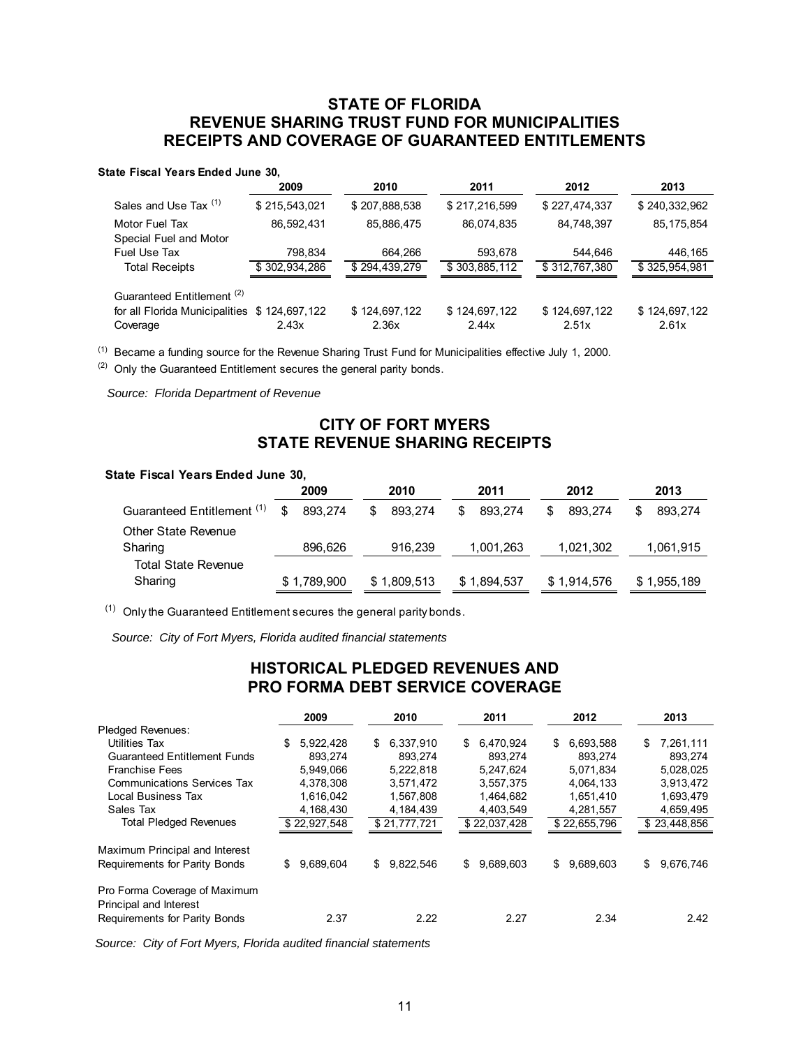## STATE OF FLORIDA
## REVENUE SHARING TRUST FUND FOR MUNICIPALITIES
## RECEIPTS AND COVERAGE OF GUARANTEED ENTITLEMENTS

**State Fiscal Years Ended June 30,**

| | 2009 | 2010 | 2011 | 2012 | 2013 |
|---|---|---|---|---|---|
| Sales and Use Tax [(1)] | \$ 215,543,021 | \$ 207,888,538 | \$ 217,216,599 | \$ 227,474,337 | \$ 240,332,962 |
| Motor Fuel Tax | 86,592,431 | 85,886,475 | 86,074,835 | 84,748,397 | 85,175,854 |
| Special Fuel and Motor Fuel Use Tax | 798,834 | 664,266 | 593,678 | 544,646 | 446,165 |
| Total Receipts | \$ 302,934,286 | \$ 294,439,279 | \$ 303,885,112 | \$ 312,767,380 | \$ 325,954,981 |
| Guaranteed Entitlement [(2)] for all Florida Municipalities | \$ 124,697,122 | \$ 124,697,122 | \$ 124,697,122 | \$ 124,697,122 | \$ 124,697,122 |
| Coverage | 2.43x | 2.36x | 2.44x | 2.51x | 2.61x |

(1) Became a funding source for the Revenue Sharing Trust Fund for Municipalities effective July 1, 2000.

(2) Only the Guaranteed Entitlement secures the general parity bonds.

*Source: Florida Department of Revenue*

## CITY OF FORT MYERS
## STATE REVENUE SHARING RECEIPTS

**State Fiscal Years Ended June 30,**

| | 2009 | 2010 | 2011 | 2012 | 2013 |
|---|---|---|---|---|---|
| Guaranteed Entitlement [(1)] | \$ 893,274 | \$ 893,274 | \$ 893,274 | \$ 893,274 | \$ 893,274 |
| Other State Revenue Sharing | 896,626 | 916,239 | 1,001,263 | 1,021,302 | 1,061,915 |
| Total State Revenue Sharing | \$ 1,789,900 | \$ 1,809,513 | \$ 1,894,537 | \$ 1,914,576 | \$ 1,955,189 |

(1) Only the Guaranteed Entitlement secures the general parity bonds.

*Source: City of Fort Myers, Florida audited financial statements*

## HISTORICAL PLEDGED REVENUES AND
## PRO FORMA DEBT SERVICE COVERAGE

| | 2009 | 2010 | 2011 | 2012 | 2013 |
|---|---|---|---|---|---|
| Pledged Revenues: | | | | | |
| Utilities Tax | \$ 5,922,428 | \$ 6,337,910 | \$ 6,470,924 | \$ 6,693,588 | \$ 7,261,111 |
| Guaranteed Entitlement Funds | 893,274 | 893,274 | 893,274 | 893,274 | 893,274 |
| Franchise Fees | 5,949,066 | 5,222,818 | 5,247,624 | 5,071,834 | 5,028,025 |
| Communications Services Tax | 4,378,308 | 3,571,472 | 3,557,375 | 4,064,133 | 3,913,472 |
| Local Business Tax | 1,616,042 | 1,567,808 | 1,464,682 | 1,651,410 | 1,693,479 |
| Sales Tax | 4,168,430 | 4,184,439 | 4,403,549 | 4,281,557 | 4,659,495 |
| Total Pledged Revenues | \$ 22,927,548 | \$ 21,777,721 | \$ 22,037,428 | \$ 22,655,796 | \$ 23,448,856 |
| Maximum Principal and Interest Requirements for Parity Bonds | \$ 9,689,604 | \$ 9,822,546 | \$ 9,689,603 | \$ 9,689,603 | \$ 9,676,746 |
| Pro Forma Coverage of Maximum Principal and Interest Requirements for Parity Bonds | 2.37 | 2.22 | 2.27 | 2.34 | 2.42 |

*Source: City of Fort Myers, Florida audited financial statements*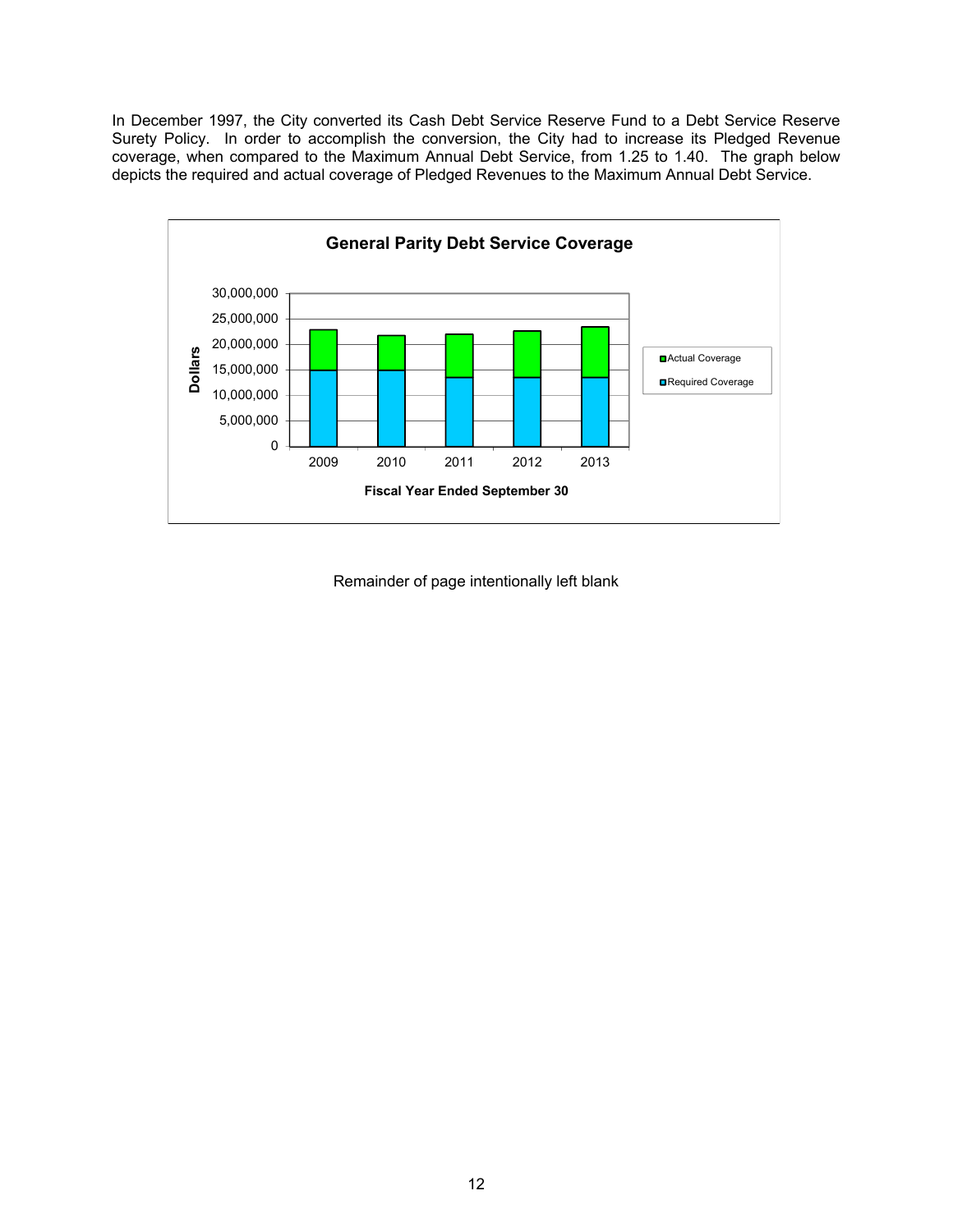In December 1997, the City converted its Cash Debt Service Reserve Fund to a Debt Service Reserve Surety Policy. In order to accomplish the conversion, the City had to increase its Pledged Revenue coverage, when compared to the Maximum Annual Debt Service, from 1.25 to 1.40. The graph below depicts the required and actual coverage of Pledged Revenues to the Maximum Annual Debt Service.

**General Parity Debt Service Coverage**

Remainder of page intentionally left blank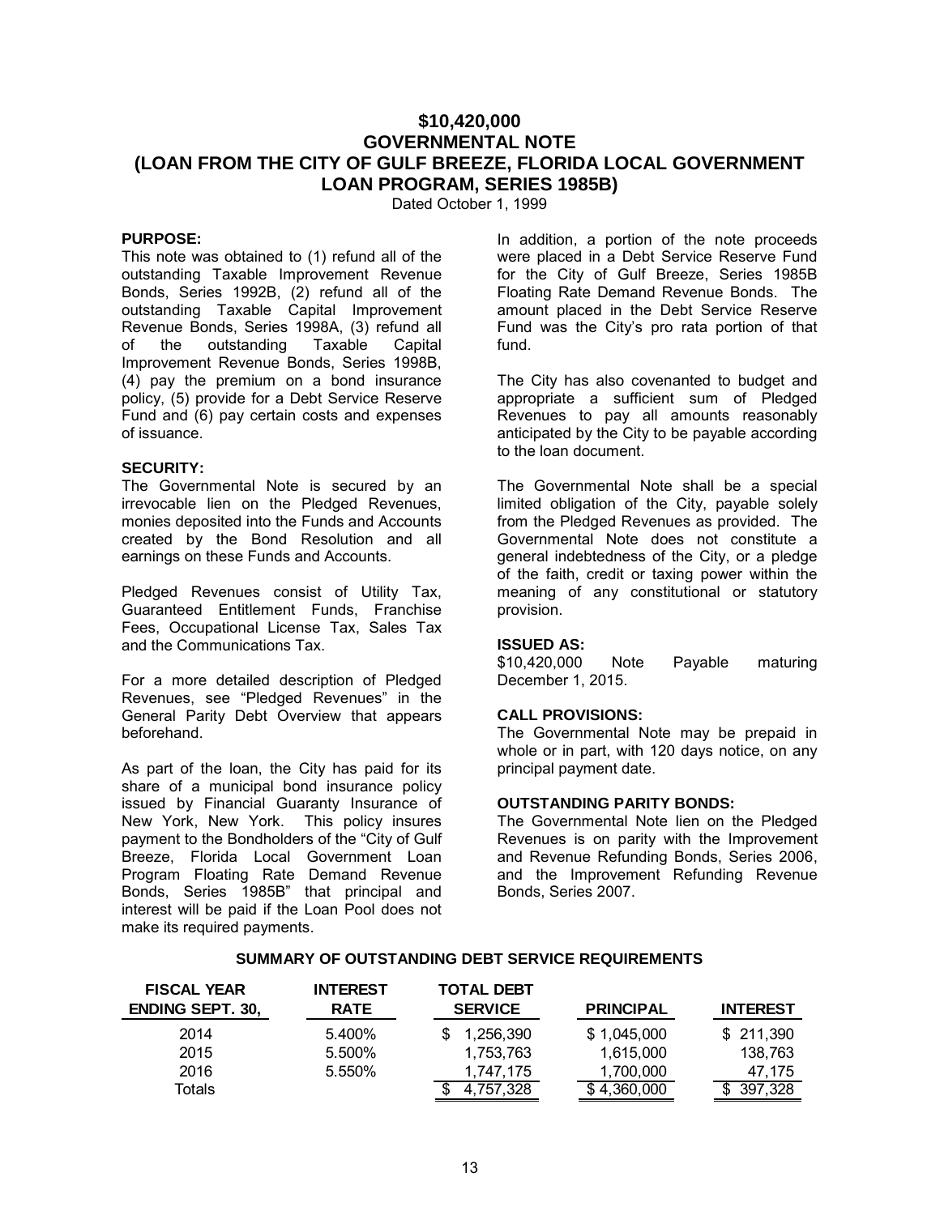# $10,420,000
# GOVERNMENTAL NOTE
# (LOAN FROM THE CITY OF GULF BREEZE, FLORIDA LOCAL GOVERNMENT LOAN PROGRAM, SERIES 1985B)

Dated October 1, 1999

**PURPOSE:**

This note was obtained to (1) refund all of the outstanding Taxable Improvement Revenue Bonds, Series 1992B, (2) refund all of the outstanding Taxable Capital Improvement Revenue Bonds, Series 1998A, (3) refund all of the outstanding Taxable Capital Improvement Revenue Bonds, Series 1998B, (4) pay the premium on a bond insurance policy, (5) provide for a Debt Service Reserve Fund and (6) pay certain costs and expenses of issuance.

**SECURITY:**

The Governmental Note is secured by an irrevocable lien on the Pledged Revenues, monies deposited into the Funds and Accounts created by the Bond Resolution and all earnings on these Funds and Accounts.

Pledged Revenues consist of Utility Tax, Guaranteed Entitlement Funds, Franchise Fees, Occupational License Tax, Sales Tax and the Communications Tax.

For a more detailed description of Pledged Revenues, see "Pledged Revenues" in the General Parity Debt Overview that appears beforehand.

As part of the loan, the City has paid for its share of a municipal bond insurance policy issued by Financial Guaranty Insurance of New York, New York. This policy insures payment to the Bondholders of the "City of Gulf Breeze, Florida Local Government Loan Program Floating Rate Demand Revenue Bonds, Series 1985B" that principal and interest will be paid if the Loan Pool does not make its required payments.

In addition, a portion of the note proceeds were placed in a Debt Service Reserve Fund for the City of Gulf Breeze, Series 1985B Floating Rate Demand Revenue Bonds. The amount placed in the Debt Service Reserve Fund was the City's pro rata portion of that fund.

The City has also covenanted to budget and appropriate a sufficient sum of Pledged Revenues to pay all amounts reasonably anticipated by the City to be payable according to the loan document.

The Governmental Note shall be a special limited obligation of the City, payable solely from the Pledged Revenues as provided. The Governmental Note does not constitute a general indebtedness of the City, or a pledge of the faith, credit or taxing power within the meaning of any constitutional or statutory provision.

**ISSUED AS:**

$10,420,000 Note Payable maturing December 1, 2015.

**CALL PROVISIONS:**

The Governmental Note may be prepaid in whole or in part, with 120 days notice, on any principal payment date.

**OUTSTANDING PARITY BONDS:**

The Governmental Note lien on the Pledged Revenues is on parity with the Improvement and Revenue Refunding Bonds, Series 2006, and the Improvement Refunding Revenue Bonds, Series 2007.

**SUMMARY OF OUTSTANDING DEBT SERVICE REQUIREMENTS**

| FISCAL YEAR ENDING SEPT. 30, | INTEREST RATE | TOTAL DEBT SERVICE | PRINCIPAL | INTEREST |
|---|---|---|---|---|
| 2014 | 5.400% | $ 1,256,390 | $ 1,045,000 | $ 211,390 |
| 2015 | 5.500% | 1,753,763 | 1,615,000 | 138,763 |
| 2016 | 5.550% | 1,747,175 | 1,700,000 | 47,175 |
| Totals | | $ 4,757,328 | $ 4,360,000 | $ 397,328 |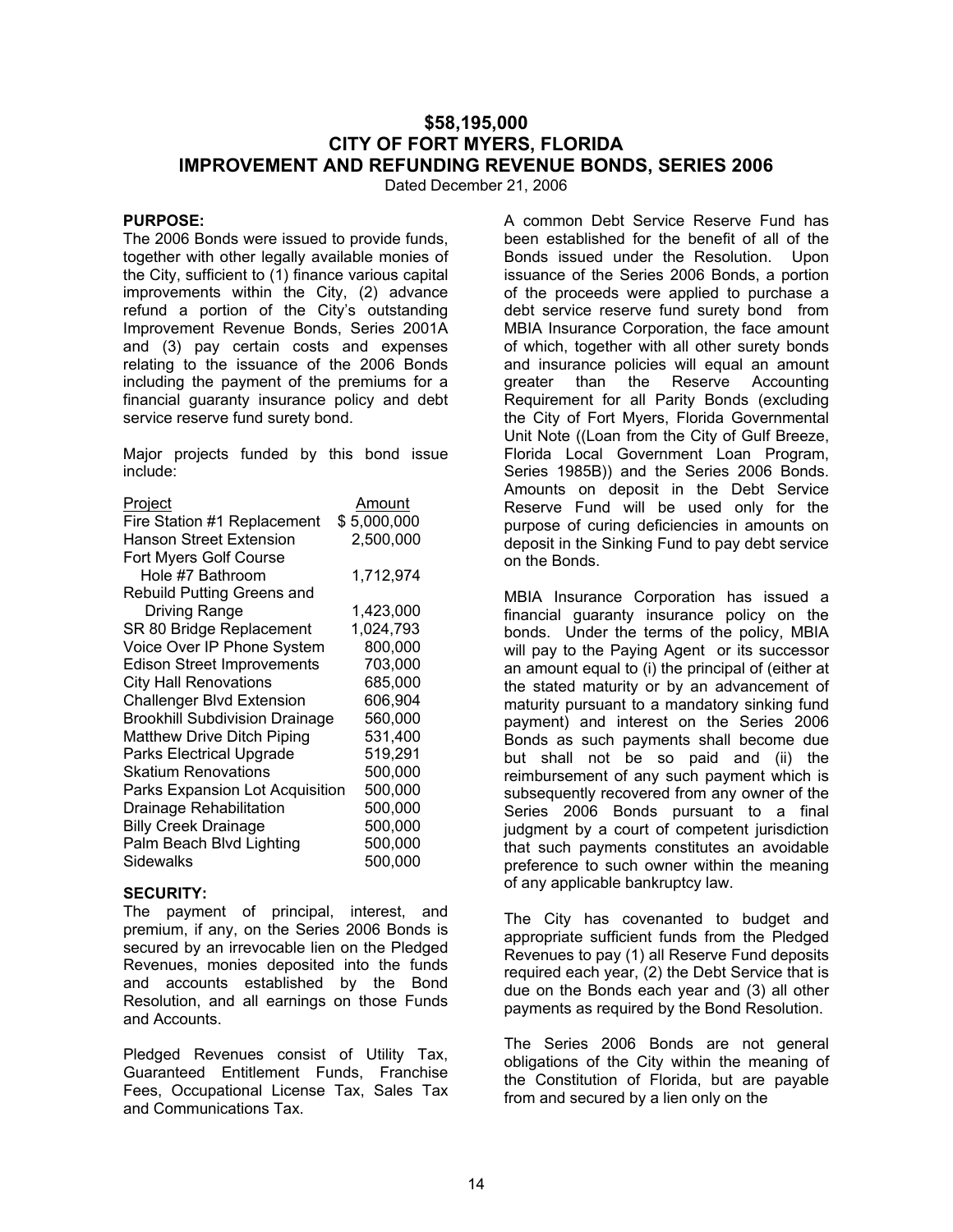# $58,195,000
# CITY OF FORT MYERS, FLORIDA
# IMPROVEMENT AND REFUNDING REVENUE BONDS, SERIES 2006

Dated December 21, 2006

**PURPOSE:**

The 2006 Bonds were issued to provide funds, together with other legally available monies of the City, sufficient to (1) finance various capital improvements within the City, (2) advance refund a portion of the City's outstanding Improvement Revenue Bonds, Series 2001A and (3) pay certain costs and expenses relating to the issuance of the 2006 Bonds including the payment of the premiums for a financial guaranty insurance policy and debt service reserve fund surety bond.

Major projects funded by this bond issue include:

| Project | Amount |
|---|---|
| Fire Station #1 Replacement | $ 5,000,000 |
| Hanson Street Extension | 2,500,000 |
| Fort Myers Golf Course Hole #7 Bathroom | 1,712,974 |
| Rebuild Putting Greens and Driving Range | 1,423,000 |
| SR 80 Bridge Replacement | 1,024,793 |
| Voice Over IP Phone System | 800,000 |
| Edison Street Improvements | 703,000 |
| City Hall Renovations | 685,000 |
| Challenger Blvd Extension | 606,904 |
| Brookhill Subdivision Drainage | 560,000 |
| Matthew Drive Ditch Piping | 531,400 |
| Parks Electrical Upgrade | 519,291 |
| Skatium Renovations | 500,000 |
| Parks Expansion Lot Acquisition | 500,000 |
| Drainage Rehabilitation | 500,000 |
| Billy Creek Drainage | 500,000 |
| Palm Beach Blvd Lighting | 500,000 |
| Sidewalks | 500,000 |

**SECURITY:**

The payment of principal, interest, and premium, if any, on the Series 2006 Bonds is secured by an irrevocable lien on the Pledged Revenues, monies deposited into the funds and accounts established by the Bond Resolution, and all earnings on those Funds and Accounts.

Pledged Revenues consist of Utility Tax, Guaranteed Entitlement Funds, Franchise Fees, Occupational License Tax, Sales Tax and Communications Tax.

A common Debt Service Reserve Fund has been established for the benefit of all of the Bonds issued under the Resolution. Upon issuance of the Series 2006 Bonds, a portion of the proceeds were applied to purchase a debt service reserve fund surety bond from MBIA Insurance Corporation, the face amount of which, together with all other surety bonds and insurance policies will equal an amount greater than the Reserve Accounting Requirement for all Parity Bonds (excluding the City of Fort Myers, Florida Governmental Unit Note ((Loan from the City of Gulf Breeze, Florida Local Government Loan Program, Series 1985B)) and the Series 2006 Bonds. Amounts on deposit in the Debt Service Reserve Fund will be used only for the purpose of curing deficiencies in amounts on deposit in the Sinking Fund to pay debt service on the Bonds.

MBIA Insurance Corporation has issued a financial guaranty insurance policy on the bonds. Under the terms of the policy, MBIA will pay to the Paying Agent or its successor an amount equal to (i) the principal of (either at the stated maturity or by an advancement of maturity pursuant to a mandatory sinking fund payment) and interest on the Series 2006 Bonds as such payments shall become due but shall not be so paid and (ii) the reimbursement of any such payment which is subsequently recovered from any owner of the Series 2006 Bonds pursuant to a final judgment by a court of competent jurisdiction that such payments constitutes an avoidable preference to such owner within the meaning of any applicable bankruptcy law.

The City has covenanted to budget and appropriate sufficient funds from the Pledged Revenues to pay (1) all Reserve Fund deposits required each year, (2) the Debt Service that is due on the Bonds each year and (3) all other payments as required by the Bond Resolution.

The Series 2006 Bonds are not general obligations of the City within the meaning of the Constitution of Florida, but are payable from and secured by a lien only on the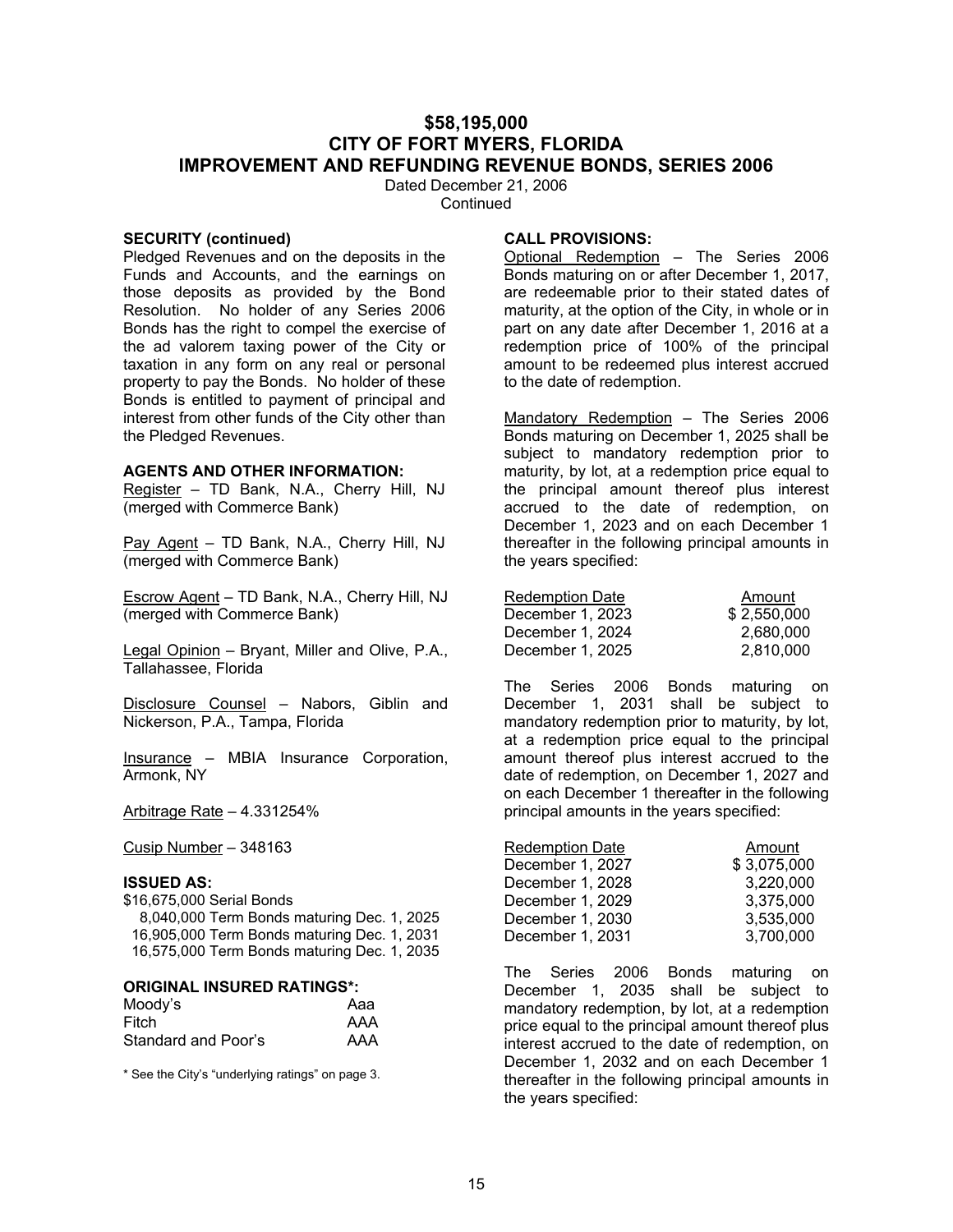# $58,195,000
# CITY OF FORT MYERS, FLORIDA
# IMPROVEMENT AND REFUNDING REVENUE BONDS, SERIES 2006

Dated December 21, 2006
Continued

**SECURITY (continued)**

Pledged Revenues and on the deposits in the Funds and Accounts, and the earnings on those deposits as provided by the Bond Resolution. No holder of any Series 2006 Bonds has the right to compel the exercise of the ad valorem taxing power of the City or taxation in any form on any real or personal property to pay the Bonds. No holder of these Bonds is entitled to payment of principal and interest from other funds of the City other than the Pledged Revenues.

**AGENTS AND OTHER INFORMATION:**

Register – TD Bank, N.A., Cherry Hill, NJ (merged with Commerce Bank)

Pay Agent – TD Bank, N.A., Cherry Hill, NJ (merged with Commerce Bank)

Escrow Agent – TD Bank, N.A., Cherry Hill, NJ (merged with Commerce Bank)

Legal Opinion – Bryant, Miller and Olive, P.A., Tallahassee, Florida

Disclosure Counsel – Nabors, Giblin and Nickerson, P.A., Tampa, Florida

Insurance – MBIA Insurance Corporation, Armonk, NY

Arbitrage Rate – 4.331254%

Cusip Number – 348163

**ISSUED AS:**

$16,675,000 Serial Bonds
8,040,000 Term Bonds maturing Dec. 1, 2025
16,905,000 Term Bonds maturing Dec. 1, 2031
16,575,000 Term Bonds maturing Dec. 1, 2035

**ORIGINAL INSURED RATINGS*:**

| | |
|---|---|
| Moody's | Aaa |
| Fitch | AAA |
| Standard and Poor's | AAA |

* See the City's "underlying ratings" on page 3.

**CALL PROVISIONS:**

Optional Redemption – The Series 2006 Bonds maturing on or after December 1, 2017, are redeemable prior to their stated dates of maturity, at the option of the City, in whole or in part on any date after December 1, 2016 at a redemption price of 100% of the principal amount to be redeemed plus interest accrued to the date of redemption.

Mandatory Redemption – The Series 2006 Bonds maturing on December 1, 2025 shall be subject to mandatory redemption prior to maturity, by lot, at a redemption price equal to the principal amount thereof plus interest accrued to the date of redemption, on December 1, 2023 and on each December 1 thereafter in the following principal amounts in the years specified:

| Redemption Date | Amount |
|---|---|
| December 1, 2023 | $ 2,550,000 |
| December 1, 2024 | 2,680,000 |
| December 1, 2025 | 2,810,000 |

The Series 2006 Bonds maturing on December 1, 2031 shall be subject to mandatory redemption prior to maturity, by lot, at a redemption price equal to the principal amount thereof plus interest accrued to the date of redemption, on December 1, 2027 and on each December 1 thereafter in the following principal amounts in the years specified:

| Redemption Date | Amount |
|---|---|
| December 1, 2027 | $ 3,075,000 |
| December 1, 2028 | 3,220,000 |
| December 1, 2029 | 3,375,000 |
| December 1, 2030 | 3,535,000 |
| December 1, 2031 | 3,700,000 |

The Series 2006 Bonds maturing on December 1, 2035 shall be subject to mandatory redemption, by lot, at a redemption price equal to the principal amount thereof plus interest accrued to the date of redemption, on December 1, 2032 and on each December 1 thereafter in the following principal amounts in the years specified: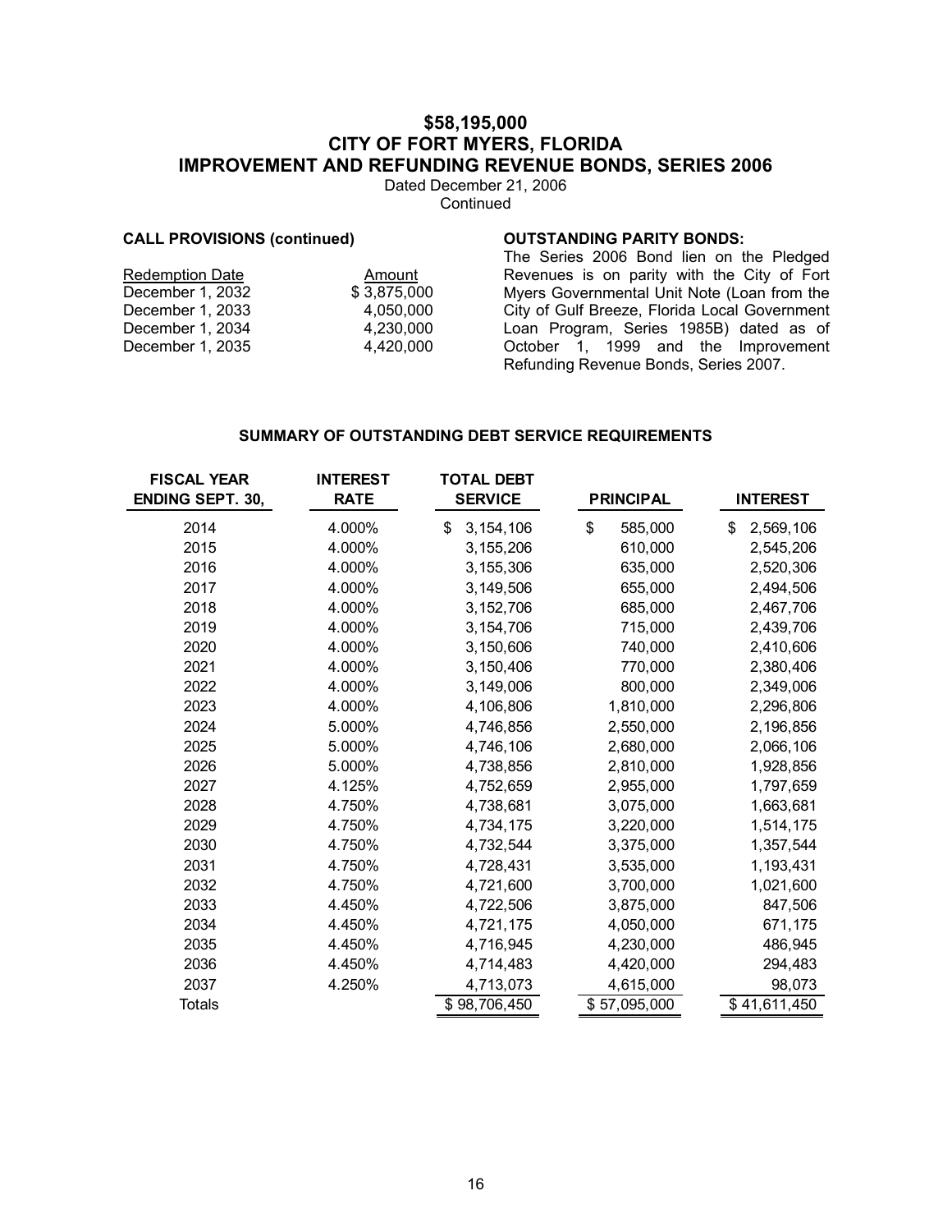# $58,195,000
# CITY OF FORT MYERS, FLORIDA
# IMPROVEMENT AND REFUNDING REVENUE BONDS, SERIES 2006

Dated December 21, 2006

Continued

**CALL PROVISIONS (continued)**

| Redemption Date | Amount |
|---|---|
| December 1, 2032 | $ 3,875,000 |
| December 1, 2033 | 4,050,000 |
| December 1, 2034 | 4,230,000 |
| December 1, 2035 | 4,420,000 |

**OUTSTANDING PARITY BONDS:**

The Series 2006 Bond lien on the Pledged Revenues is on parity with the City of Fort Myers Governmental Unit Note (Loan from the City of Gulf Breeze, Florida Local Government Loan Program, Series 1985B) dated as of October 1, 1999 and the Improvement Refunding Revenue Bonds, Series 2007.

**SUMMARY OF OUTSTANDING DEBT SERVICE REQUIREMENTS**

| FISCAL YEAR ENDING SEPT. 30, | INTEREST RATE | TOTAL DEBT SERVICE | PRINCIPAL | INTEREST |
|---|---|---|---|---|
| 2014 | 4.000% | $ 3,154,106 | $ 585,000 | $ 2,569,106 |
| 2015 | 4.000% | 3,155,206 | 610,000 | 2,545,206 |
| 2016 | 4.000% | 3,155,306 | 635,000 | 2,520,306 |
| 2017 | 4.000% | 3,149,506 | 655,000 | 2,494,506 |
| 2018 | 4.000% | 3,152,706 | 685,000 | 2,467,706 |
| 2019 | 4.000% | 3,154,706 | 715,000 | 2,439,706 |
| 2020 | 4.000% | 3,150,606 | 740,000 | 2,410,606 |
| 2021 | 4.000% | 3,150,406 | 770,000 | 2,380,406 |
| 2022 | 4.000% | 3,149,006 | 800,000 | 2,349,006 |
| 2023 | 4.000% | 4,106,806 | 1,810,000 | 2,296,806 |
| 2024 | 5.000% | 4,746,856 | 2,550,000 | 2,196,856 |
| 2025 | 5.000% | 4,746,106 | 2,680,000 | 2,066,106 |
| 2026 | 5.000% | 4,738,856 | 2,810,000 | 1,928,856 |
| 2027 | 4.125% | 4,752,659 | 2,955,000 | 1,797,659 |
| 2028 | 4.750% | 4,738,681 | 3,075,000 | 1,663,681 |
| 2029 | 4.750% | 4,734,175 | 3,220,000 | 1,514,175 |
| 2030 | 4.750% | 4,732,544 | 3,375,000 | 1,357,544 |
| 2031 | 4.750% | 4,728,431 | 3,535,000 | 1,193,431 |
| 2032 | 4.750% | 4,721,600 | 3,700,000 | 1,021,600 |
| 2033 | 4.450% | 4,722,506 | 3,875,000 | 847,506 |
| 2034 | 4.450% | 4,721,175 | 4,050,000 | 671,175 |
| 2035 | 4.450% | 4,716,945 | 4,230,000 | 486,945 |
| 2036 | 4.450% | 4,714,483 | 4,420,000 | 294,483 |
| 2037 | 4.250% | 4,713,073 | 4,615,000 | 98,073 |
| Totals | | $ 98,706,450 | $ 57,095,000 | $ 41,611,450 |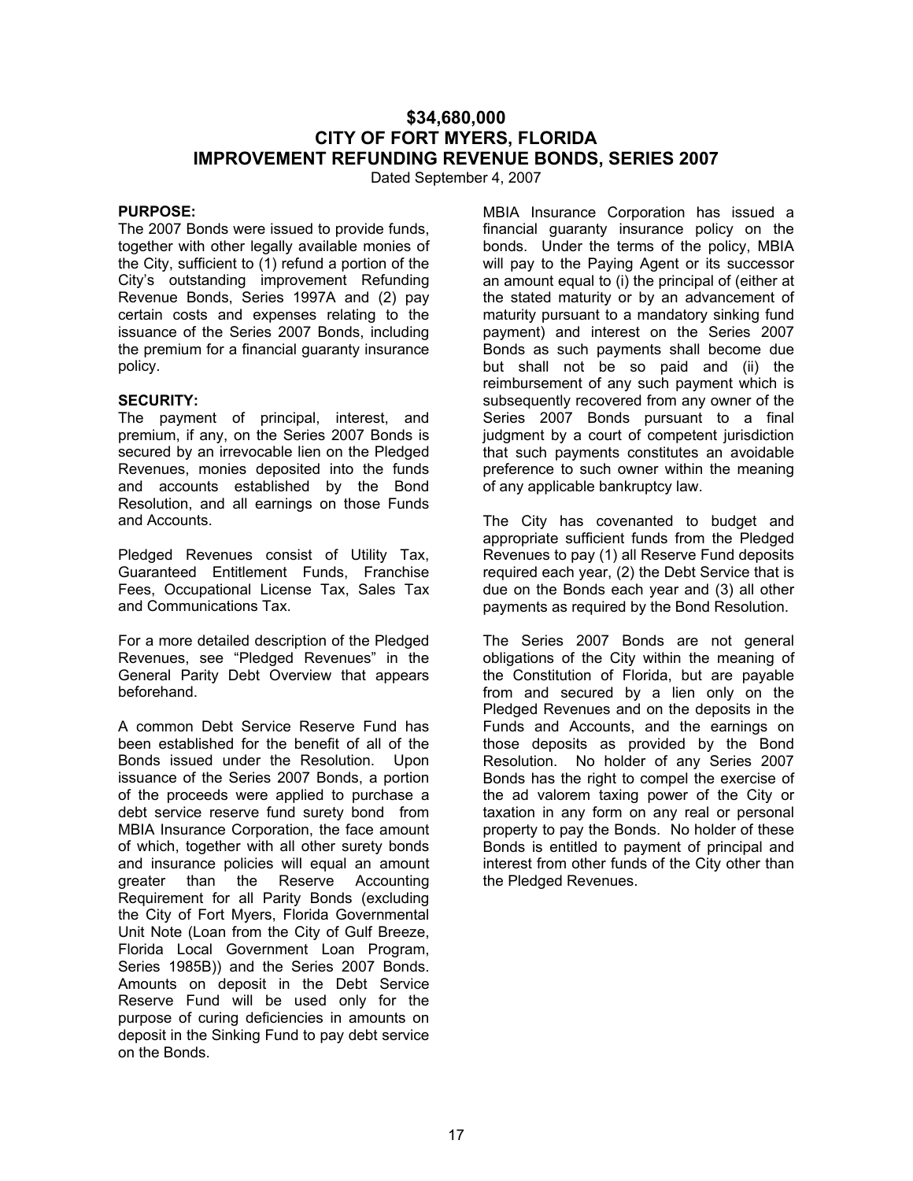# $34,680,000
# CITY OF FORT MYERS, FLORIDA
# IMPROVEMENT REFUNDING REVENUE BONDS, SERIES 2007

Dated September 4, 2007

**PURPOSE:**

The 2007 Bonds were issued to provide funds, together with other legally available monies of the City, sufficient to (1) refund a portion of the City's outstanding improvement Refunding Revenue Bonds, Series 1997A and (2) pay certain costs and expenses relating to the issuance of the Series 2007 Bonds, including the premium for a financial guaranty insurance policy.

**SECURITY:**

The payment of principal, interest, and premium, if any, on the Series 2007 Bonds is secured by an irrevocable lien on the Pledged Revenues, monies deposited into the funds and accounts established by the Bond Resolution, and all earnings on those Funds and Accounts.

Pledged Revenues consist of Utility Tax, Guaranteed Entitlement Funds, Franchise Fees, Occupational License Tax, Sales Tax and Communications Tax.

For a more detailed description of the Pledged Revenues, see "Pledged Revenues" in the General Parity Debt Overview that appears beforehand.

A common Debt Service Reserve Fund has been established for the benefit of all of the Bonds issued under the Resolution. Upon issuance of the Series 2007 Bonds, a portion of the proceeds were applied to purchase a debt service reserve fund surety bond from MBIA Insurance Corporation, the face amount of which, together with all other surety bonds and insurance policies will equal an amount greater than the Reserve Accounting Requirement for all Parity Bonds (excluding the City of Fort Myers, Florida Governmental Unit Note (Loan from the City of Gulf Breeze, Florida Local Government Loan Program, Series 1985B)) and the Series 2007 Bonds. Amounts on deposit in the Debt Service Reserve Fund will be used only for the purpose of curing deficiencies in amounts on deposit in the Sinking Fund to pay debt service on the Bonds.

MBIA Insurance Corporation has issued a financial guaranty insurance policy on the bonds. Under the terms of the policy, MBIA will pay to the Paying Agent or its successor an amount equal to (i) the principal of (either at the stated maturity or by an advancement of maturity pursuant to a mandatory sinking fund payment) and interest on the Series 2007 Bonds as such payments shall become due but shall not be so paid and (ii) the reimbursement of any such payment which is subsequently recovered from any owner of the Series 2007 Bonds pursuant to a final judgment by a court of competent jurisdiction that such payments constitutes an avoidable preference to such owner within the meaning of any applicable bankruptcy law.

The City has covenanted to budget and appropriate sufficient funds from the Pledged Revenues to pay (1) all Reserve Fund deposits required each year, (2) the Debt Service that is due on the Bonds each year and (3) all other payments as required by the Bond Resolution.

The Series 2007 Bonds are not general obligations of the City within the meaning of the Constitution of Florida, but are payable from and secured by a lien only on the Pledged Revenues and on the deposits in the Funds and Accounts, and the earnings on those deposits as provided by the Bond Resolution. No holder of any Series 2007 Bonds has the right to compel the exercise of the ad valorem taxing power of the City or taxation in any form on any real or personal property to pay the Bonds. No holder of these Bonds is entitled to payment of principal and interest from other funds of the City other than the Pledged Revenues.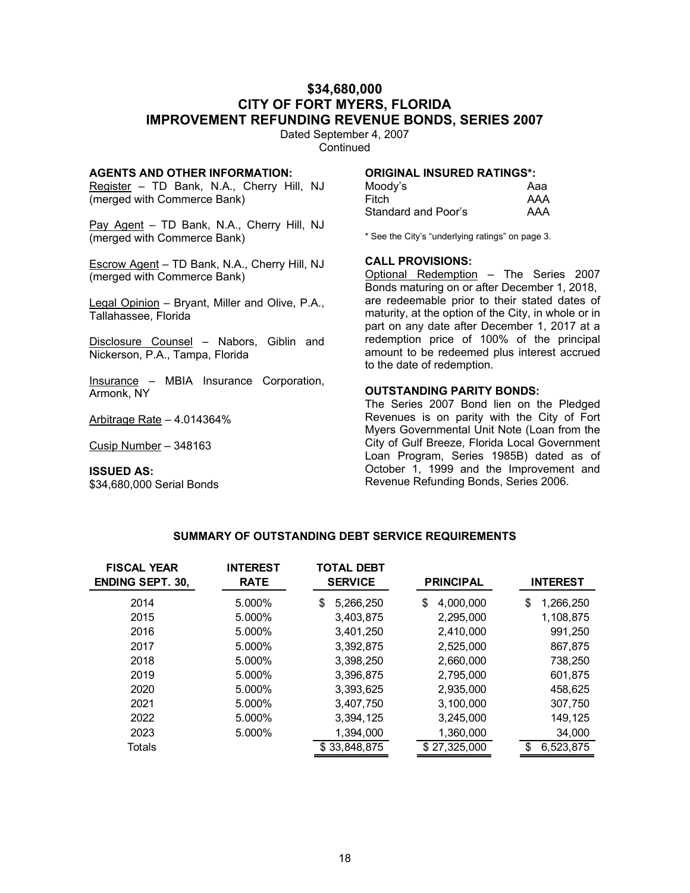# $34,680,000
# CITY OF FORT MYERS, FLORIDA
# IMPROVEMENT REFUNDING REVENUE BONDS, SERIES 2007

Dated September 4, 2007
Continued

**AGENTS AND OTHER INFORMATION:**

Register – TD Bank, N.A., Cherry Hill, NJ (merged with Commerce Bank)

Pay Agent – TD Bank, N.A., Cherry Hill, NJ (merged with Commerce Bank)

Escrow Agent – TD Bank, N.A., Cherry Hill, NJ (merged with Commerce Bank)

Legal Opinion – Bryant, Miller and Olive, P.A., Tallahassee, Florida

Disclosure Counsel – Nabors, Giblin and Nickerson, P.A., Tampa, Florida

Insurance – MBIA Insurance Corporation, Armonk, NY

Arbitrage Rate – 4.014364%

Cusip Number – 348163

**ISSUED AS:**

$34,680,000 Serial Bonds

**ORIGINAL INSURED RATINGS*:**

| | |
|---|---|
| Moody's | Aaa |
| Fitch | AAA |
| Standard and Poor's | AAA |

* See the City's "underlying ratings" on page 3.

**CALL PROVISIONS:**

Optional Redemption – The Series 2007 Bonds maturing on or after December 1, 2018, are redeemable prior to their stated dates of maturity, at the option of the City, in whole or in part on any date after December 1, 2017 at a redemption price of 100% of the principal amount to be redeemed plus interest accrued to the date of redemption.

**OUTSTANDING PARITY BONDS:**

The Series 2007 Bond lien on the Pledged Revenues is on parity with the City of Fort Myers Governmental Unit Note (Loan from the City of Gulf Breeze, Florida Local Government Loan Program, Series 1985B) dated as of October 1, 1999 and the Improvement and Revenue Refunding Bonds, Series 2006.

**SUMMARY OF OUTSTANDING DEBT SERVICE REQUIREMENTS**

| FISCAL YEAR ENDING SEPT. 30, | INTEREST RATE | TOTAL DEBT SERVICE | PRINCIPAL | INTEREST |
|---|---|---|---|---|
| 2014 | 5.000% | $ 5,266,250 | $ 4,000,000 | $ 1,266,250 |
| 2015 | 5.000% | 3,403,875 | 2,295,000 | 1,108,875 |
| 2016 | 5.000% | 3,401,250 | 2,410,000 | 991,250 |
| 2017 | 5.000% | 3,392,875 | 2,525,000 | 867,875 |
| 2018 | 5.000% | 3,398,250 | 2,660,000 | 738,250 |
| 2019 | 5.000% | 3,396,875 | 2,795,000 | 601,875 |
| 2020 | 5.000% | 3,393,625 | 2,935,000 | 458,625 |
| 2021 | 5.000% | 3,407,750 | 3,100,000 | 307,750 |
| 2022 | 5.000% | 3,394,125 | 3,245,000 | 149,125 |
| 2023 | 5.000% | 1,394,000 | 1,360,000 | 34,000 |
| Totals | | $ 33,848,875 | $ 27,325,000 | $ 6,523,875 |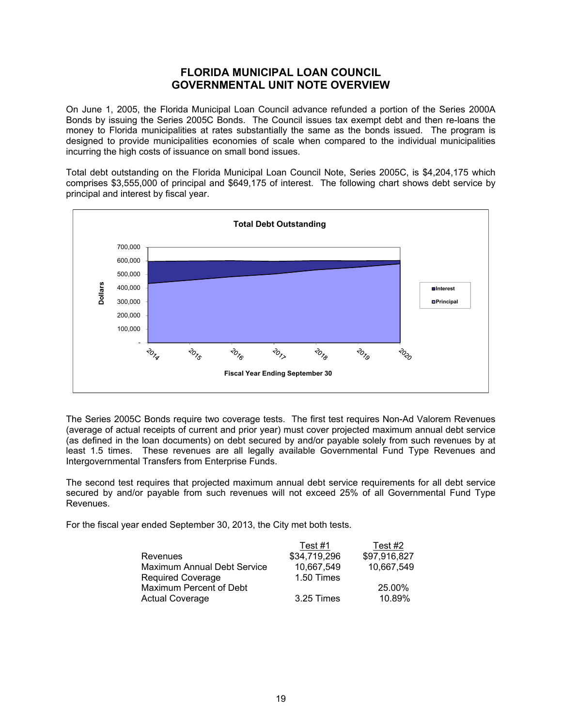# FLORIDA MUNICIPAL LOAN COUNCIL
# GOVERNMENTAL UNIT NOTE OVERVIEW

On June 1, 2005, the Florida Municipal Loan Council advance refunded a portion of the Series 2000A Bonds by issuing the Series 2005C Bonds. The Council issues tax exempt debt and then re-loans the money to Florida municipalities at rates substantially the same as the bonds issued. The program is designed to provide municipalities economies of scale when compared to the individual municipalities incurring the high costs of issuance on small bond issues.

Total debt outstanding on the Florida Municipal Loan Council Note, Series 2005C, is $4,204,175 which comprises $3,555,000 of principal and $649,175 of interest. The following chart shows debt service by principal and interest by fiscal year.

**Total Debt Outstanding**

Dollars: 700,000; 600,000; 500,000; 400,000; 300,000; 200,000; 100,000; -

Fiscal Year Ending September 30: 2014, 2015, 2016, 2017, 2018, 2019, 2020

Legend: Interest; Principal

The Series 2005C Bonds require two coverage tests. The first test requires Non-Ad Valorem Revenues (average of actual receipts of current and prior year) must cover projected maximum annual debt service (as defined in the loan documents) on debt secured by and/or payable solely from such revenues by at least 1.5 times. These revenues are all legally available Governmental Fund Type Revenues and Intergovernmental Transfers from Enterprise Funds.

The second test requires that projected maximum annual debt service requirements for all debt service secured by and/or payable from such revenues will not exceed 25% of all Governmental Fund Type Revenues.

For the fiscal year ended September 30, 2013, the City met both tests.

| | Test #1 | Test #2 |
|---|---|---|
| Revenues | $34,719,296 | $97,916,827 |
| Maximum Annual Debt Service | 10,667,549 | 10,667,549 |
| Required Coverage | 1.50 Times | |
| Maximum Percent of Debt | | 25.00% |
| Actual Coverage | 3.25 Times | 10.89% |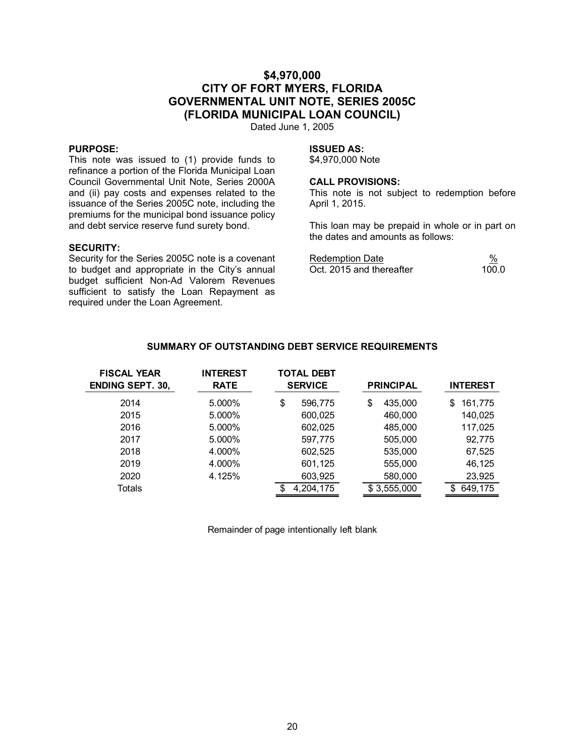# $4,970,000
# CITY OF FORT MYERS, FLORIDA
# GOVERNMENTAL UNIT NOTE, SERIES 2005C
# (FLORIDA MUNICIPAL LOAN COUNCIL)

Dated June 1, 2005

**PURPOSE:**
This note was issued to (1) provide funds to refinance a portion of the Florida Municipal Loan Council Governmental Unit Note, Series 2000A and (ii) pay costs and expenses related to the issuance of the Series 2005C note, including the premiums for the municipal bond issuance policy and debt service reserve fund surety bond.

**SECURITY:**
Security for the Series 2005C note is a covenant to budget and appropriate in the City's annual budget sufficient Non-Ad Valorem Revenues sufficient to satisfy the Loan Repayment as required under the Loan Agreement.

**ISSUED AS:**
$4,970,000 Note

**CALL PROVISIONS:**
This note is not subject to redemption before April 1, 2015.

This loan may be prepaid in whole or in part on the dates and amounts as follows:

| Redemption Date | % |
|---|---|
| Oct. 2015 and thereafter | 100.0 |

**SUMMARY OF OUTSTANDING DEBT SERVICE REQUIREMENTS**

| FISCAL YEAR ENDING SEPT. 30, | INTEREST RATE | TOTAL DEBT SERVICE | PRINCIPAL | INTEREST |
|---|---|---|---|---|
| 2014 | 5.000% | $ 596,775 | $ 435,000 | $ 161,775 |
| 2015 | 5.000% | 600,025 | 460,000 | 140,025 |
| 2016 | 5.000% | 602,025 | 485,000 | 117,025 |
| 2017 | 5.000% | 597,775 | 505,000 | 92,775 |
| 2018 | 4.000% | 602,525 | 535,000 | 67,525 |
| 2019 | 4.000% | 601,125 | 555,000 | 46,125 |
| 2020 | 4.125% | 603,925 | 580,000 | 23,925 |
| Totals | | $ 4,204,175 | $ 3,555,000 | $ 649,175 |

Remainder of page intentionally left blank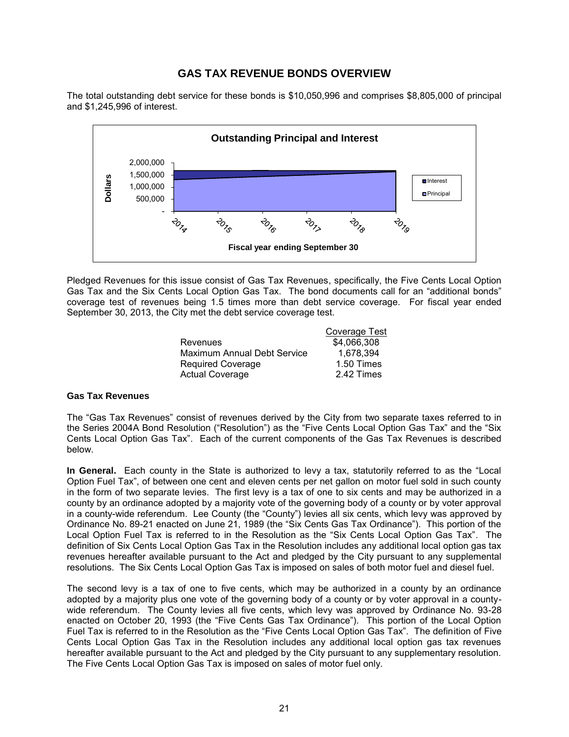## GAS TAX REVENUE BONDS OVERVIEW

The total outstanding debt service for these bonds is $10,050,996 and comprises $8,805,000 of principal and $1,245,996 of interest.

Pledged Revenues for this issue consist of Gas Tax Revenues, specifically, the Five Cents Local Option Gas Tax and the Six Cents Local Option Gas Tax. The bond documents call for an "additional bonds" coverage test of revenues being 1.5 times more than debt service coverage. For fiscal year ended September 30, 2013, the City met the debt service coverage test.

| | Coverage Test |
|---|---|
| Revenues | $4,066,308 |
| Maximum Annual Debt Service | 1,678,394 |
| Required Coverage | 1.50 Times |
| Actual Coverage | 2.42 Times |

**Gas Tax Revenues**

The "Gas Tax Revenues" consist of revenues derived by the City from two separate taxes referred to in the Series 2004A Bond Resolution ("Resolution") as the "Five Cents Local Option Gas Tax" and the "Six Cents Local Option Gas Tax". Each of the current components of the Gas Tax Revenues is described below.

**In General.** Each county in the State is authorized to levy a tax, statutorily referred to as the "Local Option Fuel Tax", of between one cent and eleven cents per net gallon on motor fuel sold in such county in the form of two separate levies. The first levy is a tax of one to six cents and may be authorized in a county by an ordinance adopted by a majority vote of the governing body of a county or by voter approval in a county-wide referendum. Lee County (the "County") levies all six cents, which levy was approved by Ordinance No. 89-21 enacted on June 21, 1989 (the "Six Cents Gas Tax Ordinance"). This portion of the Local Option Fuel Tax is referred to in the Resolution as the "Six Cents Local Option Gas Tax". The definition of Six Cents Local Option Gas Tax in the Resolution includes any additional local option gas tax revenues hereafter available pursuant to the Act and pledged by the City pursuant to any supplemental resolutions. The Six Cents Local Option Gas Tax is imposed on sales of both motor fuel and diesel fuel.

The second levy is a tax of one to five cents, which may be authorized in a county by an ordinance adopted by a majority plus one vote of the governing body of a county or by voter approval in a county-wide referendum. The County levies all five cents, which levy was approved by Ordinance No. 93-28 enacted on October 20, 1993 (the "Five Cents Gas Tax Ordinance"). This portion of the Local Option Fuel Tax is referred to in the Resolution as the "Five Cents Local Option Gas Tax". The definition of Five Cents Local Option Gas Tax in the Resolution includes any additional local option gas tax revenues hereafter available pursuant to the Act and pledged by the City pursuant to any supplementary resolution. The Five Cents Local Option Gas Tax is imposed on sales of motor fuel only.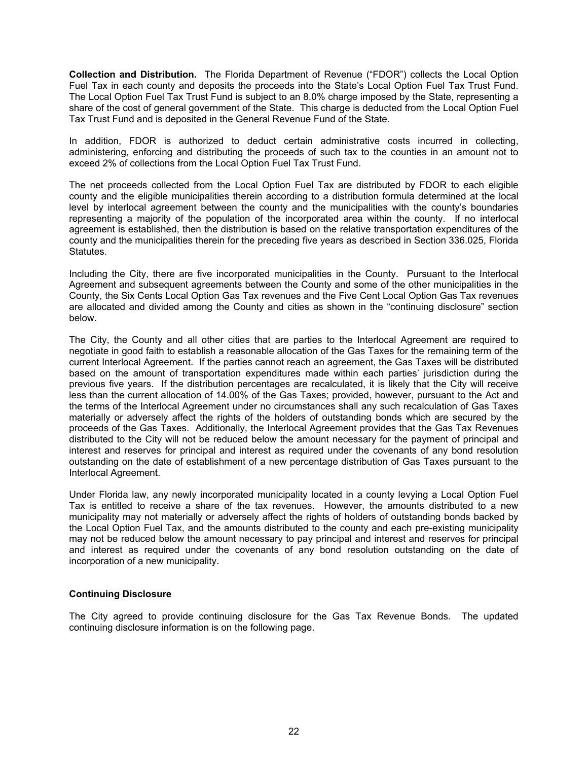**Collection and Distribution.** The Florida Department of Revenue ("FDOR") collects the Local Option Fuel Tax in each county and deposits the proceeds into the State's Local Option Fuel Tax Trust Fund. The Local Option Fuel Tax Trust Fund is subject to an 8.0% charge imposed by the State, representing a share of the cost of general government of the State. This charge is deducted from the Local Option Fuel Tax Trust Fund and is deposited in the General Revenue Fund of the State.

In addition, FDOR is authorized to deduct certain administrative costs incurred in collecting, administering, enforcing and distributing the proceeds of such tax to the counties in an amount not to exceed 2% of collections from the Local Option Fuel Tax Trust Fund.

The net proceeds collected from the Local Option Fuel Tax are distributed by FDOR to each eligible county and the eligible municipalities therein according to a distribution formula determined at the local level by interlocal agreement between the county and the municipalities with the county's boundaries representing a majority of the population of the incorporated area within the county. If no interlocal agreement is established, then the distribution is based on the relative transportation expenditures of the county and the municipalities therein for the preceding five years as described in Section 336.025, Florida Statutes.

Including the City, there are five incorporated municipalities in the County. Pursuant to the Interlocal Agreement and subsequent agreements between the County and some of the other municipalities in the County, the Six Cents Local Option Gas Tax revenues and the Five Cent Local Option Gas Tax revenues are allocated and divided among the County and cities as shown in the "continuing disclosure" section below.

The City, the County and all other cities that are parties to the Interlocal Agreement are required to negotiate in good faith to establish a reasonable allocation of the Gas Taxes for the remaining term of the current Interlocal Agreement. If the parties cannot reach an agreement, the Gas Taxes will be distributed based on the amount of transportation expenditures made within each parties' jurisdiction during the previous five years. If the distribution percentages are recalculated, it is likely that the City will receive less than the current allocation of 14.00% of the Gas Taxes; provided, however, pursuant to the Act and the terms of the Interlocal Agreement under no circumstances shall any such recalculation of Gas Taxes materially or adversely affect the rights of the holders of outstanding bonds which are secured by the proceeds of the Gas Taxes. Additionally, the Interlocal Agreement provides that the Gas Tax Revenues distributed to the City will not be reduced below the amount necessary for the payment of principal and interest and reserves for principal and interest as required under the covenants of any bond resolution outstanding on the date of establishment of a new percentage distribution of Gas Taxes pursuant to the Interlocal Agreement.

Under Florida law, any newly incorporated municipality located in a county levying a Local Option Fuel Tax is entitled to receive a share of the tax revenues. However, the amounts distributed to a new municipality may not materially or adversely affect the rights of holders of outstanding bonds backed by the Local Option Fuel Tax, and the amounts distributed to the county and each pre-existing municipality may not be reduced below the amount necessary to pay principal and interest and reserves for principal and interest as required under the covenants of any bond resolution outstanding on the date of incorporation of a new municipality.

### Continuing Disclosure

The City agreed to provide continuing disclosure for the Gas Tax Revenue Bonds. The updated continuing disclosure information is on the following page.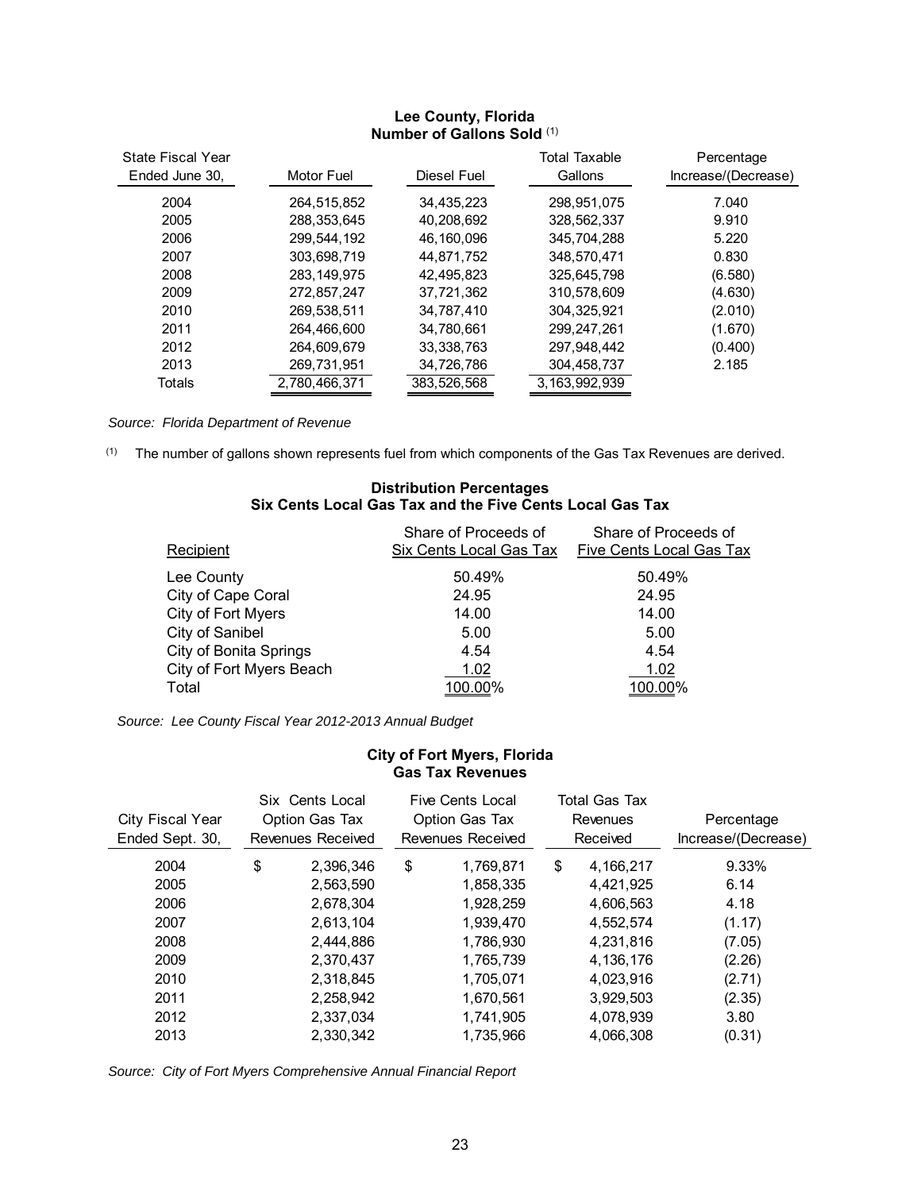**Lee County, Florida**
**Number of Gallons Sold** [(1)]

| State Fiscal Year Ended June 30, | Motor Fuel | Diesel Fuel | Total Taxable Gallons | Percentage Increase/(Decrease) |
|---|---|---|---|---|
| 2004 | 264,515,852 | 34,435,223 | 298,951,075 | 7.040 |
| 2005 | 288,353,645 | 40,208,692 | 328,562,337 | 9.910 |
| 2006 | 299,544,192 | 46,160,096 | 345,704,288 | 5.220 |
| 2007 | 303,698,719 | 44,871,752 | 348,570,471 | 0.830 |
| 2008 | 283,149,975 | 42,495,823 | 325,645,798 | (6.580) |
| 2009 | 272,857,247 | 37,721,362 | 310,578,609 | (4.630) |
| 2010 | 269,538,511 | 34,787,410 | 304,325,921 | (2.010) |
| 2011 | 264,466,600 | 34,780,661 | 299,247,261 | (1.670) |
| 2012 | 264,609,679 | 33,338,763 | 297,948,442 | (0.400) |
| 2013 | 269,731,951 | 34,726,786 | 304,458,737 | 2.185 |
| Totals | 2,780,466,371 | 383,526,568 | 3,163,992,939 | |

*Source: Florida Department of Revenue*

(1) The number of gallons shown represents fuel from which components of the Gas Tax Revenues are derived.

**Distribution Percentages**
**Six Cents Local Gas Tax and the Five Cents Local Gas Tax**

| Recipient | Share of Proceeds of Six Cents Local Gas Tax | Share of Proceeds of Five Cents Local Gas Tax |
|---|---|---|
| Lee County | 50.49% | 50.49% |
| City of Cape Coral | 24.95 | 24.95 |
| City of Fort Myers | 14.00 | 14.00 |
| City of Sanibel | 5.00 | 5.00 |
| City of Bonita Springs | 4.54 | 4.54 |
| City of Fort Myers Beach | 1.02 | 1.02 |
| Total | 100.00% | 100.00% |

*Source: Lee County Fiscal Year 2012-2013 Annual Budget*

**City of Fort Myers, Florida**
**Gas Tax Revenues**

| City Fiscal Year Ended Sept. 30, | Six Cents Local Option Gas Tax Revenues Received | Five Cents Local Option Gas Tax Revenues Received | Total Gas Tax Revenues Received | Percentage Increase/(Decrease) |
|---|---|---|---|---|
| 2004 | $ 2,396,346 | $ 1,769,871 | $ 4,166,217 | 9.33% |
| 2005 | 2,563,590 | 1,858,335 | 4,421,925 | 6.14 |
| 2006 | 2,678,304 | 1,928,259 | 4,606,563 | 4.18 |
| 2007 | 2,613,104 | 1,939,470 | 4,552,574 | (1.17) |
| 2008 | 2,444,886 | 1,786,930 | 4,231,816 | (7.05) |
| 2009 | 2,370,437 | 1,765,739 | 4,136,176 | (2.26) |
| 2010 | 2,318,845 | 1,705,071 | 4,023,916 | (2.71) |
| 2011 | 2,258,942 | 1,670,561 | 3,929,503 | (2.35) |
| 2012 | 2,337,034 | 1,741,905 | 4,078,939 | 3.80 |
| 2013 | 2,330,342 | 1,735,966 | 4,066,308 | (0.31) |

*Source: City of Fort Myers Comprehensive Annual Financial Report*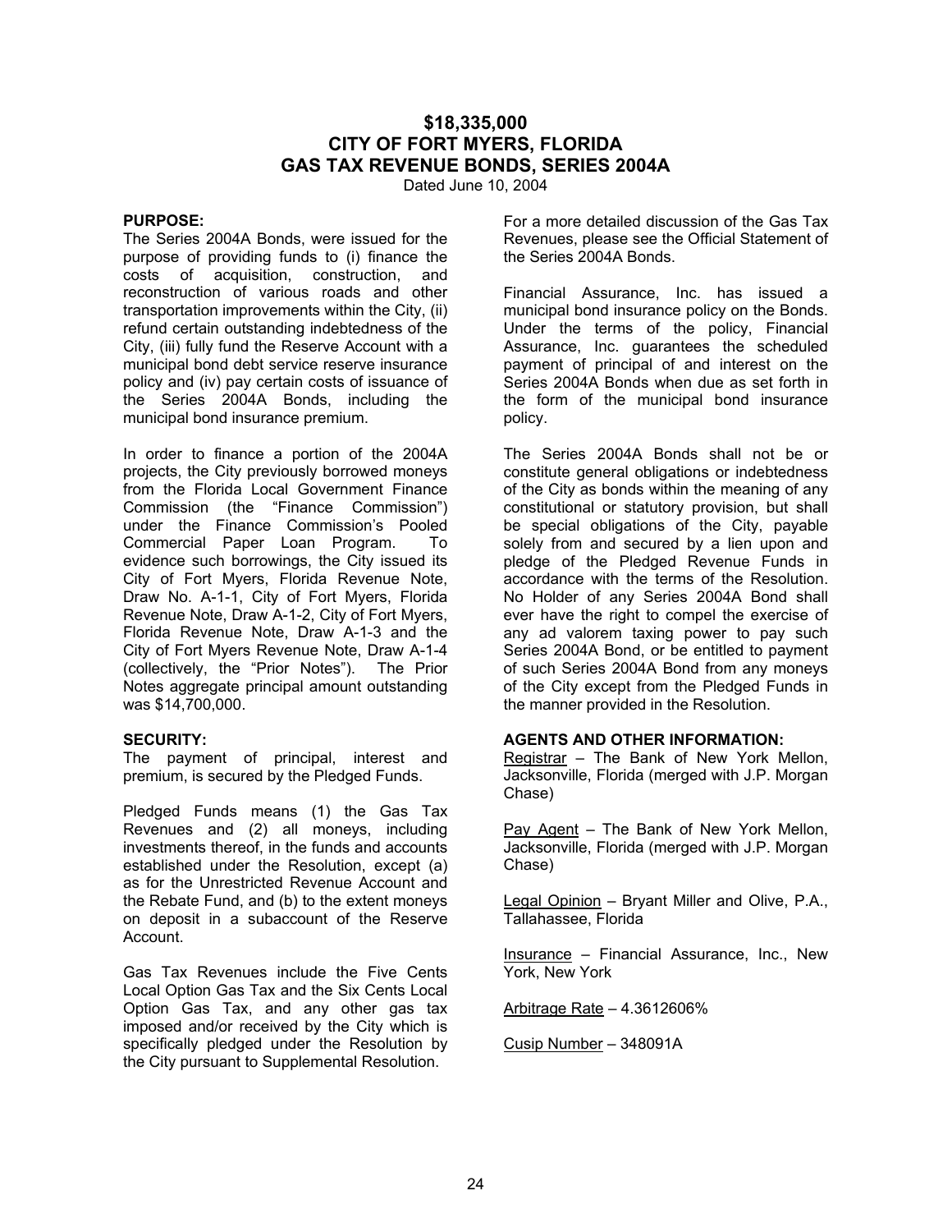# $18,335,000
# CITY OF FORT MYERS, FLORIDA
# GAS TAX REVENUE BONDS, SERIES 2004A

Dated June 10, 2004

**PURPOSE:**

The Series 2004A Bonds, were issued for the purpose of providing funds to (i) finance the costs of acquisition, construction, and reconstruction of various roads and other transportation improvements within the City, (ii) refund certain outstanding indebtedness of the City, (iii) fully fund the Reserve Account with a municipal bond debt service reserve insurance policy and (iv) pay certain costs of issuance of the Series 2004A Bonds, including the municipal bond insurance premium.

In order to finance a portion of the 2004A projects, the City previously borrowed moneys from the Florida Local Government Finance Commission (the "Finance Commission") under the Finance Commission's Pooled Commercial Paper Loan Program. To evidence such borrowings, the City issued its City of Fort Myers, Florida Revenue Note, Draw No. A-1-1, City of Fort Myers, Florida Revenue Note, Draw A-1-2, City of Fort Myers, Florida Revenue Note, Draw A-1-3 and the City of Fort Myers Revenue Note, Draw A-1-4 (collectively, the "Prior Notes"). The Prior Notes aggregate principal amount outstanding was $14,700,000.

**SECURITY:**

The payment of principal, interest and premium, is secured by the Pledged Funds.

Pledged Funds means (1) the Gas Tax Revenues and (2) all moneys, including investments thereof, in the funds and accounts established under the Resolution, except (a) as for the Unrestricted Revenue Account and the Rebate Fund, and (b) to the extent moneys on deposit in a subaccount of the Reserve Account.

Gas Tax Revenues include the Five Cents Local Option Gas Tax and the Six Cents Local Option Gas Tax, and any other gas tax imposed and/or received by the City which is specifically pledged under the Resolution by the City pursuant to Supplemental Resolution.

For a more detailed discussion of the Gas Tax Revenues, please see the Official Statement of the Series 2004A Bonds.

Financial Assurance, Inc. has issued a municipal bond insurance policy on the Bonds. Under the terms of the policy, Financial Assurance, Inc. guarantees the scheduled payment of principal of and interest on the Series 2004A Bonds when due as set forth in the form of the municipal bond insurance policy.

The Series 2004A Bonds shall not be or constitute general obligations or indebtedness of the City as bonds within the meaning of any constitutional or statutory provision, but shall be special obligations of the City, payable solely from and secured by a lien upon and pledge of the Pledged Revenue Funds in accordance with the terms of the Resolution. No Holder of any Series 2004A Bond shall ever have the right to compel the exercise of any ad valorem taxing power to pay such Series 2004A Bond, or be entitled to payment of such Series 2004A Bond from any moneys of the City except from the Pledged Funds in the manner provided in the Resolution.

**AGENTS AND OTHER INFORMATION:**

Registrar – The Bank of New York Mellon, Jacksonville, Florida (merged with J.P. Morgan Chase)

Pay Agent – The Bank of New York Mellon, Jacksonville, Florida (merged with J.P. Morgan Chase)

Legal Opinion – Bryant Miller and Olive, P.A., Tallahassee, Florida

Insurance – Financial Assurance, Inc., New York, New York

Arbitrage Rate – 4.3612606%

Cusip Number – 348091A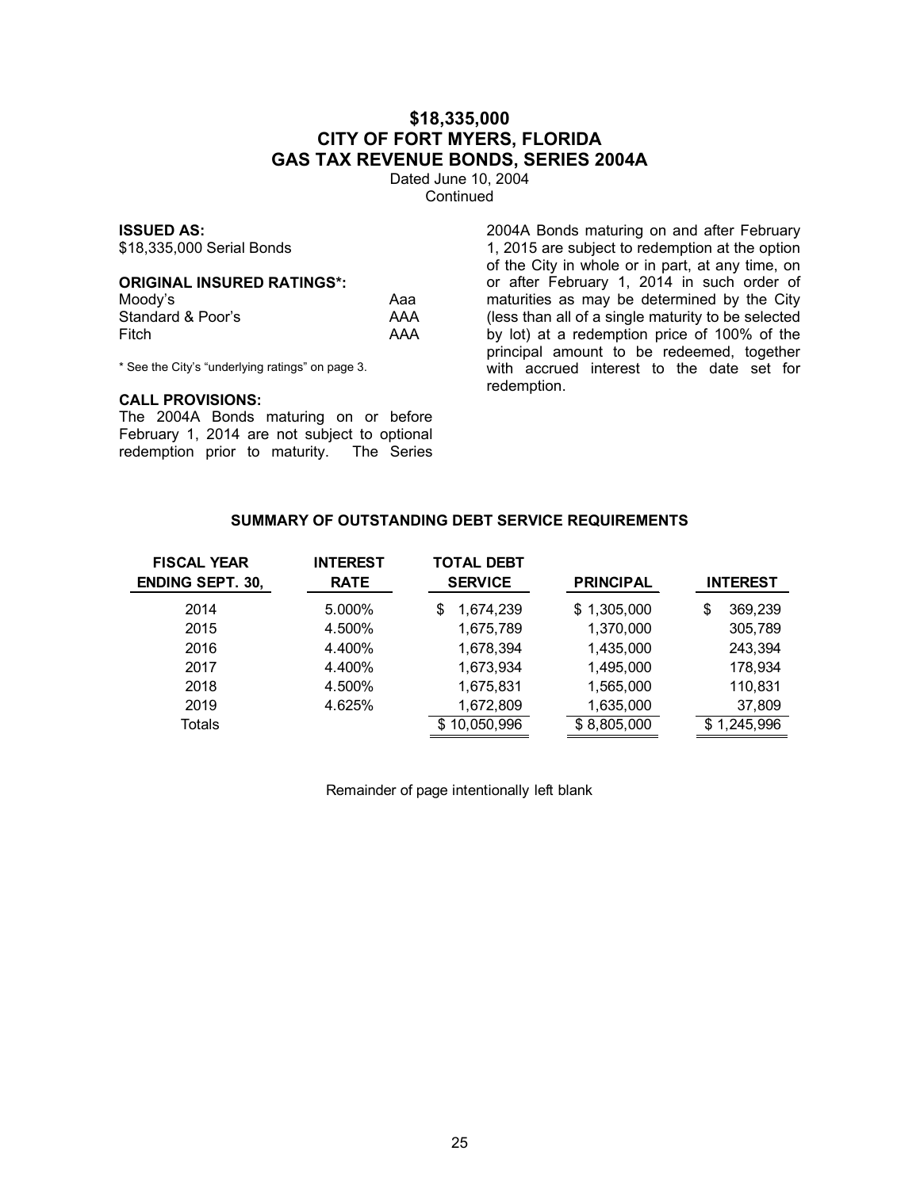# $18,335,000
# CITY OF FORT MYERS, FLORIDA
# GAS TAX REVENUE BONDS, SERIES 2004A

Dated June 10, 2004
Continued

**ISSUED AS:**
$18,335,000 Serial Bonds

**ORIGINAL INSURED RATINGS*:**

| | |
|---|---|
| Moody's | Aaa |
| Standard & Poor's | AAA |
| Fitch | AAA |

* See the City's "underlying ratings" on page 3.

**CALL PROVISIONS:**
The 2004A Bonds maturing on or before February 1, 2014 are not subject to optional redemption prior to maturity. The Series 2004A Bonds maturing on and after February 1, 2015 are subject to redemption at the option of the City in whole or in part, at any time, on or after February 1, 2014 in such order of maturities as may be determined by the City (less than all of a single maturity to be selected by lot) at a redemption price of 100% of the principal amount to be redeemed, together with accrued interest to the date set for redemption.

**SUMMARY OF OUTSTANDING DEBT SERVICE REQUIREMENTS**

| FISCAL YEAR ENDING SEPT. 30, | INTEREST RATE | TOTAL DEBT SERVICE | PRINCIPAL | INTEREST |
|---|---|---|---|---|
| 2014 | 5.000% | $ 1,674,239 | $ 1,305,000 | $ 369,239 |
| 2015 | 4.500% | 1,675,789 | 1,370,000 | 305,789 |
| 2016 | 4.400% | 1,678,394 | 1,435,000 | 243,394 |
| 2017 | 4.400% | 1,673,934 | 1,495,000 | 178,934 |
| 2018 | 4.500% | 1,675,831 | 1,565,000 | 110,831 |
| 2019 | 4.625% | 1,672,809 | 1,635,000 | 37,809 |
| Totals | | $ 10,050,996 | $ 8,805,000 | $ 1,245,996 |

Remainder of page intentionally left blank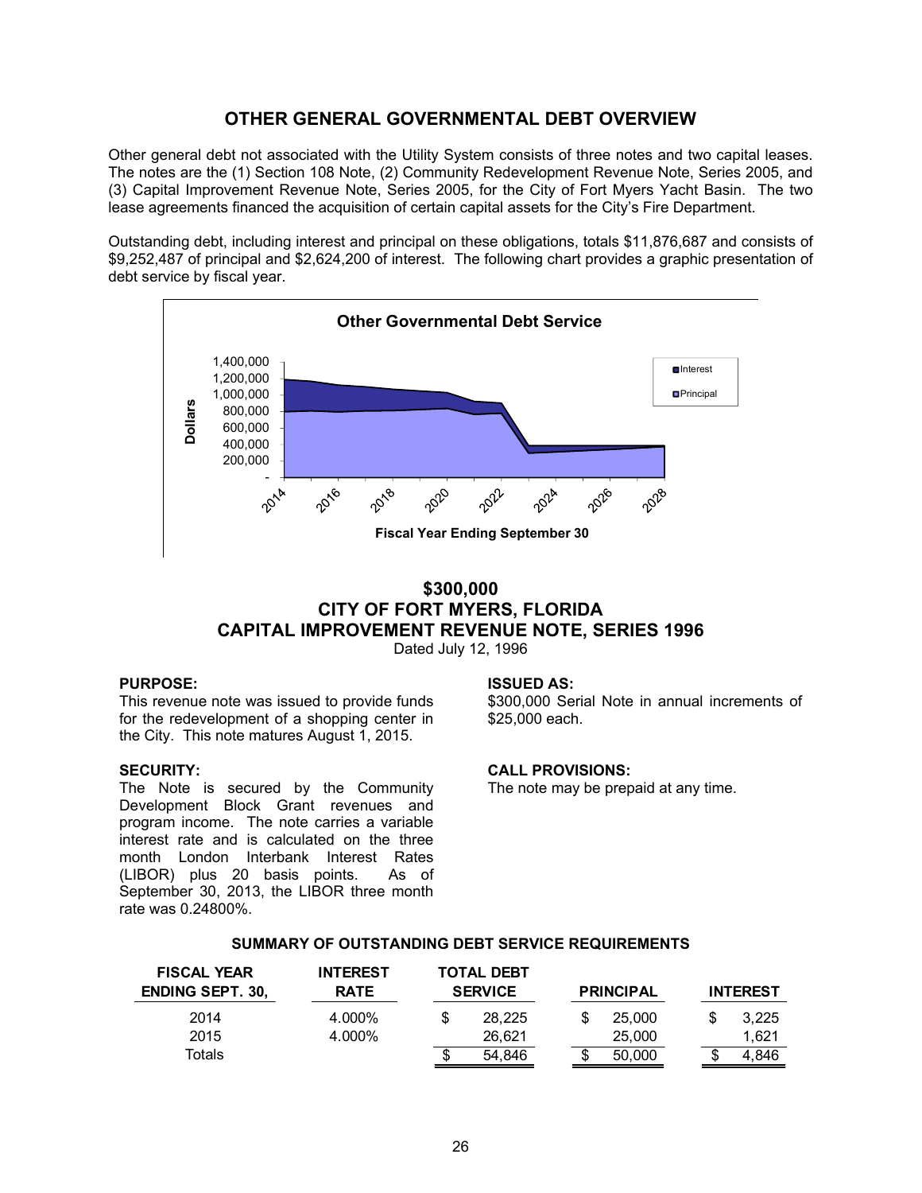## OTHER GENERAL GOVERNMENTAL DEBT OVERVIEW

Other general debt not associated with the Utility System consists of three notes and two capital leases. The notes are the (1) Section 108 Note, (2) Community Redevelopment Revenue Note, Series 2005, and (3) Capital Improvement Revenue Note, Series 2005, for the City of Fort Myers Yacht Basin. The two lease agreements financed the acquisition of certain capital assets for the City's Fire Department.

Outstanding debt, including interest and principal on these obligations, totals $11,876,687 and consists of $9,252,487 of principal and $2,624,200 of interest. The following chart provides a graphic presentation of debt service by fiscal year.

**Other Governmental Debt Service**

Dollars: 1,400,000; 1,200,000; 1,000,000; 800,000; 600,000; 400,000; 200,000; -

Interest / Principal

2014, 2016, 2018, 2020, 2022, 2024, 2026, 2028

Fiscal Year Ending September 30

## $300,000
## CITY OF FORT MYERS, FLORIDA
## CAPITAL IMPROVEMENT REVENUE NOTE, SERIES 1996

Dated July 12, 1996

**PURPOSE:**
This revenue note was issued to provide funds for the redevelopment of a shopping center in the City. This note matures August 1, 2015.

**SECURITY:**
The Note is secured by the Community Development Block Grant revenues and program income. The note carries a variable interest rate and is calculated on the three month London Interbank Interest Rates (LIBOR) plus 20 basis points. As of September 30, 2013, the LIBOR three month rate was 0.24800%.

**ISSUED AS:**
$300,000 Serial Note in annual increments of $25,000 each.

**CALL PROVISIONS:**
The note may be prepaid at any time.

**SUMMARY OF OUTSTANDING DEBT SERVICE REQUIREMENTS**

| FISCAL YEAR ENDING SEPT. 30, | INTEREST RATE | TOTAL DEBT SERVICE | PRINCIPAL | INTEREST |
|---|---|---|---|---|
| 2014 | 4.000% | $ 28,225 | $ 25,000 | $ 3,225 |
| 2015 | 4.000% | 26,621 | 25,000 | 1,621 |
| Totals | | $ 54,846 | $ 50,000 | $ 4,846 |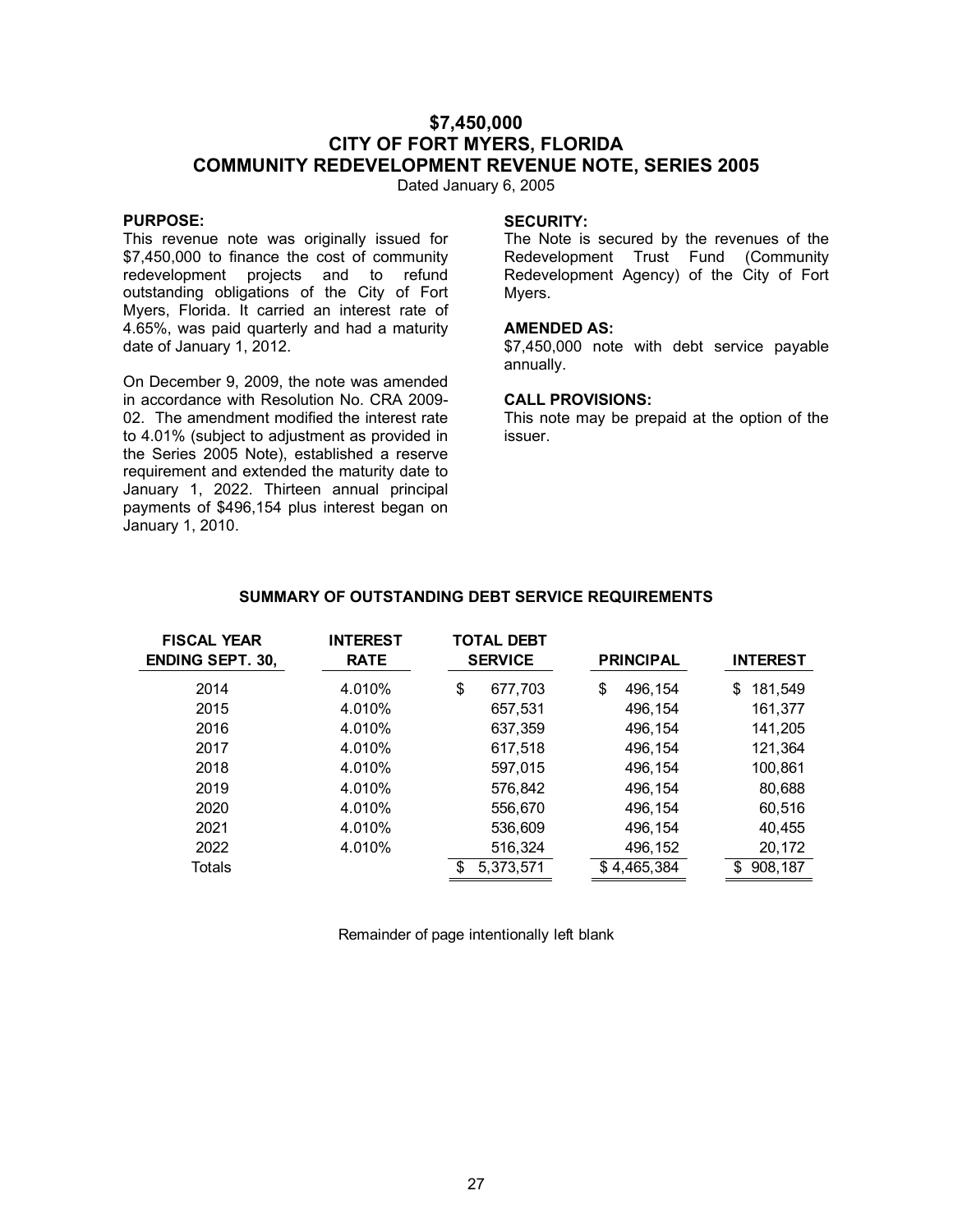# $7,450,000
# CITY OF FORT MYERS, FLORIDA
# COMMUNITY REDEVELOPMENT REVENUE NOTE, SERIES 2005

Dated January 6, 2005

**PURPOSE:**

This revenue note was originally issued for $7,450,000 to finance the cost of community redevelopment projects and to refund outstanding obligations of the City of Fort Myers, Florida. It carried an interest rate of 4.65%, was paid quarterly and had a maturity date of January 1, 2012.

On December 9, 2009, the note was amended in accordance with Resolution No. CRA 2009-02. The amendment modified the interest rate to 4.01% (subject to adjustment as provided in the Series 2005 Note), established a reserve requirement and extended the maturity date to January 1, 2022. Thirteen annual principal payments of $496,154 plus interest began on January 1, 2010.

**SECURITY:**

The Note is secured by the revenues of the Redevelopment Trust Fund (Community Redevelopment Agency) of the City of Fort Myers.

**AMENDED AS:**

$7,450,000 note with debt service payable annually.

**CALL PROVISIONS:**

This note may be prepaid at the option of the issuer.

**SUMMARY OF OUTSTANDING DEBT SERVICE REQUIREMENTS**

| FISCAL YEAR ENDING SEPT. 30, | INTEREST RATE | TOTAL DEBT SERVICE | PRINCIPAL | INTEREST |
|---|---|---|---|---|
| 2014 | 4.010% | $ 677,703 | $ 496,154 | $ 181,549 |
| 2015 | 4.010% | 657,531 | 496,154 | 161,377 |
| 2016 | 4.010% | 637,359 | 496,154 | 141,205 |
| 2017 | 4.010% | 617,518 | 496,154 | 121,364 |
| 2018 | 4.010% | 597,015 | 496,154 | 100,861 |
| 2019 | 4.010% | 576,842 | 496,154 | 80,688 |
| 2020 | 4.010% | 556,670 | 496,154 | 60,516 |
| 2021 | 4.010% | 536,609 | 496,154 | 40,455 |
| 2022 | 4.010% | 516,324 | 496,152 | 20,172 |
| Totals | | $ 5,373,571 | $ 4,465,384 | $ 908,187 |

Remainder of page intentionally left blank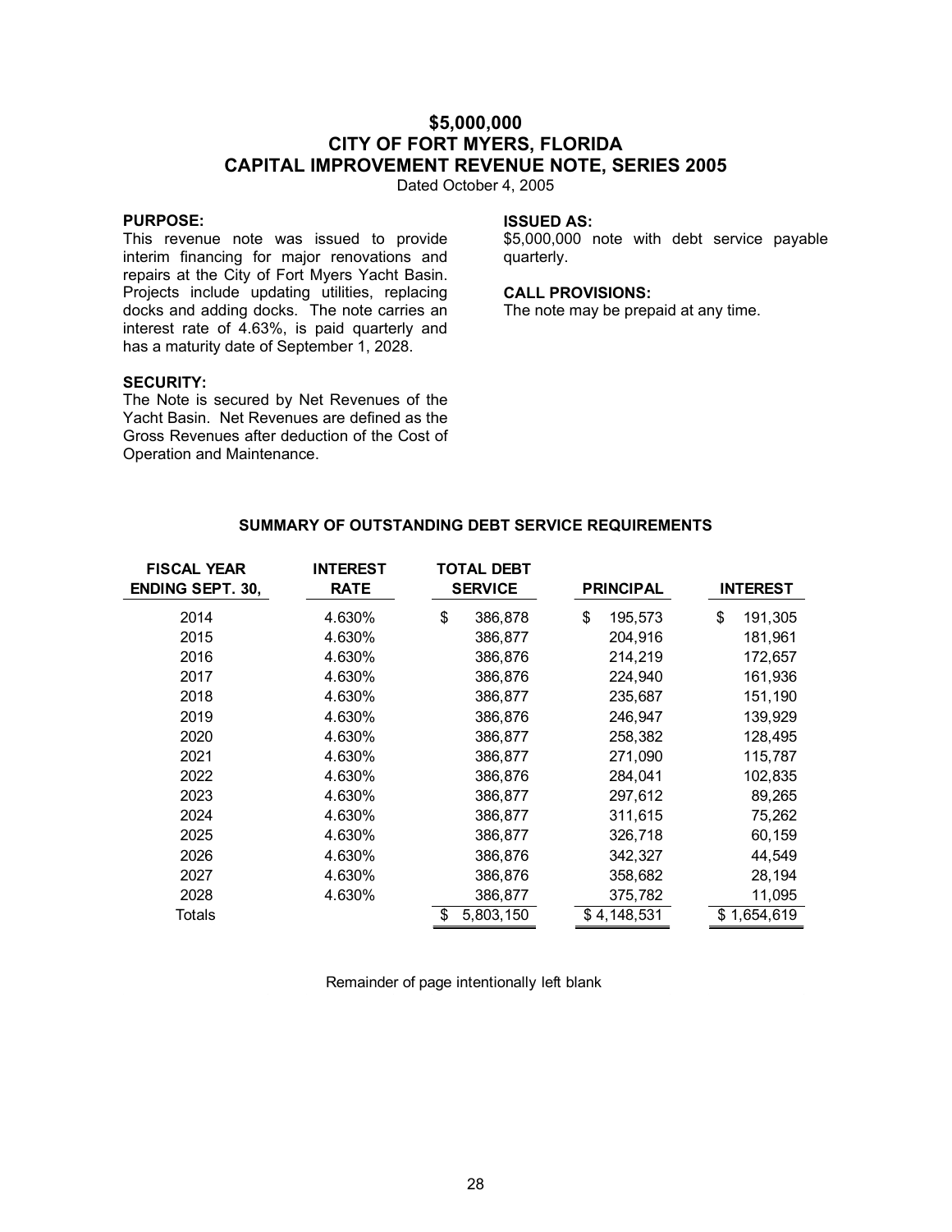# $5,000,000
# CITY OF FORT MYERS, FLORIDA
# CAPITAL IMPROVEMENT REVENUE NOTE, SERIES 2005

Dated October 4, 2005

**PURPOSE:**
This revenue note was issued to provide interim financing for major renovations and repairs at the City of Fort Myers Yacht Basin. Projects include updating utilities, replacing docks and adding docks. The note carries an interest rate of 4.63%, is paid quarterly and has a maturity date of September 1, 2028.

**SECURITY:**
The Note is secured by Net Revenues of the Yacht Basin. Net Revenues are defined as the Gross Revenues after deduction of the Cost of Operation and Maintenance.

**ISSUED AS:**
$5,000,000 note with debt service payable quarterly.

**CALL PROVISIONS:**
The note may be prepaid at any time.

**SUMMARY OF OUTSTANDING DEBT SERVICE REQUIREMENTS**

| FISCAL YEAR ENDING SEPT. 30, | INTEREST RATE | TOTAL DEBT SERVICE | PRINCIPAL | INTEREST |
|---|---|---|---|---|
| 2014 | 4.630% | $ 386,878 | $ 195,573 | $ 191,305 |
| 2015 | 4.630% | 386,877 | 204,916 | 181,961 |
| 2016 | 4.630% | 386,876 | 214,219 | 172,657 |
| 2017 | 4.630% | 386,876 | 224,940 | 161,936 |
| 2018 | 4.630% | 386,877 | 235,687 | 151,190 |
| 2019 | 4.630% | 386,876 | 246,947 | 139,929 |
| 2020 | 4.630% | 386,877 | 258,382 | 128,495 |
| 2021 | 4.630% | 386,877 | 271,090 | 115,787 |
| 2022 | 4.630% | 386,876 | 284,041 | 102,835 |
| 2023 | 4.630% | 386,877 | 297,612 | 89,265 |
| 2024 | 4.630% | 386,877 | 311,615 | 75,262 |
| 2025 | 4.630% | 386,877 | 326,718 | 60,159 |
| 2026 | 4.630% | 386,876 | 342,327 | 44,549 |
| 2027 | 4.630% | 386,876 | 358,682 | 28,194 |
| 2028 | 4.630% | 386,877 | 375,782 | 11,095 |
| Totals | | $ 5,803,150 | $ 4,148,531 | $ 1,654,619 |

Remainder of page intentionally left blank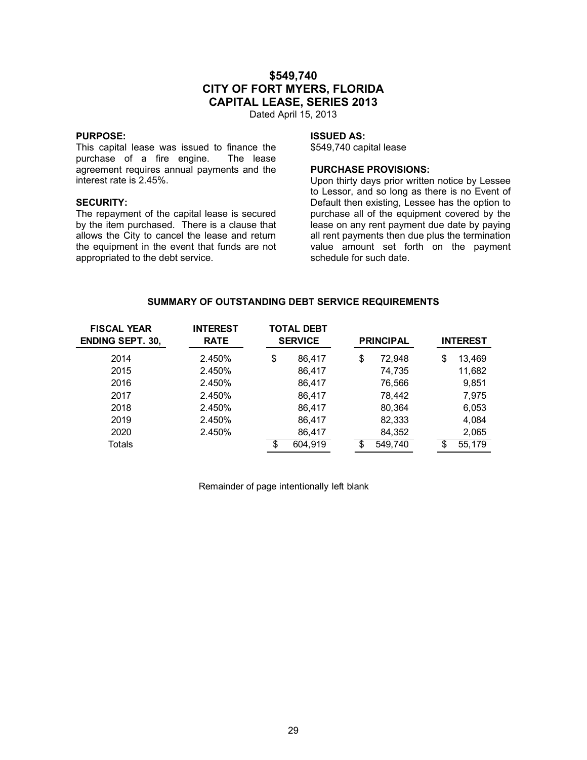# $549,740
# CITY OF FORT MYERS, FLORIDA
# CAPITAL LEASE, SERIES 2013

Dated April 15, 2013

**PURPOSE:**
This capital lease was issued to finance the purchase of a fire engine. The lease agreement requires annual payments and the interest rate is 2.45%.

**SECURITY:**
The repayment of the capital lease is secured by the item purchased. There is a clause that allows the City to cancel the lease and return the equipment in the event that funds are not appropriated to the debt service.

**ISSUED AS:**
$549,740 capital lease

**PURCHASE PROVISIONS:**
Upon thirty days prior written notice by Lessee to Lessor, and so long as there is no Event of Default then existing, Lessee has the option to purchase all of the equipment covered by the lease on any rent payment due date by paying all rent payments then due plus the termination value amount set forth on the payment schedule for such date.

**SUMMARY OF OUTSTANDING DEBT SERVICE REQUIREMENTS**

| FISCAL YEAR ENDING SEPT. 30, | INTEREST RATE | TOTAL DEBT SERVICE | PRINCIPAL | INTEREST |
|---|---|---|---|---|
| 2014 | 2.450% | $ 86,417 | $ 72,948 | $ 13,469 |
| 2015 | 2.450% | 86,417 | 74,735 | 11,682 |
| 2016 | 2.450% | 86,417 | 76,566 | 9,851 |
| 2017 | 2.450% | 86,417 | 78,442 | 7,975 |
| 2018 | 2.450% | 86,417 | 80,364 | 6,053 |
| 2019 | 2.450% | 86,417 | 82,333 | 4,084 |
| 2020 | 2.450% | 86,417 | 84,352 | 2,065 |
| Totals | | $ 604,919 | $ 549,740 | $ 55,179 |

Remainder of page intentionally left blank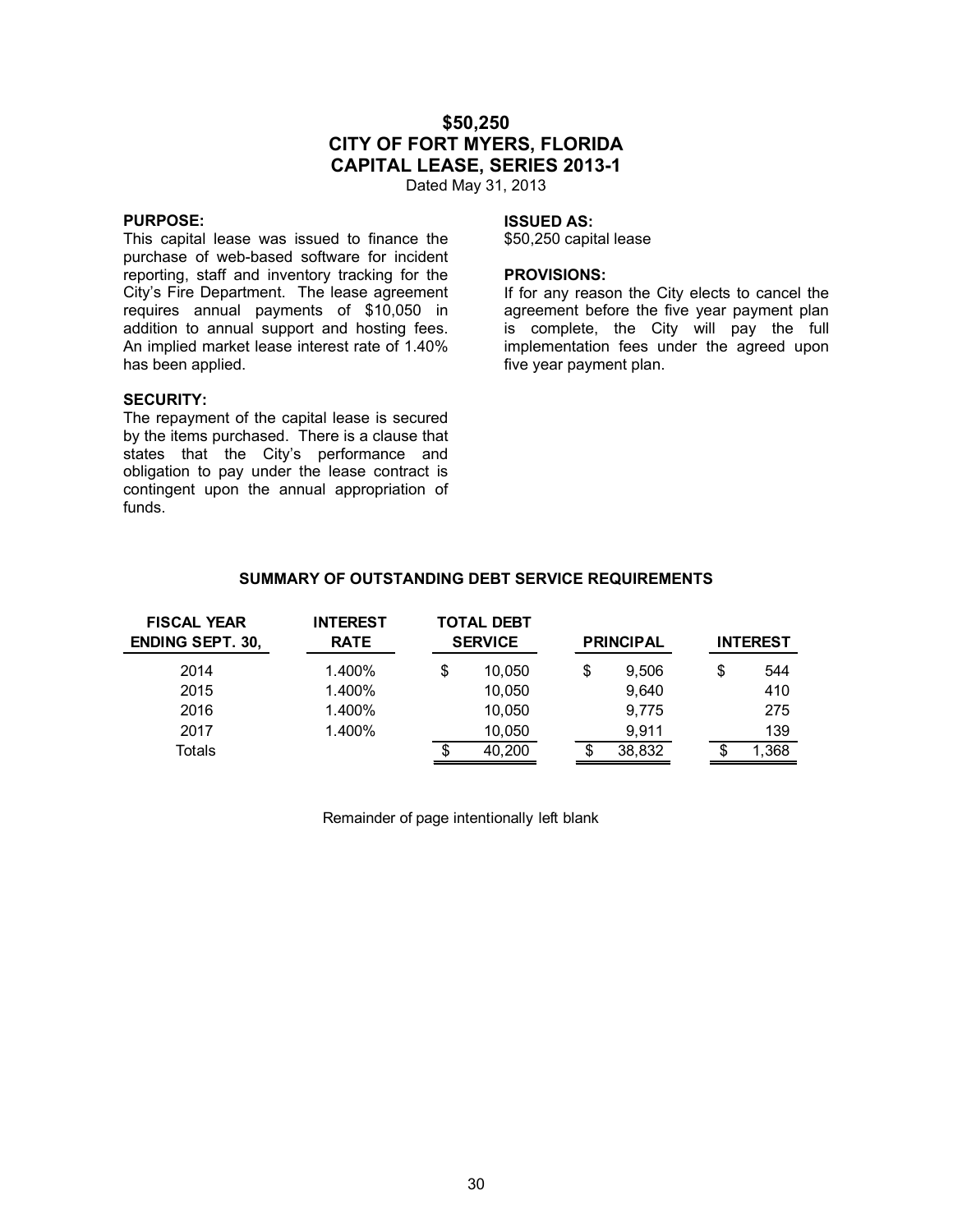# $50,250
# CITY OF FORT MYERS, FLORIDA
# CAPITAL LEASE, SERIES 2013-1

Dated May 31, 2013

**PURPOSE:**
This capital lease was issued to finance the purchase of web-based software for incident reporting, staff and inventory tracking for the City's Fire Department. The lease agreement requires annual payments of $10,050 in addition to annual support and hosting fees. An implied market lease interest rate of 1.40% has been applied.

**SECURITY:**
The repayment of the capital lease is secured by the items purchased. There is a clause that states that the City's performance and obligation to pay under the lease contract is contingent upon the annual appropriation of funds.

**ISSUED AS:**
$50,250 capital lease

**PROVISIONS:**
If for any reason the City elects to cancel the agreement before the five year payment plan is complete, the City will pay the full implementation fees under the agreed upon five year payment plan.

**SUMMARY OF OUTSTANDING DEBT SERVICE REQUIREMENTS**

| FISCAL YEAR ENDING SEPT. 30, | INTEREST RATE | TOTAL DEBT SERVICE | PRINCIPAL | INTEREST |
|---|---|---|---|---|
| 2014 | 1.400% | $ 10,050 | $ 9,506 | $ 544 |
| 2015 | 1.400% | 10,050 | 9,640 | 410 |
| 2016 | 1.400% | 10,050 | 9,775 | 275 |
| 2017 | 1.400% | 10,050 | 9,911 | 139 |
| Totals | | $ 40,200 | $ 38,832 | $ 1,368 |

Remainder of page intentionally left blank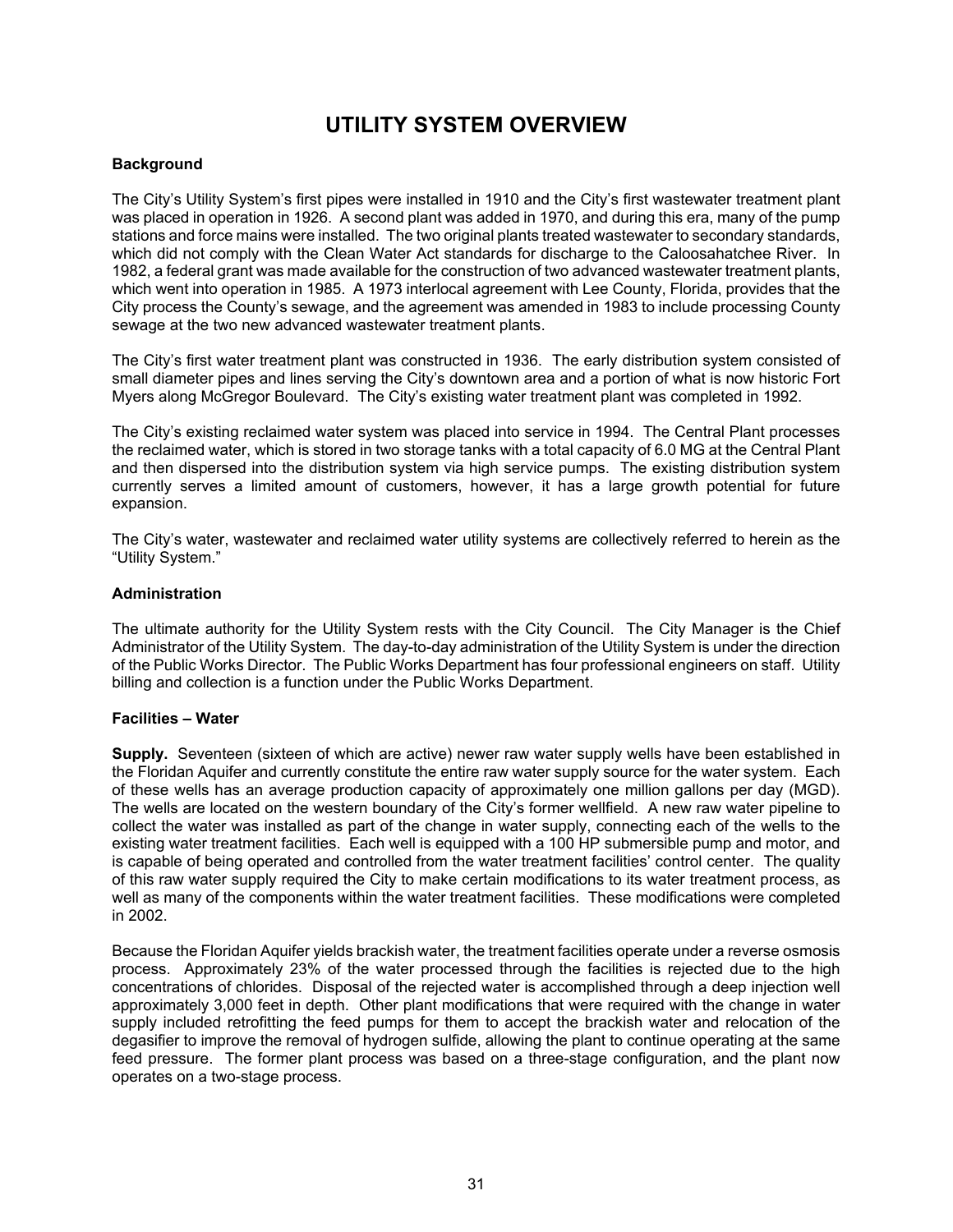# UTILITY SYSTEM OVERVIEW

**Background**

The City's Utility System's first pipes were installed in 1910 and the City's first wastewater treatment plant was placed in operation in 1926. A second plant was added in 1970, and during this era, many of the pump stations and force mains were installed. The two original plants treated wastewater to secondary standards, which did not comply with the Clean Water Act standards for discharge to the Caloosahatchee River. In 1982, a federal grant was made available for the construction of two advanced wastewater treatment plants, which went into operation in 1985. A 1973 interlocal agreement with Lee County, Florida, provides that the City process the County's sewage, and the agreement was amended in 1983 to include processing County sewage at the two new advanced wastewater treatment plants.

The City's first water treatment plant was constructed in 1936. The early distribution system consisted of small diameter pipes and lines serving the City's downtown area and a portion of what is now historic Fort Myers along McGregor Boulevard. The City's existing water treatment plant was completed in 1992.

The City's existing reclaimed water system was placed into service in 1994. The Central Plant processes the reclaimed water, which is stored in two storage tanks with a total capacity of 6.0 MG at the Central Plant and then dispersed into the distribution system via high service pumps. The existing distribution system currently serves a limited amount of customers, however, it has a large growth potential for future expansion.

The City's water, wastewater and reclaimed water utility systems are collectively referred to herein as the "Utility System."

**Administration**

The ultimate authority for the Utility System rests with the City Council. The City Manager is the Chief Administrator of the Utility System. The day-to-day administration of the Utility System is under the direction of the Public Works Director. The Public Works Department has four professional engineers on staff. Utility billing and collection is a function under the Public Works Department.

**Facilities – Water**

**Supply.** Seventeen (sixteen of which are active) newer raw water supply wells have been established in the Floridan Aquifer and currently constitute the entire raw water supply source for the water system. Each of these wells has an average production capacity of approximately one million gallons per day (MGD). The wells are located on the western boundary of the City's former wellfield. A new raw water pipeline to collect the water was installed as part of the change in water supply, connecting each of the wells to the existing water treatment facilities. Each well is equipped with a 100 HP submersible pump and motor, and is capable of being operated and controlled from the water treatment facilities' control center. The quality of this raw water supply required the City to make certain modifications to its water treatment process, as well as many of the components within the water treatment facilities. These modifications were completed in 2002.

Because the Floridan Aquifer yields brackish water, the treatment facilities operate under a reverse osmosis process. Approximately 23% of the water processed through the facilities is rejected due to the high concentrations of chlorides. Disposal of the rejected water is accomplished through a deep injection well approximately 3,000 feet in depth. Other plant modifications that were required with the change in water supply included retrofitting the feed pumps for them to accept the brackish water and relocation of the degasifier to improve the removal of hydrogen sulfide, allowing the plant to continue operating at the same feed pressure. The former plant process was based on a three-stage configuration, and the plant now operates on a two-stage process.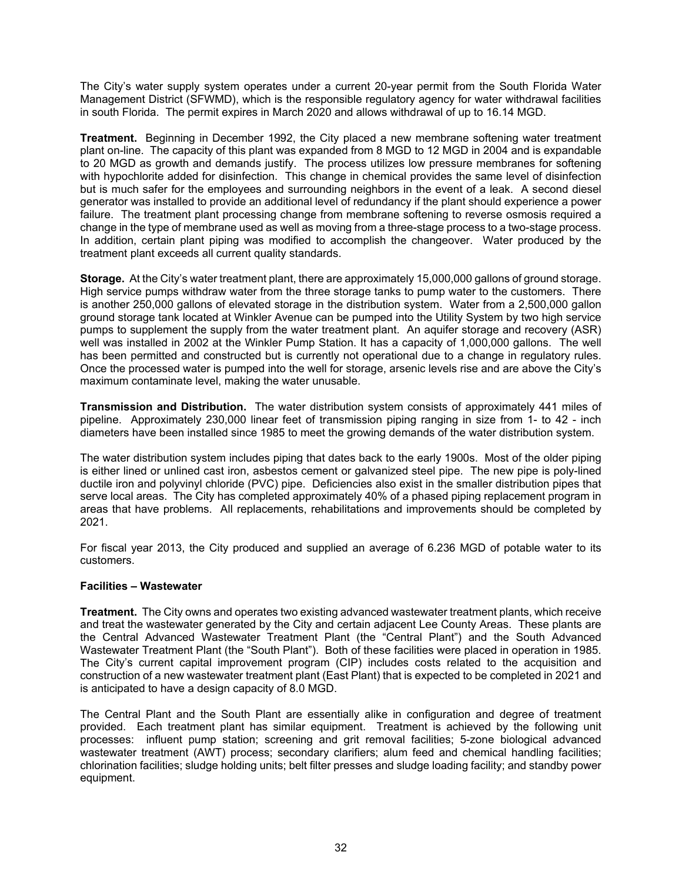The City's water supply system operates under a current 20-year permit from the South Florida Water Management District (SFWMD), which is the responsible regulatory agency for water withdrawal facilities in south Florida. The permit expires in March 2020 and allows withdrawal of up to 16.14 MGD.

**Treatment.** Beginning in December 1992, the City placed a new membrane softening water treatment plant on-line. The capacity of this plant was expanded from 8 MGD to 12 MGD in 2004 and is expandable to 20 MGD as growth and demands justify. The process utilizes low pressure membranes for softening with hypochlorite added for disinfection. This change in chemical provides the same level of disinfection but is much safer for the employees and surrounding neighbors in the event of a leak. A second diesel generator was installed to provide an additional level of redundancy if the plant should experience a power failure. The treatment plant processing change from membrane softening to reverse osmosis required a change in the type of membrane used as well as moving from a three-stage process to a two-stage process. In addition, certain plant piping was modified to accomplish the changeover. Water produced by the treatment plant exceeds all current quality standards.

**Storage.** At the City's water treatment plant, there are approximately 15,000,000 gallons of ground storage. High service pumps withdraw water from the three storage tanks to pump water to the customers. There is another 250,000 gallons of elevated storage in the distribution system. Water from a 2,500,000 gallon ground storage tank located at Winkler Avenue can be pumped into the Utility System by two high service pumps to supplement the supply from the water treatment plant. An aquifer storage and recovery (ASR) well was installed in 2002 at the Winkler Pump Station. It has a capacity of 1,000,000 gallons. The well has been permitted and constructed but is currently not operational due to a change in regulatory rules. Once the processed water is pumped into the well for storage, arsenic levels rise and are above the City's maximum contaminate level, making the water unusable.

**Transmission and Distribution.** The water distribution system consists of approximately 441 miles of pipeline. Approximately 230,000 linear feet of transmission piping ranging in size from 1- to 42 - inch diameters have been installed since 1985 to meet the growing demands of the water distribution system.

The water distribution system includes piping that dates back to the early 1900s. Most of the older piping is either lined or unlined cast iron, asbestos cement or galvanized steel pipe. The new pipe is poly-lined ductile iron and polyvinyl chloride (PVC) pipe. Deficiencies also exist in the smaller distribution pipes that serve local areas. The City has completed approximately 40% of a phased piping replacement program in areas that have problems. All replacements, rehabilitations and improvements should be completed by 2021.

For fiscal year 2013, the City produced and supplied an average of 6.236 MGD of potable water to its customers.

**Facilities – Wastewater**

**Treatment.** The City owns and operates two existing advanced wastewater treatment plants, which receive and treat the wastewater generated by the City and certain adjacent Lee County Areas. These plants are the Central Advanced Wastewater Treatment Plant (the "Central Plant") and the South Advanced Wastewater Treatment Plant (the "South Plant"). Both of these facilities were placed in operation in 1985. The City's current capital improvement program (CIP) includes costs related to the acquisition and construction of a new wastewater treatment plant (East Plant) that is expected to be completed in 2021 and is anticipated to have a design capacity of 8.0 MGD.

The Central Plant and the South Plant are essentially alike in configuration and degree of treatment provided. Each treatment plant has similar equipment. Treatment is achieved by the following unit processes: influent pump station; screening and grit removal facilities; 5-zone biological advanced wastewater treatment (AWT) process; secondary clarifiers; alum feed and chemical handling facilities; chlorination facilities; sludge holding units; belt filter presses and sludge loading facility; and standby power equipment.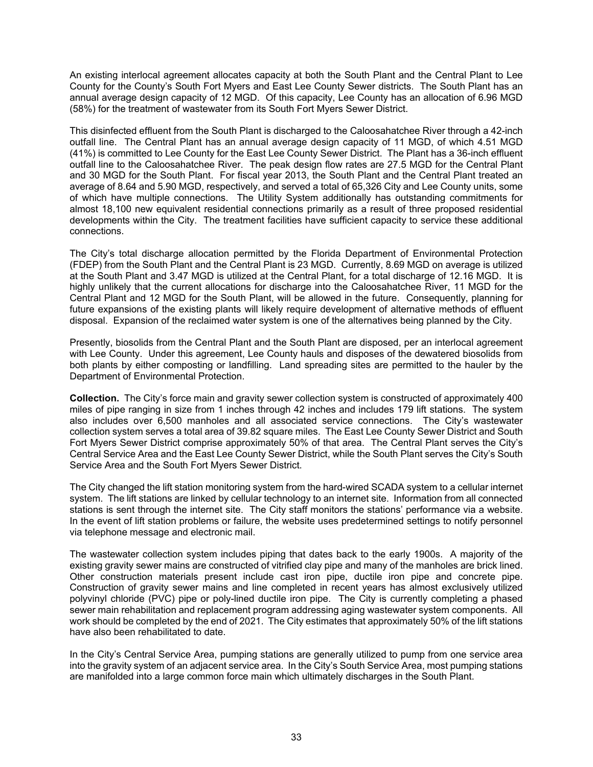An existing interlocal agreement allocates capacity at both the South Plant and the Central Plant to Lee County for the County's South Fort Myers and East Lee County Sewer districts. The South Plant has an annual average design capacity of 12 MGD. Of this capacity, Lee County has an allocation of 6.96 MGD (58%) for the treatment of wastewater from its South Fort Myers Sewer District.

This disinfected effluent from the South Plant is discharged to the Caloosahatchee River through a 42-inch outfall line. The Central Plant has an annual average design capacity of 11 MGD, of which 4.51 MGD (41%) is committed to Lee County for the East Lee County Sewer District. The Plant has a 36-inch effluent outfall line to the Caloosahatchee River. The peak design flow rates are 27.5 MGD for the Central Plant and 30 MGD for the South Plant. For fiscal year 2013, the South Plant and the Central Plant treated an average of 8.64 and 5.90 MGD, respectively, and served a total of 65,326 City and Lee County units, some of which have multiple connections. The Utility System additionally has outstanding commitments for almost 18,100 new equivalent residential connections primarily as a result of three proposed residential developments within the City. The treatment facilities have sufficient capacity to service these additional connections.

The City's total discharge allocation permitted by the Florida Department of Environmental Protection (FDEP) from the South Plant and the Central Plant is 23 MGD. Currently, 8.69 MGD on average is utilized at the South Plant and 3.47 MGD is utilized at the Central Plant, for a total discharge of 12.16 MGD. It is highly unlikely that the current allocations for discharge into the Caloosahatchee River, 11 MGD for the Central Plant and 12 MGD for the South Plant, will be allowed in the future. Consequently, planning for future expansions of the existing plants will likely require development of alternative methods of effluent disposal. Expansion of the reclaimed water system is one of the alternatives being planned by the City.

Presently, biosolids from the Central Plant and the South Plant are disposed, per an interlocal agreement with Lee County. Under this agreement, Lee County hauls and disposes of the dewatered biosolids from both plants by either composting or landfilling. Land spreading sites are permitted to the hauler by the Department of Environmental Protection.

**Collection.** The City's force main and gravity sewer collection system is constructed of approximately 400 miles of pipe ranging in size from 1 inches through 42 inches and includes 179 lift stations. The system also includes over 6,500 manholes and all associated service connections. The City's wastewater collection system serves a total area of 39.82 square miles. The East Lee County Sewer District and South Fort Myers Sewer District comprise approximately 50% of that area. The Central Plant serves the City's Central Service Area and the East Lee County Sewer District, while the South Plant serves the City's South Service Area and the South Fort Myers Sewer District.

The City changed the lift station monitoring system from the hard-wired SCADA system to a cellular internet system. The lift stations are linked by cellular technology to an internet site. Information from all connected stations is sent through the internet site. The City staff monitors the stations' performance via a website. In the event of lift station problems or failure, the website uses predetermined settings to notify personnel via telephone message and electronic mail.

The wastewater collection system includes piping that dates back to the early 1900s. A majority of the existing gravity sewer mains are constructed of vitrified clay pipe and many of the manholes are brick lined. Other construction materials present include cast iron pipe, ductile iron pipe and concrete pipe. Construction of gravity sewer mains and line completed in recent years has almost exclusively utilized polyvinyl chloride (PVC) pipe or poly-lined ductile iron pipe. The City is currently completing a phased sewer main rehabilitation and replacement program addressing aging wastewater system components. All work should be completed by the end of 2021. The City estimates that approximately 50% of the lift stations have also been rehabilitated to date.

In the City's Central Service Area, pumping stations are generally utilized to pump from one service area into the gravity system of an adjacent service area. In the City's South Service Area, most pumping stations are manifolded into a large common force main which ultimately discharges in the South Plant.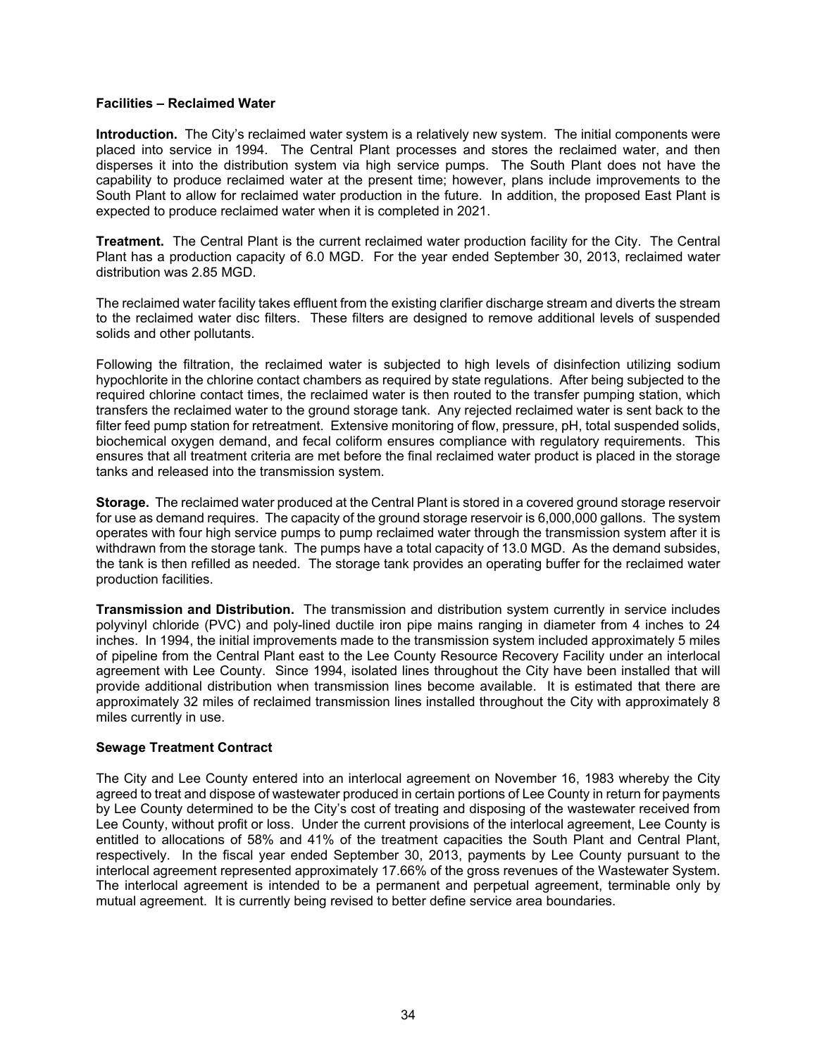## Facilities – Reclaimed Water

**Introduction.** The City's reclaimed water system is a relatively new system. The initial components were placed into service in 1994. The Central Plant processes and stores the reclaimed water, and then disperses it into the distribution system via high service pumps. The South Plant does not have the capability to produce reclaimed water at the present time; however, plans include improvements to the South Plant to allow for reclaimed water production in the future. In addition, the proposed East Plant is expected to produce reclaimed water when it is completed in 2021.

**Treatment.** The Central Plant is the current reclaimed water production facility for the City. The Central Plant has a production capacity of 6.0 MGD. For the year ended September 30, 2013, reclaimed water distribution was 2.85 MGD.

The reclaimed water facility takes effluent from the existing clarifier discharge stream and diverts the stream to the reclaimed water disc filters. These filters are designed to remove additional levels of suspended solids and other pollutants.

Following the filtration, the reclaimed water is subjected to high levels of disinfection utilizing sodium hypochlorite in the chlorine contact chambers as required by state regulations. After being subjected to the required chlorine contact times, the reclaimed water is then routed to the transfer pumping station, which transfers the reclaimed water to the ground storage tank. Any rejected reclaimed water is sent back to the filter feed pump station for retreatment. Extensive monitoring of flow, pressure, pH, total suspended solids, biochemical oxygen demand, and fecal coliform ensures compliance with regulatory requirements. This ensures that all treatment criteria are met before the final reclaimed water product is placed in the storage tanks and released into the transmission system.

**Storage.** The reclaimed water produced at the Central Plant is stored in a covered ground storage reservoir for use as demand requires. The capacity of the ground storage reservoir is 6,000,000 gallons. The system operates with four high service pumps to pump reclaimed water through the transmission system after it is withdrawn from the storage tank. The pumps have a total capacity of 13.0 MGD. As the demand subsides, the tank is then refilled as needed. The storage tank provides an operating buffer for the reclaimed water production facilities.

**Transmission and Distribution.** The transmission and distribution system currently in service includes polyvinyl chloride (PVC) and poly-lined ductile iron pipe mains ranging in diameter from 4 inches to 24 inches. In 1994, the initial improvements made to the transmission system included approximately 5 miles of pipeline from the Central Plant east to the Lee County Resource Recovery Facility under an interlocal agreement with Lee County. Since 1994, isolated lines throughout the City have been installed that will provide additional distribution when transmission lines become available. It is estimated that there are approximately 32 miles of reclaimed transmission lines installed throughout the City with approximately 8 miles currently in use.

## Sewage Treatment Contract

The City and Lee County entered into an interlocal agreement on November 16, 1983 whereby the City agreed to treat and dispose of wastewater produced in certain portions of Lee County in return for payments by Lee County determined to be the City's cost of treating and disposing of the wastewater received from Lee County, without profit or loss. Under the current provisions of the interlocal agreement, Lee County is entitled to allocations of 58% and 41% of the treatment capacities the South Plant and Central Plant, respectively. In the fiscal year ended September 30, 2013, payments by Lee County pursuant to the interlocal agreement represented approximately 17.66% of the gross revenues of the Wastewater System. The interlocal agreement is intended to be a permanent and perpetual agreement, terminable only by mutual agreement. It is currently being revised to better define service area boundaries.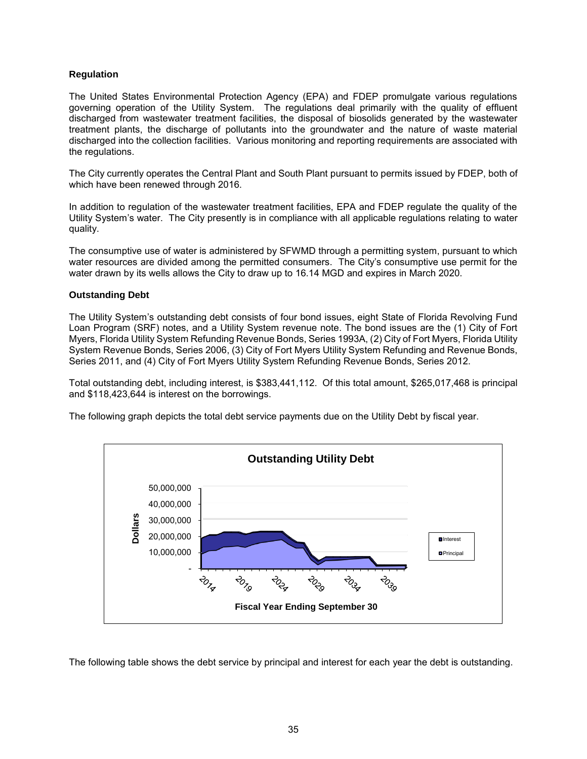### Regulation

The United States Environmental Protection Agency (EPA) and FDEP promulgate various regulations governing operation of the Utility System. The regulations deal primarily with the quality of effluent discharged from wastewater treatment facilities, the disposal of biosolids generated by the wastewater treatment plants, the discharge of pollutants into the groundwater and the nature of waste material discharged into the collection facilities. Various monitoring and reporting requirements are associated with the regulations.

The City currently operates the Central Plant and South Plant pursuant to permits issued by FDEP, both of which have been renewed through 2016.

In addition to regulation of the wastewater treatment facilities, EPA and FDEP regulate the quality of the Utility System's water. The City presently is in compliance with all applicable regulations relating to water quality.

The consumptive use of water is administered by SFWMD through a permitting system, pursuant to which water resources are divided among the permitted consumers. The City's consumptive use permit for the water drawn by its wells allows the City to draw up to 16.14 MGD and expires in March 2020.

### Outstanding Debt

The Utility System's outstanding debt consists of four bond issues, eight State of Florida Revolving Fund Loan Program (SRF) notes, and a Utility System revenue note. The bond issues are the (1) City of Fort Myers, Florida Utility System Refunding Revenue Bonds, Series 1993A, (2) City of Fort Myers, Florida Utility System Revenue Bonds, Series 2006, (3) City of Fort Myers Utility System Refunding and Revenue Bonds, Series 2011, and (4) City of Fort Myers Utility System Refunding Revenue Bonds, Series 2012.

Total outstanding debt, including interest, is $383,441,112. Of this total amount, $265,017,468 is principal and $118,423,644 is interest on the borrowings.

The following graph depicts the total debt service payments due on the Utility Debt by fiscal year.

**Outstanding Utility Debt**

Dollars: 50,000,000; 40,000,000; 30,000,000; 20,000,000; 10,000,000; -

Fiscal Year Ending September 30: 2014, 2019, 2024, 2029, 2034, 2039

Legend: Interest, Principal

The following table shows the debt service by principal and interest for each year the debt is outstanding.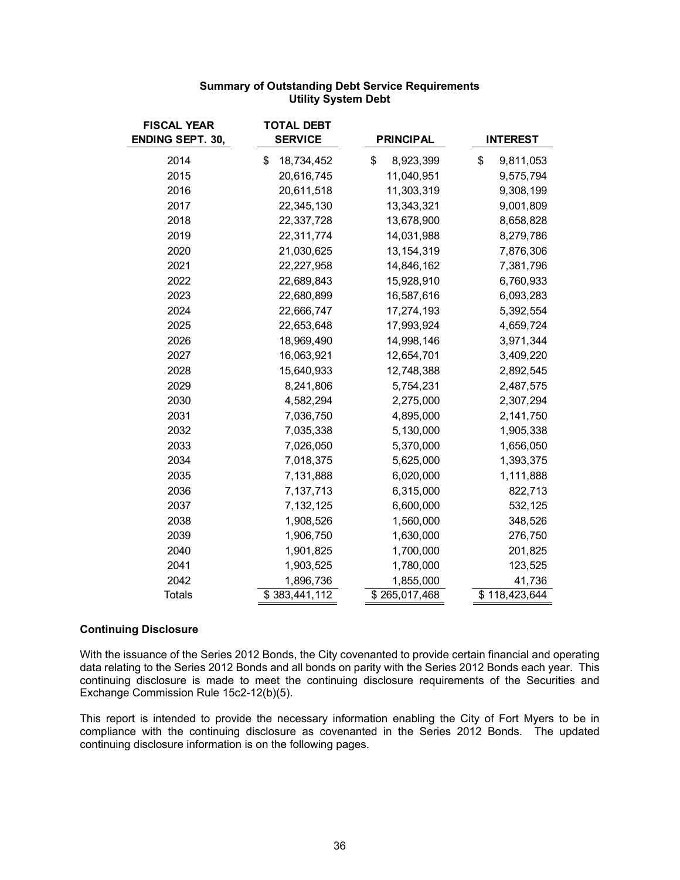**Summary of Outstanding Debt Service Requirements**
**Utility System Debt**

| FISCAL YEAR ENDING SEPT. 30, | TOTAL DEBT SERVICE | PRINCIPAL | INTEREST |
|---|---|---|---|
| 2014 | $ 18,734,452 | $ 8,923,399 | $ 9,811,053 |
| 2015 | 20,616,745 | 11,040,951 | 9,575,794 |
| 2016 | 20,611,518 | 11,303,319 | 9,308,199 |
| 2017 | 22,345,130 | 13,343,321 | 9,001,809 |
| 2018 | 22,337,728 | 13,678,900 | 8,658,828 |
| 2019 | 22,311,774 | 14,031,988 | 8,279,786 |
| 2020 | 21,030,625 | 13,154,319 | 7,876,306 |
| 2021 | 22,227,958 | 14,846,162 | 7,381,796 |
| 2022 | 22,689,843 | 15,928,910 | 6,760,933 |
| 2023 | 22,680,899 | 16,587,616 | 6,093,283 |
| 2024 | 22,666,747 | 17,274,193 | 5,392,554 |
| 2025 | 22,653,648 | 17,993,924 | 4,659,724 |
| 2026 | 18,969,490 | 14,998,146 | 3,971,344 |
| 2027 | 16,063,921 | 12,654,701 | 3,409,220 |
| 2028 | 15,640,933 | 12,748,388 | 2,892,545 |
| 2029 | 8,241,806 | 5,754,231 | 2,487,575 |
| 2030 | 4,582,294 | 2,275,000 | 2,307,294 |
| 2031 | 7,036,750 | 4,895,000 | 2,141,750 |
| 2032 | 7,035,338 | 5,130,000 | 1,905,338 |
| 2033 | 7,026,050 | 5,370,000 | 1,656,050 |
| 2034 | 7,018,375 | 5,625,000 | 1,393,375 |
| 2035 | 7,131,888 | 6,020,000 | 1,111,888 |
| 2036 | 7,137,713 | 6,315,000 | 822,713 |
| 2037 | 7,132,125 | 6,600,000 | 532,125 |
| 2038 | 1,908,526 | 1,560,000 | 348,526 |
| 2039 | 1,906,750 | 1,630,000 | 276,750 |
| 2040 | 1,901,825 | 1,700,000 | 201,825 |
| 2041 | 1,903,525 | 1,780,000 | 123,525 |
| 2042 | 1,896,736 | 1,855,000 | 41,736 |
| Totals | $ 383,441,112 | $ 265,017,468 | $ 118,423,644 |

**Continuing Disclosure**

With the issuance of the Series 2012 Bonds, the City covenanted to provide certain financial and operating data relating to the Series 2012 Bonds and all bonds on parity with the Series 2012 Bonds each year. This continuing disclosure is made to meet the continuing disclosure requirements of the Securities and Exchange Commission Rule 15c2-12(b)(5).

This report is intended to provide the necessary information enabling the City of Fort Myers to be in compliance with the continuing disclosure as covenanted in the Series 2012 Bonds. The updated continuing disclosure information is on the following pages.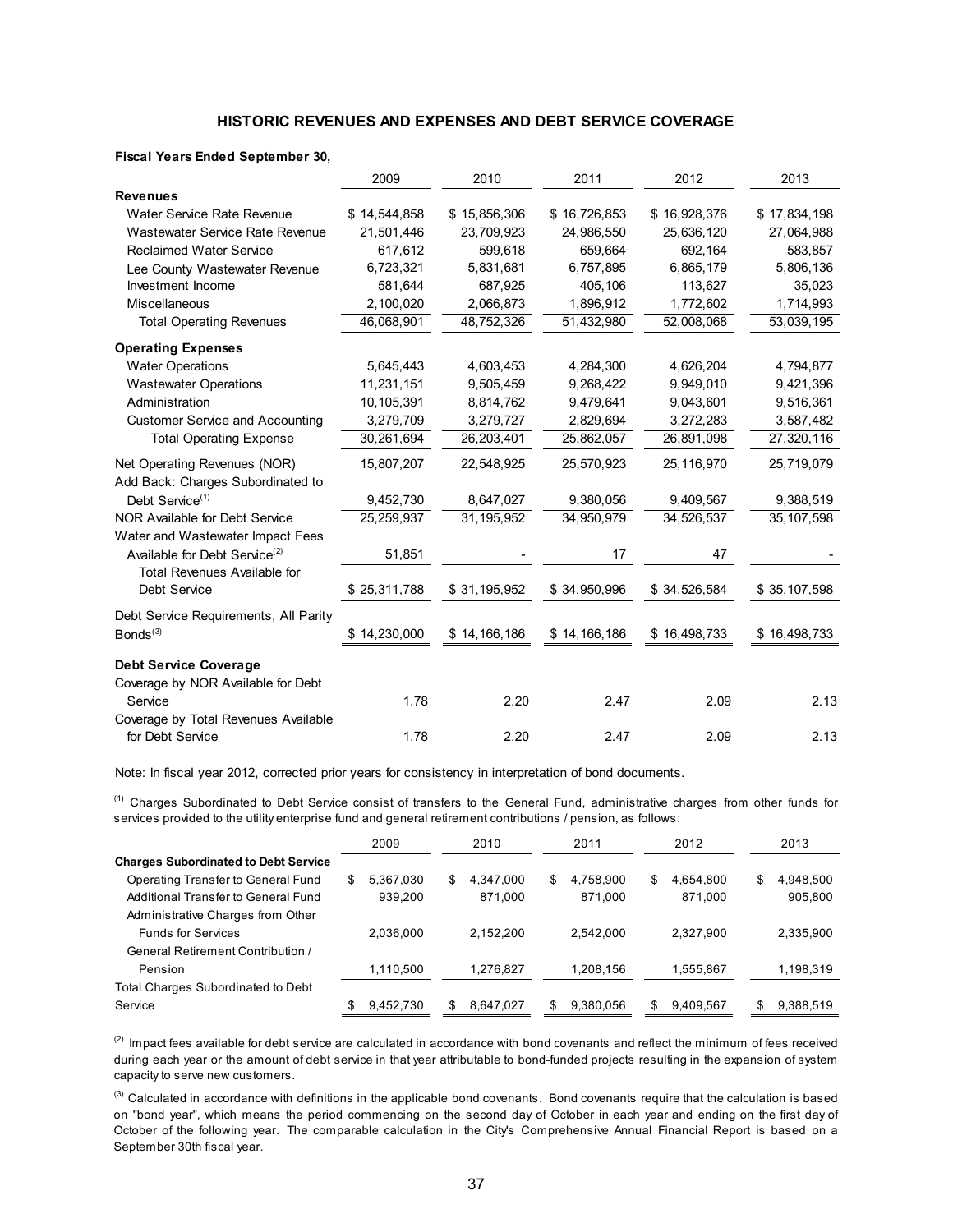## HISTORIC REVENUES AND EXPENSES AND DEBT SERVICE COVERAGE

**Fiscal Years Ended September 30,**

| | 2009 | 2010 | 2011 | 2012 | 2013 |
|---|---|---|---|---|---|
| **Revenues** | | | | | |
| Water Service Rate Revenue | $ 14,544,858 | $ 15,856,306 | $ 16,726,853 | $ 16,928,376 | $ 17,834,198 |
| Wastewater Service Rate Revenue | 21,501,446 | 23,709,923 | 24,986,550 | 25,636,120 | 27,064,988 |
| Reclaimed Water Service | 617,612 | 599,618 | 659,664 | 692,164 | 583,857 |
| Lee County Wastewater Revenue | 6,723,321 | 5,831,681 | 6,757,895 | 6,865,179 | 5,806,136 |
| Investment Income | 581,644 | 687,925 | 405,106 | 113,627 | 35,023 |
| Miscellaneous | 2,100,020 | 2,066,873 | 1,896,912 | 1,772,602 | 1,714,993 |
| Total Operating Revenues | 46,068,901 | 48,752,326 | 51,432,980 | 52,008,068 | 53,039,195 |
| **Operating Expenses** | | | | | |
| Water Operations | 5,645,443 | 4,603,453 | 4,284,300 | 4,626,204 | 4,794,877 |
| Wastewater Operations | 11,231,151 | 9,505,459 | 9,268,422 | 9,949,010 | 9,421,396 |
| Administration | 10,105,391 | 8,814,762 | 9,479,641 | 9,043,601 | 9,516,361 |
| Customer Service and Accounting | 3,279,709 | 3,279,727 | 2,829,694 | 3,272,283 | 3,587,482 |
| Total Operating Expense | 30,261,694 | 26,203,401 | 25,862,057 | 26,891,098 | 27,320,116 |
| Net Operating Revenues (NOR) | 15,807,207 | 22,548,925 | 25,570,923 | 25,116,970 | 25,719,079 |
| Add Back: Charges Subordinated to Debt Service[1] | 9,452,730 | 8,647,027 | 9,380,056 | 9,409,567 | 9,388,519 |
| NOR Available for Debt Service | 25,259,937 | 31,195,952 | 34,950,979 | 34,526,537 | 35,107,598 |
| Water and Wastewater Impact Fees Available for Debt Service[2] | 51,851 | - | 17 | 47 | - |
| Total Revenues Available for Debt Service | $ 25,311,788 | $ 31,195,952 | $ 34,950,996 | $ 34,526,584 | $ 35,107,598 |
| Debt Service Requirements, All Parity Bonds[3] | $ 14,230,000 | $ 14,166,186 | $ 14,166,186 | $ 16,498,733 | $ 16,498,733 |
| **Debt Service Coverage** | | | | | |
| Coverage by NOR Available for Debt Service | 1.78 | 2.20 | 2.47 | 2.09 | 2.13 |
| Coverage by Total Revenues Available for Debt Service | 1.78 | 2.20 | 2.47 | 2.09 | 2.13 |

Note: In fiscal year 2012, corrected prior years for consistency in interpretation of bond documents.

[1] Charges Subordinated to Debt Service consist of transfers to the General Fund, administrative charges from other funds for services provided to the utility enterprise fund and general retirement contributions / pension, as follows:

| | 2009 | 2010 | 2011 | 2012 | 2013 |
|---|---|---|---|---|---|
| **Charges Subordinated to Debt Service** | | | | | |
| Operating Transfer to General Fund | $ 5,367,030 | $ 4,347,000 | $ 4,758,900 | $ 4,654,800 | $ 4,948,500 |
| Additional Transfer to General Fund | 939,200 | 871,000 | 871,000 | 871,000 | 905,800 |
| Administrative Charges from Other Funds for Services | 2,036,000 | 2,152,200 | 2,542,000 | 2,327,900 | 2,335,900 |
| General Retirement Contribution / Pension | 1,110,500 | 1,276,827 | 1,208,156 | 1,555,867 | 1,198,319 |
| Total Charges Subordinated to Debt Service | $ 9,452,730 | $ 8,647,027 | $ 9,380,056 | $ 9,409,567 | $ 9,388,519 |

[2] Impact fees available for debt service are calculated in accordance with bond covenants and reflect the minimum of fees received during each year or the amount of debt service in that year attributable to bond-funded projects resulting in the expansion of system capacity to serve new customers.

[3] Calculated in accordance with definitions in the applicable bond covenants. Bond covenants require that the calculation is based on "bond year", which means the period commencing on the second day of October in each year and ending on the first day of October of the following year. The comparable calculation in the City's Comprehensive Annual Financial Report is based on a September 30th fiscal year.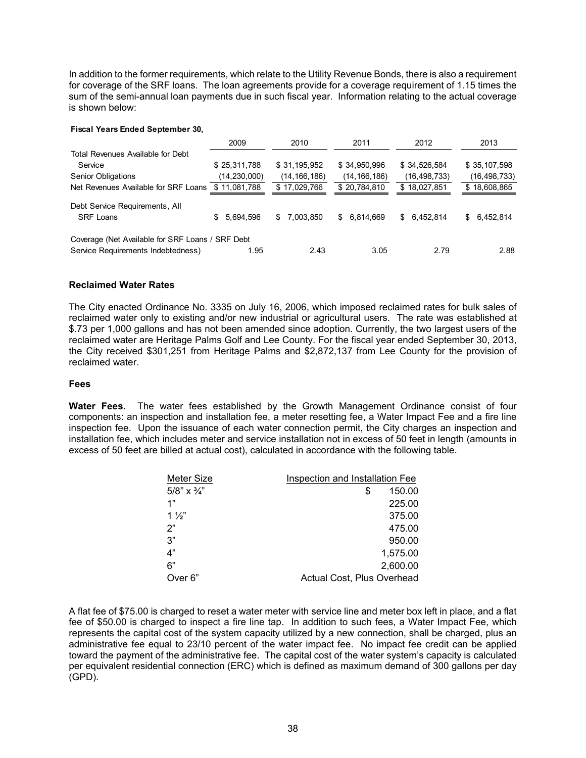In addition to the former requirements, which relate to the Utility Revenue Bonds, there is also a requirement for coverage of the SRF loans. The loan agreements provide for a coverage requirement of 1.15 times the sum of the semi-annual loan payments due in such fiscal year. Information relating to the actual coverage is shown below:

**Fiscal Years Ended September 30,**

| | 2009 | 2010 | 2011 | 2012 | 2013 |
|---|---|---|---|---|---|
| Total Revenues Available for Debt Service | $ 25,311,788 | $ 31,195,952 | $ 34,950,996 | $ 34,526,584 | $ 35,107,598 |
| Senior Obligations | (14,230,000) | (14,166,186) | (14,166,186) | (16,498,733) | (16,498,733) |
| Net Revenues Available for SRF Loans | $ 11,081,788 | $ 17,029,766 | $ 20,784,810 | $ 18,027,851 | $ 18,608,865 |
| Debt Service Requirements, All SRF Loans | $ 5,694,596 | $ 7,003,850 | $ 6,814,669 | $ 6,452,814 | $ 6,452,814 |
| Coverage (Net Available for SRF Loans / SRF Debt Service Requirements Indebtedness) | 1.95 | 2.43 | 3.05 | 2.79 | 2.88 |

### Reclaimed Water Rates

The City enacted Ordinance No. 3335 on July 16, 2006, which imposed reclaimed rates for bulk sales of reclaimed water only to existing and/or new industrial or agricultural users. The rate was established at $.73 per 1,000 gallons and has not been amended since adoption. Currently, the two largest users of the reclaimed water are Heritage Palms Golf and Lee County. For the fiscal year ended September 30, 2013, the City received $301,251 from Heritage Palms and $2,872,137 from Lee County for the provision of reclaimed water.

### Fees

**Water Fees.** The water fees established by the Growth Management Ordinance consist of four components: an inspection and installation fee, a meter resetting fee, a Water Impact Fee and a fire line inspection fee. Upon the issuance of each water connection permit, the City charges an inspection and installation fee, which includes meter and service installation not in excess of 50 feet in length (amounts in excess of 50 feet are billed at actual cost), calculated in accordance with the following table.

| Meter Size | Inspection and Installation Fee |
|---|---|
| 5/8" x ¾" | $ 150.00 |
| 1" | 225.00 |
| 1 ½" | 375.00 |
| 2" | 475.00 |
| 3" | 950.00 |
| 4" | 1,575.00 |
| 6" | 2,600.00 |
| Over 6" | Actual Cost, Plus Overhead |

A flat fee of $75.00 is charged to reset a water meter with service line and meter box left in place, and a flat fee of $50.00 is charged to inspect a fire line tap. In addition to such fees, a Water Impact Fee, which represents the capital cost of the system capacity utilized by a new connection, shall be charged, plus an administrative fee equal to 23/10 percent of the water impact fee. No impact fee credit can be applied toward the payment of the administrative fee. The capital cost of the water system's capacity is calculated per equivalent residential connection (ERC) which is defined as maximum demand of 300 gallons per day (GPD).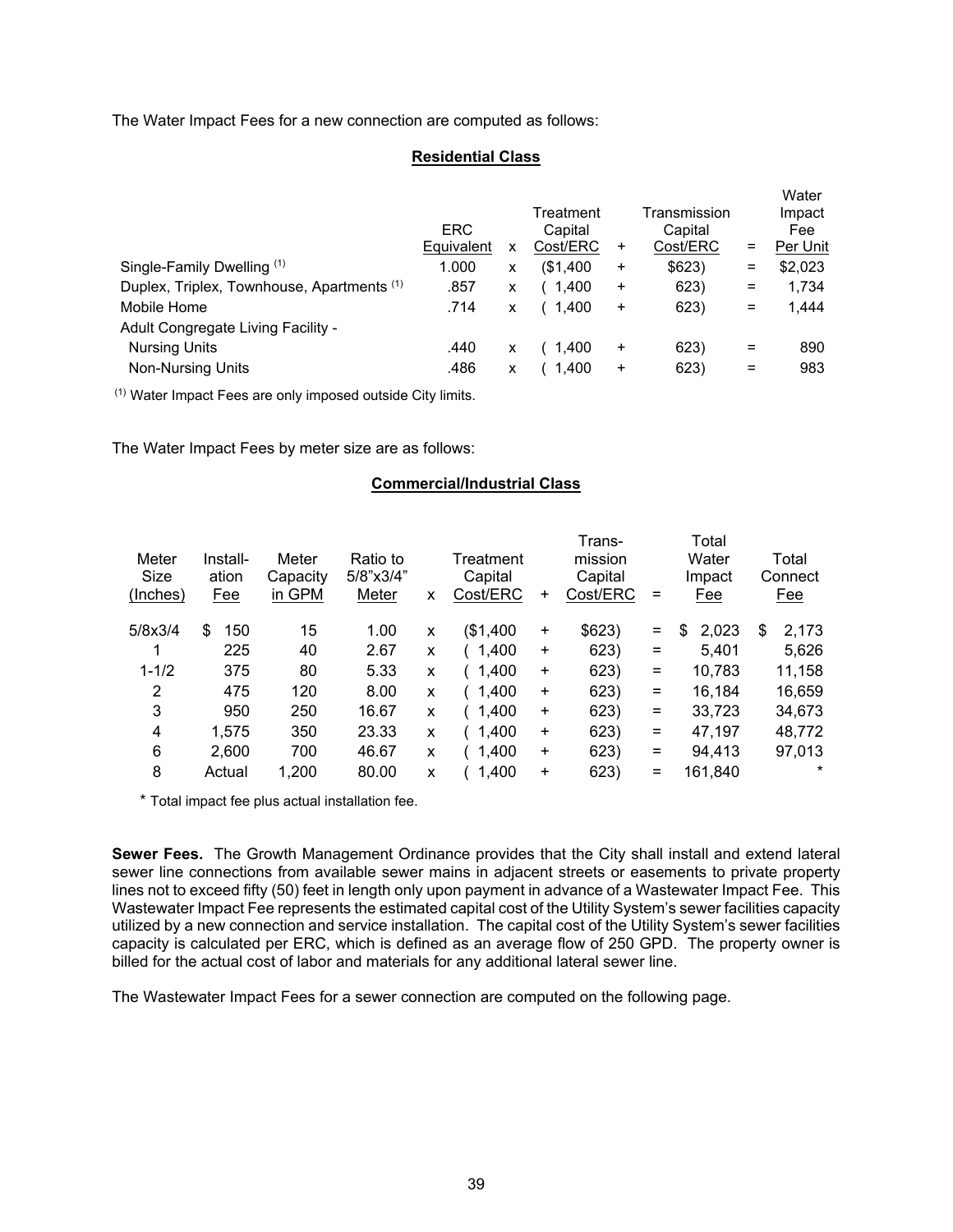The Water Impact Fees for a new connection are computed as follows:

**Residential Class**

| | ERC Equivalent | x | Treatment Capital Cost/ERC | + | Transmission Capital Cost/ERC | = | Water Impact Fee Per Unit |
|---|---|---|---|---|---|---|---|
| Single-Family Dwelling [1] | 1.000 | x | ($1,400 | + | $623) | = | $2,023 |
| Duplex, Triplex, Townhouse, Apartments [1] | .857 | x | ( 1,400 | + | 623) | = | 1,734 |
| Mobile Home | .714 | x | ( 1,400 | + | 623) | = | 1,444 |
| Adult Congregate Living Facility - | | | | | | | |
| Nursing Units | .440 | x | ( 1,400 | + | 623) | = | 890 |
| Non-Nursing Units | .486 | x | ( 1,400 | + | 623) | = | 983 |

[1] Water Impact Fees are only imposed outside City limits.

The Water Impact Fees by meter size are as follows:

**Commercial/Industrial Class**

| Meter Size (Inches) | Installation Fee | Meter Capacity in GPM | Ratio to 5/8"x3/4" Meter | x | Treatment Capital Cost/ERC | + | Transmission Capital Cost/ERC | = | Total Water Impact Fee | Total Connect Fee |
|---|---|---|---|---|---|---|---|---|---|---|
| 5/8x3/4 | $ 150 | 15 | 1.00 | x | ($1,400 | + | $623) | = | $ 2,023 | $ 2,173 |
| 1 | 225 | 40 | 2.67 | x | ( 1,400 | + | 623) | = | 5,401 | 5,626 |
| 1-1/2 | 375 | 80 | 5.33 | x | ( 1,400 | + | 623) | = | 10,783 | 11,158 |
| 2 | 475 | 120 | 8.00 | x | ( 1,400 | + | 623) | = | 16,184 | 16,659 |
| 3 | 950 | 250 | 16.67 | x | ( 1,400 | + | 623) | = | 33,723 | 34,673 |
| 4 | 1,575 | 350 | 23.33 | x | ( 1,400 | + | 623) | = | 47,197 | 48,772 |
| 6 | 2,600 | 700 | 46.67 | x | ( 1,400 | + | 623) | = | 94,413 | 97,013 |
| 8 | Actual | 1,200 | 80.00 | x | ( 1,400 | + | 623) | = | 161,840 | * |

\* Total impact fee plus actual installation fee.

**Sewer Fees.** The Growth Management Ordinance provides that the City shall install and extend lateral sewer line connections from available sewer mains in adjacent streets or easements to private property lines not to exceed fifty (50) feet in length only upon payment in advance of a Wastewater Impact Fee. This Wastewater Impact Fee represents the estimated capital cost of the Utility System's sewer facilities capacity utilized by a new connection and service installation. The capital cost of the Utility System's sewer facilities capacity is calculated per ERC, which is defined as an average flow of 250 GPD. The property owner is billed for the actual cost of labor and materials for any additional lateral sewer line.

The Wastewater Impact Fees for a sewer connection are computed on the following page.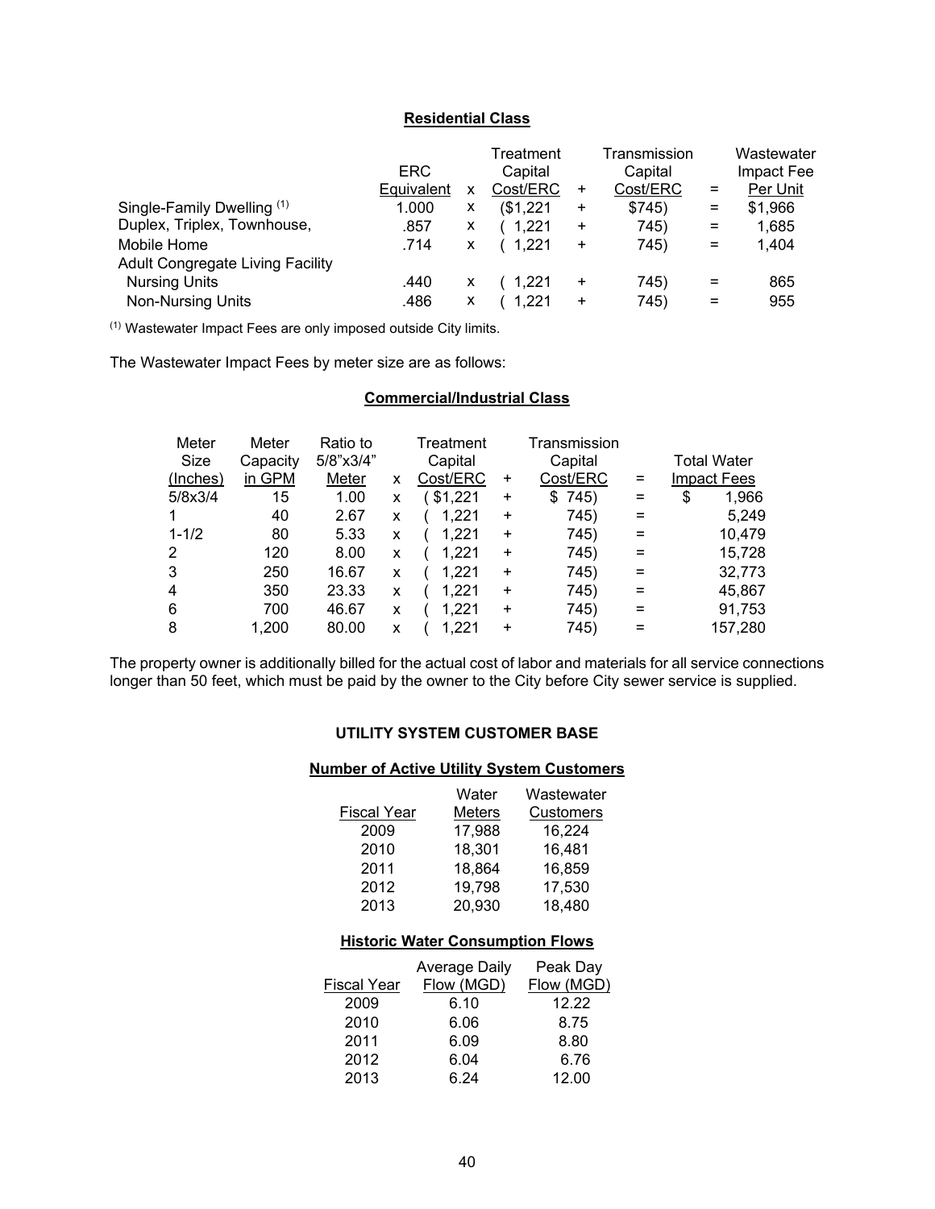**Residential Class**

| | ERC Equivalent | x | Treatment Capital Cost/ERC | + | Transmission Capital Cost/ERC | = | Wastewater Impact Fee Per Unit |
|---|---|---|---|---|---|---|---|
| Single-Family Dwelling [1] | 1.000 | x | ($1,221 | + | $745) | = | $1,966 |
| Duplex, Triplex, Townhouse, | .857 | x | ( 1,221 | + | 745) | = | 1,685 |
| Mobile Home | .714 | x | ( 1,221 | + | 745) | = | 1,404 |
| Adult Congregate Living Facility | | | | | | | |
| Nursing Units | .440 | x | ( 1,221 | + | 745) | = | 865 |
| Non-Nursing Units | .486 | x | ( 1,221 | + | 745) | = | 955 |

[1] Wastewater Impact Fees are only imposed outside City limits.

The Wastewater Impact Fees by meter size are as follows:

**Commercial/Industrial Class**

| Meter Size (Inches) | Meter Capacity in GPM | Ratio to 5/8"x3/4" Meter | x | Treatment Capital Cost/ERC | + | Transmission Capital Cost/ERC | = | Total Water Impact Fees |
|---|---|---|---|---|---|---|---|---|
| 5/8x3/4 | 15 | 1.00 | x | ( $1,221 | + | $ 745) | = | $ 1,966 |
| 1 | 40 | 2.67 | x | ( 1,221 | + | 745) | = | 5,249 |
| 1-1/2 | 80 | 5.33 | x | ( 1,221 | + | 745) | = | 10,479 |
| 2 | 120 | 8.00 | x | ( 1,221 | + | 745) | = | 15,728 |
| 3 | 250 | 16.67 | x | ( 1,221 | + | 745) | = | 32,773 |
| 4 | 350 | 23.33 | x | ( 1,221 | + | 745) | = | 45,867 |
| 6 | 700 | 46.67 | x | ( 1,221 | + | 745) | = | 91,753 |
| 8 | 1,200 | 80.00 | x | ( 1,221 | + | 745) | = | 157,280 |

The property owner is additionally billed for the actual cost of labor and materials for all service connections longer than 50 feet, which must be paid by the owner to the City before City sewer service is supplied.

**UTILITY SYSTEM CUSTOMER BASE**

**Number of Active Utility System Customers**

| Fiscal Year | Water Meters | Wastewater Customers |
|---|---|---|
| 2009 | 17,988 | 16,224 |
| 2010 | 18,301 | 16,481 |
| 2011 | 18,864 | 16,859 |
| 2012 | 19,798 | 17,530 |
| 2013 | 20,930 | 18,480 |

**Historic Water Consumption Flows**

| Fiscal Year | Average Daily Flow (MGD) | Peak Day Flow (MGD) |
|---|---|---|
| 2009 | 6.10 | 12.22 |
| 2010 | 6.06 | 8.75 |
| 2011 | 6.09 | 8.80 |
| 2012 | 6.04 | 6.76 |
| 2013 | 6.24 | 12.00 |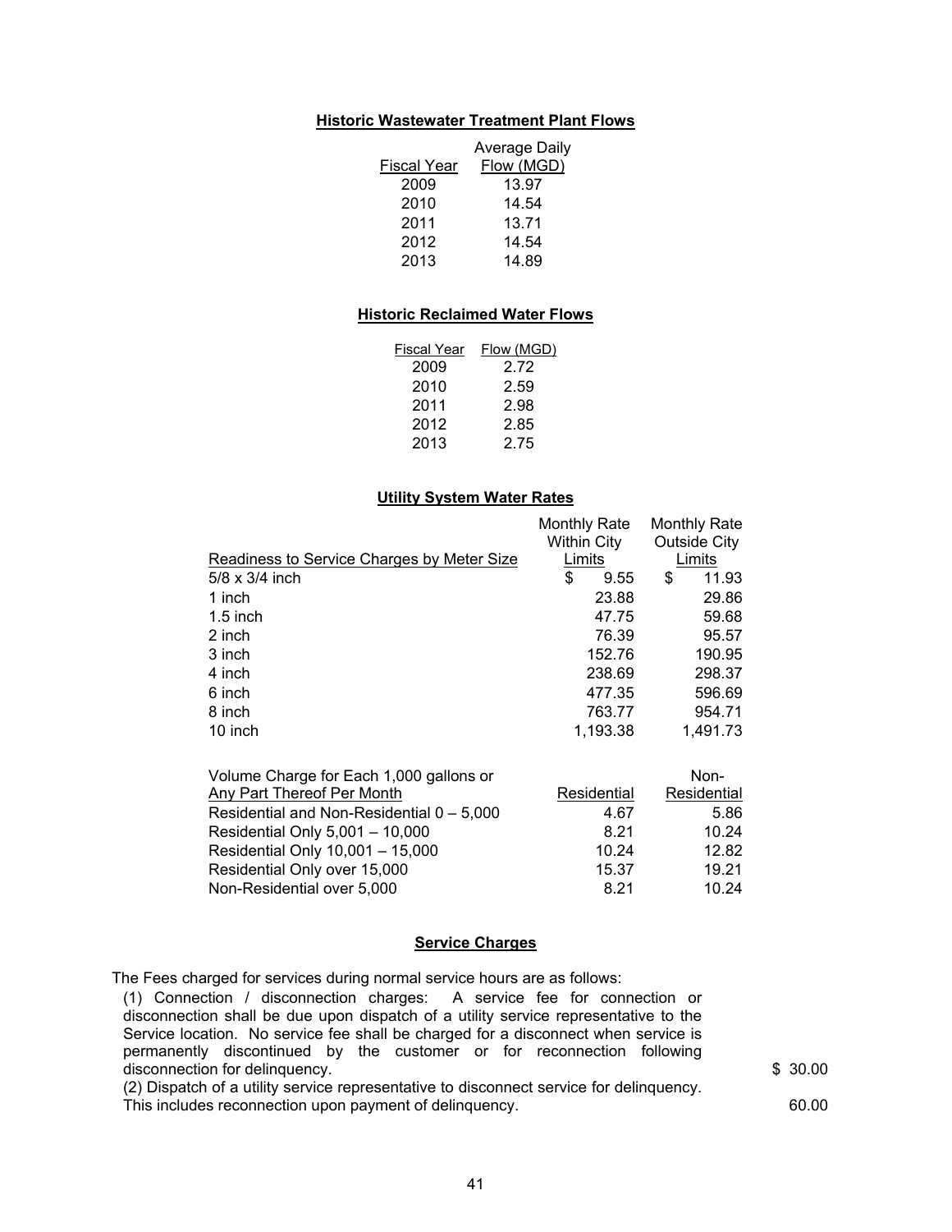## Historic Wastewater Treatment Plant Flows

| Fiscal Year | Average Daily Flow (MGD) |
|---|---|
| 2009 | 13.97 |
| 2010 | 14.54 |
| 2011 | 13.71 |
| 2012 | 14.54 |
| 2013 | 14.89 |

## Historic Reclaimed Water Flows

| Fiscal Year | Flow (MGD) |
|---|---|
| 2009 | 2.72 |
| 2010 | 2.59 |
| 2011 | 2.98 |
| 2012 | 2.85 |
| 2013 | 2.75 |

## Utility System Water Rates

| Readiness to Service Charges by Meter Size | Monthly Rate Within City Limits | Monthly Rate Outside City Limits |
|---|---|---|
| 5/8 x 3/4 inch | $ 9.55 | $ 11.93 |
| 1 inch | 23.88 | 29.86 |
| 1.5 inch | 47.75 | 59.68 |
| 2 inch | 76.39 | 95.57 |
| 3 inch | 152.76 | 190.95 |
| 4 inch | 238.69 | 298.37 |
| 6 inch | 477.35 | 596.69 |
| 8 inch | 763.77 | 954.71 |
| 10 inch | 1,193.38 | 1,491.73 |

| Volume Charge for Each 1,000 gallons or Any Part Thereof Per Month | Residential | Non-Residential |
|---|---|---|
| Residential and Non-Residential 0 – 5,000 | 4.67 | 5.86 |
| Residential Only 5,001 – 10,000 | 8.21 | 10.24 |
| Residential Only 10,001 – 15,000 | 10.24 | 12.82 |
| Residential Only over 15,000 | 15.37 | 19.21 |
| Non-Residential over 5,000 | 8.21 | 10.24 |

## Service Charges

The Fees charged for services during normal service hours are as follows:

| Service | Fee |
|---|---|
| (1) Connection / disconnection charges: A service fee for connection or disconnection shall be due upon dispatch of a utility service representative to the Service location. No service fee shall be charged for a disconnect when service is permanently discontinued by the customer or for reconnection following disconnection for delinquency. | $ 30.00 |
| (2) Dispatch of a utility service representative to disconnect service for delinquency. This includes reconnection upon payment of delinquency. | 60.00 |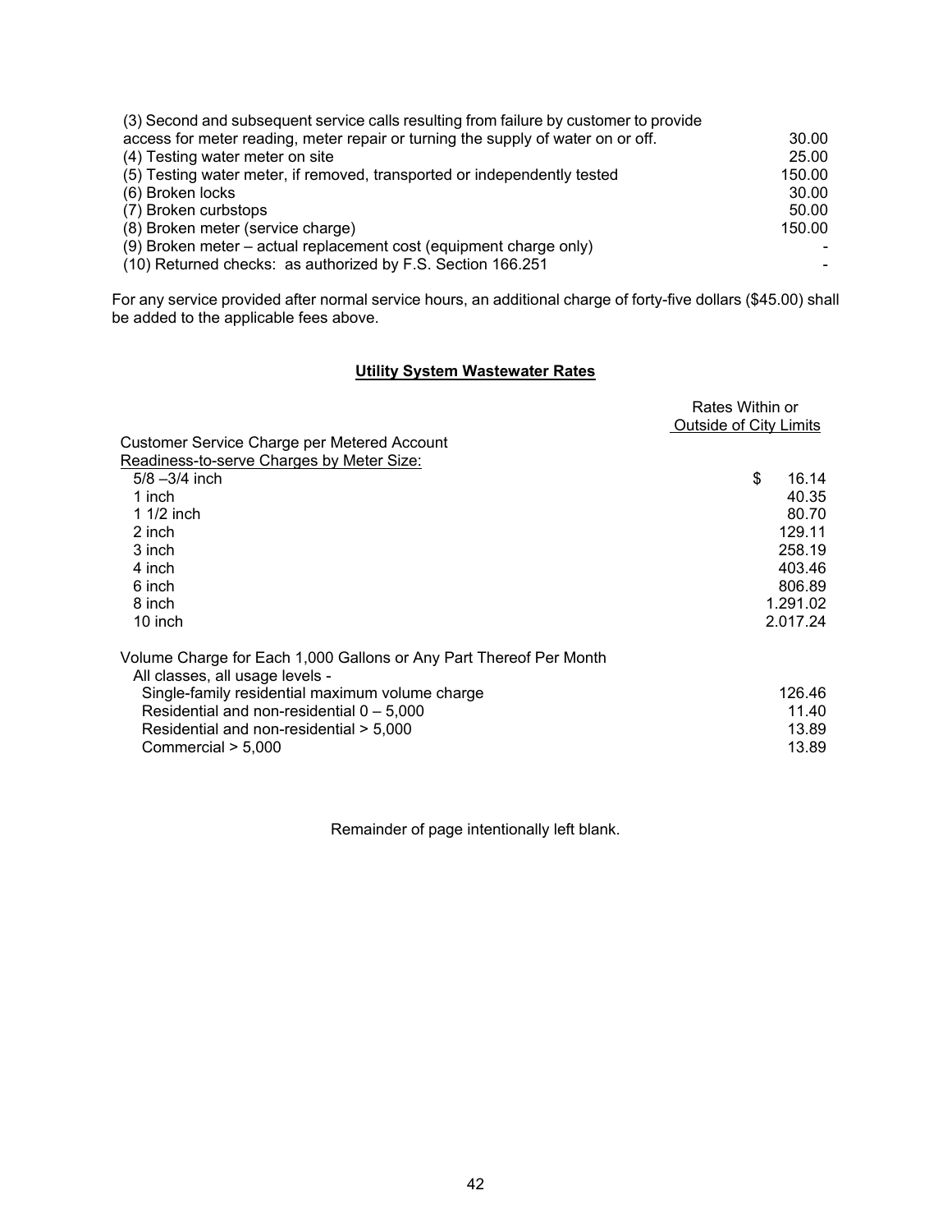| | |
|---|---|
| (3) Second and subsequent service calls resulting from failure by customer to provide access for meter reading, meter repair or turning the supply of water on or off. | 30.00 |
| (4) Testing water meter on site | 25.00 |
| (5) Testing water meter, if removed, transported or independently tested | 150.00 |
| (6) Broken locks | 30.00 |
| (7) Broken curbstops | 50.00 |
| (8) Broken meter (service charge) | 150.00 |
| (9) Broken meter – actual replacement cost (equipment charge only) | - |
| (10) Returned checks: as authorized by F.S. Section 166.251 | - |

For any service provided after normal service hours, an additional charge of forty-five dollars ($45.00) shall be added to the applicable fees above.

## **Utility System Wastewater Rates**

| | Rates Within or Outside of City Limits |
|---|---|
| Customer Service Charge per Metered Account | |
| Readiness-to-serve Charges by Meter Size: | |
| 5/8 –3/4 inch | $ 16.14 |
| 1 inch | 40.35 |
| 1 1/2 inch | 80.70 |
| 2 inch | 129.11 |
| 3 inch | 258.19 |
| 4 inch | 403.46 |
| 6 inch | 806.89 |
| 8 inch | 1.291.02 |
| 10 inch | 2.017.24 |
| Volume Charge for Each 1,000 Gallons or Any Part Thereof Per Month | |
| All classes, all usage levels - | |
| Single-family residential maximum volume charge | 126.46 |
| Residential and non-residential 0 – 5,000 | 11.40 |
| Residential and non-residential > 5,000 | 13.89 |
| Commercial > 5,000 | 13.89 |

Remainder of page intentionally left blank.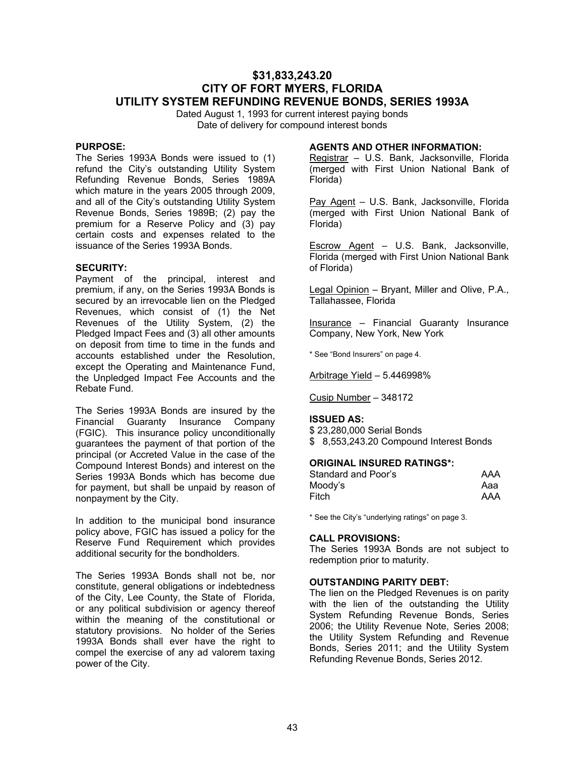# $31,833,243.20
# CITY OF FORT MYERS, FLORIDA
# UTILITY SYSTEM REFUNDING REVENUE BONDS, SERIES 1993A

Dated August 1, 1993 for current interest paying bonds
Date of delivery for compound interest bonds

**PURPOSE:**
The Series 1993A Bonds were issued to (1) refund the City's outstanding Utility System Refunding Revenue Bonds, Series 1989A which mature in the years 2005 through 2009, and all of the City's outstanding Utility System Revenue Bonds, Series 1989B; (2) pay the premium for a Reserve Policy and (3) pay certain costs and expenses related to the issuance of the Series 1993A Bonds.

**SECURITY:**
Payment of the principal, interest and premium, if any, on the Series 1993A Bonds is secured by an irrevocable lien on the Pledged Revenues, which consist of (1) the Net Revenues of the Utility System, (2) the Pledged Impact Fees and (3) all other amounts on deposit from time to time in the funds and accounts established under the Resolution, except the Operating and Maintenance Fund, the Unpledged Impact Fee Accounts and the Rebate Fund.

The Series 1993A Bonds are insured by the Financial Guaranty Insurance Company (FGIC). This insurance policy unconditionally guarantees the payment of that portion of the principal (or Accreted Value in the case of the Compound Interest Bonds) and interest on the Series 1993A Bonds which has become due for payment, but shall be unpaid by reason of nonpayment by the City.

In addition to the municipal bond insurance policy above, FGIC has issued a policy for the Reserve Fund Requirement which provides additional security for the bondholders.

The Series 1993A Bonds shall not be, nor constitute, general obligations or indebtedness of the City, Lee County, the State of Florida, or any political subdivision or agency thereof within the meaning of the constitutional or statutory provisions. No holder of the Series 1993A Bonds shall ever have the right to compel the exercise of any ad valorem taxing power of the City.

**AGENTS AND OTHER INFORMATION:**

Registrar – U.S. Bank, Jacksonville, Florida (merged with First Union National Bank of Florida)

Pay Agent – U.S. Bank, Jacksonville, Florida (merged with First Union National Bank of Florida)

Escrow Agent – U.S. Bank, Jacksonville, Florida (merged with First Union National Bank of Florida)

Legal Opinion – Bryant, Miller and Olive, P.A., Tallahassee, Florida

Insurance – Financial Guaranty Insurance Company, New York, New York

\* See "Bond Insurers" on page 4.

Arbitrage Yield – 5.446998%

Cusip Number – 348172

**ISSUED AS:**
$ 23,280,000 Serial Bonds
$ 8,553,243.20 Compound Interest Bonds

**ORIGINAL INSURED RATINGS\*:**

| | |
|---|---|
| Standard and Poor's | AAA |
| Moody's | Aaa |
| Fitch | AAA |

\* See the City's "underlying ratings" on page 3.

**CALL PROVISIONS:**
The Series 1993A Bonds are not subject to redemption prior to maturity.

**OUTSTANDING PARITY DEBT:**
The lien on the Pledged Revenues is on parity with the lien of the outstanding the Utility System Refunding Revenue Bonds, Series 2006; the Utility Revenue Note, Series 2008; the Utility System Refunding and Revenue Bonds, Series 2011; and the Utility System Refunding Revenue Bonds, Series 2012.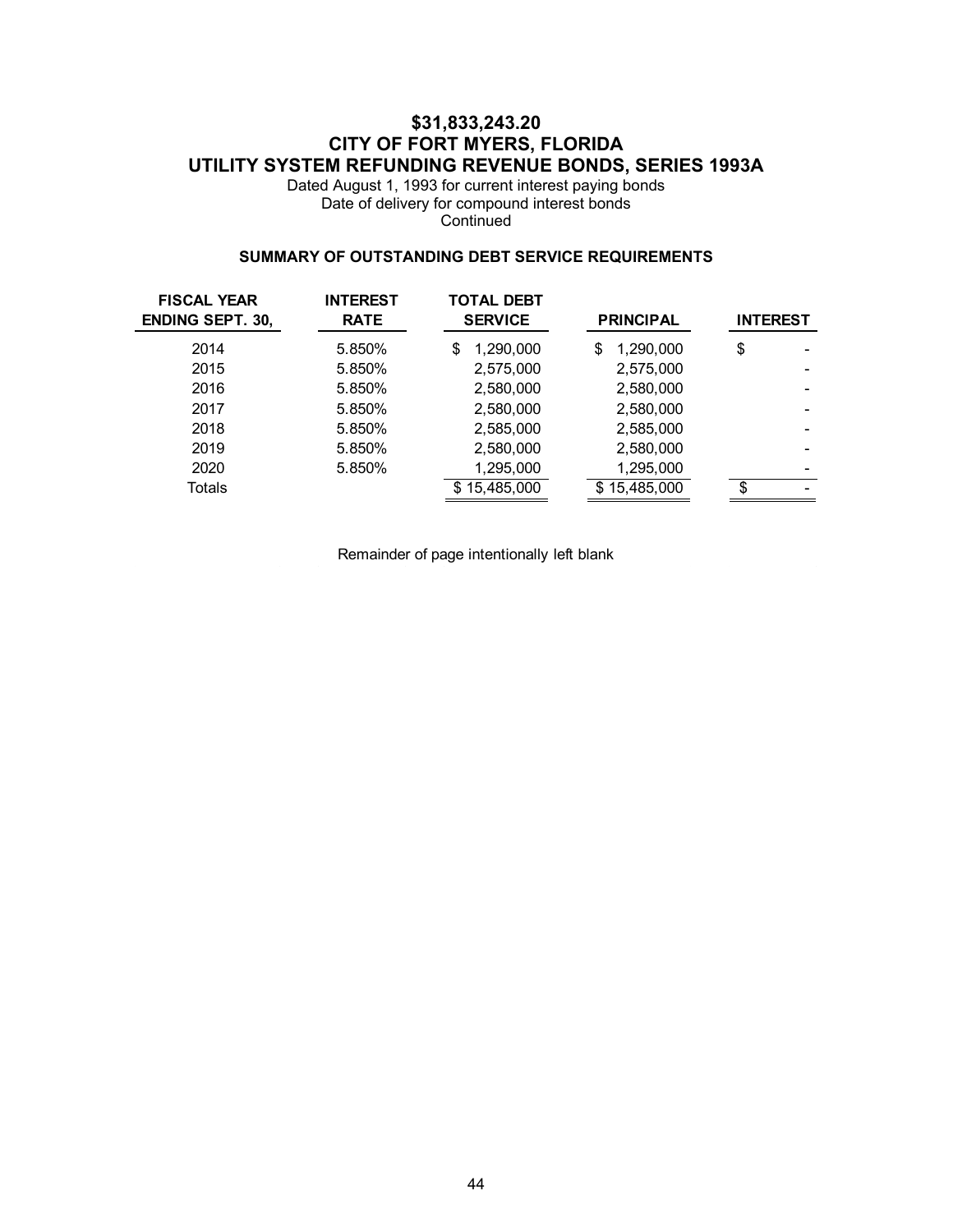# $31,833,243.20
# CITY OF FORT MYERS, FLORIDA
# UTILITY SYSTEM REFUNDING REVENUE BONDS, SERIES 1993A

Dated August 1, 1993 for current interest paying bonds
Date of delivery for compound interest bonds
Continued

### SUMMARY OF OUTSTANDING DEBT SERVICE REQUIREMENTS

| FISCAL YEAR ENDING SEPT. 30, | INTEREST RATE | TOTAL DEBT SERVICE | PRINCIPAL | INTEREST |
|---|---|---|---|---|
| 2014 | 5.850% | $ 1,290,000 | $ 1,290,000 | $ - |
| 2015 | 5.850% | 2,575,000 | 2,575,000 | - |
| 2016 | 5.850% | 2,580,000 | 2,580,000 | - |
| 2017 | 5.850% | 2,580,000 | 2,580,000 | - |
| 2018 | 5.850% | 2,585,000 | 2,585,000 | - |
| 2019 | 5.850% | 2,580,000 | 2,580,000 | - |
| 2020 | 5.850% | 1,295,000 | 1,295,000 | - |
| Totals | | $ 15,485,000 | $ 15,485,000 | $ - |

Remainder of page intentionally left blank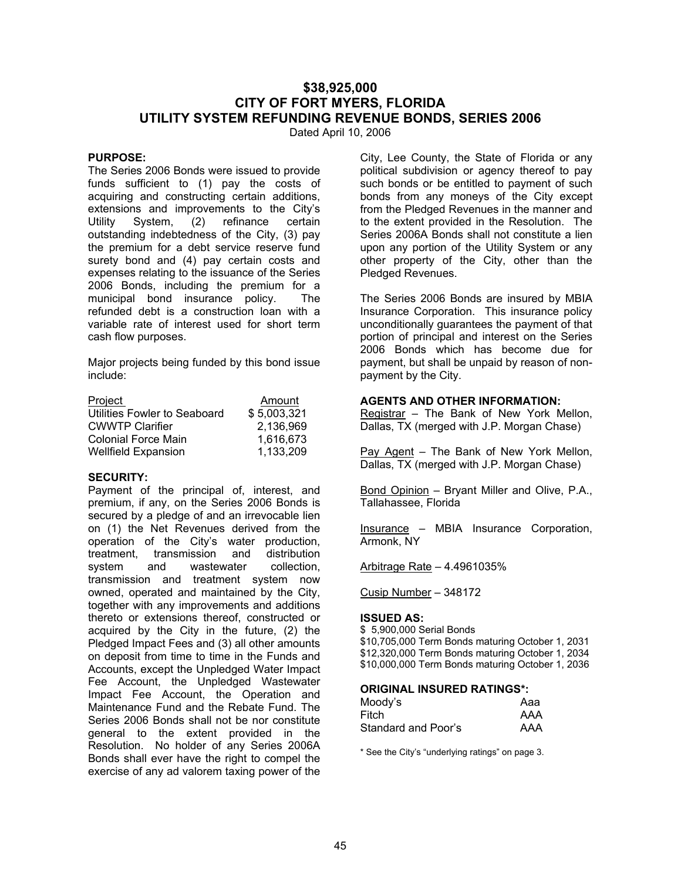# $38,925,000
# CITY OF FORT MYERS, FLORIDA
# UTILITY SYSTEM REFUNDING REVENUE BONDS, SERIES 2006

Dated April 10, 2006

### PURPOSE:

The Series 2006 Bonds were issued to provide funds sufficient to (1) pay the costs of acquiring and constructing certain additions, extensions and improvements to the City's Utility System, (2) refinance certain outstanding indebtedness of the City, (3) pay the premium for a debt service reserve fund surety bond and (4) pay certain costs and expenses relating to the issuance of the Series 2006 Bonds, including the premium for a municipal bond insurance policy. The refunded debt is a construction loan with a variable rate of interest used for short term cash flow purposes.

Major projects being funded by this bond issue include:

| Project | Amount |
|---|---|
| Utilities Fowler to Seaboard | $ 5,003,321 |
| CWWTP Clarifier | 2,136,969 |
| Colonial Force Main | 1,616,673 |
| Wellfield Expansion | 1,133,209 |

### SECURITY:

Payment of the principal of, interest, and premium, if any, on the Series 2006 Bonds is secured by a pledge of and an irrevocable lien on (1) the Net Revenues derived from the operation of the City's water production, treatment, transmission and distribution system and wastewater collection, transmission and treatment system now owned, operated and maintained by the City, together with any improvements and additions thereto or extensions thereof, constructed or acquired by the City in the future, (2) the Pledged Impact Fees and (3) all other amounts on deposit from time to time in the Funds and Accounts, except the Unpledged Water Impact Fee Account, the Unpledged Wastewater Impact Fee Account, the Operation and Maintenance Fund and the Rebate Fund. The Series 2006 Bonds shall not be nor constitute general to the extent provided in the Resolution. No holder of any Series 2006A Bonds shall ever have the right to compel the exercise of any ad valorem taxing power of the City, Lee County, the State of Florida or any political subdivision or agency thereof to pay such bonds or be entitled to payment of such bonds from any moneys of the City except from the Pledged Revenues in the manner and to the extent provided in the Resolution. The Series 2006A Bonds shall not constitute a lien upon any portion of the Utility System or any other property of the City, other than the Pledged Revenues.

The Series 2006 Bonds are insured by MBIA Insurance Corporation. This insurance policy unconditionally guarantees the payment of that portion of principal and interest on the Series 2006 Bonds which has become due for payment, but shall be unpaid by reason of non-payment by the City.

### AGENTS AND OTHER INFORMATION:

Registrar – The Bank of New York Mellon, Dallas, TX (merged with J.P. Morgan Chase)

Pay Agent – The Bank of New York Mellon, Dallas, TX (merged with J.P. Morgan Chase)

Bond Opinion – Bryant Miller and Olive, P.A., Tallahassee, Florida

Insurance – MBIA Insurance Corporation, Armonk, NY

Arbitrage Rate – 4.4961035%

Cusip Number – 348172

### ISSUED AS:

$ 5,900,000 Serial Bonds
$10,705,000 Term Bonds maturing October 1, 2031
$12,320,000 Term Bonds maturing October 1, 2034
$10,000,000 Term Bonds maturing October 1, 2036

### ORIGINAL INSURED RATINGS*:

| | |
|---|---|
| Moody's | Aaa |
| Fitch | AAA |
| Standard and Poor's | AAA |

\* See the City's "underlying ratings" on page 3.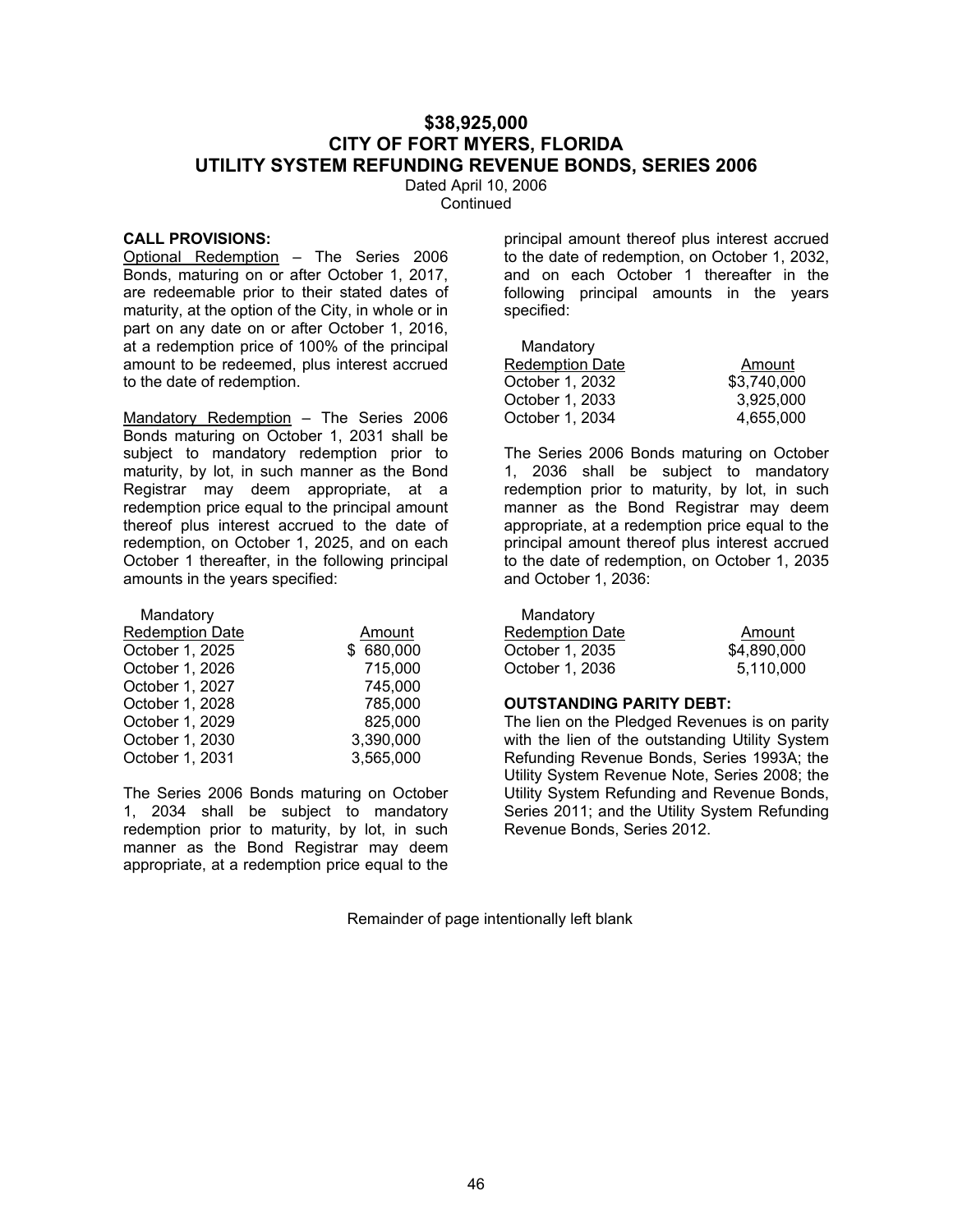# $38,925,000
# CITY OF FORT MYERS, FLORIDA
# UTILITY SYSTEM REFUNDING REVENUE BONDS, SERIES 2006

Dated April 10, 2006
Continued

**CALL PROVISIONS:**

Optional Redemption – The Series 2006 Bonds, maturing on or after October 1, 2017, are redeemable prior to their stated dates of maturity, at the option of the City, in whole or in part on any date on or after October 1, 2016, at a redemption price of 100% of the principal amount to be redeemed, plus interest accrued to the date of redemption.

Mandatory Redemption – The Series 2006 Bonds maturing on October 1, 2031 shall be subject to mandatory redemption prior to maturity, by lot, in such manner as the Bond Registrar may deem appropriate, at a redemption price equal to the principal amount thereof plus interest accrued to the date of redemption, on October 1, 2025, and on each October 1 thereafter, in the following principal amounts in the years specified:

| Mandatory Redemption Date | Amount |
|---|---|
| October 1, 2025 | $ 680,000 |
| October 1, 2026 | 715,000 |
| October 1, 2027 | 745,000 |
| October 1, 2028 | 785,000 |
| October 1, 2029 | 825,000 |
| October 1, 2030 | 3,390,000 |
| October 1, 2031 | 3,565,000 |

The Series 2006 Bonds maturing on October 1, 2034 shall be subject to mandatory redemption prior to maturity, by lot, in such manner as the Bond Registrar may deem appropriate, at a redemption price equal to the principal amount thereof plus interest accrued to the date of redemption, on October 1, 2032, and on each October 1 thereafter in the following principal amounts in the years specified:

| Mandatory Redemption Date | Amount |
|---|---|
| October 1, 2032 | $3,740,000 |
| October 1, 2033 | 3,925,000 |
| October 1, 2034 | 4,655,000 |

The Series 2006 Bonds maturing on October 1, 2036 shall be subject to mandatory redemption prior to maturity, by lot, in such manner as the Bond Registrar may deem appropriate, at a redemption price equal to the principal amount thereof plus interest accrued to the date of redemption, on October 1, 2035 and October 1, 2036:

| Mandatory Redemption Date | Amount |
|---|---|
| October 1, 2035 | $4,890,000 |
| October 1, 2036 | 5,110,000 |

**OUTSTANDING PARITY DEBT:**

The lien on the Pledged Revenues is on parity with the lien of the outstanding Utility System Refunding Revenue Bonds, Series 1993A; the Utility System Revenue Note, Series 2008; the Utility System Refunding and Revenue Bonds, Series 2011; and the Utility System Refunding Revenue Bonds, Series 2012.

Remainder of page intentionally left blank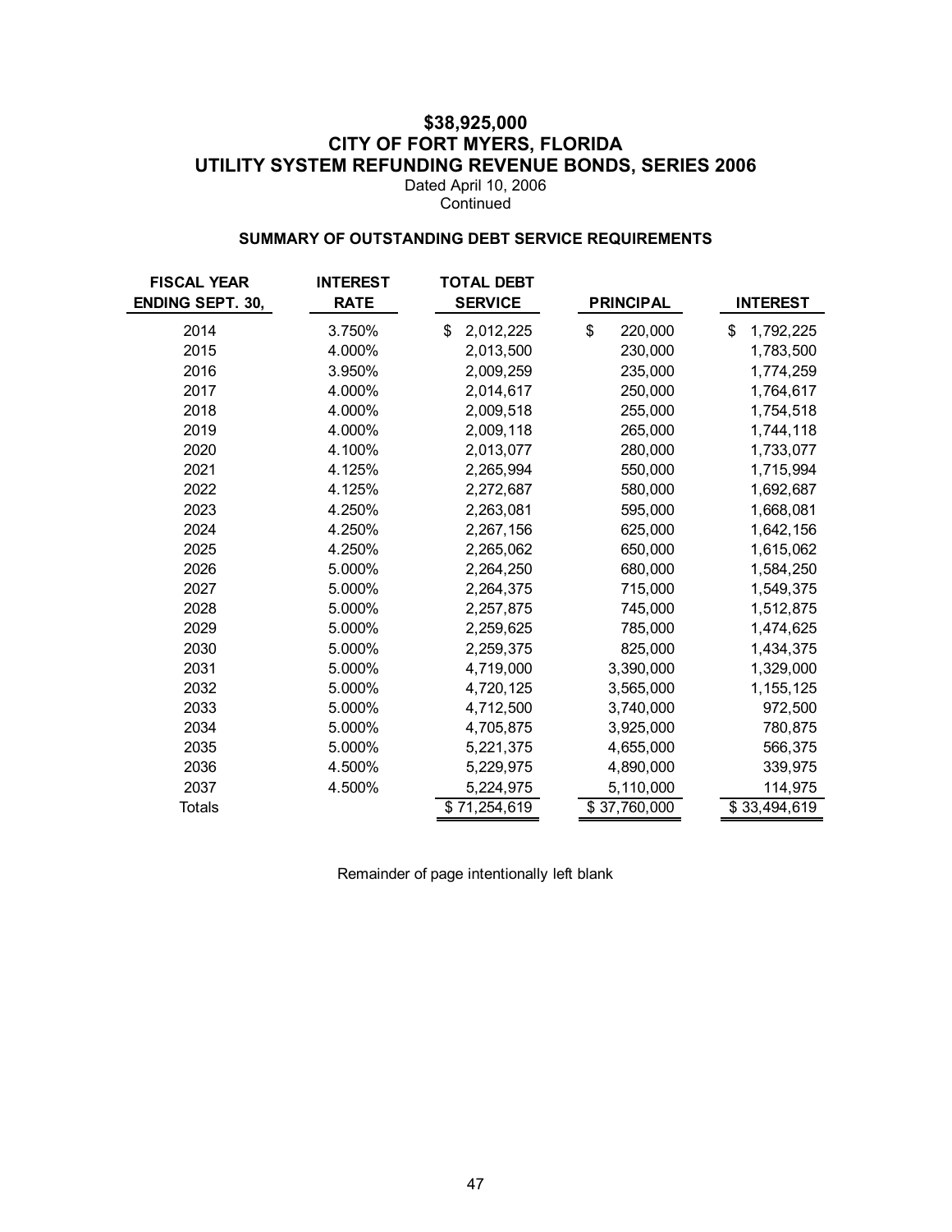# $38,925,000
# CITY OF FORT MYERS, FLORIDA
# UTILITY SYSTEM REFUNDING REVENUE BONDS, SERIES 2006

Dated April 10, 2006
Continued

### SUMMARY OF OUTSTANDING DEBT SERVICE REQUIREMENTS

| FISCAL YEAR ENDING SEPT. 30, | INTEREST RATE | TOTAL DEBT SERVICE | PRINCIPAL | INTEREST |
|---|---|---|---|---|
| 2014 | 3.750% | $ 2,012,225 | $ 220,000 | $ 1,792,225 |
| 2015 | 4.000% | 2,013,500 | 230,000 | 1,783,500 |
| 2016 | 3.950% | 2,009,259 | 235,000 | 1,774,259 |
| 2017 | 4.000% | 2,014,617 | 250,000 | 1,764,617 |
| 2018 | 4.000% | 2,009,518 | 255,000 | 1,754,518 |
| 2019 | 4.000% | 2,009,118 | 265,000 | 1,744,118 |
| 2020 | 4.100% | 2,013,077 | 280,000 | 1,733,077 |
| 2021 | 4.125% | 2,265,994 | 550,000 | 1,715,994 |
| 2022 | 4.125% | 2,272,687 | 580,000 | 1,692,687 |
| 2023 | 4.250% | 2,263,081 | 595,000 | 1,668,081 |
| 2024 | 4.250% | 2,267,156 | 625,000 | 1,642,156 |
| 2025 | 4.250% | 2,265,062 | 650,000 | 1,615,062 |
| 2026 | 5.000% | 2,264,250 | 680,000 | 1,584,250 |
| 2027 | 5.000% | 2,264,375 | 715,000 | 1,549,375 |
| 2028 | 5.000% | 2,257,875 | 745,000 | 1,512,875 |
| 2029 | 5.000% | 2,259,625 | 785,000 | 1,474,625 |
| 2030 | 5.000% | 2,259,375 | 825,000 | 1,434,375 |
| 2031 | 5.000% | 4,719,000 | 3,390,000 | 1,329,000 |
| 2032 | 5.000% | 4,720,125 | 3,565,000 | 1,155,125 |
| 2033 | 5.000% | 4,712,500 | 3,740,000 | 972,500 |
| 2034 | 5.000% | 4,705,875 | 3,925,000 | 780,875 |
| 2035 | 5.000% | 5,221,375 | 4,655,000 | 566,375 |
| 2036 | 4.500% | 5,229,975 | 4,890,000 | 339,975 |
| 2037 | 4.500% | 5,224,975 | 5,110,000 | 114,975 |
| Totals | | $ 71,254,619 | $ 37,760,000 | $ 33,494,619 |

Remainder of page intentionally left blank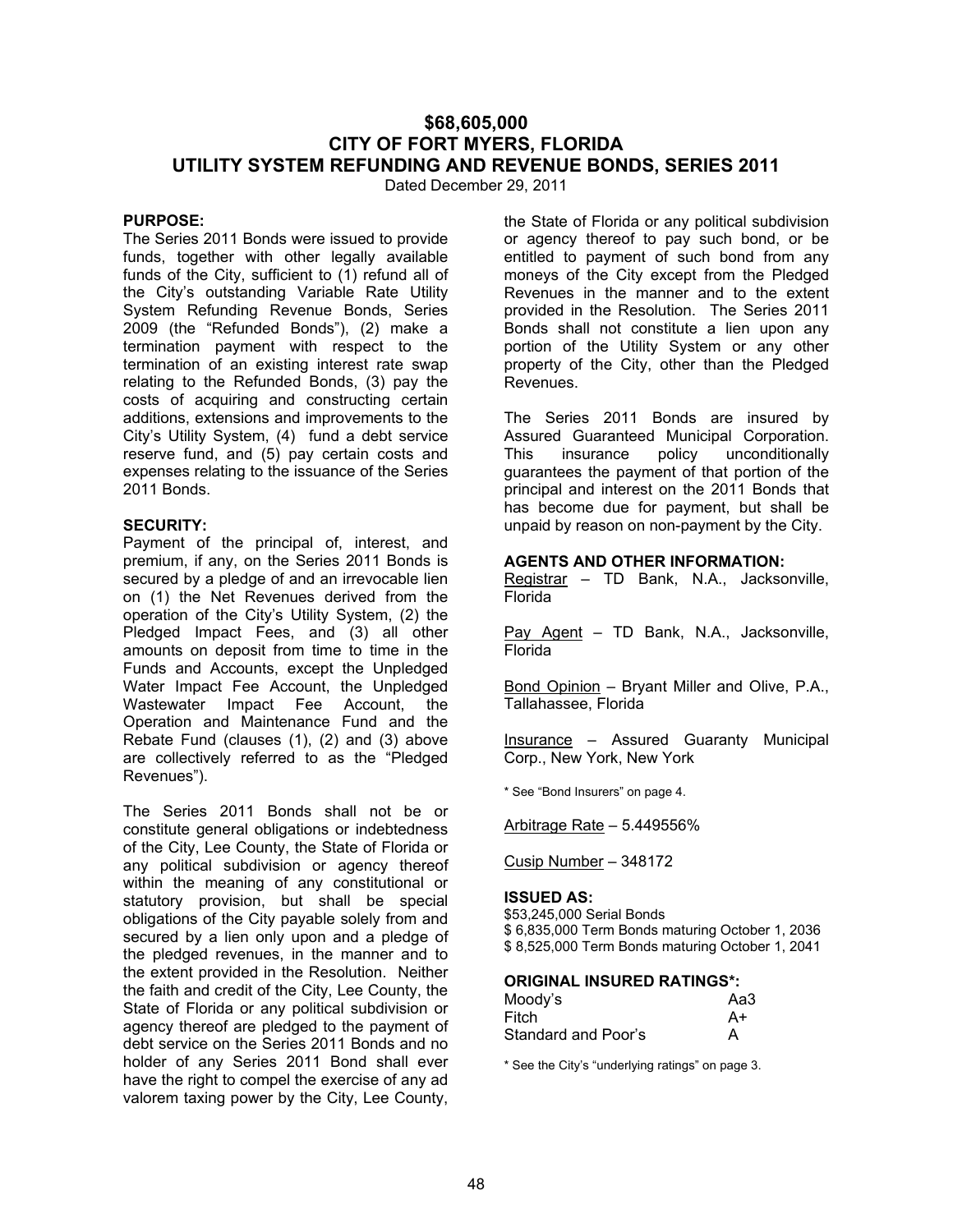# $68,605,000
# CITY OF FORT MYERS, FLORIDA
# UTILITY SYSTEM REFUNDING AND REVENUE BONDS, SERIES 2011

Dated December 29, 2011

**PURPOSE:**

The Series 2011 Bonds were issued to provide funds, together with other legally available funds of the City, sufficient to (1) refund all of the City's outstanding Variable Rate Utility System Refunding Revenue Bonds, Series 2009 (the "Refunded Bonds"), (2) make a termination payment with respect to the termination of an existing interest rate swap relating to the Refunded Bonds, (3) pay the costs of acquiring and constructing certain additions, extensions and improvements to the City's Utility System, (4) fund a debt service reserve fund, and (5) pay certain costs and expenses relating to the issuance of the Series 2011 Bonds.

**SECURITY:**

Payment of the principal of, interest, and premium, if any, on the Series 2011 Bonds is secured by a pledge of and an irrevocable lien on (1) the Net Revenues derived from the operation of the City's Utility System, (2) the Pledged Impact Fees, and (3) all other amounts on deposit from time to time in the Funds and Accounts, except the Unpledged Water Impact Fee Account, the Unpledged Wastewater Impact Fee Account, the Operation and Maintenance Fund and the Rebate Fund (clauses (1), (2) and (3) above are collectively referred to as the "Pledged Revenues").

The Series 2011 Bonds shall not be or constitute general obligations or indebtedness of the City, Lee County, the State of Florida or any political subdivision or agency thereof within the meaning of any constitutional or statutory provision, but shall be special obligations of the City payable solely from and secured by a lien only upon and a pledge of the pledged revenues, in the manner and to the extent provided in the Resolution. Neither the faith and credit of the City, Lee County, the State of Florida or any political subdivision or agency thereof are pledged to the payment of debt service on the Series 2011 Bonds and no holder of any Series 2011 Bond shall ever have the right to compel the exercise of any ad valorem taxing power by the City, Lee County, the State of Florida or any political subdivision or agency thereof to pay such bond, or be entitled to payment of such bond from any moneys of the City except from the Pledged Revenues in the manner and to the extent provided in the Resolution. The Series 2011 Bonds shall not constitute a lien upon any portion of the Utility System or any other property of the City, other than the Pledged Revenues.

The Series 2011 Bonds are insured by Assured Guaranteed Municipal Corporation. This insurance policy unconditionally guarantees the payment of that portion of the principal and interest on the 2011 Bonds that has become due for payment, but shall be unpaid by reason on non-payment by the City.

**AGENTS AND OTHER INFORMATION:**

Registrar – TD Bank, N.A., Jacksonville, Florida

Pay Agent – TD Bank, N.A., Jacksonville, Florida

Bond Opinion – Bryant Miller and Olive, P.A., Tallahassee, Florida

Insurance – Assured Guaranty Municipal Corp., New York, New York

* See "Bond Insurers" on page 4.

Arbitrage Rate – 5.449556%

Cusip Number – 348172

**ISSUED AS:**

$53,245,000 Serial Bonds
$ 6,835,000 Term Bonds maturing October 1, 2036
$ 8,525,000 Term Bonds maturing October 1, 2041

**ORIGINAL INSURED RATINGS*:**

| | |
|---|---|
| Moody's | Aa3 |
| Fitch | A+ |
| Standard and Poor's | A |

* See the City's "underlying ratings" on page 3.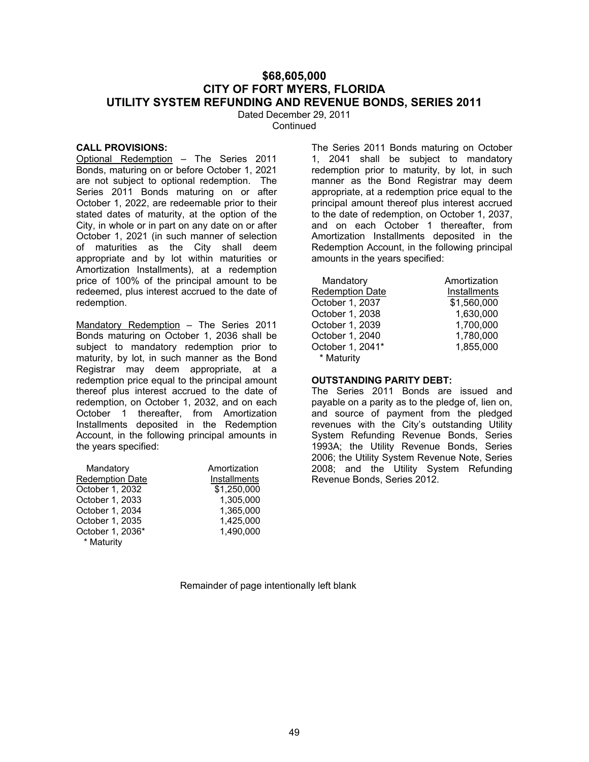# $68,605,000
# CITY OF FORT MYERS, FLORIDA
# UTILITY SYSTEM REFUNDING AND REVENUE BONDS, SERIES 2011

Dated December 29, 2011

Continued

**CALL PROVISIONS:**

Optional Redemption – The Series 2011 Bonds, maturing on or before October 1, 2021 are not subject to optional redemption. The Series 2011 Bonds maturing on or after October 1, 2022, are redeemable prior to their stated dates of maturity, at the option of the City, in whole or in part on any date on or after October 1, 2021 (in such manner of selection of maturities as the City shall deem appropriate and by lot within maturities or Amortization Installments), at a redemption price of 100% of the principal amount to be redeemed, plus interest accrued to the date of redemption.

Mandatory Redemption – The Series 2011 Bonds maturing on October 1, 2036 shall be subject to mandatory redemption prior to maturity, by lot, in such manner as the Bond Registrar may deem appropriate, at a redemption price equal to the principal amount thereof plus interest accrued to the date of redemption, on October 1, 2032, and on each October 1 thereafter, from Amortization Installments deposited in the Redemption Account, in the following principal amounts in the years specified:

| Mandatory Redemption Date | Amortization Installments |
|---|---|
| October 1, 2032 | $1,250,000 |
| October 1, 2033 | 1,305,000 |
| October 1, 2034 | 1,365,000 |
| October 1, 2035 | 1,425,000 |
| October 1, 2036* | 1,490,000 |

\* Maturity

The Series 2011 Bonds maturing on October 1, 2041 shall be subject to mandatory redemption prior to maturity, by lot, in such manner as the Bond Registrar may deem appropriate, at a redemption price equal to the principal amount thereof plus interest accrued to the date of redemption, on October 1, 2037, and on each October 1 thereafter, from Amortization Installments deposited in the Redemption Account, in the following principal amounts in the years specified:

| Mandatory Redemption Date | Amortization Installments |
|---|---|
| October 1, 2037 | $1,560,000 |
| October 1, 2038 | 1,630,000 |
| October 1, 2039 | 1,700,000 |
| October 1, 2040 | 1,780,000 |
| October 1, 2041* | 1,855,000 |

\* Maturity

**OUTSTANDING PARITY DEBT:**

The Series 2011 Bonds are issued and payable on a parity as to the pledge of, lien on, and source of payment from the pledged revenues with the City's outstanding Utility System Refunding Revenue Bonds, Series 1993A; the Utility Revenue Bonds, Series 2006; the Utility System Revenue Note, Series 2008; and the Utility System Refunding Revenue Bonds, Series 2012.

Remainder of page intentionally left blank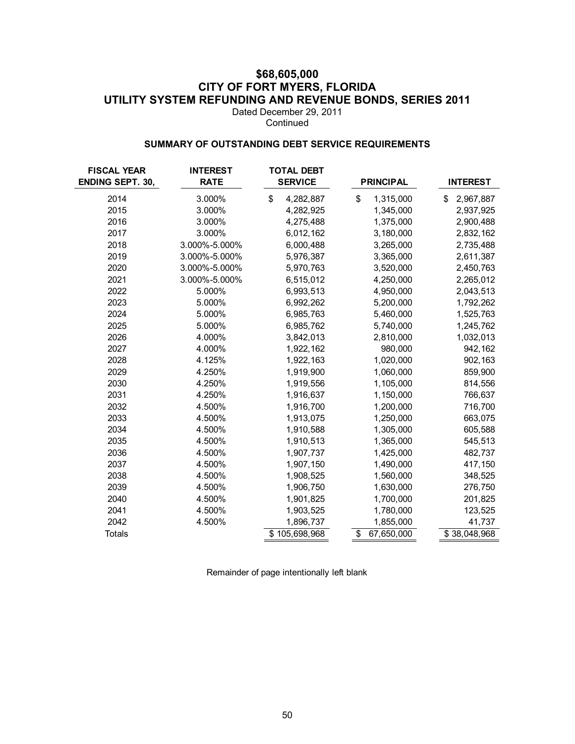# $68,605,000
# CITY OF FORT MYERS, FLORIDA
# UTILITY SYSTEM REFUNDING AND REVENUE BONDS, SERIES 2011

Dated December 29, 2011
Continued

### SUMMARY OF OUTSTANDING DEBT SERVICE REQUIREMENTS

| FISCAL YEAR ENDING SEPT. 30, | INTEREST RATE | TOTAL DEBT SERVICE | PRINCIPAL | INTEREST |
|---|---|---|---|---|
| 2014 | 3.000% | $ 4,282,887 | $ 1,315,000 | $ 2,967,887 |
| 2015 | 3.000% | 4,282,925 | 1,345,000 | 2,937,925 |
| 2016 | 3.000% | 4,275,488 | 1,375,000 | 2,900,488 |
| 2017 | 3.000% | 6,012,162 | 3,180,000 | 2,832,162 |
| 2018 | 3.000%-5.000% | 6,000,488 | 3,265,000 | 2,735,488 |
| 2019 | 3.000%-5.000% | 5,976,387 | 3,365,000 | 2,611,387 |
| 2020 | 3.000%-5.000% | 5,970,763 | 3,520,000 | 2,450,763 |
| 2021 | 3.000%-5.000% | 6,515,012 | 4,250,000 | 2,265,012 |
| 2022 | 5.000% | 6,993,513 | 4,950,000 | 2,043,513 |
| 2023 | 5.000% | 6,992,262 | 5,200,000 | 1,792,262 |
| 2024 | 5.000% | 6,985,763 | 5,460,000 | 1,525,763 |
| 2025 | 5.000% | 6,985,762 | 5,740,000 | 1,245,762 |
| 2026 | 4.000% | 3,842,013 | 2,810,000 | 1,032,013 |
| 2027 | 4.000% | 1,922,162 | 980,000 | 942,162 |
| 2028 | 4.125% | 1,922,163 | 1,020,000 | 902,163 |
| 2029 | 4.250% | 1,919,900 | 1,060,000 | 859,900 |
| 2030 | 4.250% | 1,919,556 | 1,105,000 | 814,556 |
| 2031 | 4.250% | 1,916,637 | 1,150,000 | 766,637 |
| 2032 | 4.500% | 1,916,700 | 1,200,000 | 716,700 |
| 2033 | 4.500% | 1,913,075 | 1,250,000 | 663,075 |
| 2034 | 4.500% | 1,910,588 | 1,305,000 | 605,588 |
| 2035 | 4.500% | 1,910,513 | 1,365,000 | 545,513 |
| 2036 | 4.500% | 1,907,737 | 1,425,000 | 482,737 |
| 2037 | 4.500% | 1,907,150 | 1,490,000 | 417,150 |
| 2038 | 4.500% | 1,908,525 | 1,560,000 | 348,525 |
| 2039 | 4.500% | 1,906,750 | 1,630,000 | 276,750 |
| 2040 | 4.500% | 1,901,825 | 1,700,000 | 201,825 |
| 2041 | 4.500% | 1,903,525 | 1,780,000 | 123,525 |
| 2042 | 4.500% | 1,896,737 | 1,855,000 | 41,737 |
| Totals | | $ 105,698,968 | $ 67,650,000 | $ 38,048,968 |

Remainder of page intentionally left blank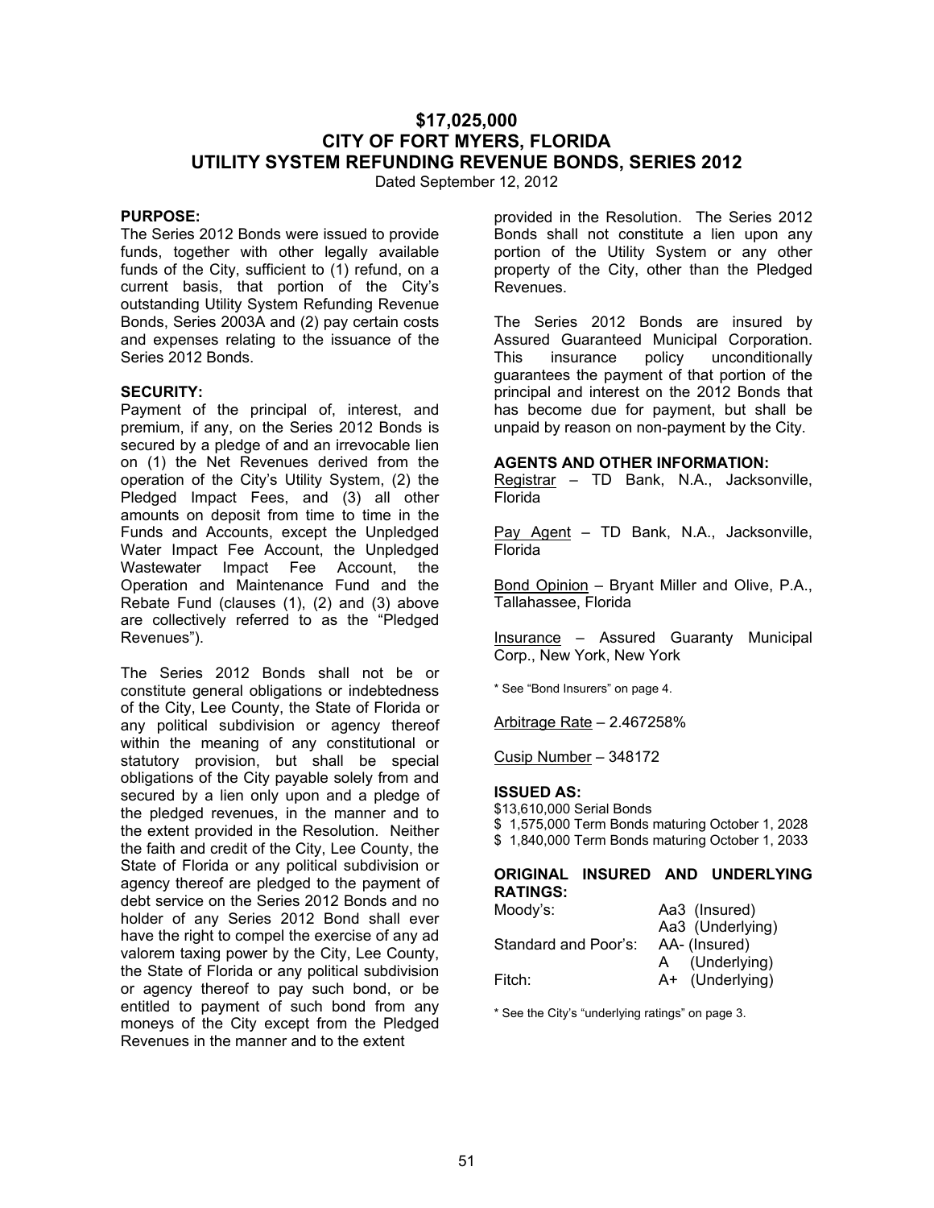# $17,025,000
# CITY OF FORT MYERS, FLORIDA
# UTILITY SYSTEM REFUNDING REVENUE BONDS, SERIES 2012

Dated September 12, 2012

**PURPOSE:**

The Series 2012 Bonds were issued to provide funds, together with other legally available funds of the City, sufficient to (1) refund, on a current basis, that portion of the City's outstanding Utility System Refunding Revenue Bonds, Series 2003A and (2) pay certain costs and expenses relating to the issuance of the Series 2012 Bonds.

**SECURITY:**

Payment of the principal of, interest, and premium, if any, on the Series 2012 Bonds is secured by a pledge of and an irrevocable lien on (1) the Net Revenues derived from the operation of the City's Utility System, (2) the Pledged Impact Fees, and (3) all other amounts on deposit from time to time in the Funds and Accounts, except the Unpledged Water Impact Fee Account, the Unpledged Wastewater Impact Fee Account, the Operation and Maintenance Fund and the Rebate Fund (clauses (1), (2) and (3) above are collectively referred to as the "Pledged Revenues").

The Series 2012 Bonds shall not be or constitute general obligations or indebtedness of the City, Lee County, the State of Florida or any political subdivision or agency thereof within the meaning of any constitutional or statutory provision, but shall be special obligations of the City payable solely from and secured by a lien only upon and a pledge of the pledged revenues, in the manner and to the extent provided in the Resolution. Neither the faith and credit of the City, Lee County, the State of Florida or any political subdivision or agency thereof are pledged to the payment of debt service on the Series 2012 Bonds and no holder of any Series 2012 Bond shall ever have the right to compel the exercise of any ad valorem taxing power by the City, Lee County, the State of Florida or any political subdivision or agency thereof to pay such bond, or be entitled to payment of such bond from any moneys of the City except from the Pledged Revenues in the manner and to the extent provided in the Resolution. The Series 2012 Bonds shall not constitute a lien upon any portion of the Utility System or any other property of the City, other than the Pledged Revenues.

The Series 2012 Bonds are insured by Assured Guaranteed Municipal Corporation. This insurance policy unconditionally guarantees the payment of that portion of the principal and interest on the 2012 Bonds that has become due for payment, but shall be unpaid by reason on non-payment by the City.

**AGENTS AND OTHER INFORMATION:**

Registrar – TD Bank, N.A., Jacksonville, Florida

Pay Agent – TD Bank, N.A., Jacksonville, Florida

Bond Opinion – Bryant Miller and Olive, P.A., Tallahassee, Florida

Insurance – Assured Guaranty Municipal Corp., New York, New York

* See "Bond Insurers" on page 4.

Arbitrage Rate – 2.467258%

Cusip Number – 348172

**ISSUED AS:**

$13,610,000 Serial Bonds
$ 1,575,000 Term Bonds maturing October 1, 2028
$ 1,840,000 Term Bonds maturing October 1, 2033

**ORIGINAL INSURED AND UNDERLYING RATINGS:**

| | |
|---|---|
| Moody's: | Aa3 (Insured) |
| | Aa3 (Underlying) |
| Standard and Poor's: | AA- (Insured) |
| | A (Underlying) |
| Fitch: | A+ (Underlying) |

* See the City's "underlying ratings" on page 3.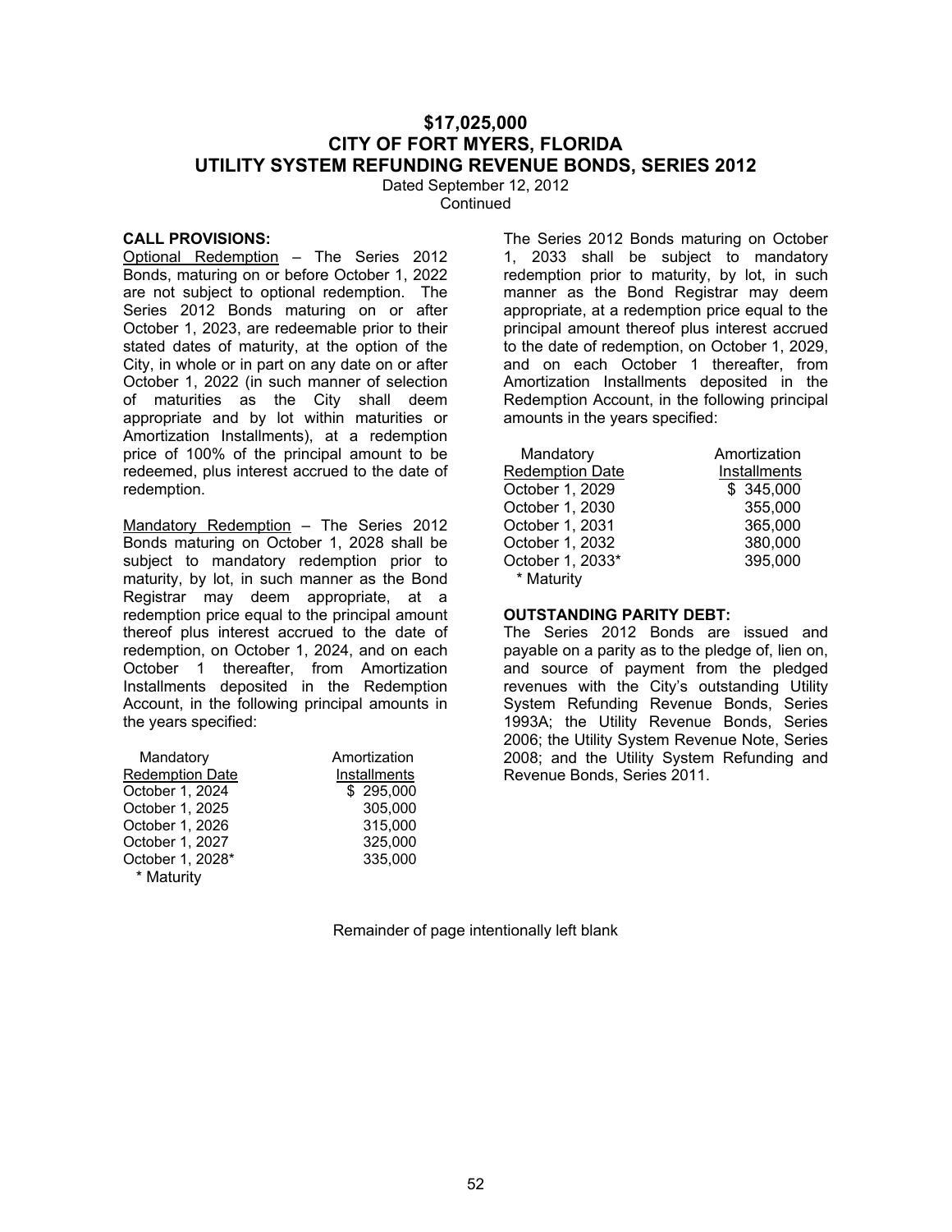# $17,025,000
# CITY OF FORT MYERS, FLORIDA
# UTILITY SYSTEM REFUNDING REVENUE BONDS, SERIES 2012

Dated September 12, 2012
Continued

**CALL PROVISIONS:**

Optional Redemption – The Series 2012 Bonds, maturing on or before October 1, 2022 are not subject to optional redemption. The Series 2012 Bonds maturing on or after October 1, 2023, are redeemable prior to their stated dates of maturity, at the option of the City, in whole or in part on any date on or after October 1, 2022 (in such manner of selection of maturities as the City shall deem appropriate and by lot within maturities or Amortization Installments), at a redemption price of 100% of the principal amount to be redeemed, plus interest accrued to the date of redemption.

Mandatory Redemption – The Series 2012 Bonds maturing on October 1, 2028 shall be subject to mandatory redemption prior to maturity, by lot, in such manner as the Bond Registrar may deem appropriate, at a redemption price equal to the principal amount thereof plus interest accrued to the date of redemption, on October 1, 2024, and on each October 1 thereafter, from Amortization Installments deposited in the Redemption Account, in the following principal amounts in the years specified:

| Mandatory Redemption Date | Amortization Installments |
|---|---|
| October 1, 2024 | $ 295,000 |
| October 1, 2025 | 305,000 |
| October 1, 2026 | 315,000 |
| October 1, 2027 | 325,000 |
| October 1, 2028* | 335,000 |

\* Maturity

The Series 2012 Bonds maturing on October 1, 2033 shall be subject to mandatory redemption prior to maturity, by lot, in such manner as the Bond Registrar may deem appropriate, at a redemption price equal to the principal amount thereof plus interest accrued to the date of redemption, on October 1, 2029, and on each October 1 thereafter, from Amortization Installments deposited in the Redemption Account, in the following principal amounts in the years specified:

| Mandatory Redemption Date | Amortization Installments |
|---|---|
| October 1, 2029 | $ 345,000 |
| October 1, 2030 | 355,000 |
| October 1, 2031 | 365,000 |
| October 1, 2032 | 380,000 |
| October 1, 2033* | 395,000 |

\* Maturity

**OUTSTANDING PARITY DEBT:**

The Series 2012 Bonds are issued and payable on a parity as to the pledge of, lien on, and source of payment from the pledged revenues with the City's outstanding Utility System Refunding Revenue Bonds, Series 1993A; the Utility Revenue Bonds, Series 2006; the Utility System Revenue Note, Series 2008; and the Utility System Refunding and Revenue Bonds, Series 2011.

Remainder of page intentionally left blank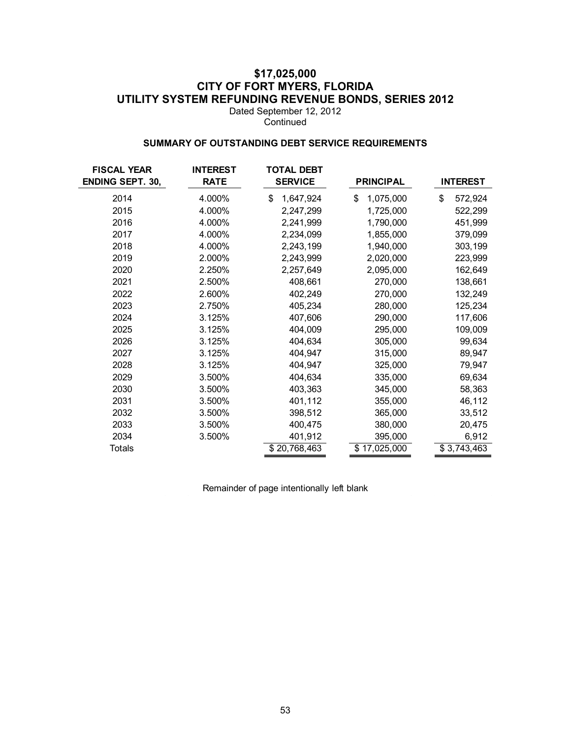# $17,025,000
# CITY OF FORT MYERS, FLORIDA
# UTILITY SYSTEM REFUNDING REVENUE BONDS, SERIES 2012

Dated September 12, 2012

Continued

### SUMMARY OF OUTSTANDING DEBT SERVICE REQUIREMENTS

| FISCAL YEAR ENDING SEPT. 30, | INTEREST RATE | TOTAL DEBT SERVICE | PRINCIPAL | INTEREST |
|---|---|---|---|---|
| 2014 | 4.000% | $ 1,647,924 | $ 1,075,000 | $ 572,924 |
| 2015 | 4.000% | 2,247,299 | 1,725,000 | 522,299 |
| 2016 | 4.000% | 2,241,999 | 1,790,000 | 451,999 |
| 2017 | 4.000% | 2,234,099 | 1,855,000 | 379,099 |
| 2018 | 4.000% | 2,243,199 | 1,940,000 | 303,199 |
| 2019 | 2.000% | 2,243,999 | 2,020,000 | 223,999 |
| 2020 | 2.250% | 2,257,649 | 2,095,000 | 162,649 |
| 2021 | 2.500% | 408,661 | 270,000 | 138,661 |
| 2022 | 2.600% | 402,249 | 270,000 | 132,249 |
| 2023 | 2.750% | 405,234 | 280,000 | 125,234 |
| 2024 | 3.125% | 407,606 | 290,000 | 117,606 |
| 2025 | 3.125% | 404,009 | 295,000 | 109,009 |
| 2026 | 3.125% | 404,634 | 305,000 | 99,634 |
| 2027 | 3.125% | 404,947 | 315,000 | 89,947 |
| 2028 | 3.125% | 404,947 | 325,000 | 79,947 |
| 2029 | 3.500% | 404,634 | 335,000 | 69,634 |
| 2030 | 3.500% | 403,363 | 345,000 | 58,363 |
| 2031 | 3.500% | 401,112 | 355,000 | 46,112 |
| 2032 | 3.500% | 398,512 | 365,000 | 33,512 |
| 2033 | 3.500% | 400,475 | 380,000 | 20,475 |
| 2034 | 3.500% | 401,912 | 395,000 | 6,912 |
| Totals | | $ 20,768,463 | $ 17,025,000 | $ 3,743,463 |

Remainder of page intentionally left blank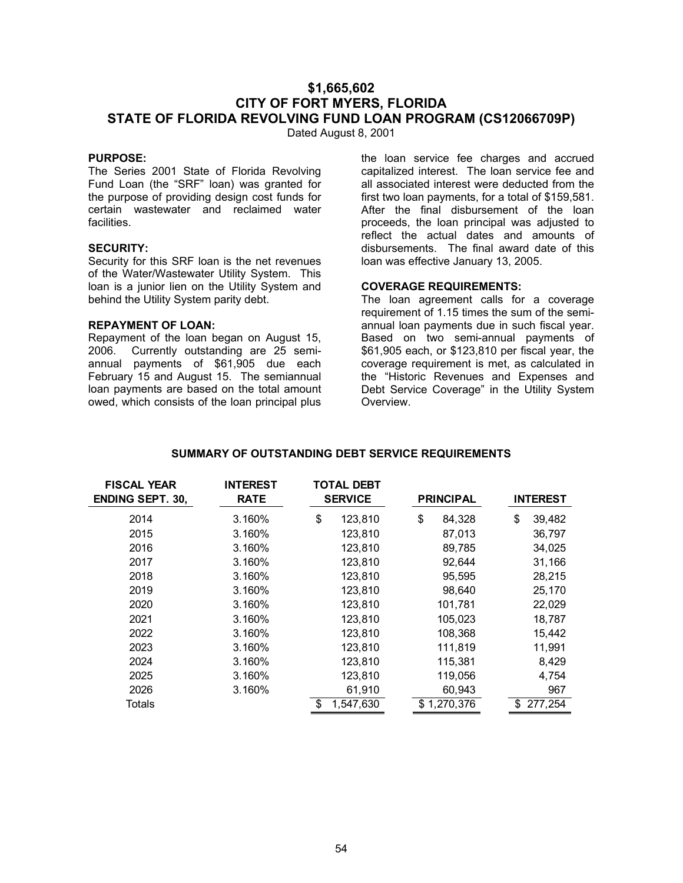# $1,665,602
# CITY OF FORT MYERS, FLORIDA
# STATE OF FLORIDA REVOLVING FUND LOAN PROGRAM (CS12066709P)

Dated August 8, 2001

**PURPOSE:**

The Series 2001 State of Florida Revolving Fund Loan (the "SRF" loan) was granted for the purpose of providing design cost funds for certain wastewater and reclaimed water facilities.

**SECURITY:**

Security for this SRF loan is the net revenues of the Water/Wastewater Utility System. This loan is a junior lien on the Utility System and behind the Utility System parity debt.

**REPAYMENT OF LOAN:**

Repayment of the loan began on August 15, 2006. Currently outstanding are 25 semi-annual payments of $61,905 due each February 15 and August 15. The semiannual loan payments are based on the total amount owed, which consists of the loan principal plus the loan service fee charges and accrued capitalized interest. The loan service fee and all associated interest were deducted from the first two loan payments, for a total of $159,581. After the final disbursement of the loan proceeds, the loan principal was adjusted to reflect the actual dates and amounts of disbursements. The final award date of this loan was effective January 13, 2005.

**COVERAGE REQUIREMENTS:**

The loan agreement calls for a coverage requirement of 1.15 times the sum of the semi-annual loan payments due in such fiscal year. Based on two semi-annual payments of $61,905 each, or $123,810 per fiscal year, the coverage requirement is met, as calculated in the "Historic Revenues and Expenses and Debt Service Coverage" in the Utility System Overview.

**SUMMARY OF OUTSTANDING DEBT SERVICE REQUIREMENTS**

| FISCAL YEAR ENDING SEPT. 30, | INTEREST RATE | TOTAL DEBT SERVICE | PRINCIPAL | INTEREST |
|---|---|---|---|---|
| 2014 | 3.160% | $ 123,810 | $ 84,328 | $ 39,482 |
| 2015 | 3.160% | 123,810 | 87,013 | 36,797 |
| 2016 | 3.160% | 123,810 | 89,785 | 34,025 |
| 2017 | 3.160% | 123,810 | 92,644 | 31,166 |
| 2018 | 3.160% | 123,810 | 95,595 | 28,215 |
| 2019 | 3.160% | 123,810 | 98,640 | 25,170 |
| 2020 | 3.160% | 123,810 | 101,781 | 22,029 |
| 2021 | 3.160% | 123,810 | 105,023 | 18,787 |
| 2022 | 3.160% | 123,810 | 108,368 | 15,442 |
| 2023 | 3.160% | 123,810 | 111,819 | 11,991 |
| 2024 | 3.160% | 123,810 | 115,381 | 8,429 |
| 2025 | 3.160% | 123,810 | 119,056 | 4,754 |
| 2026 | 3.160% | 61,910 | 60,943 | 967 |
| Totals | | $ 1,547,630 | $ 1,270,376 | $ 277,254 |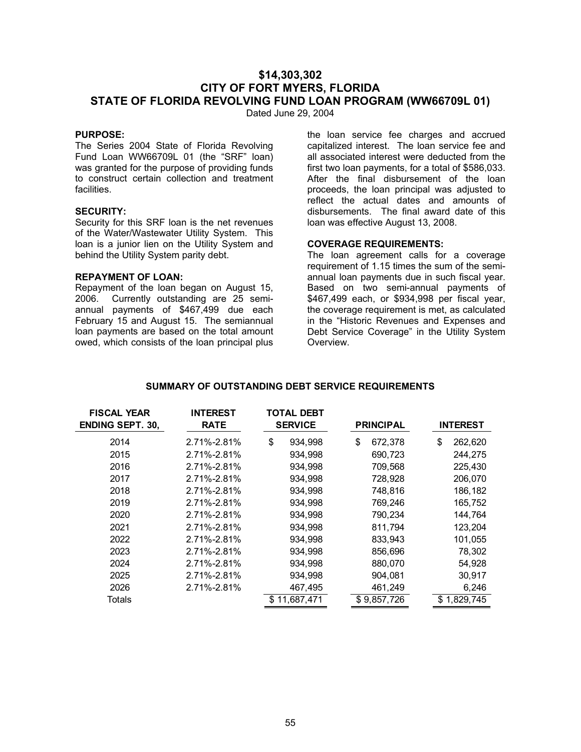# $14,303,302
# CITY OF FORT MYERS, FLORIDA
# STATE OF FLORIDA REVOLVING FUND LOAN PROGRAM (WW66709L 01)

Dated June 29, 2004

**PURPOSE:**
The Series 2004 State of Florida Revolving Fund Loan WW66709L 01 (the "SRF" loan) was granted for the purpose of providing funds to construct certain collection and treatment facilities.

**SECURITY:**
Security for this SRF loan is the net revenues of the Water/Wastewater Utility System. This loan is a junior lien on the Utility System and behind the Utility System parity debt.

**REPAYMENT OF LOAN:**
Repayment of the loan began on August 15, 2006. Currently outstanding are 25 semi-annual payments of $467,499 due each February 15 and August 15. The semiannual loan payments are based on the total amount owed, which consists of the loan principal plus the loan service fee charges and accrued capitalized interest. The loan service fee and all associated interest were deducted from the first two loan payments, for a total of $586,033. After the final disbursement of the loan proceeds, the loan principal was adjusted to reflect the actual dates and amounts of disbursements. The final award date of this loan was effective August 13, 2008.

**COVERAGE REQUIREMENTS:**
The loan agreement calls for a coverage requirement of 1.15 times the sum of the semi-annual loan payments due in such fiscal year. Based on two semi-annual payments of $467,499 each, or $934,998 per fiscal year, the coverage requirement is met, as calculated in the "Historic Revenues and Expenses and Debt Service Coverage" in the Utility System Overview.

**SUMMARY OF OUTSTANDING DEBT SERVICE REQUIREMENTS**

| FISCAL YEAR ENDING SEPT. 30, | INTEREST RATE | TOTAL DEBT SERVICE | PRINCIPAL | INTEREST |
|---|---|---|---|---|
| 2014 | 2.71%-2.81% | $ 934,998 | $ 672,378 | $ 262,620 |
| 2015 | 2.71%-2.81% | 934,998 | 690,723 | 244,275 |
| 2016 | 2.71%-2.81% | 934,998 | 709,568 | 225,430 |
| 2017 | 2.71%-2.81% | 934,998 | 728,928 | 206,070 |
| 2018 | 2.71%-2.81% | 934,998 | 748,816 | 186,182 |
| 2019 | 2.71%-2.81% | 934,998 | 769,246 | 165,752 |
| 2020 | 2.71%-2.81% | 934,998 | 790,234 | 144,764 |
| 2021 | 2.71%-2.81% | 934,998 | 811,794 | 123,204 |
| 2022 | 2.71%-2.81% | 934,998 | 833,943 | 101,055 |
| 2023 | 2.71%-2.81% | 934,998 | 856,696 | 78,302 |
| 2024 | 2.71%-2.81% | 934,998 | 880,070 | 54,928 |
| 2025 | 2.71%-2.81% | 934,998 | 904,081 | 30,917 |
| 2026 | 2.71%-2.81% | 467,495 | 461,249 | 6,246 |
| Totals | | $ 11,687,471 | $ 9,857,726 | $ 1,829,745 |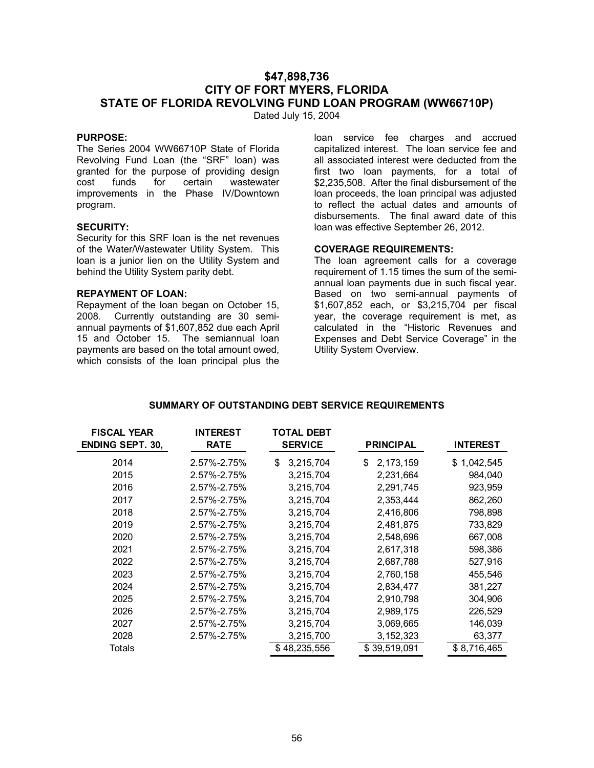# $47,898,736
# CITY OF FORT MYERS, FLORIDA
# STATE OF FLORIDA REVOLVING FUND LOAN PROGRAM (WW66710P)

Dated July 15, 2004

**PURPOSE:**

The Series 2004 WW66710P State of Florida Revolving Fund Loan (the "SRF" loan) was granted for the purpose of providing design cost funds for certain wastewater improvements in the Phase IV/Downtown program.

**SECURITY:**

Security for this SRF loan is the net revenues of the Water/Wastewater Utility System. This loan is a junior lien on the Utility System and behind the Utility System parity debt.

**REPAYMENT OF LOAN:**

Repayment of the loan began on October 15, 2008. Currently outstanding are 30 semi-annual payments of $1,607,852 due each April 15 and October 15. The semiannual loan payments are based on the total amount owed, which consists of the loan principal plus the loan service fee charges and accrued capitalized interest. The loan service fee and all associated interest were deducted from the first two loan payments, for a total of $2,235,508. After the final disbursement of the loan proceeds, the loan principal was adjusted to reflect the actual dates and amounts of disbursements. The final award date of this loan was effective September 26, 2012.

**COVERAGE REQUIREMENTS:**

The loan agreement calls for a coverage requirement of 1.15 times the sum of the semi-annual loan payments due in such fiscal year. Based on two semi-annual payments of $1,607,852 each, or $3,215,704 per fiscal year, the coverage requirement is met, as calculated in the "Historic Revenues and Expenses and Debt Service Coverage" in the Utility System Overview.

**SUMMARY OF OUTSTANDING DEBT SERVICE REQUIREMENTS**

| FISCAL YEAR ENDING SEPT. 30, | INTEREST RATE | TOTAL DEBT SERVICE | PRINCIPAL | INTEREST |
|---|---|---|---|---|
| 2014 | 2.57%-2.75% | $ 3,215,704 | $ 2,173,159 | $ 1,042,545 |
| 2015 | 2.57%-2.75% | 3,215,704 | 2,231,664 | 984,040 |
| 2016 | 2.57%-2.75% | 3,215,704 | 2,291,745 | 923,959 |
| 2017 | 2.57%-2.75% | 3,215,704 | 2,353,444 | 862,260 |
| 2018 | 2.57%-2.75% | 3,215,704 | 2,416,806 | 798,898 |
| 2019 | 2.57%-2.75% | 3,215,704 | 2,481,875 | 733,829 |
| 2020 | 2.57%-2.75% | 3,215,704 | 2,548,696 | 667,008 |
| 2021 | 2.57%-2.75% | 3,215,704 | 2,617,318 | 598,386 |
| 2022 | 2.57%-2.75% | 3,215,704 | 2,687,788 | 527,916 |
| 2023 | 2.57%-2.75% | 3,215,704 | 2,760,158 | 455,546 |
| 2024 | 2.57%-2.75% | 3,215,704 | 2,834,477 | 381,227 |
| 2025 | 2.57%-2.75% | 3,215,704 | 2,910,798 | 304,906 |
| 2026 | 2.57%-2.75% | 3,215,704 | 2,989,175 | 226,529 |
| 2027 | 2.57%-2.75% | 3,215,704 | 3,069,665 | 146,039 |
| 2028 | 2.57%-2.75% | 3,215,700 | 3,152,323 | 63,377 |
| Totals | | $ 48,235,556 | $ 39,519,091 | $ 8,716,465 |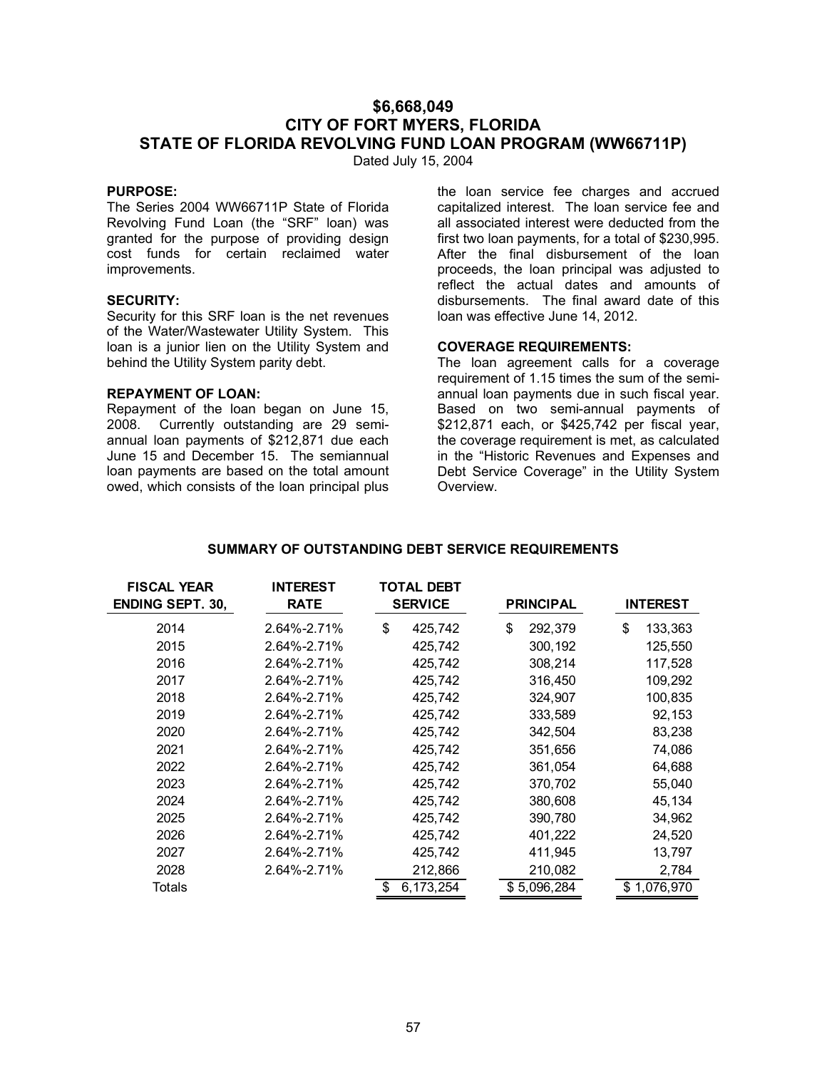# $6,668,049
# CITY OF FORT MYERS, FLORIDA
# STATE OF FLORIDA REVOLVING FUND LOAN PROGRAM (WW66711P)

Dated July 15, 2004

**PURPOSE:**
The Series 2004 WW66711P State of Florida Revolving Fund Loan (the "SRF" loan) was granted for the purpose of providing design cost funds for certain reclaimed water improvements.

**SECURITY:**
Security for this SRF loan is the net revenues of the Water/Wastewater Utility System. This loan is a junior lien on the Utility System and behind the Utility System parity debt.

**REPAYMENT OF LOAN:**
Repayment of the loan began on June 15, 2008. Currently outstanding are 29 semi-annual loan payments of $212,871 due each June 15 and December 15. The semiannual loan payments are based on the total amount owed, which consists of the loan principal plus the loan service fee charges and accrued capitalized interest. The loan service fee and all associated interest were deducted from the first two loan payments, for a total of $230,995. After the final disbursement of the loan proceeds, the loan principal was adjusted to reflect the actual dates and amounts of disbursements. The final award date of this loan was effective June 14, 2012.

**COVERAGE REQUIREMENTS:**
The loan agreement calls for a coverage requirement of 1.15 times the sum of the semi-annual loan payments due in such fiscal year. Based on two semi-annual payments of $212,871 each, or $425,742 per fiscal year, the coverage requirement is met, as calculated in the "Historic Revenues and Expenses and Debt Service Coverage" in the Utility System Overview.

**SUMMARY OF OUTSTANDING DEBT SERVICE REQUIREMENTS**

| FISCAL YEAR ENDING SEPT. 30, | INTEREST RATE | TOTAL DEBT SERVICE | PRINCIPAL | INTEREST |
|---|---|---|---|---|
| 2014 | 2.64%-2.71% | $ 425,742 | $ 292,379 | $ 133,363 |
| 2015 | 2.64%-2.71% | 425,742 | 300,192 | 125,550 |
| 2016 | 2.64%-2.71% | 425,742 | 308,214 | 117,528 |
| 2017 | 2.64%-2.71% | 425,742 | 316,450 | 109,292 |
| 2018 | 2.64%-2.71% | 425,742 | 324,907 | 100,835 |
| 2019 | 2.64%-2.71% | 425,742 | 333,589 | 92,153 |
| 2020 | 2.64%-2.71% | 425,742 | 342,504 | 83,238 |
| 2021 | 2.64%-2.71% | 425,742 | 351,656 | 74,086 |
| 2022 | 2.64%-2.71% | 425,742 | 361,054 | 64,688 |
| 2023 | 2.64%-2.71% | 425,742 | 370,702 | 55,040 |
| 2024 | 2.64%-2.71% | 425,742 | 380,608 | 45,134 |
| 2025 | 2.64%-2.71% | 425,742 | 390,780 | 34,962 |
| 2026 | 2.64%-2.71% | 425,742 | 401,222 | 24,520 |
| 2027 | 2.64%-2.71% | 425,742 | 411,945 | 13,797 |
| 2028 | 2.64%-2.71% | 212,866 | 210,082 | 2,784 |
| Totals | | $ 6,173,254 | $ 5,096,284 | $ 1,076,970 |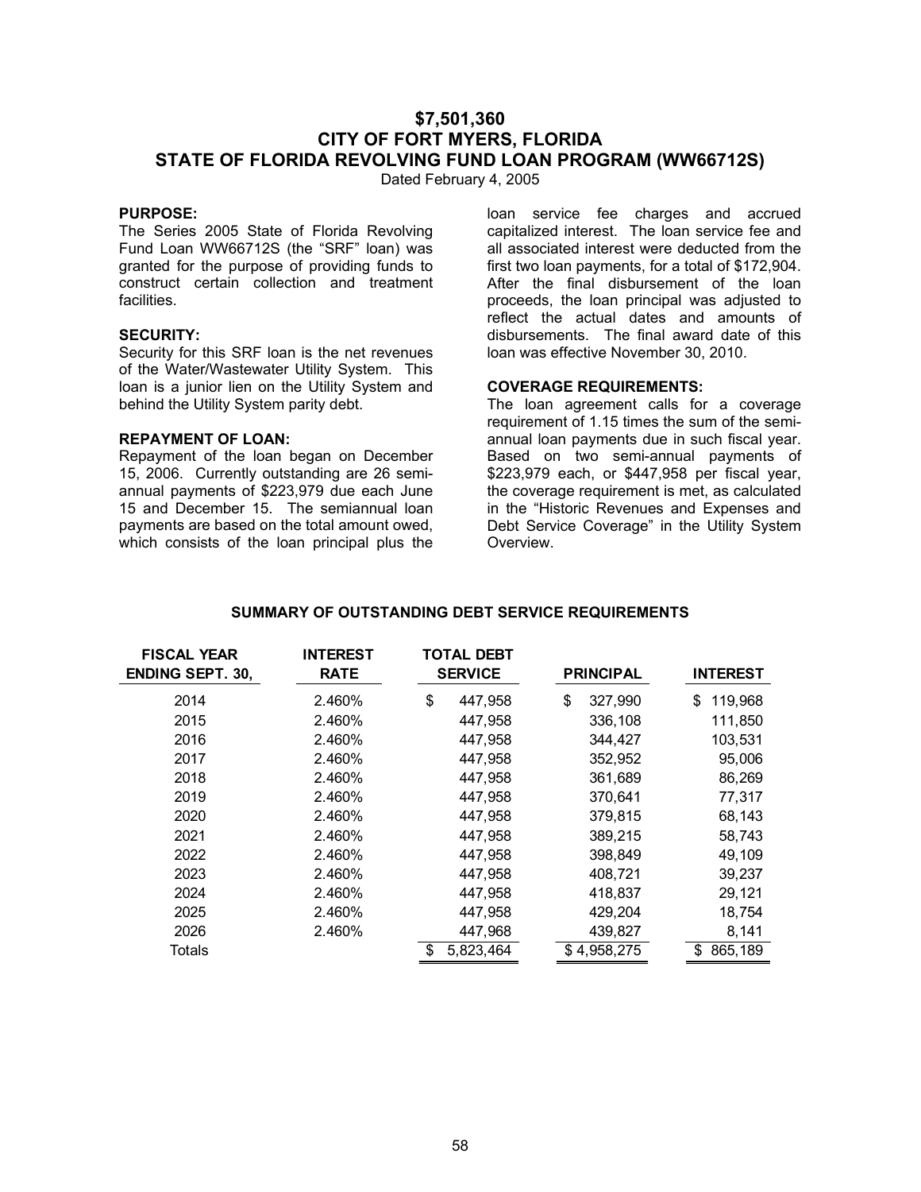# $7,501,360
# CITY OF FORT MYERS, FLORIDA
# STATE OF FLORIDA REVOLVING FUND LOAN PROGRAM (WW66712S)

Dated February 4, 2005

**PURPOSE:**
The Series 2005 State of Florida Revolving Fund Loan WW66712S (the "SRF" loan) was granted for the purpose of providing funds to construct certain collection and treatment facilities.

**SECURITY:**
Security for this SRF loan is the net revenues of the Water/Wastewater Utility System. This loan is a junior lien on the Utility System and behind the Utility System parity debt.

**REPAYMENT OF LOAN:**
Repayment of the loan began on December 15, 2006. Currently outstanding are 26 semi-annual payments of $223,979 due each June 15 and December 15. The semiannual loan payments are based on the total amount owed, which consists of the loan principal plus the loan service fee charges and accrued capitalized interest. The loan service fee and all associated interest were deducted from the first two loan payments, for a total of $172,904. After the final disbursement of the loan proceeds, the loan principal was adjusted to reflect the actual dates and amounts of disbursements. The final award date of this loan was effective November 30, 2010.

**COVERAGE REQUIREMENTS:**
The loan agreement calls for a coverage requirement of 1.15 times the sum of the semi-annual loan payments due in such fiscal year. Based on two semi-annual payments of $223,979 each, or $447,958 per fiscal year, the coverage requirement is met, as calculated in the "Historic Revenues and Expenses and Debt Service Coverage" in the Utility System Overview.

**SUMMARY OF OUTSTANDING DEBT SERVICE REQUIREMENTS**

| FISCAL YEAR ENDING SEPT. 30, | INTEREST RATE | TOTAL DEBT SERVICE | PRINCIPAL | INTEREST |
|---|---|---|---|---|
| 2014 | 2.460% | $ 447,958 | $ 327,990 | $ 119,968 |
| 2015 | 2.460% | 447,958 | 336,108 | 111,850 |
| 2016 | 2.460% | 447,958 | 344,427 | 103,531 |
| 2017 | 2.460% | 447,958 | 352,952 | 95,006 |
| 2018 | 2.460% | 447,958 | 361,689 | 86,269 |
| 2019 | 2.460% | 447,958 | 370,641 | 77,317 |
| 2020 | 2.460% | 447,958 | 379,815 | 68,143 |
| 2021 | 2.460% | 447,958 | 389,215 | 58,743 |
| 2022 | 2.460% | 447,958 | 398,849 | 49,109 |
| 2023 | 2.460% | 447,958 | 408,721 | 39,237 |
| 2024 | 2.460% | 447,958 | 418,837 | 29,121 |
| 2025 | 2.460% | 447,958 | 429,204 | 18,754 |
| 2026 | 2.460% | 447,968 | 439,827 | 8,141 |
| Totals | | $ 5,823,464 | $ 4,958,275 | $ 865,189 |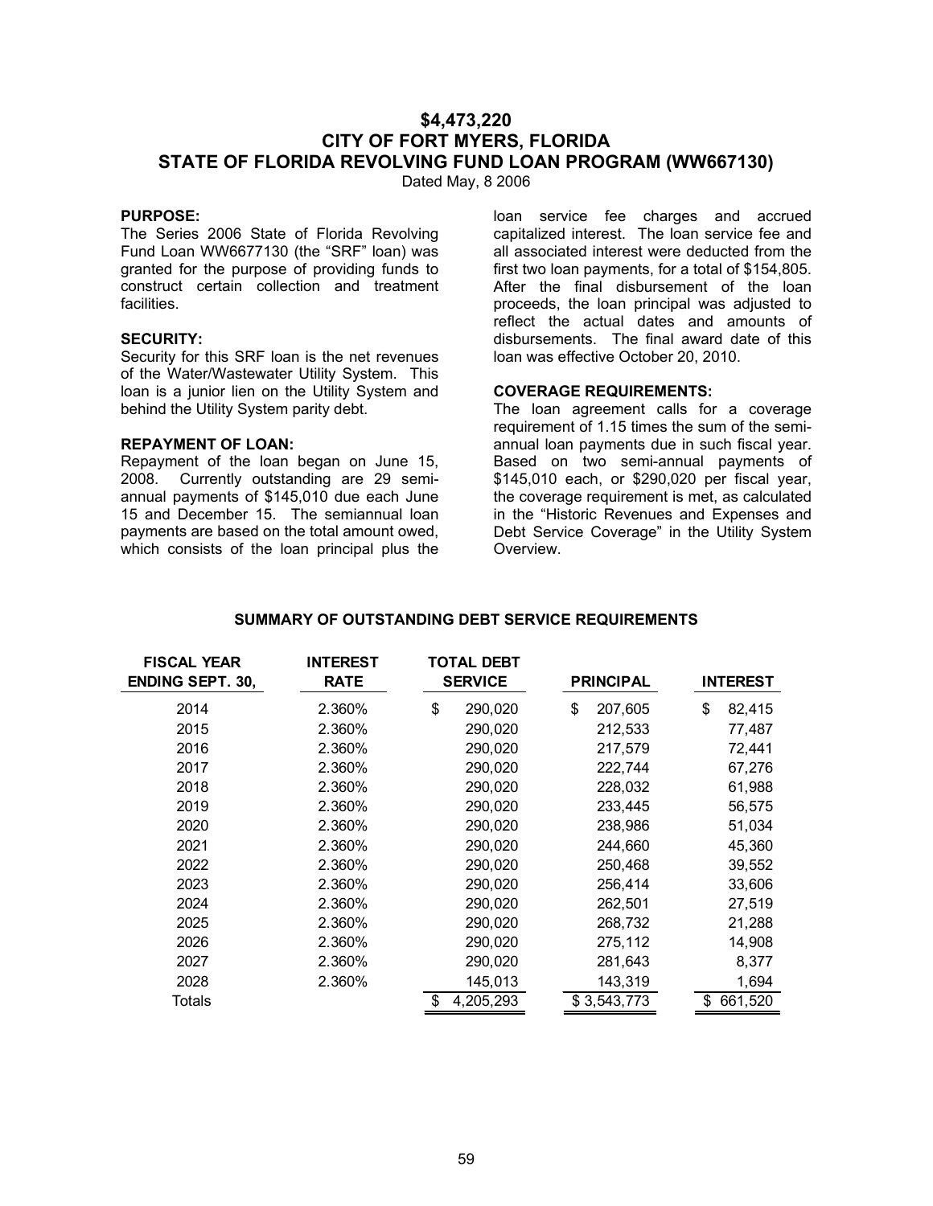# $4,473,220
# CITY OF FORT MYERS, FLORIDA
# STATE OF FLORIDA REVOLVING FUND LOAN PROGRAM (WW667130)

Dated May, 8 2006

**PURPOSE:**

The Series 2006 State of Florida Revolving Fund Loan WW6677130 (the "SRF" loan) was granted for the purpose of providing funds to construct certain collection and treatment facilities.

**SECURITY:**

Security for this SRF loan is the net revenues of the Water/Wastewater Utility System. This loan is a junior lien on the Utility System and behind the Utility System parity debt.

**REPAYMENT OF LOAN:**

Repayment of the loan began on June 15, 2008. Currently outstanding are 29 semi-annual payments of $145,010 due each June 15 and December 15. The semiannual loan payments are based on the total amount owed, which consists of the loan principal plus the loan service fee charges and accrued capitalized interest. The loan service fee and all associated interest were deducted from the first two loan payments, for a total of $154,805. After the final disbursement of the loan proceeds, the loan principal was adjusted to reflect the actual dates and amounts of disbursements. The final award date of this loan was effective October 20, 2010.

**COVERAGE REQUIREMENTS:**

The loan agreement calls for a coverage requirement of 1.15 times the sum of the semi-annual loan payments due in such fiscal year. Based on two semi-annual payments of $145,010 each, or $290,020 per fiscal year, the coverage requirement is met, as calculated in the "Historic Revenues and Expenses and Debt Service Coverage" in the Utility System Overview.

**SUMMARY OF OUTSTANDING DEBT SERVICE REQUIREMENTS**

| FISCAL YEAR ENDING SEPT. 30, | INTEREST RATE | TOTAL DEBT SERVICE | PRINCIPAL | INTEREST |
|---|---|---|---|---|
| 2014 | 2.360% | $ 290,020 | $ 207,605 | $ 82,415 |
| 2015 | 2.360% | 290,020 | 212,533 | 77,487 |
| 2016 | 2.360% | 290,020 | 217,579 | 72,441 |
| 2017 | 2.360% | 290,020 | 222,744 | 67,276 |
| 2018 | 2.360% | 290,020 | 228,032 | 61,988 |
| 2019 | 2.360% | 290,020 | 233,445 | 56,575 |
| 2020 | 2.360% | 290,020 | 238,986 | 51,034 |
| 2021 | 2.360% | 290,020 | 244,660 | 45,360 |
| 2022 | 2.360% | 290,020 | 250,468 | 39,552 |
| 2023 | 2.360% | 290,020 | 256,414 | 33,606 |
| 2024 | 2.360% | 290,020 | 262,501 | 27,519 |
| 2025 | 2.360% | 290,020 | 268,732 | 21,288 |
| 2026 | 2.360% | 290,020 | 275,112 | 14,908 |
| 2027 | 2.360% | 290,020 | 281,643 | 8,377 |
| 2028 | 2.360% | 145,013 | 143,319 | 1,694 |
| Totals | | $ 4,205,293 | $ 3,543,773 | $ 661,520 |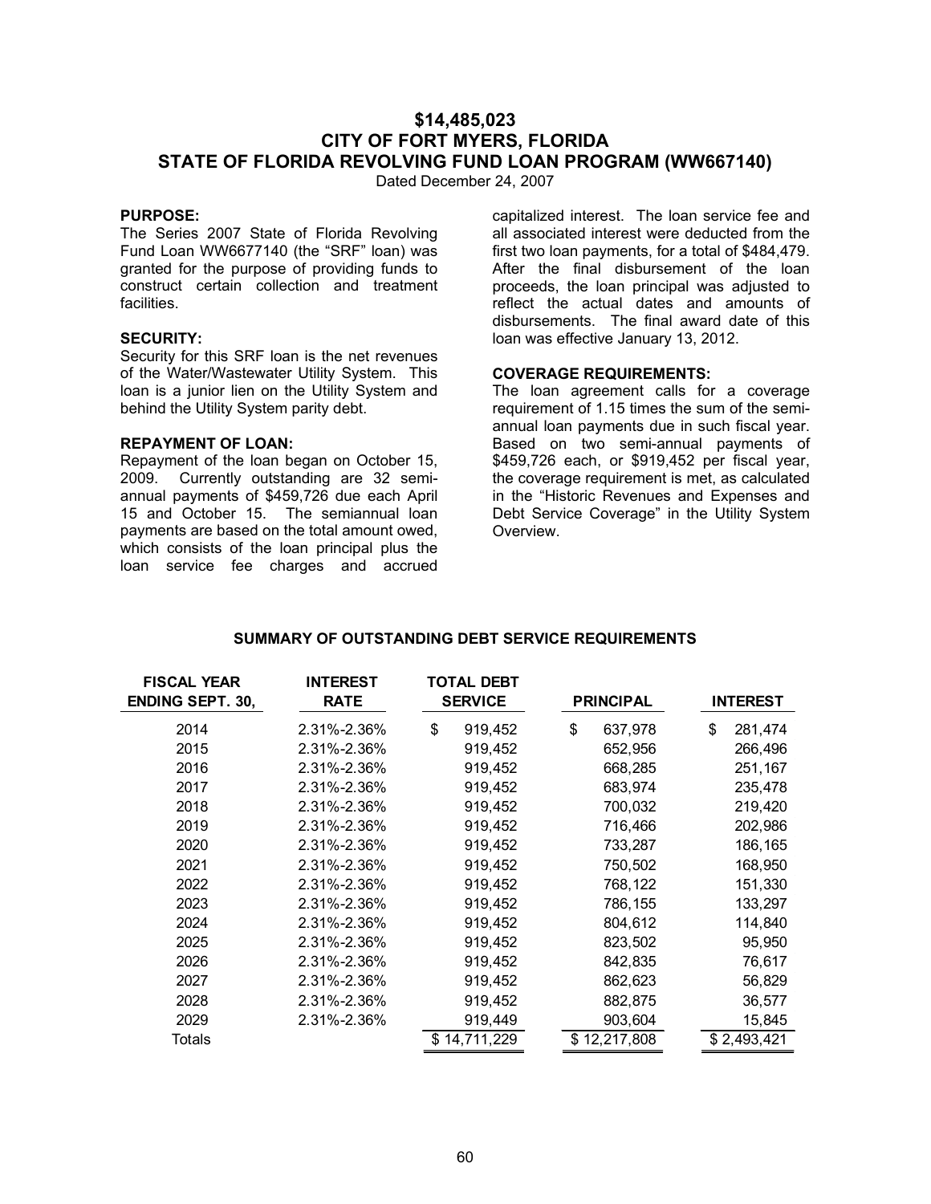# $14,485,023
# CITY OF FORT MYERS, FLORIDA
# STATE OF FLORIDA REVOLVING FUND LOAN PROGRAM (WW667140)

Dated December 24, 2007

**PURPOSE:**
The Series 2007 State of Florida Revolving Fund Loan WW6677140 (the "SRF" loan) was granted for the purpose of providing funds to construct certain collection and treatment facilities.

**SECURITY:**
Security for this SRF loan is the net revenues of the Water/Wastewater Utility System. This loan is a junior lien on the Utility System and behind the Utility System parity debt.

**REPAYMENT OF LOAN:**
Repayment of the loan began on October 15, 2009. Currently outstanding are 32 semi-annual payments of $459,726 due each April 15 and October 15. The semiannual loan payments are based on the total amount owed, which consists of the loan principal plus the loan service fee charges and accrued capitalized interest. The loan service fee and all associated interest were deducted from the first two loan payments, for a total of $484,479. After the final disbursement of the loan proceeds, the loan principal was adjusted to reflect the actual dates and amounts of disbursements. The final award date of this loan was effective January 13, 2012.

**COVERAGE REQUIREMENTS:**
The loan agreement calls for a coverage requirement of 1.15 times the sum of the semi-annual loan payments due in such fiscal year. Based on two semi-annual payments of $459,726 each, or $919,452 per fiscal year, the coverage requirement is met, as calculated in the "Historic Revenues and Expenses and Debt Service Coverage" in the Utility System Overview.

**SUMMARY OF OUTSTANDING DEBT SERVICE REQUIREMENTS**

| FISCAL YEAR ENDING SEPT. 30, | INTEREST RATE | TOTAL DEBT SERVICE | PRINCIPAL | INTEREST |
|---|---|---|---|---|
| 2014 | 2.31%-2.36% | $ 919,452 | $ 637,978 | $ 281,474 |
| 2015 | 2.31%-2.36% | 919,452 | 652,956 | 266,496 |
| 2016 | 2.31%-2.36% | 919,452 | 668,285 | 251,167 |
| 2017 | 2.31%-2.36% | 919,452 | 683,974 | 235,478 |
| 2018 | 2.31%-2.36% | 919,452 | 700,032 | 219,420 |
| 2019 | 2.31%-2.36% | 919,452 | 716,466 | 202,986 |
| 2020 | 2.31%-2.36% | 919,452 | 733,287 | 186,165 |
| 2021 | 2.31%-2.36% | 919,452 | 750,502 | 168,950 |
| 2022 | 2.31%-2.36% | 919,452 | 768,122 | 151,330 |
| 2023 | 2.31%-2.36% | 919,452 | 786,155 | 133,297 |
| 2024 | 2.31%-2.36% | 919,452 | 804,612 | 114,840 |
| 2025 | 2.31%-2.36% | 919,452 | 823,502 | 95,950 |
| 2026 | 2.31%-2.36% | 919,452 | 842,835 | 76,617 |
| 2027 | 2.31%-2.36% | 919,452 | 862,623 | 56,829 |
| 2028 | 2.31%-2.36% | 919,452 | 882,875 | 36,577 |
| 2029 | 2.31%-2.36% | 919,449 | 903,604 | 15,845 |
| Totals | | $ 14,711,229 | $ 12,217,808 | $ 2,493,421 |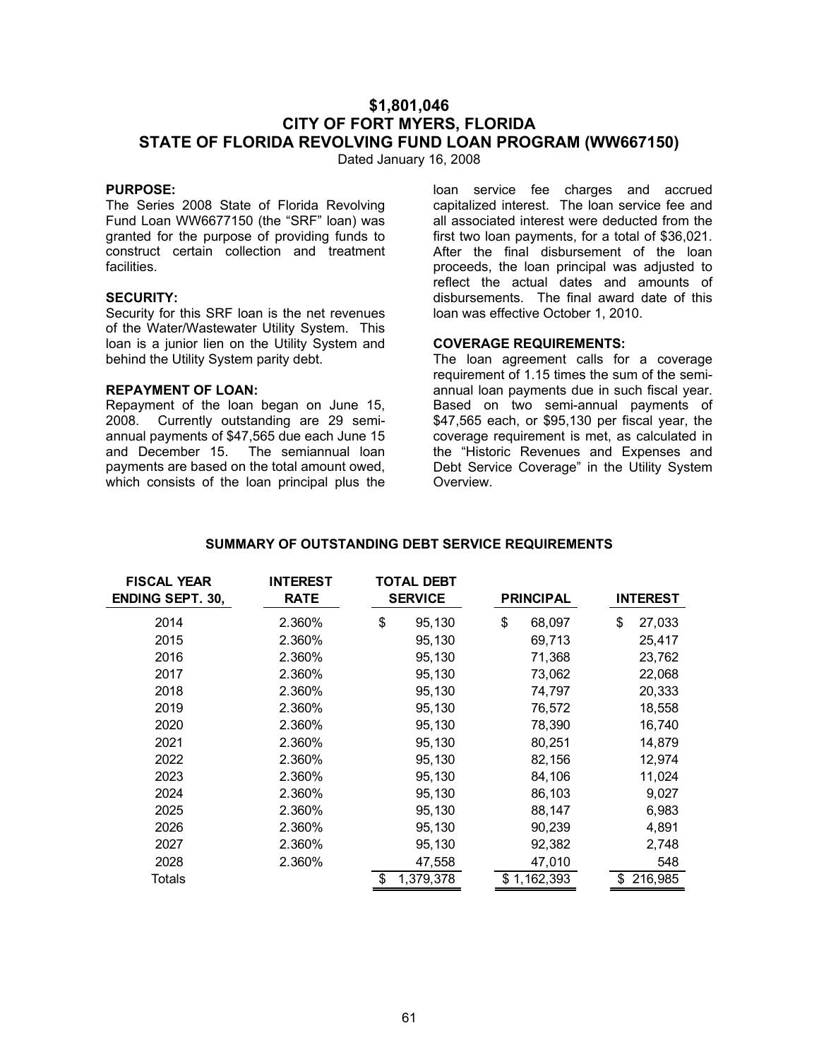# $1,801,046
# CITY OF FORT MYERS, FLORIDA
# STATE OF FLORIDA REVOLVING FUND LOAN PROGRAM (WW667150)

Dated January 16, 2008

**PURPOSE:**
The Series 2008 State of Florida Revolving Fund Loan WW6677150 (the "SRF" loan) was granted for the purpose of providing funds to construct certain collection and treatment facilities.

**SECURITY:**
Security for this SRF loan is the net revenues of the Water/Wastewater Utility System. This loan is a junior lien on the Utility System and behind the Utility System parity debt.

**REPAYMENT OF LOAN:**
Repayment of the loan began on June 15, 2008. Currently outstanding are 29 semi-annual payments of $47,565 due each June 15 and December 15. The semiannual loan payments are based on the total amount owed, which consists of the loan principal plus the loan service fee charges and accrued capitalized interest. The loan service fee and all associated interest were deducted from the first two loan payments, for a total of $36,021. After the final disbursement of the loan proceeds, the loan principal was adjusted to reflect the actual dates and amounts of disbursements. The final award date of this loan was effective October 1, 2010.

**COVERAGE REQUIREMENTS:**
The loan agreement calls for a coverage requirement of 1.15 times the sum of the semi-annual loan payments due in such fiscal year. Based on two semi-annual payments of $47,565 each, or $95,130 per fiscal year, the coverage requirement is met, as calculated in the "Historic Revenues and Expenses and Debt Service Coverage" in the Utility System Overview.

**SUMMARY OF OUTSTANDING DEBT SERVICE REQUIREMENTS**

| FISCAL YEAR ENDING SEPT. 30, | INTEREST RATE | TOTAL DEBT SERVICE | PRINCIPAL | INTEREST |
|---|---|---|---|---|
| 2014 | 2.360% | $ 95,130 | $ 68,097 | $ 27,033 |
| 2015 | 2.360% | 95,130 | 69,713 | 25,417 |
| 2016 | 2.360% | 95,130 | 71,368 | 23,762 |
| 2017 | 2.360% | 95,130 | 73,062 | 22,068 |
| 2018 | 2.360% | 95,130 | 74,797 | 20,333 |
| 2019 | 2.360% | 95,130 | 76,572 | 18,558 |
| 2020 | 2.360% | 95,130 | 78,390 | 16,740 |
| 2021 | 2.360% | 95,130 | 80,251 | 14,879 |
| 2022 | 2.360% | 95,130 | 82,156 | 12,974 |
| 2023 | 2.360% | 95,130 | 84,106 | 11,024 |
| 2024 | 2.360% | 95,130 | 86,103 | 9,027 |
| 2025 | 2.360% | 95,130 | 88,147 | 6,983 |
| 2026 | 2.360% | 95,130 | 90,239 | 4,891 |
| 2027 | 2.360% | 95,130 | 92,382 | 2,748 |
| 2028 | 2.360% | 47,558 | 47,010 | 548 |
| Totals | | $ 1,379,378 | $ 1,162,393 | $ 216,985 |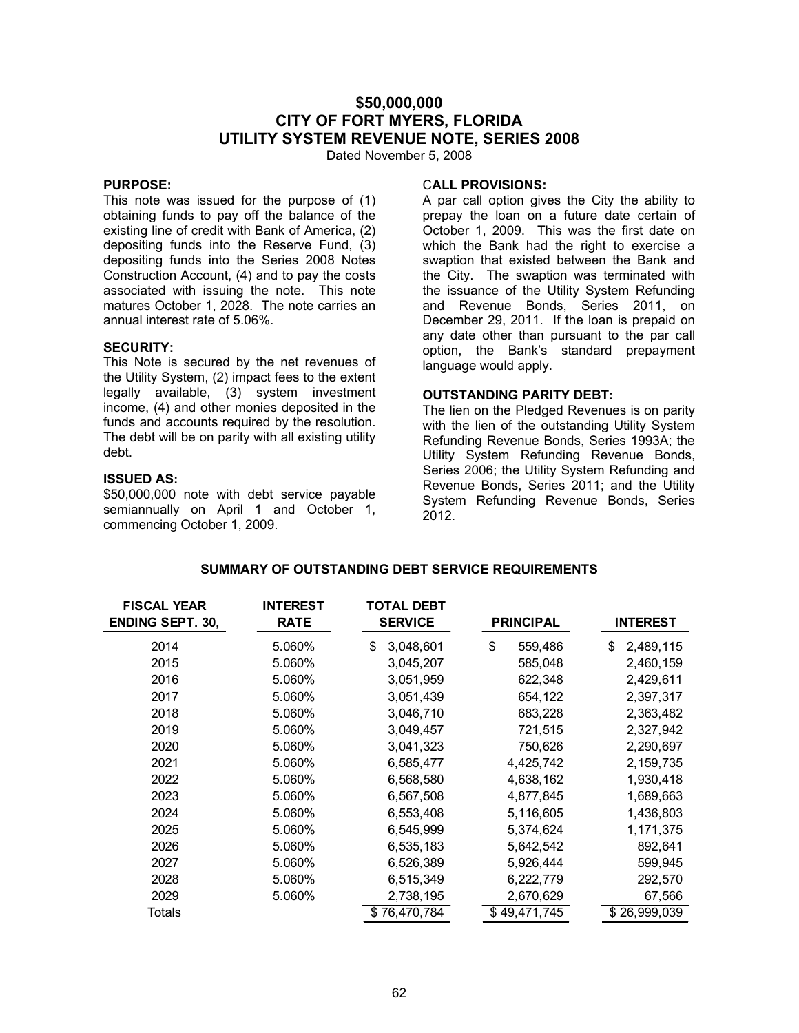# $50,000,000
# CITY OF FORT MYERS, FLORIDA
# UTILITY SYSTEM REVENUE NOTE, SERIES 2008

Dated November 5, 2008

**PURPOSE:**

This note was issued for the purpose of (1) obtaining funds to pay off the balance of the existing line of credit with Bank of America, (2) depositing funds into the Reserve Fund, (3) depositing funds into the Series 2008 Notes Construction Account, (4) and to pay the costs associated with issuing the note. This note matures October 1, 2028. The note carries an annual interest rate of 5.06%.

**SECURITY:**

This Note is secured by the net revenues of the Utility System, (2) impact fees to the extent legally available, (3) system investment income, (4) and other monies deposited in the funds and accounts required by the resolution. The debt will be on parity with all existing utility debt.

**ISSUED AS:**

$50,000,000 note with debt service payable semiannually on April 1 and October 1, commencing October 1, 2009.

**CALL PROVISIONS:**

A par call option gives the City the ability to prepay the loan on a future date certain of October 1, 2009. This was the first date on which the Bank had the right to exercise a swaption that existed between the Bank and the City. The swaption was terminated with the issuance of the Utility System Refunding and Revenue Bonds, Series 2011, on December 29, 2011. If the loan is prepaid on any date other than pursuant to the par call option, the Bank's standard prepayment language would apply.

**OUTSTANDING PARITY DEBT:**

The lien on the Pledged Revenues is on parity with the lien of the outstanding Utility System Refunding Revenue Bonds, Series 1993A; the Utility System Refunding Revenue Bonds, Series 2006; the Utility System Refunding and Revenue Bonds, Series 2011; and the Utility System Refunding Revenue Bonds, Series 2012.

**SUMMARY OF OUTSTANDING DEBT SERVICE REQUIREMENTS**

| FISCAL YEAR ENDING SEPT. 30, | INTEREST RATE | TOTAL DEBT SERVICE | PRINCIPAL | INTEREST |
|---|---|---|---|---|
| 2014 | 5.060% | $ 3,048,601 | $ 559,486 | $ 2,489,115 |
| 2015 | 5.060% | 3,045,207 | 585,048 | 2,460,159 |
| 2016 | 5.060% | 3,051,959 | 622,348 | 2,429,611 |
| 2017 | 5.060% | 3,051,439 | 654,122 | 2,397,317 |
| 2018 | 5.060% | 3,046,710 | 683,228 | 2,363,482 |
| 2019 | 5.060% | 3,049,457 | 721,515 | 2,327,942 |
| 2020 | 5.060% | 3,041,323 | 750,626 | 2,290,697 |
| 2021 | 5.060% | 6,585,477 | 4,425,742 | 2,159,735 |
| 2022 | 5.060% | 6,568,580 | 4,638,162 | 1,930,418 |
| 2023 | 5.060% | 6,567,508 | 4,877,845 | 1,689,663 |
| 2024 | 5.060% | 6,553,408 | 5,116,605 | 1,436,803 |
| 2025 | 5.060% | 6,545,999 | 5,374,624 | 1,171,375 |
| 2026 | 5.060% | 6,535,183 | 5,642,542 | 892,641 |
| 2027 | 5.060% | 6,526,389 | 5,926,444 | 599,945 |
| 2028 | 5.060% | 6,515,349 | 6,222,779 | 292,570 |
| 2029 | 5.060% | 2,738,195 | 2,670,629 | 67,566 |
| Totals | | $ 76,470,784 | $ 49,471,745 | $ 26,999,039 |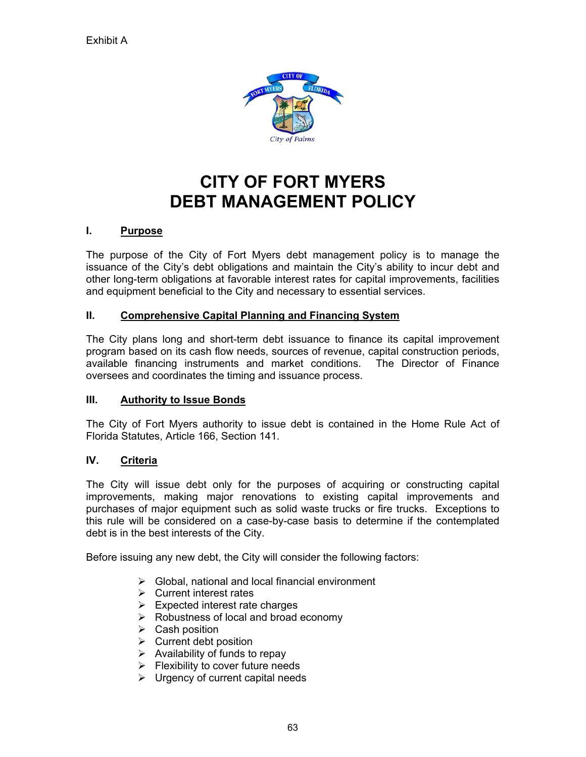Exhibit A

# CITY OF FORT MYERS
# DEBT MANAGEMENT POLICY

## I. Purpose

The purpose of the City of Fort Myers debt management policy is to manage the issuance of the City's debt obligations and maintain the City's ability to incur debt and other long-term obligations at favorable interest rates for capital improvements, facilities and equipment beneficial to the City and necessary to essential services.

## II. Comprehensive Capital Planning and Financing System

The City plans long and short-term debt issuance to finance its capital improvement program based on its cash flow needs, sources of revenue, capital construction periods, available financing instruments and market conditions. The Director of Finance oversees and coordinates the timing and issuance process.

## III. Authority to Issue Bonds

The City of Fort Myers authority to issue debt is contained in the Home Rule Act of Florida Statutes, Article 166, Section 141.

## IV. Criteria

The City will issue debt only for the purposes of acquiring or constructing capital improvements, making major renovations to existing capital improvements and purchases of major equipment such as solid waste trucks or fire trucks. Exceptions to this rule will be considered on a case-by-case basis to determine if the contemplated debt is in the best interests of the City.

Before issuing any new debt, the City will consider the following factors:

- Global, national and local financial environment
- Current interest rates
- Expected interest rate charges
- Robustness of local and broad economy
- Cash position
- Current debt position
- Availability of funds to repay
- Flexibility to cover future needs
- Urgency of current capital needs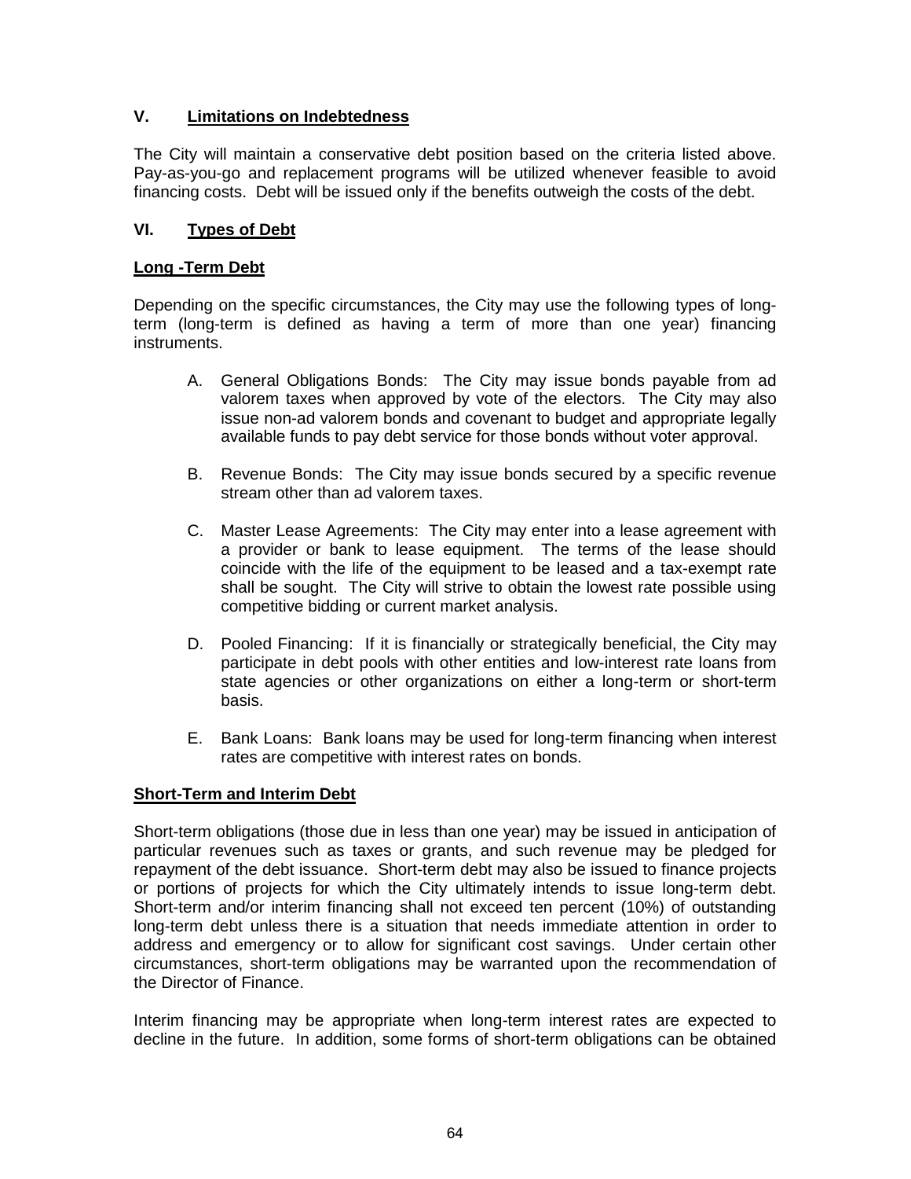## V. Limitations on Indebtedness

The City will maintain a conservative debt position based on the criteria listed above. Pay-as-you-go and replacement programs will be utilized whenever feasible to avoid financing costs. Debt will be issued only if the benefits outweigh the costs of the debt.

## VI. Types of Debt

### Long -Term Debt

Depending on the specific circumstances, the City may use the following types of long-term (long-term is defined as having a term of more than one year) financing instruments.

A. General Obligations Bonds: The City may issue bonds payable from ad valorem taxes when approved by vote of the electors. The City may also issue non-ad valorem bonds and covenant to budget and appropriate legally available funds to pay debt service for those bonds without voter approval.

B. Revenue Bonds: The City may issue bonds secured by a specific revenue stream other than ad valorem taxes.

C. Master Lease Agreements: The City may enter into a lease agreement with a provider or bank to lease equipment. The terms of the lease should coincide with the life of the equipment to be leased and a tax-exempt rate shall be sought. The City will strive to obtain the lowest rate possible using competitive bidding or current market analysis.

D. Pooled Financing: If it is financially or strategically beneficial, the City may participate in debt pools with other entities and low-interest rate loans from state agencies or other organizations on either a long-term or short-term basis.

E. Bank Loans: Bank loans may be used for long-term financing when interest rates are competitive with interest rates on bonds.

### Short-Term and Interim Debt

Short-term obligations (those due in less than one year) may be issued in anticipation of particular revenues such as taxes or grants, and such revenue may be pledged for repayment of the debt issuance. Short-term debt may also be issued to finance projects or portions of projects for which the City ultimately intends to issue long-term debt. Short-term and/or interim financing shall not exceed ten percent (10%) of outstanding long-term debt unless there is a situation that needs immediate attention in order to address and emergency or to allow for significant cost savings. Under certain other circumstances, short-term obligations may be warranted upon the recommendation of the Director of Finance.

Interim financing may be appropriate when long-term interest rates are expected to decline in the future. In addition, some forms of short-term obligations can be obtained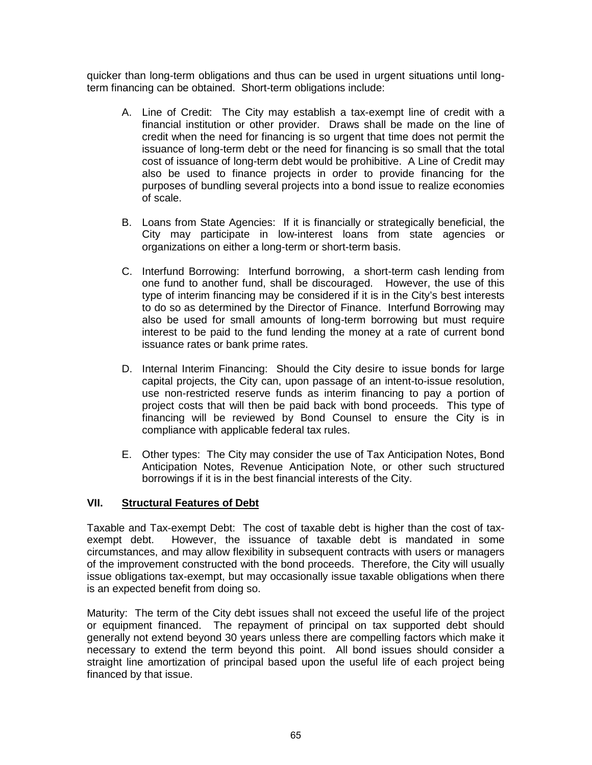quicker than long-term obligations and thus can be used in urgent situations until long-term financing can be obtained. Short-term obligations include:

A. Line of Credit: The City may establish a tax-exempt line of credit with a financial institution or other provider. Draws shall be made on the line of credit when the need for financing is so urgent that time does not permit the issuance of long-term debt or the need for financing is so small that the total cost of issuance of long-term debt would be prohibitive. A Line of Credit may also be used to finance projects in order to provide financing for the purposes of bundling several projects into a bond issue to realize economies of scale.

B. Loans from State Agencies: If it is financially or strategically beneficial, the City may participate in low-interest loans from state agencies or organizations on either a long-term or short-term basis.

C. Interfund Borrowing: Interfund borrowing, a short-term cash lending from one fund to another fund, shall be discouraged. However, the use of this type of interim financing may be considered if it is in the City's best interests to do so as determined by the Director of Finance. Interfund Borrowing may also be used for small amounts of long-term borrowing but must require interest to be paid to the fund lending the money at a rate of current bond issuance rates or bank prime rates.

D. Internal Interim Financing: Should the City desire to issue bonds for large capital projects, the City can, upon passage of an intent-to-issue resolution, use non-restricted reserve funds as interim financing to pay a portion of project costs that will then be paid back with bond proceeds. This type of financing will be reviewed by Bond Counsel to ensure the City is in compliance with applicable federal tax rules.

E. Other types: The City may consider the use of Tax Anticipation Notes, Bond Anticipation Notes, Revenue Anticipation Note, or other such structured borrowings if it is in the best financial interests of the City.

## VII. Structural Features of Debt

Taxable and Tax-exempt Debt: The cost of taxable debt is higher than the cost of tax-exempt debt. However, the issuance of taxable debt is mandated in some circumstances, and may allow flexibility in subsequent contracts with users or managers of the improvement constructed with the bond proceeds. Therefore, the City will usually issue obligations tax-exempt, but may occasionally issue taxable obligations when there is an expected benefit from doing so.

Maturity: The term of the City debt issues shall not exceed the useful life of the project or equipment financed. The repayment of principal on tax supported debt should generally not extend beyond 30 years unless there are compelling factors which make it necessary to extend the term beyond this point. All bond issues should consider a straight line amortization of principal based upon the useful life of each project being financed by that issue.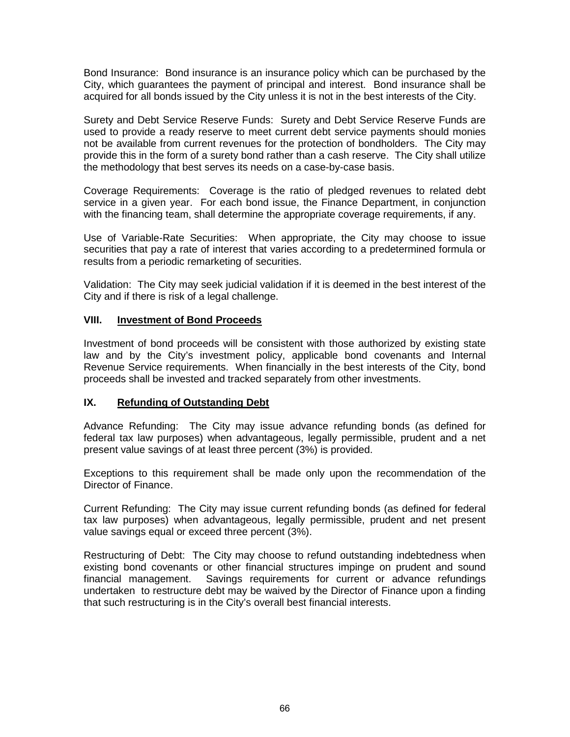Bond Insurance: Bond insurance is an insurance policy which can be purchased by the City, which guarantees the payment of principal and interest. Bond insurance shall be acquired for all bonds issued by the City unless it is not in the best interests of the City.

Surety and Debt Service Reserve Funds: Surety and Debt Service Reserve Funds are used to provide a ready reserve to meet current debt service payments should monies not be available from current revenues for the protection of bondholders. The City may provide this in the form of a surety bond rather than a cash reserve. The City shall utilize the methodology that best serves its needs on a case-by-case basis.

Coverage Requirements: Coverage is the ratio of pledged revenues to related debt service in a given year. For each bond issue, the Finance Department, in conjunction with the financing team, shall determine the appropriate coverage requirements, if any.

Use of Variable-Rate Securities: When appropriate, the City may choose to issue securities that pay a rate of interest that varies according to a predetermined formula or results from a periodic remarketing of securities.

Validation: The City may seek judicial validation if it is deemed in the best interest of the City and if there is risk of a legal challenge.

## VIII. Investment of Bond Proceeds

Investment of bond proceeds will be consistent with those authorized by existing state law and by the City's investment policy, applicable bond covenants and Internal Revenue Service requirements. When financially in the best interests of the City, bond proceeds shall be invested and tracked separately from other investments.

## IX. Refunding of Outstanding Debt

Advance Refunding: The City may issue advance refunding bonds (as defined for federal tax law purposes) when advantageous, legally permissible, prudent and a net present value savings of at least three percent (3%) is provided.

Exceptions to this requirement shall be made only upon the recommendation of the Director of Finance.

Current Refunding: The City may issue current refunding bonds (as defined for federal tax law purposes) when advantageous, legally permissible, prudent and net present value savings equal or exceed three percent (3%).

Restructuring of Debt: The City may choose to refund outstanding indebtedness when existing bond covenants or other financial structures impinge on prudent and sound financial management. Savings requirements for current or advance refundings undertaken to restructure debt may be waived by the Director of Finance upon a finding that such restructuring is in the City's overall best financial interests.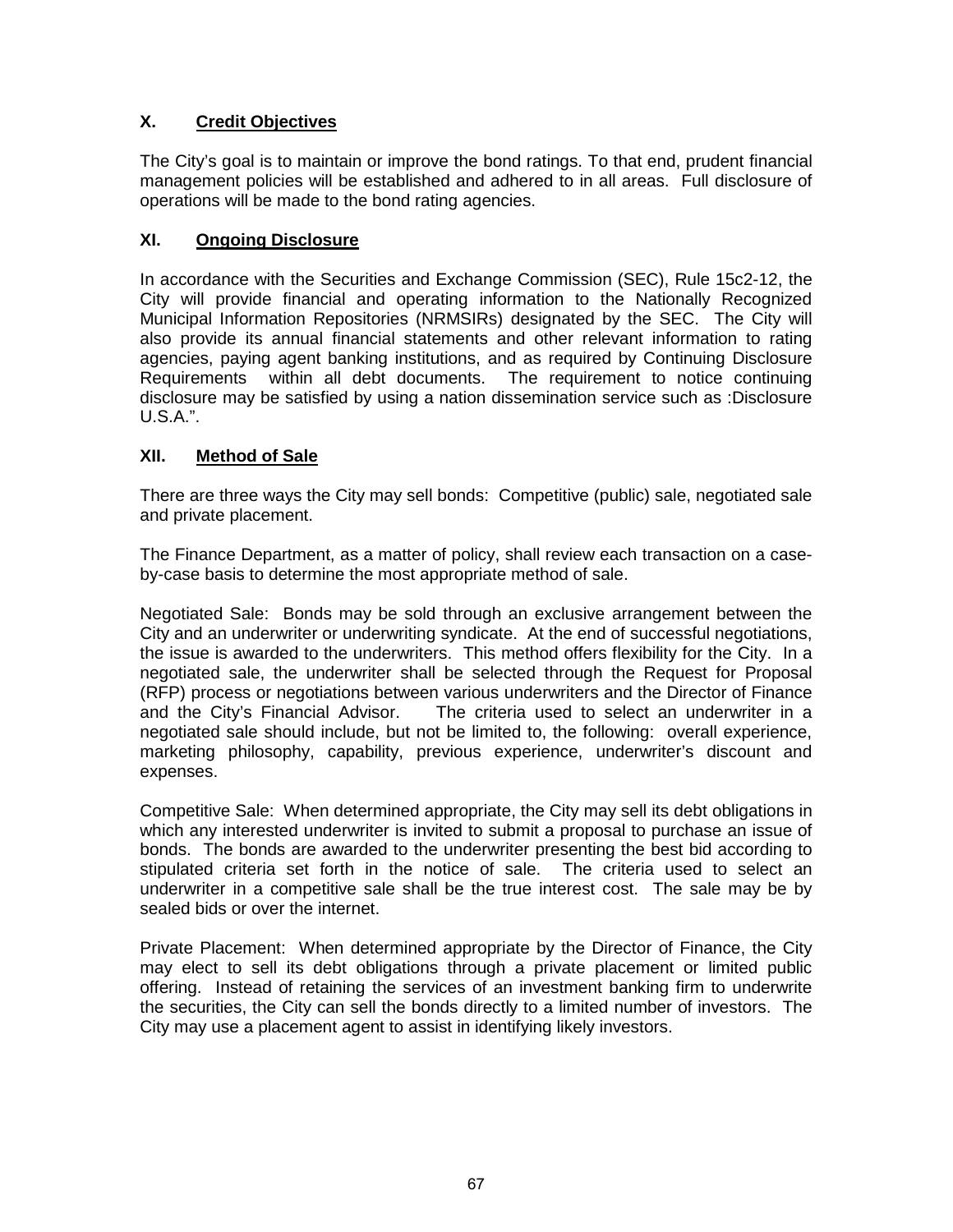## X. Credit Objectives

The City's goal is to maintain or improve the bond ratings. To that end, prudent financial management policies will be established and adhered to in all areas. Full disclosure of operations will be made to the bond rating agencies.

## XI. Ongoing Disclosure

In accordance with the Securities and Exchange Commission (SEC), Rule 15c2-12, the City will provide financial and operating information to the Nationally Recognized Municipal Information Repositories (NRMSIRs) designated by the SEC. The City will also provide its annual financial statements and other relevant information to rating agencies, paying agent banking institutions, and as required by Continuing Disclosure Requirements within all debt documents. The requirement to notice continuing disclosure may be satisfied by using a nation dissemination service such as :Disclosure U.S.A.".

## XII. Method of Sale

There are three ways the City may sell bonds: Competitive (public) sale, negotiated sale and private placement.

The Finance Department, as a matter of policy, shall review each transaction on a case-by-case basis to determine the most appropriate method of sale.

Negotiated Sale: Bonds may be sold through an exclusive arrangement between the City and an underwriter or underwriting syndicate. At the end of successful negotiations, the issue is awarded to the underwriters. This method offers flexibility for the City. In a negotiated sale, the underwriter shall be selected through the Request for Proposal (RFP) process or negotiations between various underwriters and the Director of Finance and the City's Financial Advisor. The criteria used to select an underwriter in a negotiated sale should include, but not be limited to, the following: overall experience, marketing philosophy, capability, previous experience, underwriter's discount and expenses.

Competitive Sale: When determined appropriate, the City may sell its debt obligations in which any interested underwriter is invited to submit a proposal to purchase an issue of bonds. The bonds are awarded to the underwriter presenting the best bid according to stipulated criteria set forth in the notice of sale. The criteria used to select an underwriter in a competitive sale shall be the true interest cost. The sale may be by sealed bids or over the internet.

Private Placement: When determined appropriate by the Director of Finance, the City may elect to sell its debt obligations through a private placement or limited public offering. Instead of retaining the services of an investment banking firm to underwrite the securities, the City can sell the bonds directly to a limited number of investors. The City may use a placement agent to assist in identifying likely investors.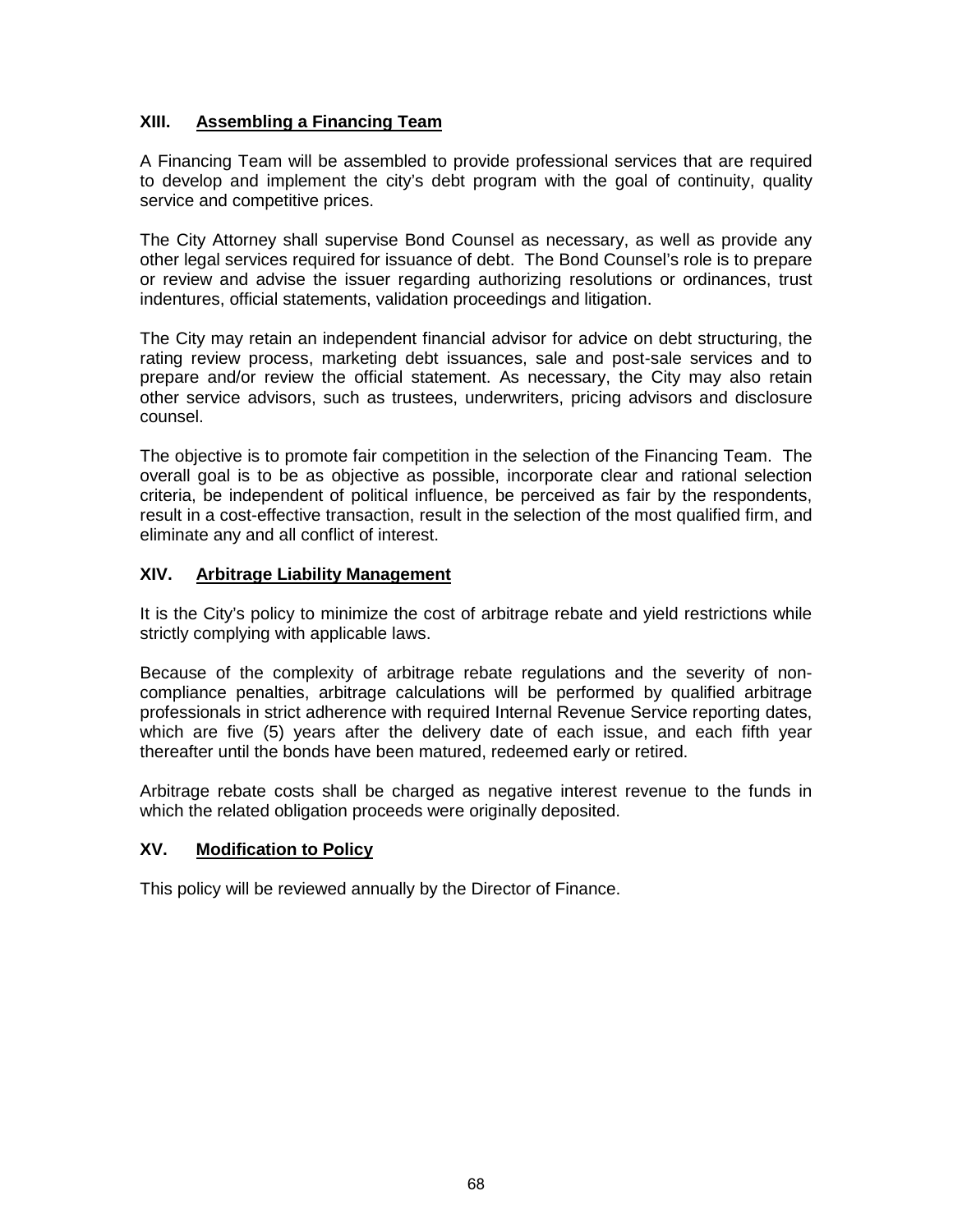## XIII. Assembling a Financing Team

A Financing Team will be assembled to provide professional services that are required to develop and implement the city's debt program with the goal of continuity, quality service and competitive prices.

The City Attorney shall supervise Bond Counsel as necessary, as well as provide any other legal services required for issuance of debt. The Bond Counsel's role is to prepare or review and advise the issuer regarding authorizing resolutions or ordinances, trust indentures, official statements, validation proceedings and litigation.

The City may retain an independent financial advisor for advice on debt structuring, the rating review process, marketing debt issuances, sale and post-sale services and to prepare and/or review the official statement. As necessary, the City may also retain other service advisors, such as trustees, underwriters, pricing advisors and disclosure counsel.

The objective is to promote fair competition in the selection of the Financing Team. The overall goal is to be as objective as possible, incorporate clear and rational selection criteria, be independent of political influence, be perceived as fair by the respondents, result in a cost-effective transaction, result in the selection of the most qualified firm, and eliminate any and all conflict of interest.

## XIV. Arbitrage Liability Management

It is the City's policy to minimize the cost of arbitrage rebate and yield restrictions while strictly complying with applicable laws.

Because of the complexity of arbitrage rebate regulations and the severity of non-compliance penalties, arbitrage calculations will be performed by qualified arbitrage professionals in strict adherence with required Internal Revenue Service reporting dates, which are five (5) years after the delivery date of each issue, and each fifth year thereafter until the bonds have been matured, redeemed early or retired.

Arbitrage rebate costs shall be charged as negative interest revenue to the funds in which the related obligation proceeds were originally deposited.

## XV. Modification to Policy

This policy will be reviewed annually by the Director of Finance.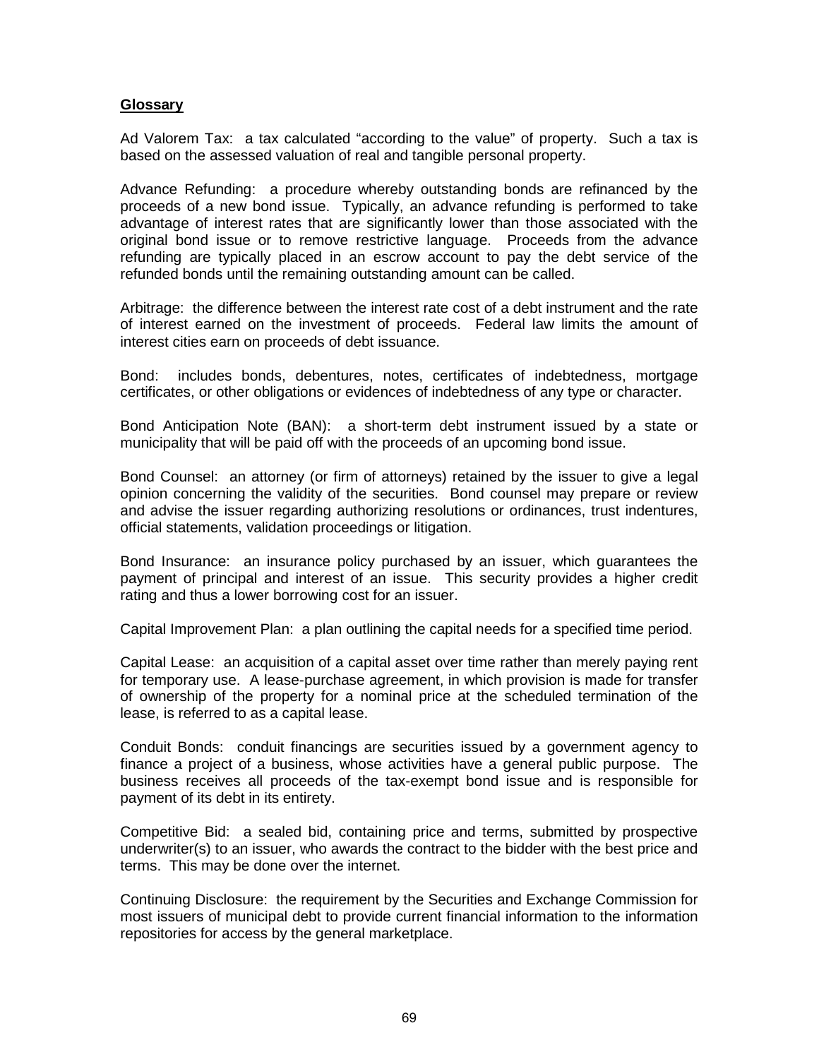**Glossary**

Ad Valorem Tax: a tax calculated "according to the value" of property. Such a tax is based on the assessed valuation of real and tangible personal property.

Advance Refunding: a procedure whereby outstanding bonds are refinanced by the proceeds of a new bond issue. Typically, an advance refunding is performed to take advantage of interest rates that are significantly lower than those associated with the original bond issue or to remove restrictive language. Proceeds from the advance refunding are typically placed in an escrow account to pay the debt service of the refunded bonds until the remaining outstanding amount can be called.

Arbitrage: the difference between the interest rate cost of a debt instrument and the rate of interest earned on the investment of proceeds. Federal law limits the amount of interest cities earn on proceeds of debt issuance.

Bond: includes bonds, debentures, notes, certificates of indebtedness, mortgage certificates, or other obligations or evidences of indebtedness of any type or character.

Bond Anticipation Note (BAN): a short-term debt instrument issued by a state or municipality that will be paid off with the proceeds of an upcoming bond issue.

Bond Counsel: an attorney (or firm of attorneys) retained by the issuer to give a legal opinion concerning the validity of the securities. Bond counsel may prepare or review and advise the issuer regarding authorizing resolutions or ordinances, trust indentures, official statements, validation proceedings or litigation.

Bond Insurance: an insurance policy purchased by an issuer, which guarantees the payment of principal and interest of an issue. This security provides a higher credit rating and thus a lower borrowing cost for an issuer.

Capital Improvement Plan: a plan outlining the capital needs for a specified time period.

Capital Lease: an acquisition of a capital asset over time rather than merely paying rent for temporary use. A lease-purchase agreement, in which provision is made for transfer of ownership of the property for a nominal price at the scheduled termination of the lease, is referred to as a capital lease.

Conduit Bonds: conduit financings are securities issued by a government agency to finance a project of a business, whose activities have a general public purpose. The business receives all proceeds of the tax-exempt bond issue and is responsible for payment of its debt in its entirety.

Competitive Bid: a sealed bid, containing price and terms, submitted by prospective underwriter(s) to an issuer, who awards the contract to the bidder with the best price and terms. This may be done over the internet.

Continuing Disclosure: the requirement by the Securities and Exchange Commission for most issuers of municipal debt to provide current financial information to the information repositories for access by the general marketplace.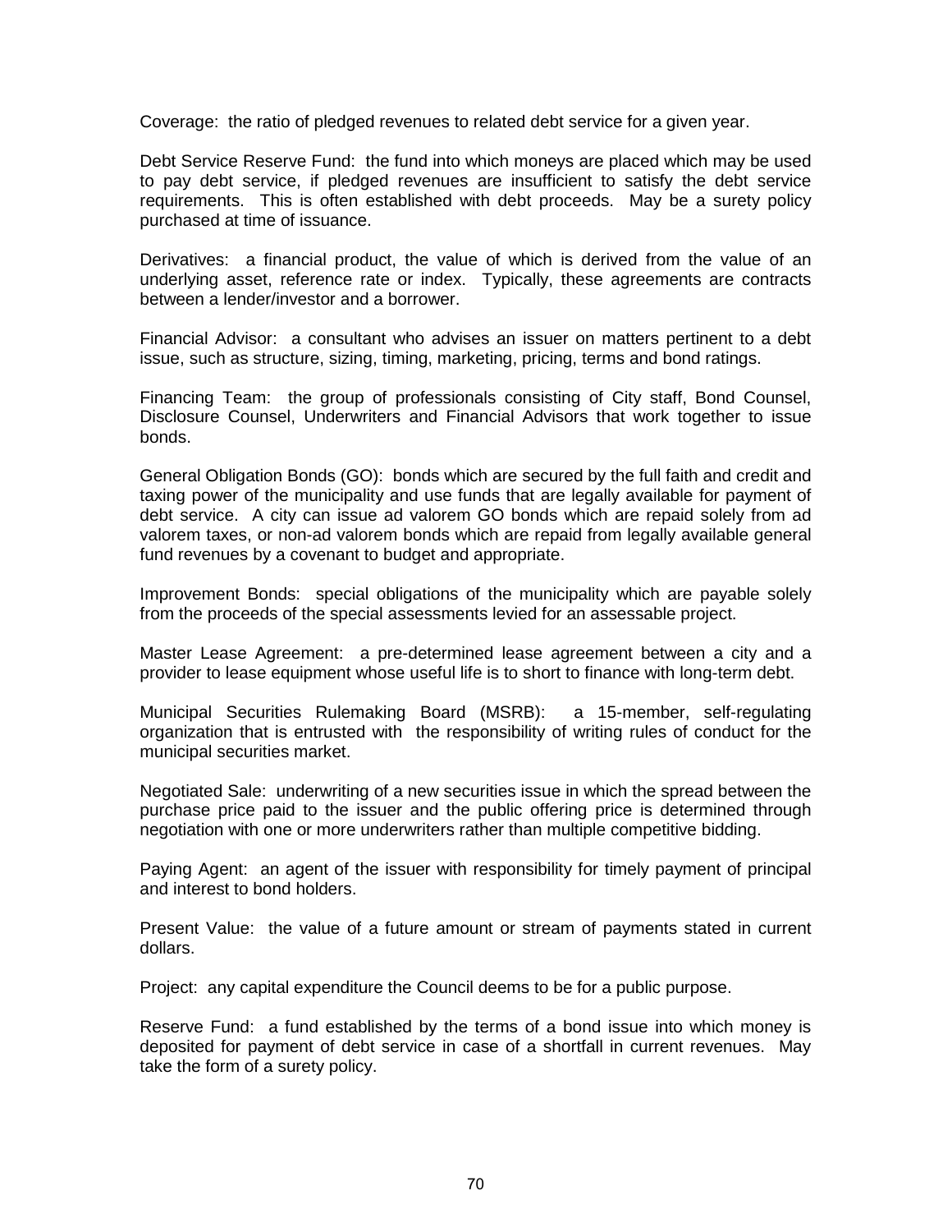Coverage: the ratio of pledged revenues to related debt service for a given year.

Debt Service Reserve Fund: the fund into which moneys are placed which may be used to pay debt service, if pledged revenues are insufficient to satisfy the debt service requirements. This is often established with debt proceeds. May be a surety policy purchased at time of issuance.

Derivatives: a financial product, the value of which is derived from the value of an underlying asset, reference rate or index. Typically, these agreements are contracts between a lender/investor and a borrower.

Financial Advisor: a consultant who advises an issuer on matters pertinent to a debt issue, such as structure, sizing, timing, marketing, pricing, terms and bond ratings.

Financing Team: the group of professionals consisting of City staff, Bond Counsel, Disclosure Counsel, Underwriters and Financial Advisors that work together to issue bonds.

General Obligation Bonds (GO): bonds which are secured by the full faith and credit and taxing power of the municipality and use funds that are legally available for payment of debt service. A city can issue ad valorem GO bonds which are repaid solely from ad valorem taxes, or non-ad valorem bonds which are repaid from legally available general fund revenues by a covenant to budget and appropriate.

Improvement Bonds: special obligations of the municipality which are payable solely from the proceeds of the special assessments levied for an assessable project.

Master Lease Agreement: a pre-determined lease agreement between a city and a provider to lease equipment whose useful life is to short to finance with long-term debt.

Municipal Securities Rulemaking Board (MSRB): a 15-member, self-regulating organization that is entrusted with the responsibility of writing rules of conduct for the municipal securities market.

Negotiated Sale: underwriting of a new securities issue in which the spread between the purchase price paid to the issuer and the public offering price is determined through negotiation with one or more underwriters rather than multiple competitive bidding.

Paying Agent: an agent of the issuer with responsibility for timely payment of principal and interest to bond holders.

Present Value: the value of a future amount or stream of payments stated in current dollars.

Project: any capital expenditure the Council deems to be for a public purpose.

Reserve Fund: a fund established by the terms of a bond issue into which money is deposited for payment of debt service in case of a shortfall in current revenues. May take the form of a surety policy.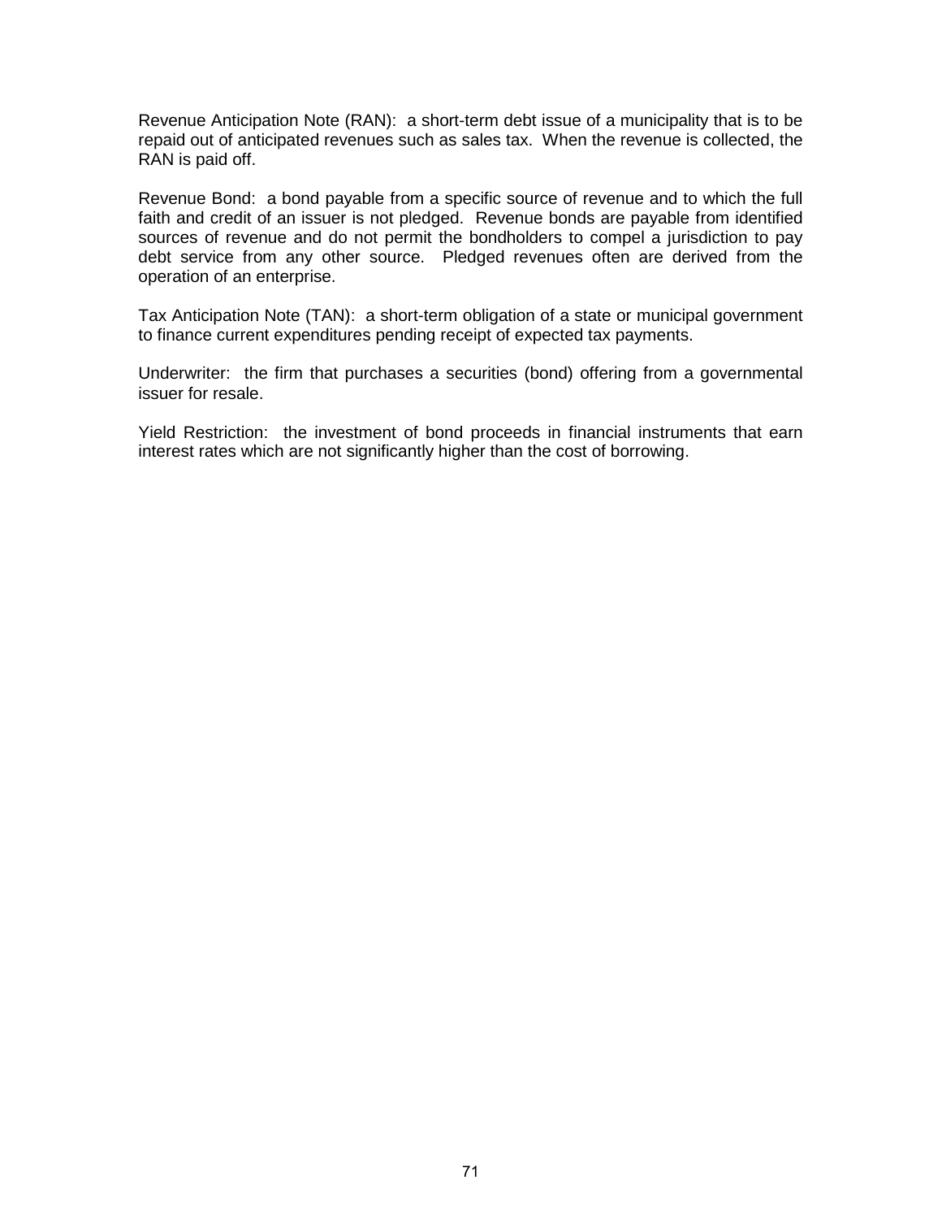Revenue Anticipation Note (RAN): a short-term debt issue of a municipality that is to be repaid out of anticipated revenues such as sales tax. When the revenue is collected, the RAN is paid off.

Revenue Bond: a bond payable from a specific source of revenue and to which the full faith and credit of an issuer is not pledged. Revenue bonds are payable from identified sources of revenue and do not permit the bondholders to compel a jurisdiction to pay debt service from any other source. Pledged revenues often are derived from the operation of an enterprise.

Tax Anticipation Note (TAN): a short-term obligation of a state or municipal government to finance current expenditures pending receipt of expected tax payments.

Underwriter: the firm that purchases a securities (bond) offering from a governmental issuer for resale.

Yield Restriction: the investment of bond proceeds in financial instruments that earn interest rates which are not significantly higher than the cost of borrowing.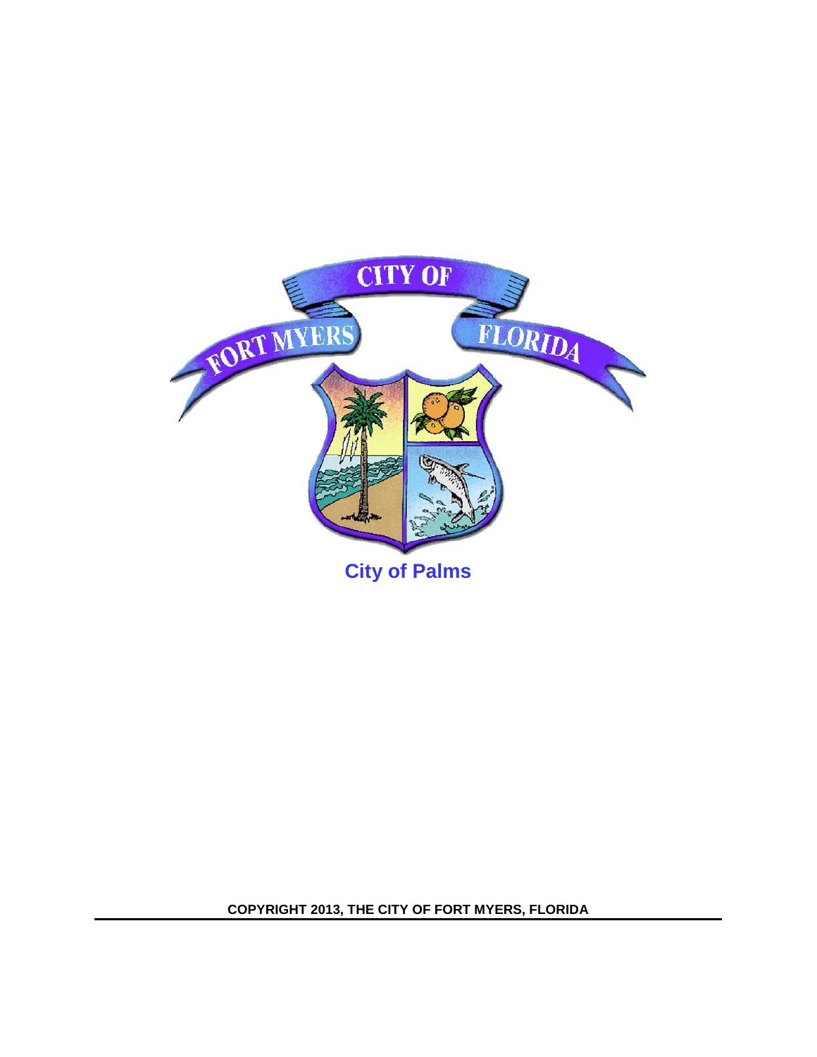City of Palms

COPYRIGHT 2013, THE CITY OF FORT MYERS, FLORIDA